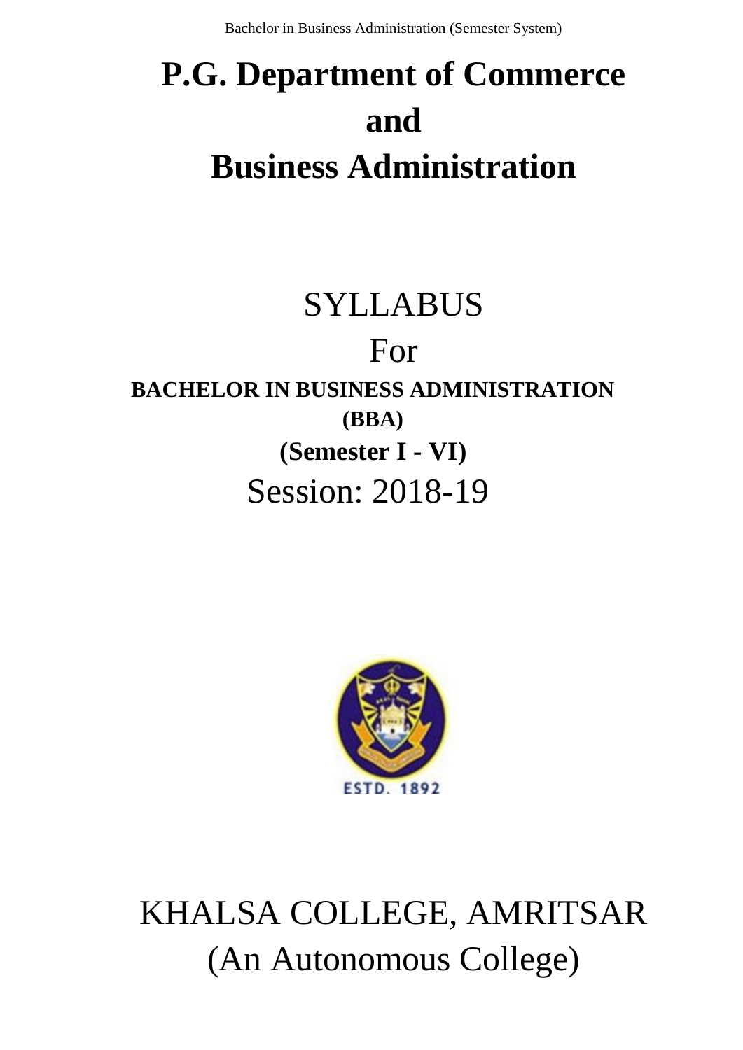# P.G. Department of Commerce and Business Administration

## SYLLABUS

For

**BACHELOR IN BUSINESS ADMINISTRATION (BBA)**

**(Semester I - VI)**

Session: 2018-19

ESTD. 1892

KHALSA COLLEGE, AMRITSAR

(An Autonomous College)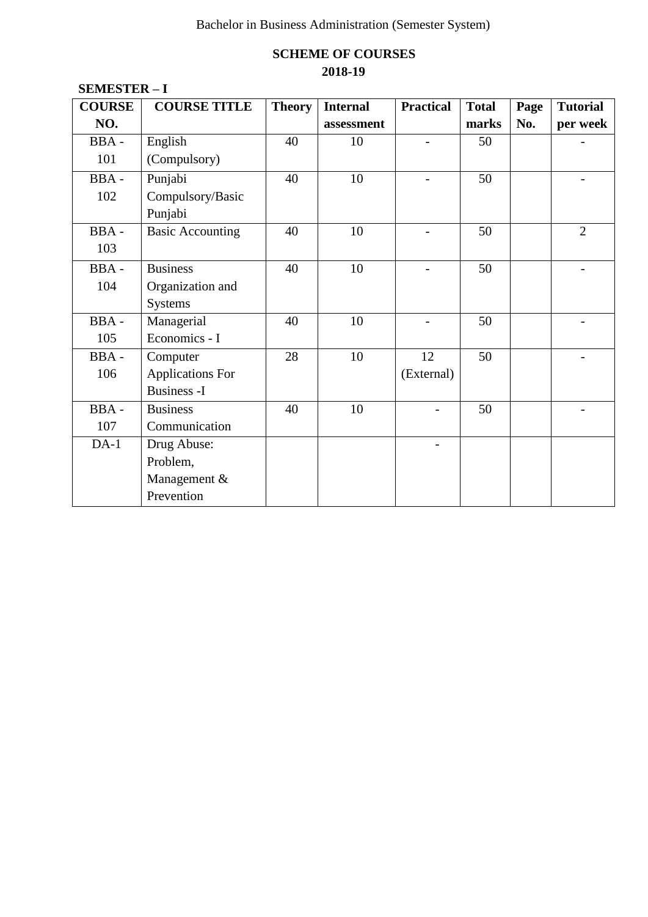Bachelor in Business Administration (Semester System)

**SCHEME OF COURSES**
**2018-19**

**SEMESTER – I**

| COURSE NO. | COURSE TITLE | Theory | Internal assessment | Practical | Total marks | Page No. | Tutorial per week |
|---|---|---|---|---|---|---|---|
| BBA - 101 | English (Compulsory) | 40 | 10 | - | 50 | | - |
| BBA - 102 | Punjabi Compulsory/Basic Punjabi | 40 | 10 | - | 50 | | - |
| BBA - 103 | Basic Accounting | 40 | 10 | - | 50 | | 2 |
| BBA - 104 | Business Organization and Systems | 40 | 10 | - | 50 | | - |
| BBA - 105 | Managerial Economics - I | 40 | 10 | - | 50 | | - |
| BBA - 106 | Computer Applications For Business -I | 28 | 10 | 12 (External) | 50 | | - |
| BBA - 107 | Business Communication | 40 | 10 | - | 50 | | - |
| DA-1 | Drug Abuse: Problem, Management & Prevention | | | - | | | |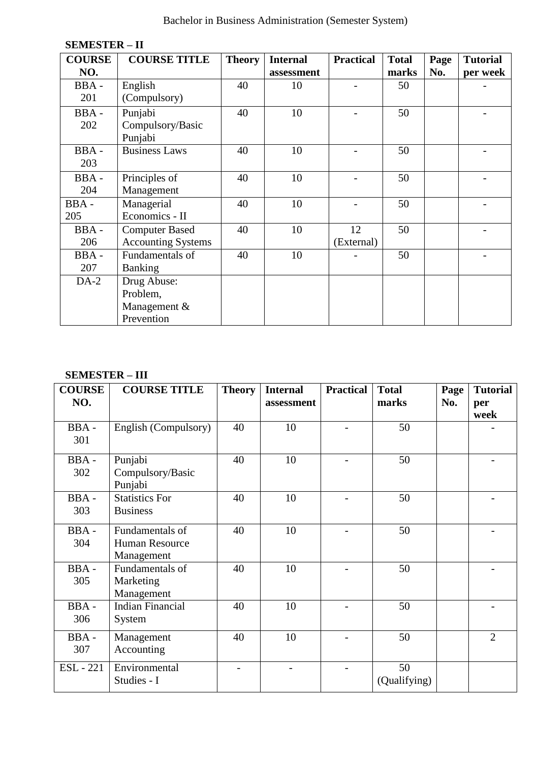Bachelor in Business Administration (Semester System)

**SEMESTER – II**

| COURSE NO. | COURSE TITLE | Theory | Internal assessment | Practical | Total marks | Page No. | Tutorial per week |
|---|---|---|---|---|---|---|---|
| BBA - 201 | English (Compulsory) | 40 | 10 | - | 50 | | - |
| BBA - 202 | Punjabi Compulsory/Basic Punjabi | 40 | 10 | - | 50 | | - |
| BBA - 203 | Business Laws | 40 | 10 | - | 50 | | - |
| BBA - 204 | Principles of Management | 40 | 10 | - | 50 | | - |
| BBA - 205 | Managerial Economics - II | 40 | 10 | - | 50 | | - |
| BBA - 206 | Computer Based Accounting Systems | 40 | 10 | 12 (External) | 50 | | - |
| BBA - 207 | Fundamentals of Banking | 40 | 10 | - | 50 | | - |
| DA-2 | Drug Abuse: Problem, Management & Prevention | | | | | | |

**SEMESTER – III**

| COURSE NO. | COURSE TITLE | Theory | Internal assessment | Practical | Total marks | Page No. | Tutorial per week |
|---|---|---|---|---|---|---|---|
| BBA - 301 | English (Compulsory) | 40 | 10 | - | 50 | | - |
| BBA - 302 | Punjabi Compulsory/Basic Punjabi | 40 | 10 | - | 50 | | - |
| BBA - 303 | Statistics For Business | 40 | 10 | - | 50 | | - |
| BBA - 304 | Fundamentals of Human Resource Management | 40 | 10 | - | 50 | | - |
| BBA - 305 | Fundamentals of Marketing Management | 40 | 10 | - | 50 | | - |
| BBA - 306 | Indian Financial System | 40 | 10 | - | 50 | | - |
| BBA - 307 | Management Accounting | 40 | 10 | - | 50 | | 2 |
| ESL - 221 | Environmental Studies - I | - | - | - | 50 (Qualifying) | | |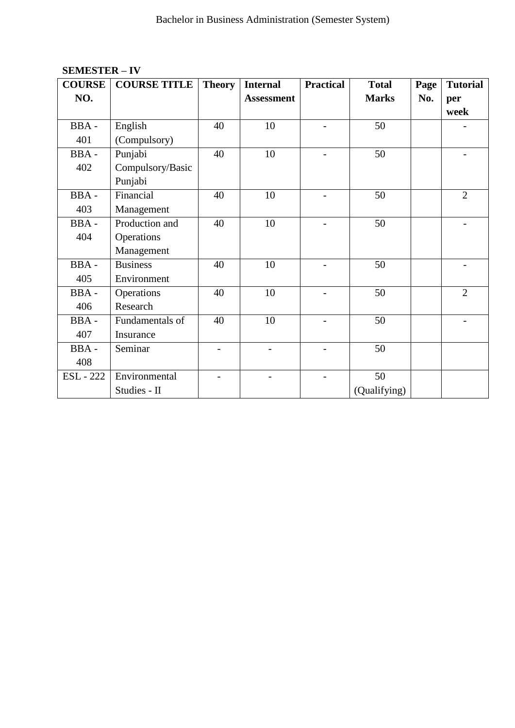**SEMESTER – IV**

| COURSE NO. | COURSE TITLE | Theory | Internal Assessment | Practical | Total Marks | Page No. | Tutorial per week |
|---|---|---|---|---|---|---|---|
| BBA - 401 | English (Compulsory) | 40 | 10 | - | 50 | | - |
| BBA - 402 | Punjabi Compulsory/Basic Punjabi | 40 | 10 | - | 50 | | - |
| BBA - 403 | Financial Management | 40 | 10 | - | 50 | | 2 |
| BBA - 404 | Production and Operations Management | 40 | 10 | - | 50 | | - |
| BBA - 405 | Business Environment | 40 | 10 | - | 50 | | - |
| BBA - 406 | Operations Research | 40 | 10 | - | 50 | | 2 |
| BBA - 407 | Fundamentals of Insurance | 40 | 10 | - | 50 | | - |
| BBA - 408 | Seminar | - | - | - | 50 | | |
| ESL - 222 | Environmental Studies - II | - | - | - | 50 (Qualifying) | | |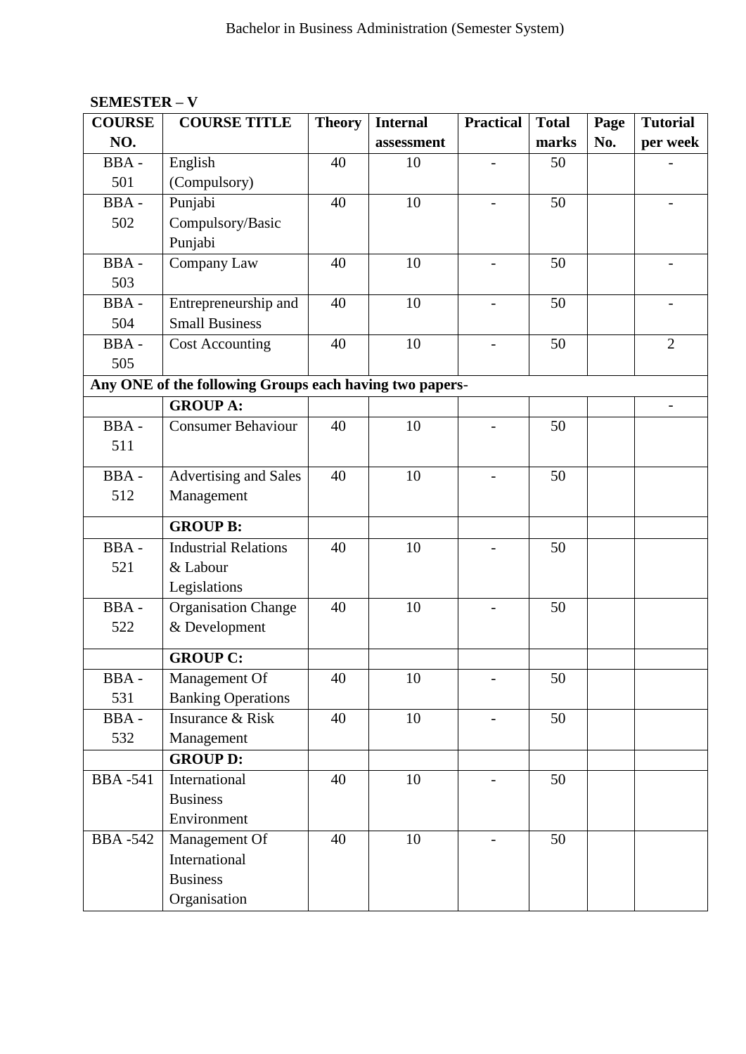**SEMESTER – V**

| COURSE NO. | COURSE TITLE | Theory | Internal assessment | Practical | Total marks | Page No. | Tutorial per week |
|---|---|---|---|---|---|---|---|
| BBA - 501 | English (Compulsory) | 40 | 10 | - | 50 | | - |
| BBA - 502 | Punjabi Compulsory/Basic Punjabi | 40 | 10 | - | 50 | | - |
| BBA - 503 | Company Law | 40 | 10 | - | 50 | | - |
| BBA - 504 | Entrepreneurship and Small Business | 40 | 10 | - | 50 | | - |
| BBA - 505 | Cost Accounting | 40 | 10 | - | 50 | | 2 |
| **Any ONE of the following Groups each having two papers-** | | | | | | | |
| | **GROUP A:** | | | | | | - |
| BBA - 511 | Consumer Behaviour | 40 | 10 | - | 50 | | |
| BBA - 512 | Advertising and Sales Management | 40 | 10 | - | 50 | | |
| | **GROUP B:** | | | | | | |
| BBA - 521 | Industrial Relations & Labour Legislations | 40 | 10 | - | 50 | | |
| BBA - 522 | Organisation Change & Development | 40 | 10 | - | 50 | | |
| | **GROUP C:** | | | | | | |
| BBA - 531 | Management Of Banking Operations | 40 | 10 | - | 50 | | |
| BBA - 532 | Insurance & Risk Management | 40 | 10 | - | 50 | | |
| | **GROUP D:** | | | | | | |
| BBA -541 | International Business Environment | 40 | 10 | - | 50 | | |
| BBA -542 | Management Of International Business Organisation | 40 | 10 | - | 50 | | |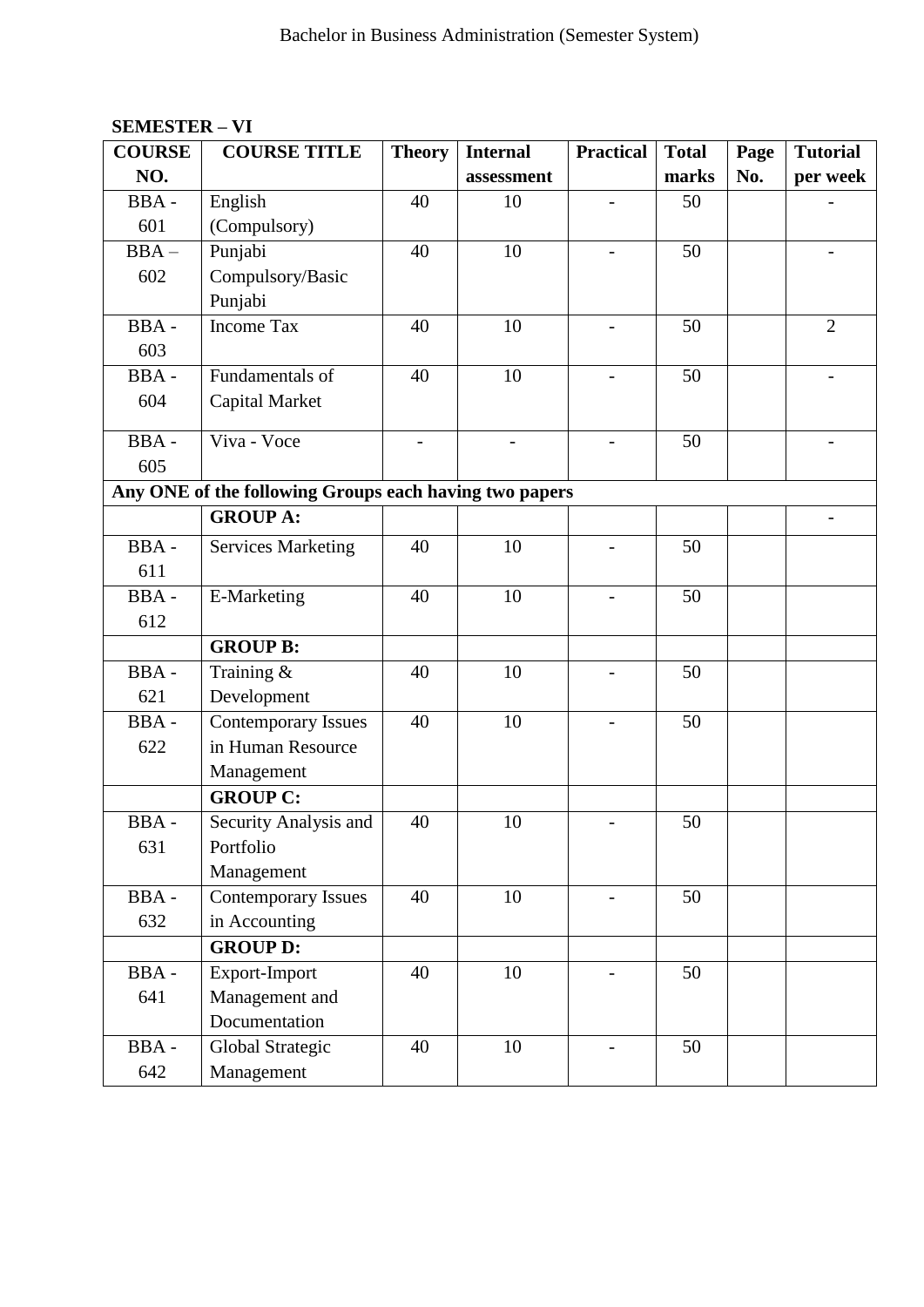**SEMESTER – VI**

| COURSE NO. | COURSE TITLE | Theory | Internal assessment | Practical | Total marks | Page No. | Tutorial per week |
|---|---|---|---|---|---|---|---|
| BBA - 601 | English (Compulsory) | 40 | 10 | - | 50 | | - |
| BBA – 602 | Punjabi Compulsory/Basic Punjabi | 40 | 10 | - | 50 | | - |
| BBA - 603 | Income Tax | 40 | 10 | - | 50 | | 2 |
| BBA - 604 | Fundamentals of Capital Market | 40 | 10 | - | 50 | | - |
| BBA - 605 | Viva - Voce | - | - | - | 50 | | - |
| **Any ONE of the following Groups each having two papers** | | | | | | | |
| | **GROUP A:** | | | | | | - |
| BBA - 611 | Services Marketing | 40 | 10 | - | 50 | | |
| BBA - 612 | E-Marketing | 40 | 10 | - | 50 | | |
| | **GROUP B:** | | | | | | |
| BBA - 621 | Training & Development | 40 | 10 | - | 50 | | |
| BBA - 622 | Contemporary Issues in Human Resource Management | 40 | 10 | - | 50 | | |
| | **GROUP C:** | | | | | | |
| BBA - 631 | Security Analysis and Portfolio Management | 40 | 10 | - | 50 | | |
| BBA - 632 | Contemporary Issues in Accounting | 40 | 10 | - | 50 | | |
| | **GROUP D:** | | | | | | |
| BBA - 641 | Export-Import Management and Documentation | 40 | 10 | - | 50 | | |
| BBA - 642 | Global Strategic Management | 40 | 10 | - | 50 | | |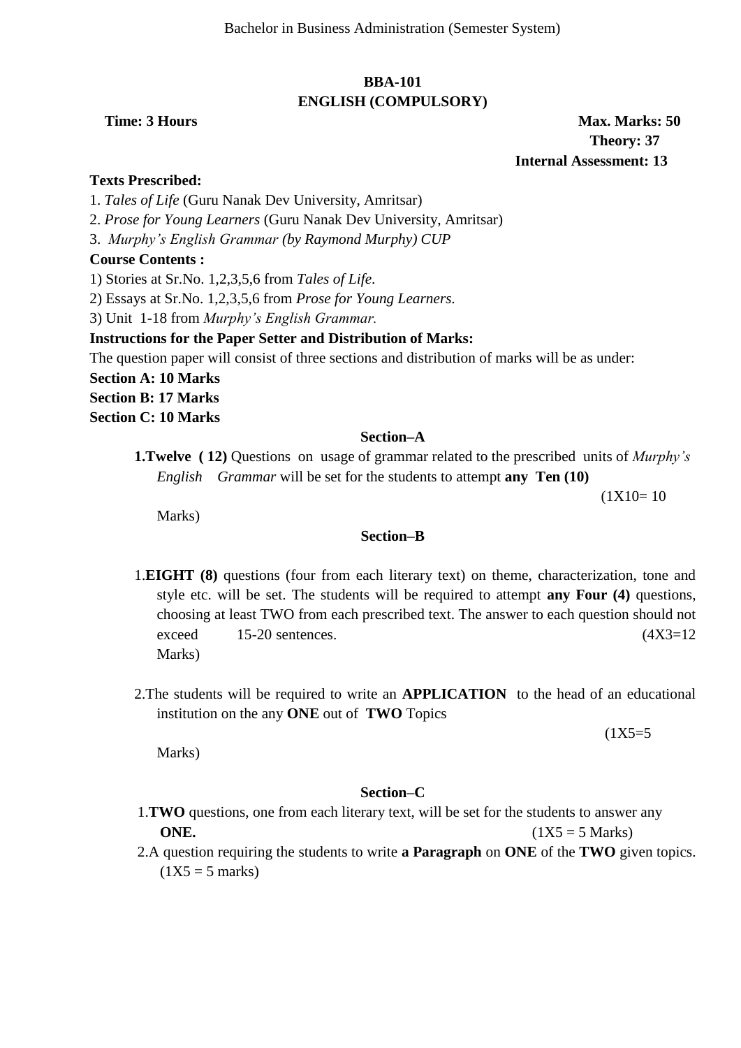Bachelor in Business Administration (Semester System)

## BBA-101
## ENGLISH (COMPULSORY)

**Time: 3 Hours** **Max. Marks: 50**
**Theory: 37**
**Internal Assessment: 13**

**Texts Prescribed:**

1. *Tales of Life* (Guru Nanak Dev University, Amritsar)
2. *Prose for Young Learners* (Guru Nanak Dev University, Amritsar)
3. *Murphy's English Grammar (by Raymond Murphy) CUP*

**Course Contents :**

1) Stories at Sr.No. 1,2,3,5,6 from *Tales of Life*.
2) Essays at Sr.No. 1,2,3,5,6 from *Prose for Young Learners.*
3) Unit 1-18 from *Murphy's English Grammar.*

**Instructions for the Paper Setter and Distribution of Marks:**

The question paper will consist of three sections and distribution of marks will be as under:

**Section A: 10 Marks**
**Section B: 17 Marks**
**Section C: 10 Marks**

### Section–A

**1.Twelve ( 12)** Questions on usage of grammar related to the prescribed units of *Murphy's English Grammar* will be set for the students to attempt **any Ten (10)** (1X10= 10 Marks)

### Section–B

1.**EIGHT (8)** questions (four from each literary text) on theme, characterization, tone and style etc. will be set. The students will be required to attempt **any Four (4)** questions, choosing at least TWO from each prescribed text. The answer to each question should not exceed 15-20 sentences. (4X3=12 Marks)

2.The students will be required to write an **APPLICATION** to the head of an educational institution on the any **ONE** out of **TWO** Topics (1X5=5 Marks)

### Section–C

1.**TWO** questions, one from each literary text, will be set for the students to answer any **ONE.** (1X5 = 5 Marks)

2.A question requiring the students to write **a Paragraph** on **ONE** of the **TWO** given topics. (1X5 = 5 marks)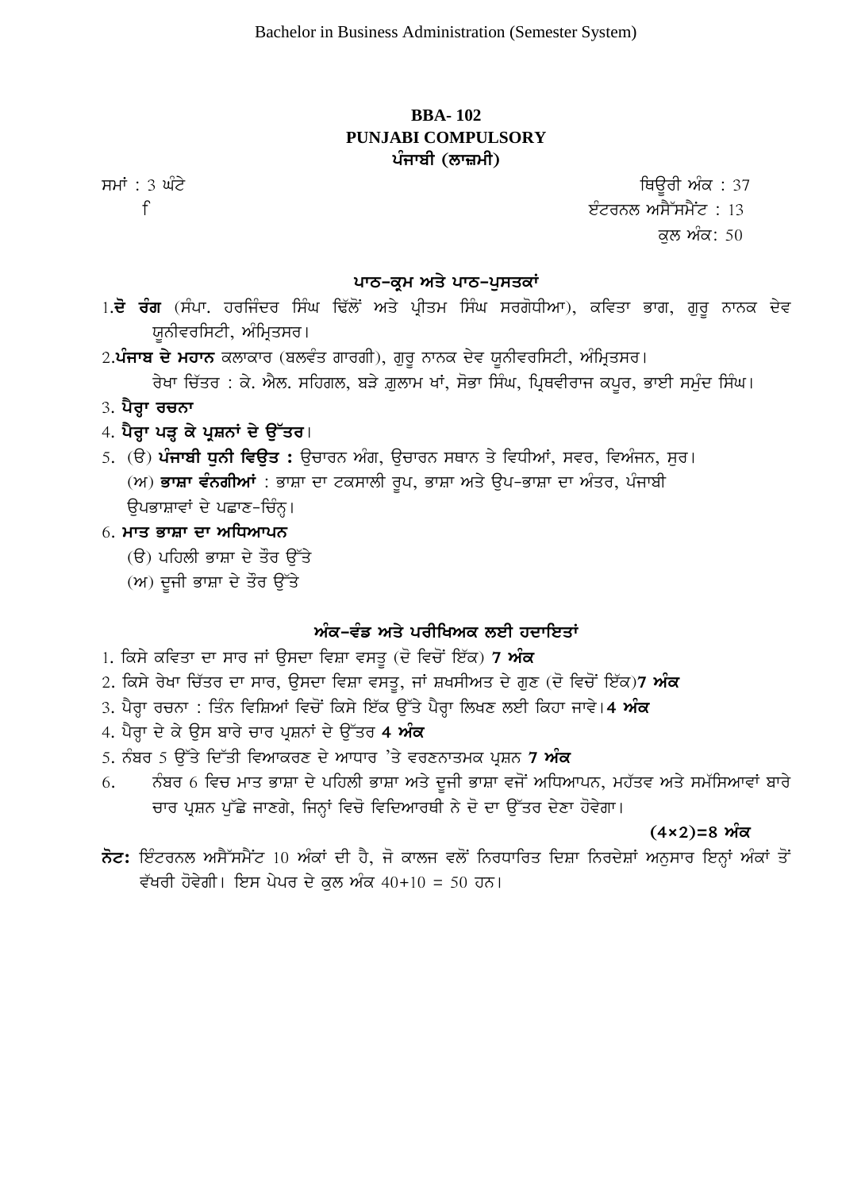# BBA- 102
# PUNJABI COMPULSORY
# ਪੰਜਾਬੀ (ਲਾਜ਼ਮੀ)

ਸਮਾਂ : 3 ਘੰਟੇ | ਥਿਊਰੀ ਅੰਕ : 37

f | ਇੰਟਰਨਲ ਅਸੈੱਸਮੈਂਟ : 13

ਕੁਲ ਅੰਕ: 50

## ਪਾਠ-ਕ੍ਰਮ ਅਤੇ ਪਾਠ-ਪੁਸਤਕਾਂ

1. **ਦੋ ਰੰਗ** (ਸੰਪਾ. ਹਰਜਿੰਦਰ ਸਿੰਘ ਢਿੱਲੋਂ ਅਤੇ ਪ੍ਰੀਤਮ ਸਿੰਘ ਸਰਗੋਧੀਆ), ਕਵਿਤਾ ਭਾਗ, ਗੁਰੂ ਨਾਨਕ ਦੇਵ ਯੂਨੀਵਰਸਿਟੀ, ਅੰਮ੍ਰਿਤਸਰ।
2. **ਪੰਜਾਬ ਦੇ ਮਹਾਨ** ਕਲਾਕਾਰ (ਬਲਵੰਤ ਗਾਰਗੀ), ਗੁਰੂ ਨਾਨਕ ਦੇਵ ਯੂਨੀਵਰਸਿਟੀ, ਅੰਮ੍ਰਿਤਸਰ।
   ਰੇਖਾ ਚਿੱਤਰ : ਕੇ. ਐਲ. ਸਹਿਗਲ, ਬੜੇ ਗ਼ੁਲਾਮ ਖਾਂ, ਸੋਭਾ ਸਿੰਘ, ਪ੍ਰਿਥਵੀਰਾਜ ਕਪੂਰ, ਭਾਈ ਸਮੁੰਦ ਸਿੰਘ।
3. **ਪੈਰ੍ਹਾ ਰਚਨਾ**
4. **ਪੈਰ੍ਹਾ ਪੜ੍ਹ ਕੇ ਪ੍ਰਸ਼ਨਾਂ ਦੇ ਉੱਤਰ**।
5. (ੳ) **ਪੰਜਾਬੀ ਧੁਨੀ ਵਿਉਤ :** ਉਚਾਰਨ ਅੰਗ, ਉਚਾਰਨ ਸਥਾਨ ਤੇ ਵਿਧੀਆਂ, ਸਵਰ, ਵਿਅੰਜਨ, ਸੁਰ।
   (ਅ) **ਭਾਸ਼ਾ ਵੰਨਗੀਆਂ** : ਭਾਸ਼ਾ ਦਾ ਟਕਸਾਲੀ ਰੂਪ, ਭਾਸ਼ਾ ਅਤੇ ਉਪ-ਭਾਸ਼ਾ ਦਾ ਅੰਤਰ, ਪੰਜਾਬੀ ਉਪਭਾਸ਼ਾਵਾਂ ਦੇ ਪਛਾਣ-ਚਿੰਨ੍ਹ।
6. **ਮਾਤ ਭਾਸ਼ਾ ਦਾ ਅਧਿਆਪਨ**
   (ੳ) ਪਹਿਲੀ ਭਾਸ਼ਾ ਦੇ ਤੌਰ ਉੱਤੇ
   (ਅ) ਦੂਜੀ ਭਾਸ਼ਾ ਦੇ ਤੌਰ ਉੱਤੇ

## ਅੰਕ-ਵੰਡ ਅਤੇ ਪਰੀਖਿਅਕ ਲਈ ਹਦਾਇਤਾਂ

1. ਕਿਸੇ ਕਵਿਤਾ ਦਾ ਸਾਰ ਜਾਂ ਉਸਦਾ ਵਿਸ਼ਾ ਵਸਤੂ (ਦੋ ਵਿਚੋਂ ਇੱਕ) **7 ਅੰਕ**
2. ਕਿਸੇ ਰੇਖਾ ਚਿੱਤਰ ਦਾ ਸਾਰ, ਉਸਦਾ ਵਿਸ਼ਾ ਵਸਤੂ, ਜਾਂ ਸ਼ਖਸੀਅਤ ਦੇ ਗੁਣ (ਦੋ ਵਿਚੋਂ ਇੱਕ)**7 ਅੰਕ**
3. ਪੈਰ੍ਹਾ ਰਚਨਾ : ਤਿੰਨ ਵਿਸ਼ਿਆਂ ਵਿਚੋਂ ਕਿਸੇ ਇੱਕ ਉੱਤੇ ਪੈਰ੍ਹਾ ਲਿਖਣ ਲਈ ਕਿਹਾ ਜਾਵੇ।**4 ਅੰਕ**
4. ਪੈਰ੍ਹਾ ਦੇ ਕੇ ਉਸ ਬਾਰੇ ਚਾਰ ਪ੍ਰਸ਼ਨਾਂ ਦੇ ਉੱਤਰ **4 ਅੰਕ**
5. ਨੰਬਰ 5 ਉੱਤੇ ਦਿੱਤੀ ਵਿਆਕਰਣ ਦੇ ਆਧਾਰ 'ਤੇ ਵਰਣਨਾਤਮਕ ਪ੍ਰਸ਼ਨ **7 ਅੰਕ**
6. ਨੰਬਰ 6 ਵਿਚ ਮਾਤ ਭਾਸ਼ਾ ਦੇ ਪਹਿਲੀ ਭਾਸ਼ਾ ਅਤੇ ਦੂਜੀ ਭਾਸ਼ਾ ਵਜੋਂ ਅਧਿਆਪਨ, ਮਹੱਤਵ ਅਤੇ ਸਮੱਸਿਆਵਾਂ ਬਾਰੇ ਚਾਰ ਪ੍ਰਸ਼ਨ ਪੁੱਛੇ ਜਾਣਗੇ, ਜਿਨ੍ਹਾਂ ਵਿਚੋ ਵਿਦਿਆਰਥੀ ਨੇ ਦੋ ਦਾ ਉੱਤਰ ਦੇਣਾ ਹੋਵੇਗਾ।

**(4×2)=8 ਅੰਕ**

**ਨੋਟ:** ਇੰਟਰਨਲ ਅਸੈੱਸਮੈਂਟ 10 ਅੰਕਾਂ ਦੀ ਹੈ, ਜੋ ਕਾਲਜ ਵਲੋਂ ਨਿਰਧਾਰਿਤ ਦਿਸ਼ਾ ਨਿਰਦੇਸ਼ਾਂ ਅਨੁਸਾਰ ਇਨ੍ਹਾਂ ਅੰਕਾਂ ਤੋਂ ਵੱਖਰੀ ਹੋਵੇਗੀ। ਇਸ ਪੇਪਰ ਦੇ ਕੁਲ ਅੰਕ 40+10 = 50 ਹਨ।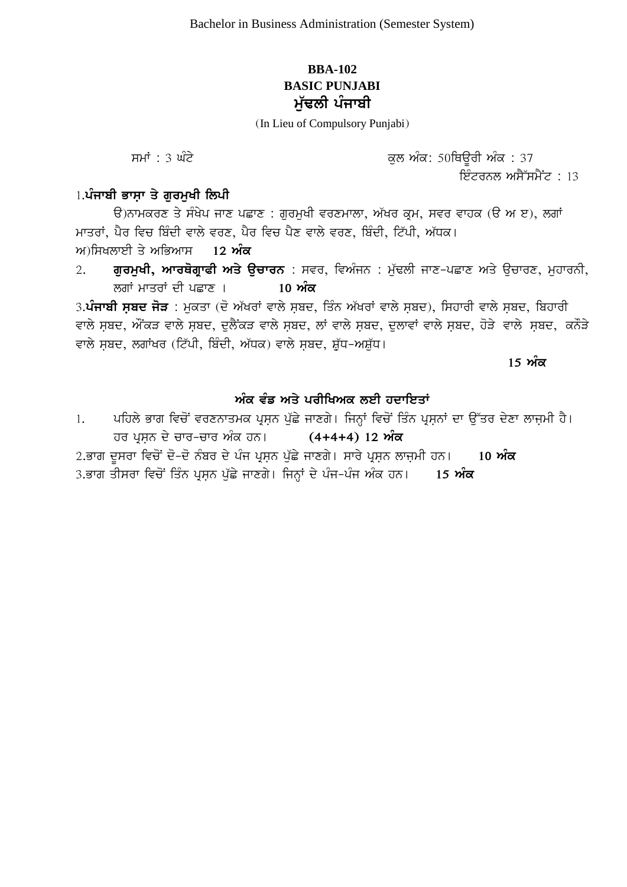Bachelor in Business Administration (Semester System)

# BBA-102
## BASIC PUNJABI
## ਮੁੱਢਲੀ ਪੰਜਾਬੀ

(In Lieu of Compulsory Punjabi)

ਸਮਾਂ : 3 ਘੰਟੇ ਕੁਲ ਅੰਕ: 50ਥਿਊਰੀ ਅੰਕ : 37

ਇੰਟਰਨਲ ਅਸੈੱਸਮੈਂਟ : 13

1.**ਪੰਜਾਬੀ ਭਾਸ਼ਾ ਤੇ ਗੁਰਮੁਖੀ ਲਿਪੀ**

ੳ)ਨਾਮਕਰਣ ਤੇ ਸੰਖੇਪ ਜਾਣ ਪਛਾਣ : ਗੁਰਮੁਖੀ ਵਰਣਮਾਲਾ, ਅੱਖਰ ਕ੍ਰਮ, ਸਵਰ ਵਾਹਕ (ੳ ਅ ੲ), ਲਗਾਂ ਮਾਤਰਾਂ, ਪੈਰ ਵਿਚ ਬਿੰਦੀ ਵਾਲੇ ਵਰਣ, ਪੈਰ ਵਿਚ ਪੈਣ ਵਾਲੇ ਵਰਣ, ਬਿੰਦੀ, ਟਿੱਪੀ, ਅੱਧਕ।

ਅ)ਸਿਖਲਾਈ ਤੇ ਅਭਿਆਸ **12 ਅੰਕ**

2. **ਗੁਰਮੁਖੀ, ਆਰਥੋਗ੍ਰਾਫੀ ਅਤੇ ਉਚਾਰਨ** : ਸਵਰ, ਵਿਅੰਜਨ : ਮੁੱਢਲੀ ਜਾਣ-ਪਛਾਣ ਅਤੇ ਉਚਾਰਣ, ਮੁਹਾਰਨੀ, ਲਗਾਂ ਮਾਤਰਾਂ ਦੀ ਪਛਾਣ । **10 ਅੰਕ**

3.**ਪੰਜਾਬੀ ਸ਼ਬਦ ਜੋੜ** : ਮੁਕਤਾ (ਦੋ ਅੱਖਰਾਂ ਵਾਲੇ ਸ਼ਬਦ, ਤਿੰਨ ਅੱਖਰਾਂ ਵਾਲੇ ਸ਼ਬਦ), ਸਿਹਾਰੀ ਵਾਲੇ ਸ਼ਬਦ, ਬਿਹਾਰੀ ਵਾਲੇ ਸ਼ਬਦ, ਔਂਕੜ ਵਾਲੇ ਸ਼ਬਦ, ਦੁਲੈਂਕੜ ਵਾਲੇ ਸ਼ਬਦ, ਲਾਂ ਵਾਲੇ ਸ਼ਬਦ, ਦੁਲਾਵਾਂ ਵਾਲੇ ਸ਼ਬਦ, ਹੋੜੇ ਵਾਲੇ ਸ਼ਬਦ, ਕਨੌੜੇ ਵਾਲੇ ਸ਼ਬਦ, ਲਗਾਂਖਰ (ਟਿੱਪੀ, ਬਿੰਦੀ, ਅੱਧਕ) ਵਾਲੇ ਸ਼ਬਦ, ਸ਼ੁੱਧ-ਅਸ਼ੁੱਧ।

**15 ਅੰਕ**

### ਅੰਕ ਵੰਡ ਅਤੇ ਪਰੀਖਿਅਕ ਲਈ ਹਦਾਇਤਾਂ

1. ਪਹਿਲੇ ਭਾਗ ਵਿਚੋਂ ਵਰਣਨਾਤਮਕ ਪ੍ਰਸ਼ਨ ਪੁੱਛੇ ਜਾਣਗੇ। ਜਿਨ੍ਹਾਂ ਵਿਚੋਂ ਤਿੰਨ ਪ੍ਰਸ਼ਨਾਂ ਦਾ ਉੱਤਰ ਦੇਣਾ ਲਾਜ਼ਮੀ ਹੈ। ਹਰ ਪ੍ਰਸ਼ਨ ਦੇ ਚਾਰ-ਚਾਰ ਅੰਕ ਹਨ। **(4+4+4) 12 ਅੰਕ**

2.ਭਾਗ ਦੂਸਰਾ ਵਿਚੋਂ ਦੋ-ਦੋ ਨੰਬਰ ਦੇ ਪੰਜ ਪ੍ਰਸ਼ਨ ਪੁੱਛੇ ਜਾਣਗੇ। ਸਾਰੇ ਪ੍ਰਸ਼ਨ ਲਾਜ਼ਮੀ ਹਨ। **10 ਅੰਕ**

3.ਭਾਗ ਤੀਸਰਾ ਵਿਚੋਂ ਤਿੰਨ ਪ੍ਰਸ਼ਨ ਪੁੱਛੇ ਜਾਣਗੇ। ਜਿਨ੍ਹਾਂ ਦੇ ਪੰਜ-ਪੰਜ ਅੰਕ ਹਨ। **15 ਅੰਕ**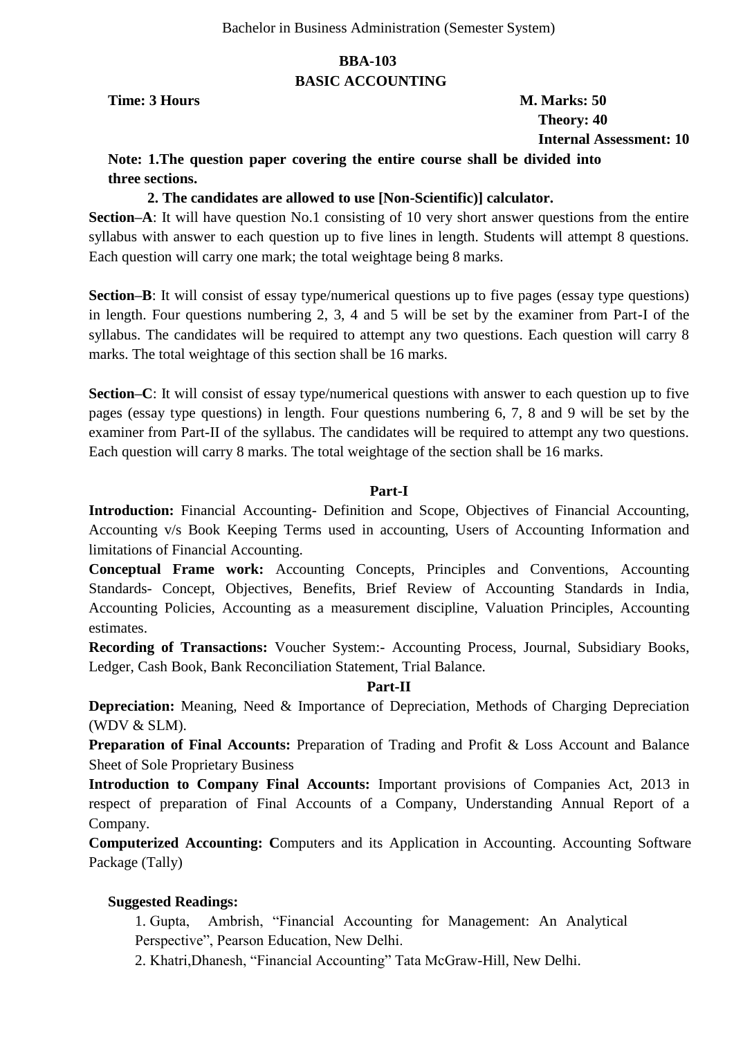Bachelor in Business Administration (Semester System)

## BBA-103
## BASIC ACCOUNTING

**Time: 3 Hours** **M. Marks: 50**
**Theory: 40**
**Internal Assessment: 10**

**Note: 1.The question paper covering the entire course shall be divided into three sections.**

**2. The candidates are allowed to use [Non-Scientific)] calculator.**

**Section–A**: It will have question No.1 consisting of 10 very short answer questions from the entire syllabus with answer to each question up to five lines in length. Students will attempt 8 questions. Each question will carry one mark; the total weightage being 8 marks.

**Section–B**: It will consist of essay type/numerical questions up to five pages (essay type questions) in length. Four questions numbering 2, 3, 4 and 5 will be set by the examiner from Part-I of the syllabus. The candidates will be required to attempt any two questions. Each question will carry 8 marks. The total weightage of this section shall be 16 marks.

**Section–C**: It will consist of essay type/numerical questions with answer to each question up to five pages (essay type questions) in length. Four questions numbering 6, 7, 8 and 9 will be set by the examiner from Part-II of the syllabus. The candidates will be required to attempt any two questions. Each question will carry 8 marks. The total weightage of the section shall be 16 marks.

### Part-I

**Introduction:** Financial Accounting- Definition and Scope, Objectives of Financial Accounting, Accounting v/s Book Keeping Terms used in accounting, Users of Accounting Information and limitations of Financial Accounting.

**Conceptual Frame work:** Accounting Concepts, Principles and Conventions, Accounting Standards- Concept, Objectives, Benefits, Brief Review of Accounting Standards in India, Accounting Policies, Accounting as a measurement discipline, Valuation Principles, Accounting estimates.

**Recording of Transactions:** Voucher System:- Accounting Process, Journal, Subsidiary Books, Ledger, Cash Book, Bank Reconciliation Statement, Trial Balance.

### Part-II

**Depreciation:** Meaning, Need & Importance of Depreciation, Methods of Charging Depreciation (WDV & SLM).

**Preparation of Final Accounts:** Preparation of Trading and Profit & Loss Account and Balance Sheet of Sole Proprietary Business

**Introduction to Company Final Accounts:** Important provisions of Companies Act, 2013 in respect of preparation of Final Accounts of a Company, Understanding Annual Report of a Company.

**Computerized Accounting: C**omputers and its Application in Accounting. Accounting Software Package (Tally)

**Suggested Readings:**

1. Gupta, Ambrish, "Financial Accounting for Management: An Analytical Perspective", Pearson Education, New Delhi.
2. Khatri,Dhanesh, "Financial Accounting" Tata McGraw-Hill, New Delhi.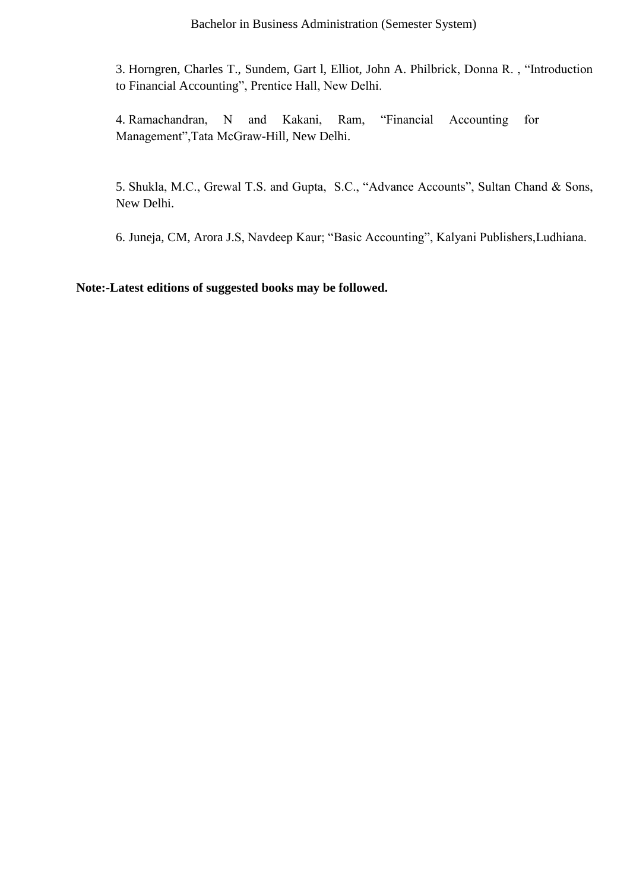3. Horngren, Charles T., Sundem, Gart l, Elliot, John A. Philbrick, Donna R. , "Introduction to Financial Accounting", Prentice Hall, New Delhi.

4. Ramachandran, N and Kakani, Ram, "Financial Accounting for Management",Tata McGraw-Hill, New Delhi.

5. Shukla, M.C., Grewal T.S. and Gupta, S.C., "Advance Accounts", Sultan Chand & Sons, New Delhi.

6. Juneja, CM, Arora J.S, Navdeep Kaur; "Basic Accounting", Kalyani Publishers,Ludhiana.

**Note:-Latest editions of suggested books may be followed.**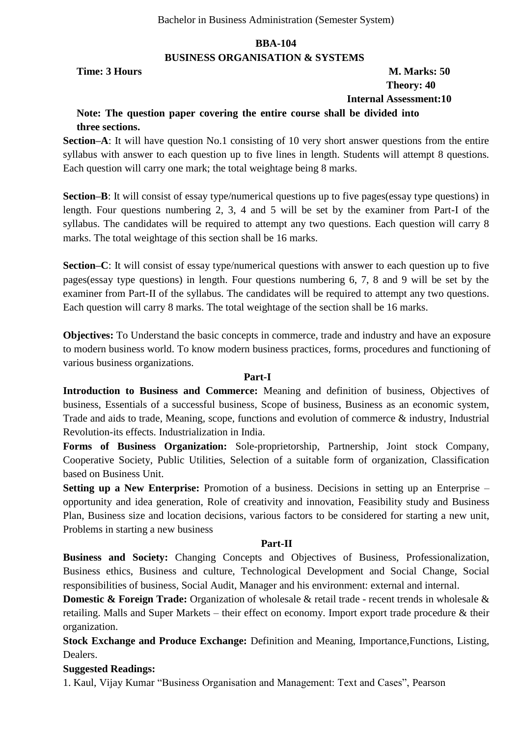Bachelor in Business Administration (Semester System)

## BBA-104

## BUSINESS ORGANISATION & SYSTEMS

**Time: 3 Hours** **M. Marks: 50**

**Theory: 40**

**Internal Assessment:10**

**Note: The question paper covering the entire course shall be divided into three sections.**

**Section–A**: It will have question No.1 consisting of 10 very short answer questions from the entire syllabus with answer to each question up to five lines in length. Students will attempt 8 questions. Each question will carry one mark; the total weightage being 8 marks.

**Section–B**: It will consist of essay type/numerical questions up to five pages(essay type questions) in length. Four questions numbering 2, 3, 4 and 5 will be set by the examiner from Part-I of the syllabus. The candidates will be required to attempt any two questions. Each question will carry 8 marks. The total weightage of this section shall be 16 marks.

**Section–C**: It will consist of essay type/numerical questions with answer to each question up to five pages(essay type questions) in length. Four questions numbering 6, 7, 8 and 9 will be set by the examiner from Part-II of the syllabus. The candidates will be required to attempt any two questions. Each question will carry 8 marks. The total weightage of the section shall be 16 marks.

**Objectives:** To Understand the basic concepts in commerce, trade and industry and have an exposure to modern business world. To know modern business practices, forms, procedures and functioning of various business organizations.

### Part-I

**Introduction to Business and Commerce:** Meaning and definition of business, Objectives of business, Essentials of a successful business, Scope of business, Business as an economic system, Trade and aids to trade, Meaning, scope, functions and evolution of commerce & industry, Industrial Revolution-its effects. Industrialization in India.

**Forms of Business Organization:** Sole-proprietorship, Partnership, Joint stock Company, Cooperative Society, Public Utilities, Selection of a suitable form of organization, Classification based on Business Unit.

**Setting up a New Enterprise:** Promotion of a business. Decisions in setting up an Enterprise – opportunity and idea generation, Role of creativity and innovation, Feasibility study and Business Plan, Business size and location decisions, various factors to be considered for starting a new unit, Problems in starting a new business

### Part-II

**Business and Society:** Changing Concepts and Objectives of Business, Professionalization, Business ethics, Business and culture, Technological Development and Social Change, Social responsibilities of business, Social Audit, Manager and his environment: external and internal.

**Domestic & Foreign Trade:** Organization of wholesale & retail trade - recent trends in wholesale & retailing. Malls and Super Markets – their effect on economy. Import export trade procedure & their organization.

**Stock Exchange and Produce Exchange:** Definition and Meaning, Importance,Functions, Listing, Dealers.

**Suggested Readings:**

1. Kaul, Vijay Kumar "Business Organisation and Management: Text and Cases", Pearson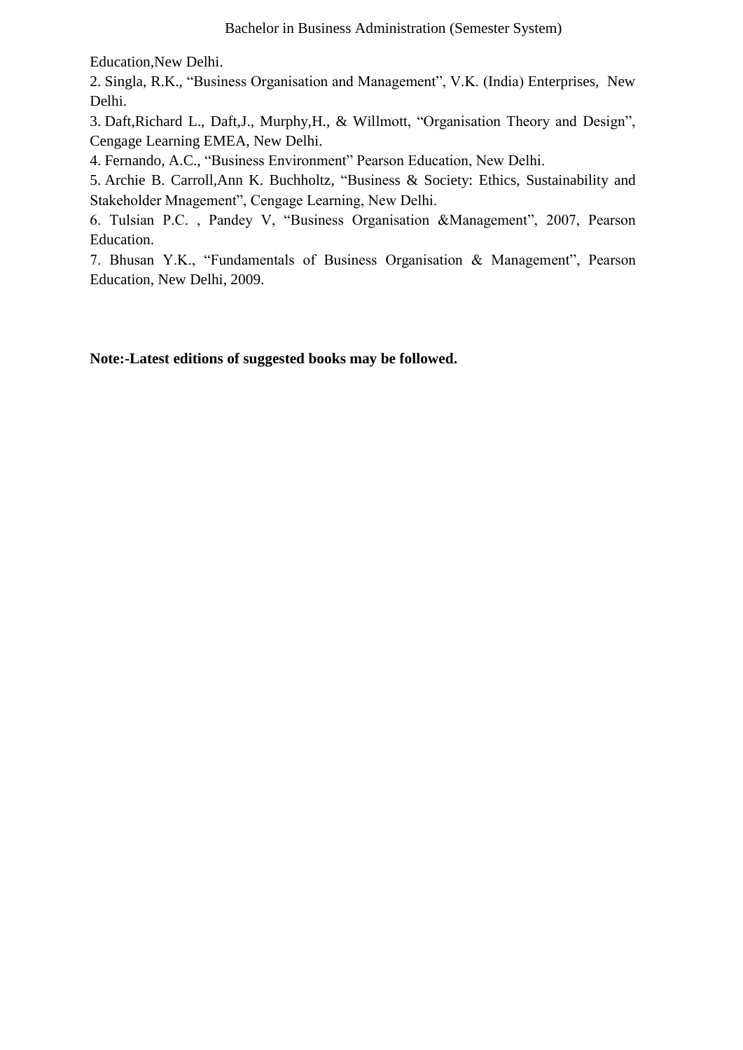Education,New Delhi.

2. Singla, R.K., "Business Organisation and Management", V.K. (India) Enterprises, New Delhi.

3. Daft,Richard L., Daft,J., Murphy,H., & Willmott, "Organisation Theory and Design", Cengage Learning EMEA, New Delhi.

4. Fernando, A.C., "Business Environment" Pearson Education, New Delhi.

5. Archie B. Carroll,Ann K. Buchholtz, "Business & Society: Ethics, Sustainability and Stakeholder Mnagement", Cengage Learning, New Delhi.

6. Tulsian P.C. , Pandey V, "Business Organisation &Management", 2007, Pearson Education.

7. Bhusan Y.K., "Fundamentals of Business Organisation & Management", Pearson Education, New Delhi, 2009.

**Note:-Latest editions of suggested books may be followed.**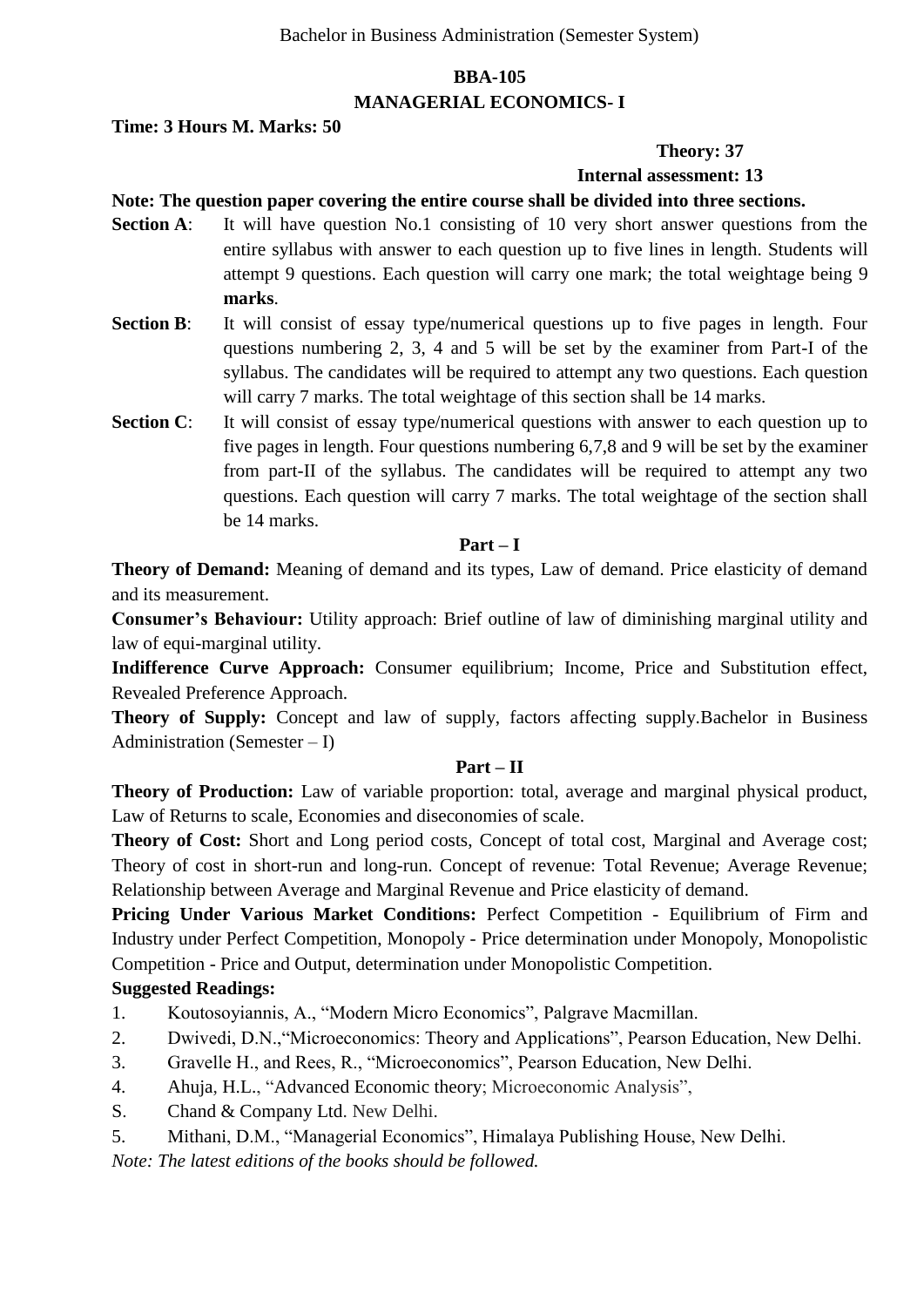Bachelor in Business Administration (Semester System)

## BBA-105

## MANAGERIAL ECONOMICS- I

**Time: 3 Hours M. Marks: 50**

**Theory: 37**

**Internal assessment: 13**

**Note: The question paper covering the entire course shall be divided into three sections.**

**Section A**: It will have question No.1 consisting of 10 very short answer questions from the entire syllabus with answer to each question up to five lines in length. Students will attempt 9 questions. Each question will carry one mark; the total weightage being 9 **marks**.

**Section B**: It will consist of essay type/numerical questions up to five pages in length. Four questions numbering 2, 3, 4 and 5 will be set by the examiner from Part-I of the syllabus. The candidates will be required to attempt any two questions. Each question will carry 7 marks. The total weightage of this section shall be 14 marks.

**Section C**: It will consist of essay type/numerical questions with answer to each question up to five pages in length. Four questions numbering 6,7,8 and 9 will be set by the examiner from part-II of the syllabus. The candidates will be required to attempt any two questions. Each question will carry 7 marks. The total weightage of the section shall be 14 marks.

### Part – I

**Theory of Demand:** Meaning of demand and its types, Law of demand. Price elasticity of demand and its measurement.

**Consumer's Behaviour:** Utility approach: Brief outline of law of diminishing marginal utility and law of equi-marginal utility.

**Indifference Curve Approach:** Consumer equilibrium; Income, Price and Substitution effect, Revealed Preference Approach.

**Theory of Supply:** Concept and law of supply, factors affecting supply.Bachelor in Business Administration (Semester – I)

### Part – II

**Theory of Production:** Law of variable proportion: total, average and marginal physical product, Law of Returns to scale, Economies and diseconomies of scale.

**Theory of Cost:** Short and Long period costs, Concept of total cost, Marginal and Average cost; Theory of cost in short-run and long-run. Concept of revenue: Total Revenue; Average Revenue; Relationship between Average and Marginal Revenue and Price elasticity of demand.

**Pricing Under Various Market Conditions:** Perfect Competition - Equilibrium of Firm and Industry under Perfect Competition, Monopoly - Price determination under Monopoly, Monopolistic Competition - Price and Output, determination under Monopolistic Competition.

**Suggested Readings:**

1. Koutosoyiannis, A., "Modern Micro Economics", Palgrave Macmillan.
2. Dwivedi, D.N.,"Microeconomics: Theory and Applications", Pearson Education, New Delhi.
3. Gravelle H., and Rees, R., "Microeconomics", Pearson Education, New Delhi.
4. Ahuja, H.L., "Advanced Economic theory; Microeconomic Analysis",

S. Chand & Company Ltd. New Delhi.

5. Mithani, D.M., "Managerial Economics", Himalaya Publishing House, New Delhi.

*Note: The latest editions of the books should be followed.*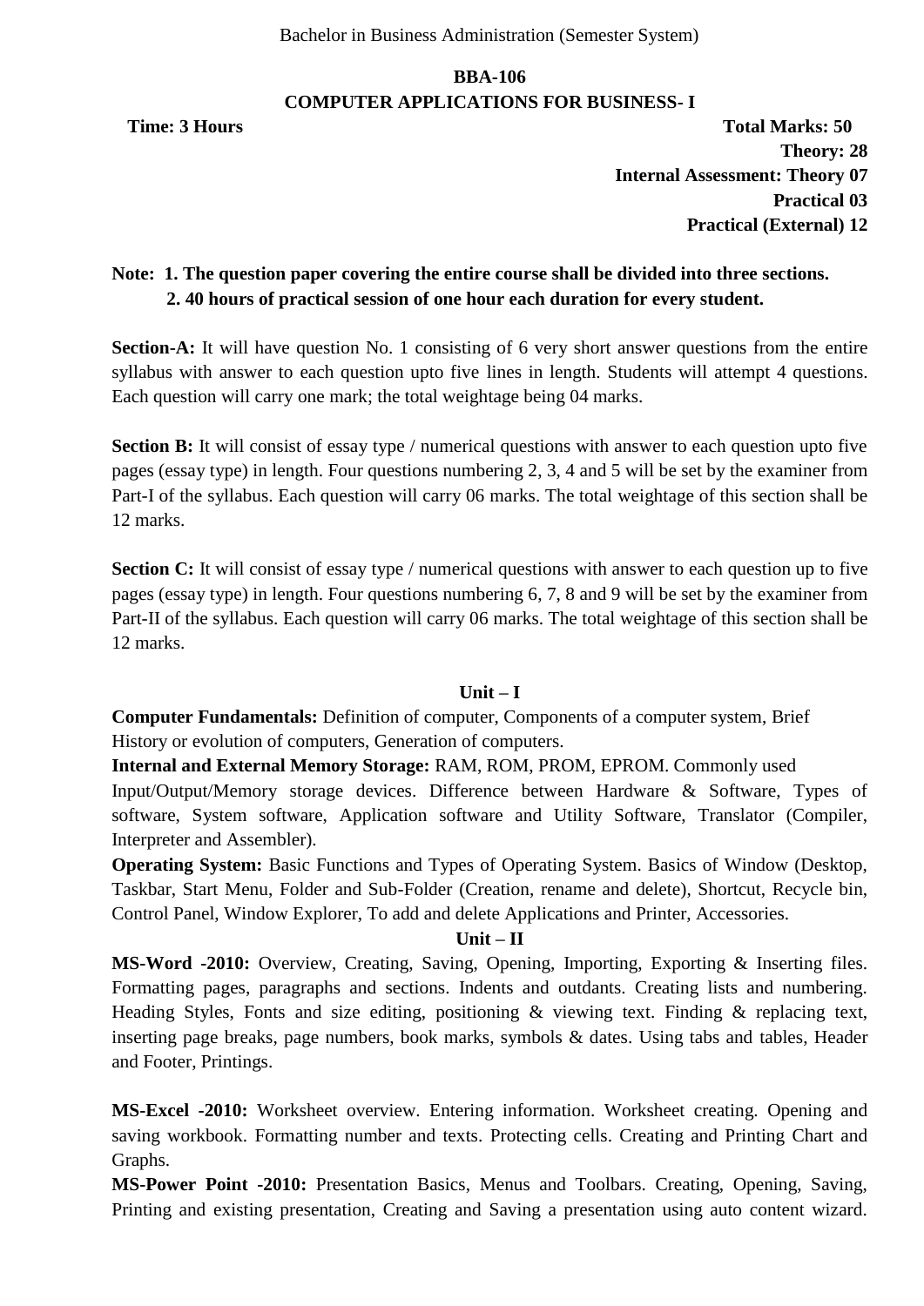Bachelor in Business Administration (Semester System)

## BBA-106

## COMPUTER APPLICATIONS FOR BUSINESS- I

**Time: 3 Hours** **Total Marks: 50**

**Theory: 28**

**Internal Assessment: Theory 07**

**Practical 03**

**Practical (External) 12**

**Note: 1. The question paper covering the entire course shall be divided into three sections.**
**2. 40 hours of practical session of one hour each duration for every student.**

**Section-A:** It will have question No. 1 consisting of 6 very short answer questions from the entire syllabus with answer to each question upto five lines in length. Students will attempt 4 questions. Each question will carry one mark; the total weightage being 04 marks.

**Section B:** It will consist of essay type / numerical questions with answer to each question upto five pages (essay type) in length. Four questions numbering 2, 3, 4 and 5 will be set by the examiner from Part-I of the syllabus. Each question will carry 06 marks. The total weightage of this section shall be 12 marks.

**Section C:** It will consist of essay type / numerical questions with answer to each question up to five pages (essay type) in length. Four questions numbering 6, 7, 8 and 9 will be set by the examiner from Part-II of the syllabus. Each question will carry 06 marks. The total weightage of this section shall be 12 marks.

### Unit – I

**Computer Fundamentals:** Definition of computer, Components of a computer system, Brief History or evolution of computers, Generation of computers.

**Internal and External Memory Storage:** RAM, ROM, PROM, EPROM. Commonly used Input/Output/Memory storage devices. Difference between Hardware & Software, Types of software, System software, Application software and Utility Software, Translator (Compiler, Interpreter and Assembler).

**Operating System:** Basic Functions and Types of Operating System. Basics of Window (Desktop, Taskbar, Start Menu, Folder and Sub-Folder (Creation, rename and delete), Shortcut, Recycle bin, Control Panel, Window Explorer, To add and delete Applications and Printer, Accessories.

### Unit – II

**MS-Word -2010:** Overview, Creating, Saving, Opening, Importing, Exporting & Inserting files. Formatting pages, paragraphs and sections. Indents and outdants. Creating lists and numbering. Heading Styles, Fonts and size editing, positioning & viewing text. Finding & replacing text, inserting page breaks, page numbers, book marks, symbols & dates. Using tabs and tables, Header and Footer, Printings.

**MS-Excel -2010:** Worksheet overview. Entering information. Worksheet creating. Opening and saving workbook. Formatting number and texts. Protecting cells. Creating and Printing Chart and Graphs.

**MS-Power Point -2010:** Presentation Basics, Menus and Toolbars. Creating, Opening, Saving, Printing and existing presentation, Creating and Saving a presentation using auto content wizard.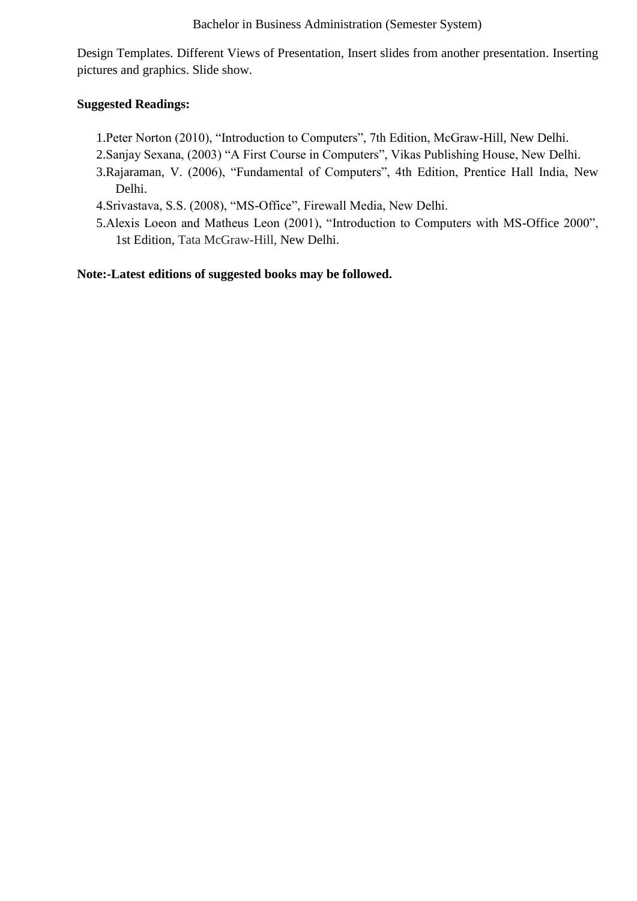Design Templates. Different Views of Presentation, Insert slides from another presentation. Inserting pictures and graphics. Slide show.

**Suggested Readings:**

1. Peter Norton (2010), "Introduction to Computers", 7th Edition, McGraw-Hill, New Delhi.
2. Sanjay Sexana, (2003) "A First Course in Computers", Vikas Publishing House, New Delhi.
3. Rajaraman, V. (2006), "Fundamental of Computers", 4th Edition, Prentice Hall India, New Delhi.
4. Srivastava, S.S. (2008), "MS-Office", Firewall Media, New Delhi.
5. Alexis Loeon and Matheus Leon (2001), "Introduction to Computers with MS-Office 2000", 1st Edition, Tata McGraw-Hill, New Delhi.

**Note:-Latest editions of suggested books may be followed.**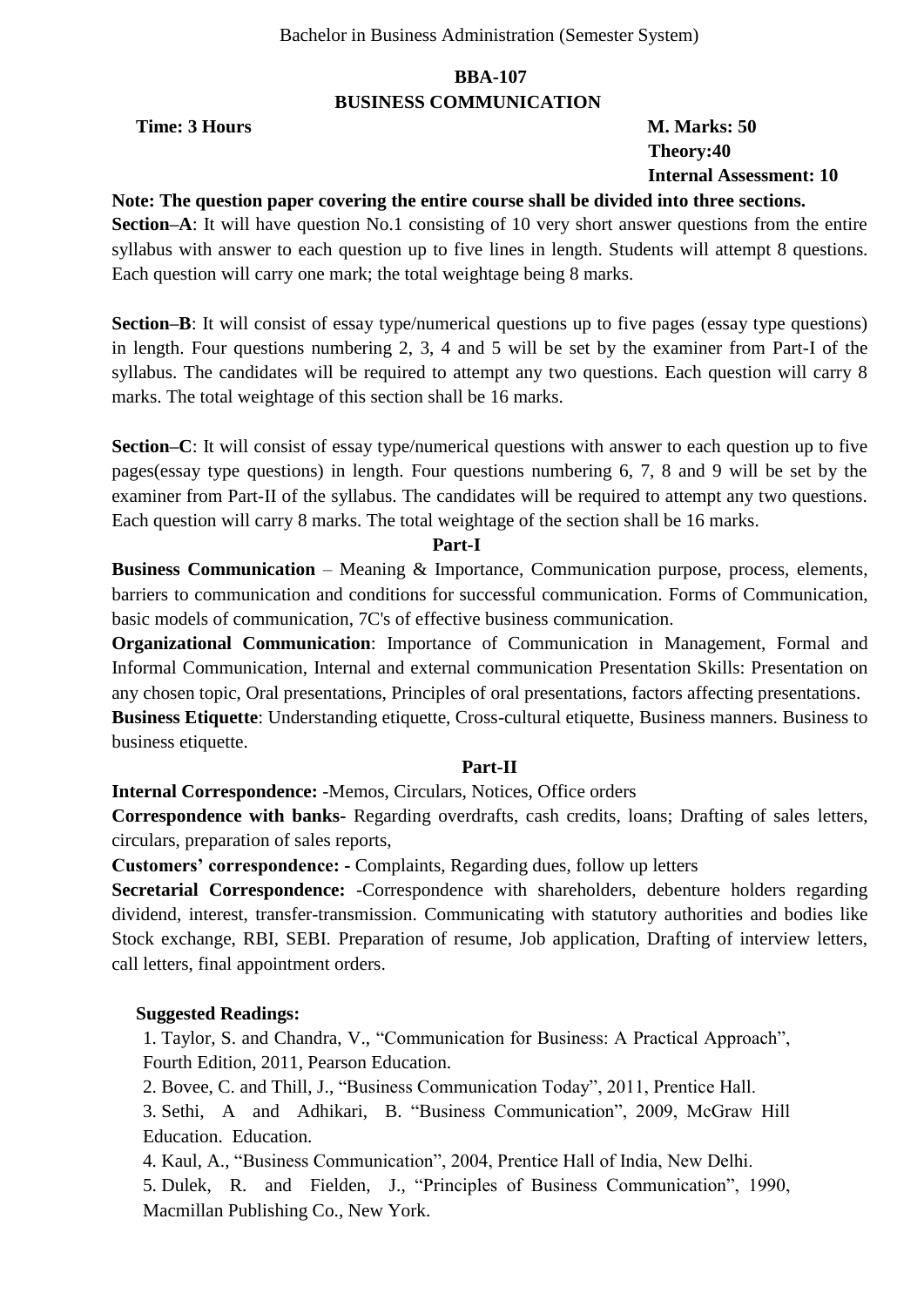Bachelor in Business Administration (Semester System)

## BBA-107
## BUSINESS COMMUNICATION

**Time: 3 Hours** **M. Marks: 50**
**Theory:40**
**Internal Assessment: 10**

**Note: The question paper covering the entire course shall be divided into three sections.**

**Section–A**: It will have question No.1 consisting of 10 very short answer questions from the entire syllabus with answer to each question up to five lines in length. Students will attempt 8 questions. Each question will carry one mark; the total weightage being 8 marks.

**Section–B**: It will consist of essay type/numerical questions up to five pages (essay type questions) in length. Four questions numbering 2, 3, 4 and 5 will be set by the examiner from Part-I of the syllabus. The candidates will be required to attempt any two questions. Each question will carry 8 marks. The total weightage of this section shall be 16 marks.

**Section–C**: It will consist of essay type/numerical questions with answer to each question up to five pages(essay type questions) in length. Four questions numbering 6, 7, 8 and 9 will be set by the examiner from Part-II of the syllabus. The candidates will be required to attempt any two questions. Each question will carry 8 marks. The total weightage of the section shall be 16 marks.

### Part-I

**Business Communication** – Meaning & Importance, Communication purpose, process, elements, barriers to communication and conditions for successful communication. Forms of Communication, basic models of communication, 7C's of effective business communication.

**Organizational Communication**: Importance of Communication in Management, Formal and Informal Communication, Internal and external communication Presentation Skills: Presentation on any chosen topic, Oral presentations, Principles of oral presentations, factors affecting presentations.

**Business Etiquette**: Understanding etiquette, Cross-cultural etiquette, Business manners. Business to business etiquette.

### Part-II

**Internal Correspondence:** -Memos, Circulars, Notices, Office orders

**Correspondence with banks-** Regarding overdrafts, cash credits, loans; Drafting of sales letters, circulars, preparation of sales reports,

**Customers' correspondence: -** Complaints, Regarding dues, follow up letters

**Secretarial Correspondence:** -Correspondence with shareholders, debenture holders regarding dividend, interest, transfer-transmission. Communicating with statutory authorities and bodies like Stock exchange, RBI, SEBI. Preparation of resume, Job application, Drafting of interview letters, call letters, final appointment orders.

**Suggested Readings:**

1. Taylor, S. and Chandra, V., "Communication for Business: A Practical Approach", Fourth Edition, 2011, Pearson Education.
2. Bovee, C. and Thill, J., "Business Communication Today", 2011, Prentice Hall.
3. Sethi, A and Adhikari, B. "Business Communication", 2009, McGraw Hill Education. Education.
4. Kaul, A., "Business Communication", 2004, Prentice Hall of India, New Delhi.
5. Dulek, R. and Fielden, J., "Principles of Business Communication", 1990, Macmillan Publishing Co., New York.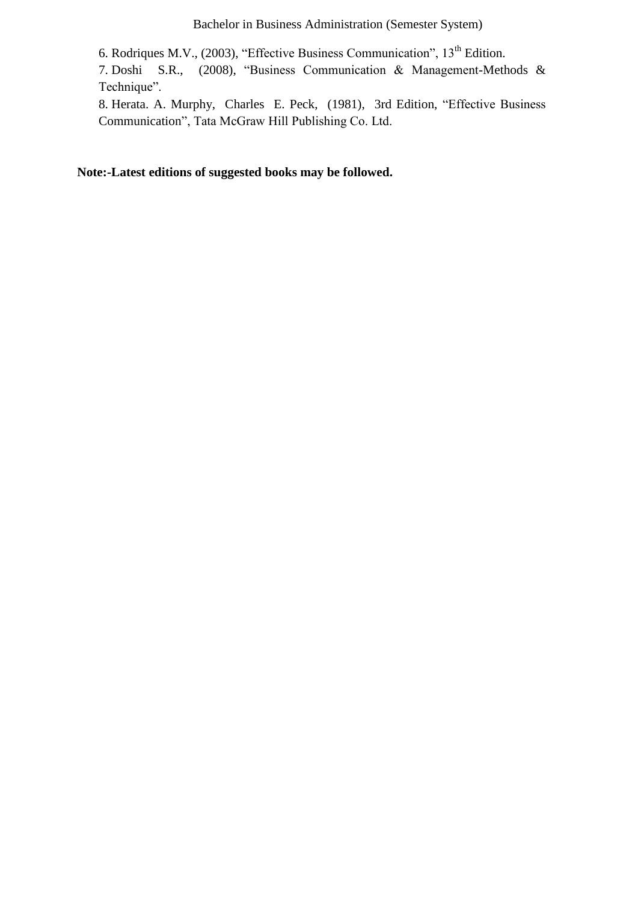6. Rodriques M.V., (2003), "Effective Business Communication", 13th Edition.
7. Doshi S.R., (2008), "Business Communication & Management-Methods & Technique".
8. Herata. A. Murphy, Charles E. Peck, (1981), 3rd Edition, "Effective Business Communication", Tata McGraw Hill Publishing Co. Ltd.

**Note:-Latest editions of suggested books may be followed.**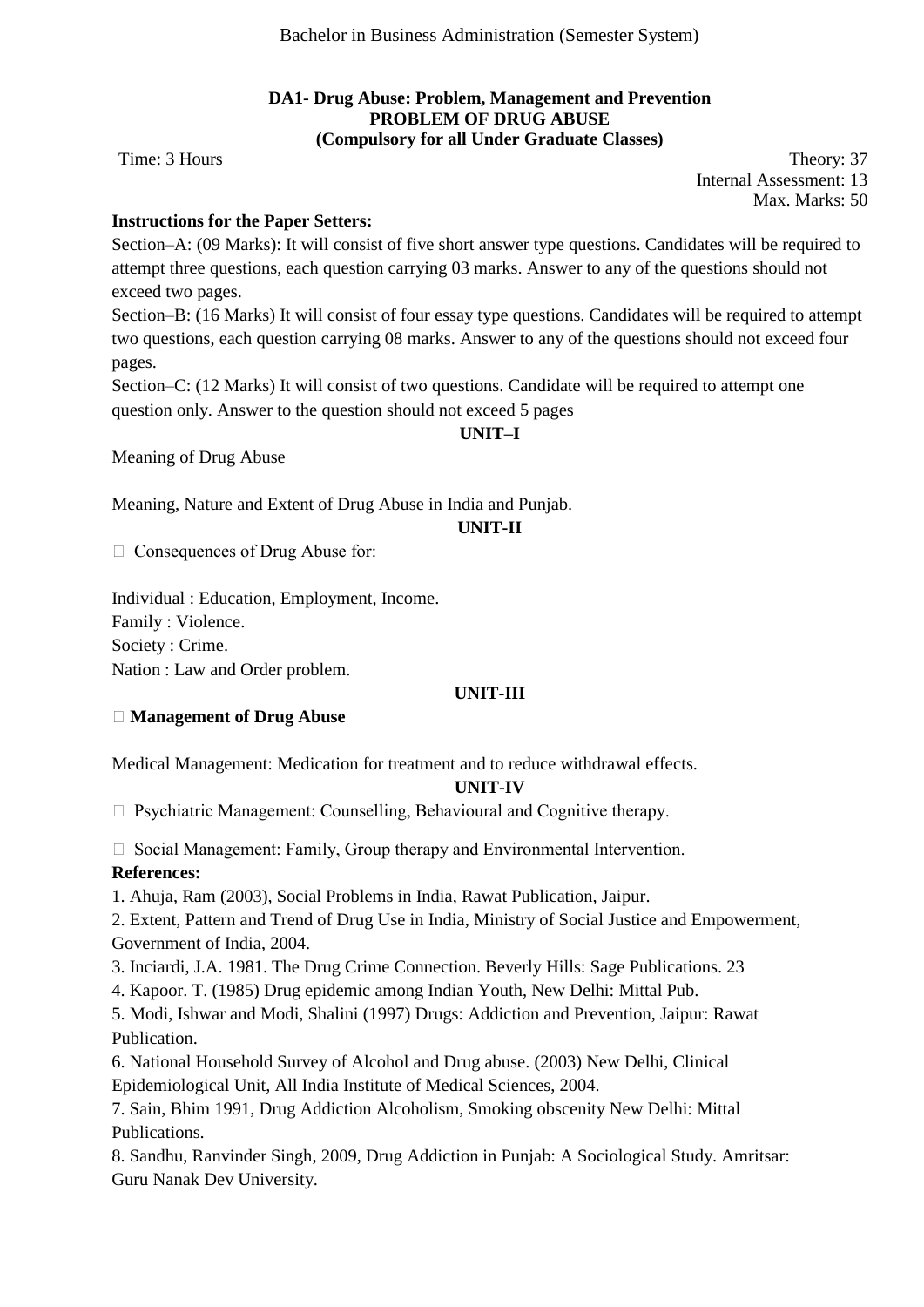Bachelor in Business Administration (Semester System)

**DA1- Drug Abuse: Problem, Management and Prevention**
**PROBLEM OF DRUG ABUSE**
**(Compulsory for all Under Graduate Classes)**

Time: 3 Hours

Theory: 37
Internal Assessment: 13
Max. Marks: 50

**Instructions for the Paper Setters:**

Section–A: (09 Marks): It will consist of five short answer type questions. Candidates will be required to attempt three questions, each question carrying 03 marks. Answer to any of the questions should not exceed two pages.

Section–B: (16 Marks) It will consist of four essay type questions. Candidates will be required to attempt two questions, each question carrying 08 marks. Answer to any of the questions should not exceed four pages.

Section–C: (12 Marks) It will consist of two questions. Candidate will be required to attempt one question only. Answer to the question should not exceed 5 pages

**UNIT–I**

Meaning of Drug Abuse

Meaning, Nature and Extent of Drug Abuse in India and Punjab.

**UNIT-II**

- Consequences of Drug Abuse for:

Individual : Education, Employment, Income.
Family : Violence.
Society : Crime.
Nation : Law and Order problem.

**UNIT-III**

- **Management of Drug Abuse**

Medical Management: Medication for treatment and to reduce withdrawal effects.

**UNIT-IV**

- Psychiatric Management: Counselling, Behavioural and Cognitive therapy.

- Social Management: Family, Group therapy and Environmental Intervention.

**References:**

1. Ahuja, Ram (2003), Social Problems in India, Rawat Publication, Jaipur.
2. Extent, Pattern and Trend of Drug Use in India, Ministry of Social Justice and Empowerment, Government of India, 2004.
3. Inciardi, J.A. 1981. The Drug Crime Connection. Beverly Hills: Sage Publications. 23
4. Kapoor. T. (1985) Drug epidemic among Indian Youth, New Delhi: Mittal Pub.
5. Modi, Ishwar and Modi, Shalini (1997) Drugs: Addiction and Prevention, Jaipur: Rawat Publication.
6. National Household Survey of Alcohol and Drug abuse. (2003) New Delhi, Clinical Epidemiological Unit, All India Institute of Medical Sciences, 2004.
7. Sain, Bhim 1991, Drug Addiction Alcoholism, Smoking obscenity New Delhi: Mittal Publications.
8. Sandhu, Ranvinder Singh, 2009, Drug Addiction in Punjab: A Sociological Study. Amritsar: Guru Nanak Dev University.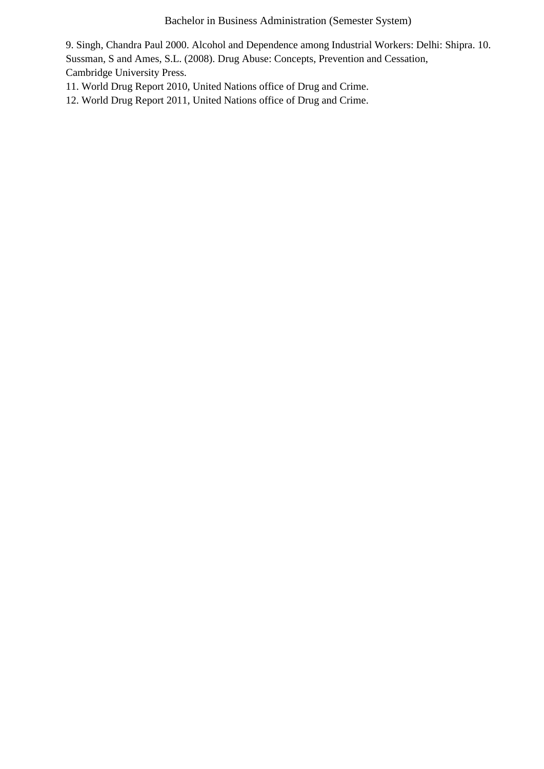9. Singh, Chandra Paul 2000. Alcohol and Dependence among Industrial Workers: Delhi: Shipra.
10. Sussman, S and Ames, S.L. (2008). Drug Abuse: Concepts, Prevention and Cessation, Cambridge University Press.
11. World Drug Report 2010, United Nations office of Drug and Crime.
12. World Drug Report 2011, United Nations office of Drug and Crime.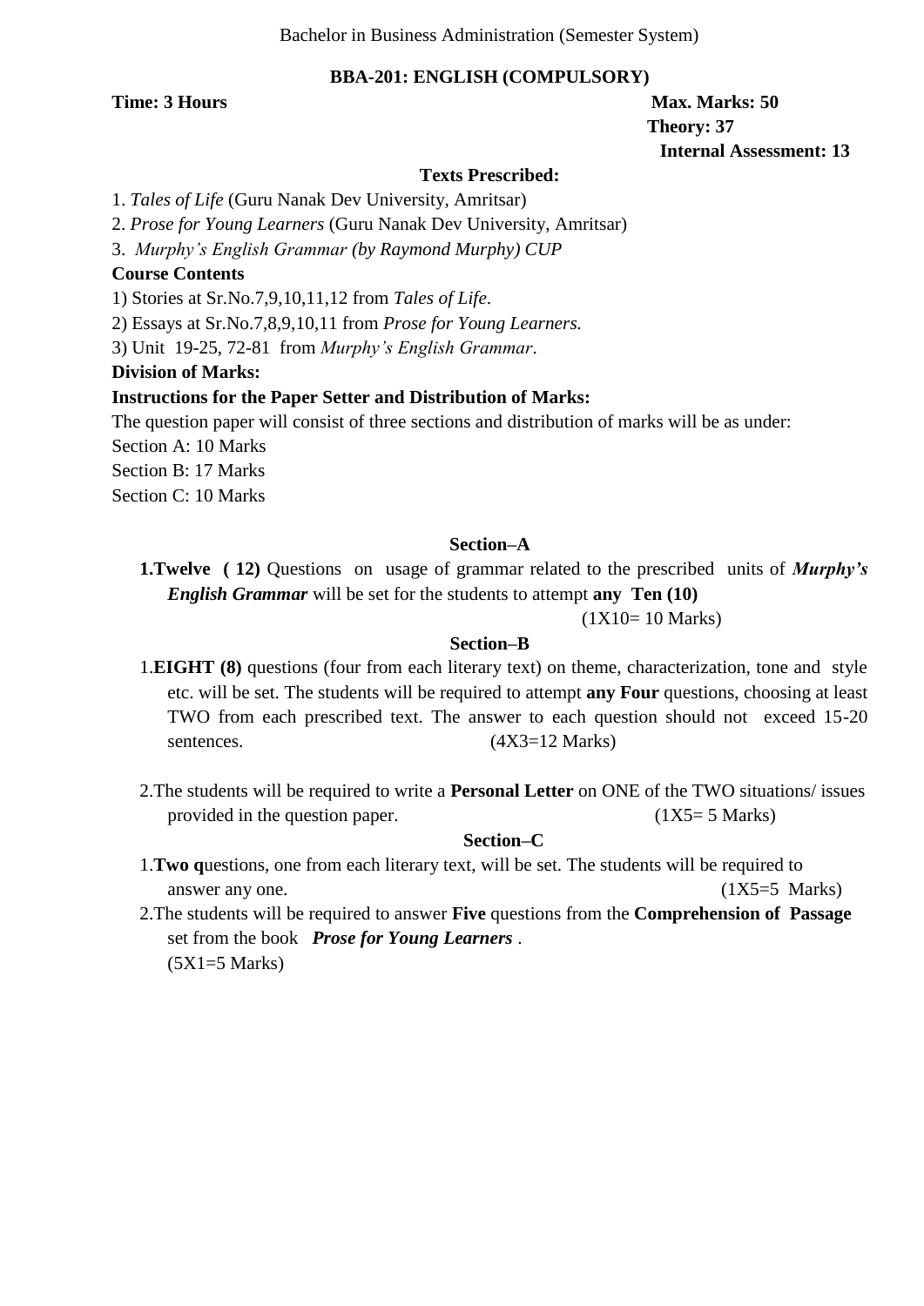Bachelor in Business Administration (Semester System)

## BBA-201: ENGLISH (COMPULSORY)

**Time: 3 Hours** **Max. Marks: 50**

**Theory: 37**

**Internal Assessment: 13**

### Texts Prescribed:

1. *Tales of Life* (Guru Nanak Dev University, Amritsar)
2. *Prose for Young Learners* (Guru Nanak Dev University, Amritsar)
3. *Murphy's English Grammar (by Raymond Murphy) CUP*

**Course Contents**

1) Stories at Sr.No.7,9,10,11,12 from *Tales of Life*.
2) Essays at Sr.No.7,8,9,10,11 from *Prose for Young Learners.*
3) Unit 19-25, 72-81 from *Murphy's English Grammar*.

**Division of Marks:**

**Instructions for the Paper Setter and Distribution of Marks:**

The question paper will consist of three sections and distribution of marks will be as under:

Section A: 10 Marks

Section B: 17 Marks

Section C: 10 Marks

### Section–A

1. **Twelve ( 12)** Questions on usage of grammar related to the prescribed units of ***Murphy's English Grammar*** will be set for the students to attempt **any Ten (10)**

(1X10= 10 Marks)

### Section–B

1. **EIGHT (8)** questions (four from each literary text) on theme, characterization, tone and style etc. will be set. The students will be required to attempt **any Four** questions, choosing at least TWO from each prescribed text. The answer to each question should not exceed 15-20 sentences. (4X3=12 Marks)

2. The students will be required to write a **Personal Letter** on ONE of the TWO situations/ issues provided in the question paper. (1X5= 5 Marks)

### Section–C

1. **Two q**uestions, one from each literary text, will be set. The students will be required to answer any one. (1X5=5 Marks)
2. The students will be required to answer **Five** questions from the **Comprehension of Passage** set from the book ***Prose for Young Learners*** .
   (5X1=5 Marks)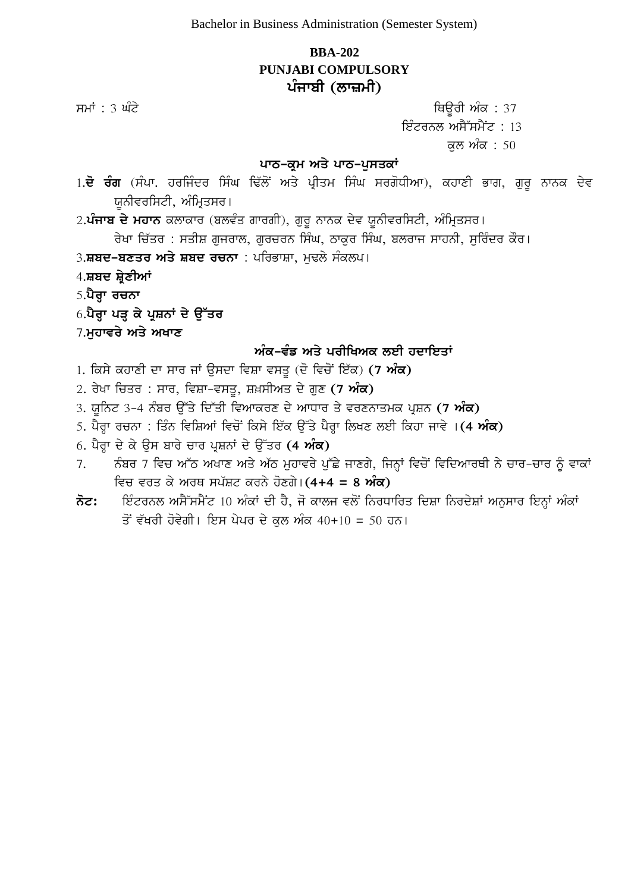Bachelor in Business Administration (Semester System)

# BBA-202
# PUNJABI COMPULSORY
# ਪੰਜਾਬੀ (ਲਾਜ਼ਮੀ)

ਸਮਾਂ : 3 ਘੰਟੇ

ਥਿਊਰੀ ਅੰਕ : 37
ਇੰਟਰਨਲ ਅਸੈੱਸਮੈਂਟ : 13
ਕੁਲ ਅੰਕ : 50

## ਪਾਠ-ਕ੍ਰਮ ਅਤੇ ਪਾਠ-ਪੁਸਤਕਾਂ

1. **ਦੋ ਰੰਗ** (ਸੰਪਾ. ਹਰਜਿੰਦਰ ਸਿੰਘ ਢਿੱਲੋਂ ਅਤੇ ਪ੍ਰੀਤਮ ਸਿੰਘ ਸਰਗੋਧੀਆ), ਕਹਾਣੀ ਭਾਗ, ਗੁਰੂ ਨਾਨਕ ਦੇਵ ਯੂਨੀਵਰਸਿਟੀ, ਅੰਮ੍ਰਿਤਸਰ।
2. **ਪੰਜਾਬ ਦੇ ਮਹਾਨ** ਕਲਾਕਾਰ (ਬਲਵੰਤ ਗਾਰਗੀ), ਗੁਰੂ ਨਾਨਕ ਦੇਵ ਯੂਨੀਵਰਸਿਟੀ, ਅੰਮ੍ਰਿਤਸਰ।
   ਰੇਖਾ ਚਿੱਤਰ : ਸਤੀਸ਼ ਗੁਜਰਾਲ, ਗੁਰਚਰਨ ਸਿੰਘ, ਠਾਕੁਰ ਸਿੰਘ, ਬਲਰਾਜ ਸਾਹਨੀ, ਸੁਰਿੰਦਰ ਕੌਰ।
3. **ਸ਼ਬਦ-ਬਣਤਰ ਅਤੇ ਸ਼ਬਦ ਰਚਨਾ** : ਪਰਿਭਾਸ਼ਾ, ਮੁਢਲੇ ਸੰਕਲਪ।
4. **ਸ਼ਬਦ ਸ਼੍ਰੇਣੀਆਂ**
5. **ਪੈਰ੍ਹਾ ਰਚਨਾ**
6. **ਪੈਰ੍ਹਾ ਪੜ੍ਹ ਕੇ ਪ੍ਰਸ਼ਨਾਂ ਦੇ ਉੱਤਰ**
7. **ਮੁਹਾਵਰੇ ਅਤੇ ਅਖਾਣ**

## ਅੰਕ-ਵੰਡ ਅਤੇ ਪਰੀਖਿਅਕ ਲਈ ਹਦਾਇਤਾਂ

1. ਕਿਸੇ ਕਹਾਣੀ ਦਾ ਸਾਰ ਜਾਂ ਉਸਦਾ ਵਿਸ਼ਾ ਵਸਤੂ (ਦੋ ਵਿਚੋਂ ਇੱਕ) **(7 ਅੰਕ)**
2. ਰੇਖਾ ਚਿਤਰ : ਸਾਰ, ਵਿਸ਼ਾ-ਵਸਤੂ, ਸ਼ਖ਼ਸੀਅਤ ਦੇ ਗੁਣ **(7 ਅੰਕ)**
3. ਯੂਨਿਟ 3-4 ਨੰਬਰ ਉੱਤੇ ਦਿੱਤੀ ਵਿਆਕਰਣ ਦੇ ਆਧਾਰ ਤੇ ਵਰਣਨਾਤਮਕ ਪ੍ਰਸ਼ਨ **(7 ਅੰਕ)**
5. ਪੈਰ੍ਹਾ ਰਚਨਾ : ਤਿੰਨ ਵਿਸ਼ਿਆਂ ਵਿਚੋਂ ਕਿਸੇ ਇੱਕ ਉੱਤੇ ਪੈਰ੍ਹਾ ਲਿਖਣ ਲਈ ਕਿਹਾ ਜਾਵੇ ।**(4 ਅੰਕ)**
6. ਪੈਰ੍ਹਾ ਦੇ ਕੇ ਉਸ ਬਾਰੇ ਚਾਰ ਪ੍ਰਸ਼ਨਾਂ ਦੇ ਉੱਤਰ **(4 ਅੰਕ)**
7. ਨੰਬਰ 7 ਵਿਚ ਅੱਠ ਅਖਾਣ ਅਤੇ ਅੱਠ ਮੁਹਾਵਰੇ ਪੁੱਛੇ ਜਾਣਗੇ, ਜਿਨ੍ਹਾਂ ਵਿਚੋਂ ਵਿਦਿਆਰਥੀ ਨੇ ਚਾਰ-ਚਾਰ ਨੂੰ ਵਾਕਾਂ ਵਿਚ ਵਰਤ ਕੇ ਅਰਥ ਸਪੱਸ਼ਟ ਕਰਨੇ ਹੋਣਗੇ।**(4+4 = 8 ਅੰਕ)**

**ਨੋਟ:** ਇੰਟਰਨਲ ਅਸੈੱਸਮੈਂਟ 10 ਅੰਕਾਂ ਦੀ ਹੈ, ਜੋ ਕਾਲਜ ਵਲੋਂ ਨਿਰਧਾਰਿਤ ਦਿਸ਼ਾ ਨਿਰਦੇਸ਼ਾਂ ਅਨੁਸਾਰ ਇਨ੍ਹਾਂ ਅੰਕਾਂ ਤੋਂ ਵੱਖਰੀ ਹੋਵੇਗੀ। ਇਸ ਪੇਪਰ ਦੇ ਕੁਲ ਅੰਕ 40+10 = 50 ਹਨ।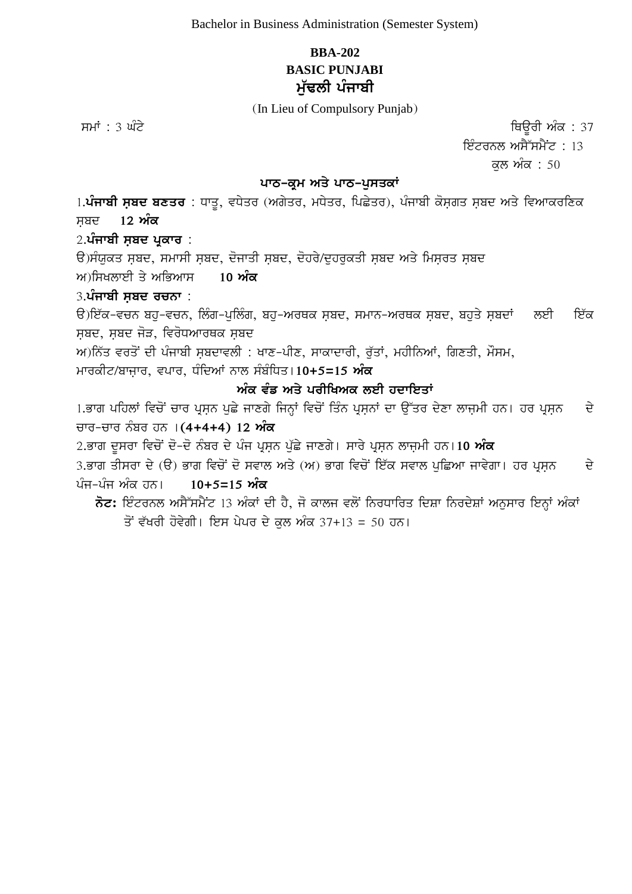Bachelor in Business Administration (Semester System)

# BBA-202
## BASIC PUNJABI
## ਮੁੱਢਲੀ ਪੰਜਾਬੀ

(In Lieu of Compulsory Punjab)

ਸਮਾਂ : 3 ਘੰਟੇ

ਥਿਊਰੀ ਅੰਕ : 37
ਇੰਟਰਨਲ ਅਸੈੱਸਮੈਂਟ : 13
ਕੁਲ ਅੰਕ : 50

### ਪਾਠ-ਕ੍ਰਮ ਅਤੇ ਪਾਠ-ਪੁਸਤਕਾਂ

1.**ਪੰਜਾਬੀ ਸ਼ਬਦ ਬਣਤਰ** : ਧਾਤੂ, ਵਧੇਤਰ (ਅਗੇਤਰ, ਮਧੇਤਰ, ਪਿਛੇਤਰ), ਪੰਜਾਬੀ ਕੋਸ਼ਗਤ ਸ਼ਬਦ ਅਤੇ ਵਿਆਕਰਣਿਕ ਸ਼ਬਦ **12 ਅੰਕ**

2.**ਪੰਜਾਬੀ ਸ਼ਬਦ ਪ੍ਰਕਾਰ** :

ੳ)ਸੰਯੁਕਤ ਸ਼ਬਦ, ਸਮਾਸੀ ਸ਼ਬਦ, ਦੋਜਾਤੀ ਸ਼ਬਦ, ਦੋਹਰੇ/ਦੁਹਰੁਕਤੀ ਸ਼ਬਦ ਅਤੇ ਮਿਸ਼ਰਤ ਸ਼ਬਦ

ਅ)ਸਿਖਲਾਈ ਤੇ ਅਭਿਆਸ **10 ਅੰਕ**

3.**ਪੰਜਾਬੀ ਸ਼ਬਦ ਰਚਨਾ** :

ੳ)ਇੱਕ-ਵਚਨ ਬਹੁ-ਵਚਨ, ਲਿੰਗ-ਪੁਲਿੰਗ, ਬਹੁ-ਅਰਥਕ ਸ਼ਬਦ, ਸਮਾਨ-ਅਰਥਕ ਸ਼ਬਦ, ਬਹੁਤੇ ਸ਼ਬਦਾਂ ਲਈ ਇੱਕ ਸ਼ਬਦ, ਸ਼ਬਦ ਜੋੜ, ਵਿਰੋਧਆਰਥਕ ਸ਼ਬਦ

ਅ)ਨਿੱਤ ਵਰਤੋਂ ਦੀ ਪੰਜਾਬੀ ਸ਼ਬਦਾਵਲੀ : ਖਾਣ-ਪੀਣ, ਸਾਕਾਦਾਰੀ, ਰੁੱਤਾਂ, ਮਹੀਨਿਆਂ, ਗਿਣਤੀ, ਮੌਸਮ, ਮਾਰਕੀਟ/ਬਾਜ਼ਾਰ, ਵਪਾਰ, ਧੰਦਿਆਂ ਨਾਲ ਸੰਬੰਧਿਤ।**10+5=15 ਅੰਕ**

### ਅੰਕ ਵੰਡ ਅਤੇ ਪਰੀਖਿਅਕ ਲਈ ਹਦਾਇਤਾਂ

1.ਭਾਗ ਪਹਿਲਾਂ ਵਿਚੋਂ ਚਾਰ ਪ੍ਰਸ਼ਨ ਪੁਛੇ ਜਾਣਗੇ ਜਿਨ੍ਹਾਂ ਵਿਚੋਂ ਤਿੰਨ ਪ੍ਰਸ਼ਨਾਂ ਦਾ ਉੱਤਰ ਦੇਣਾ ਲਾਜ਼ਮੀ ਹਨ। ਹਰ ਪ੍ਰਸ਼ਨ ਦੇ ਚਾਰ-ਚਾਰ ਨੰਬਰ ਹਨ ।**(4+4+4) 12 ਅੰਕ**

2.ਭਾਗ ਦੂਸਰਾ ਵਿਚੋਂ ਦੋ-ਦੋ ਨੰਬਰ ਦੇ ਪੰਜ ਪ੍ਰਸ਼ਨ ਪੁੱਛੇ ਜਾਣਗੇ। ਸਾਰੇ ਪ੍ਰਸ਼ਨ ਲਾਜ਼ਮੀ ਹਨ।**10 ਅੰਕ**

3.ਭਾਗ ਤੀਸਰਾ ਦੇ (ੳ) ਭਾਗ ਵਿਚੋਂ ਦੋ ਸਵਾਲ ਅਤੇ (ਅ) ਭਾਗ ਵਿਚੋਂ ਇੱਕ ਸਵਾਲ ਪੁਛਿਆ ਜਾਵੇਗਾ। ਹਰ ਪ੍ਰਸ਼ਨ ਦੇ ਪੰਜ-ਪੰਜ ਅੰਕ ਹਨ। **10+5=15 ਅੰਕ**

**ਨੋਟ:** ਇੰਟਰਨਲ ਅਸੈੱਸਮੈਂਟ 13 ਅੰਕਾਂ ਦੀ ਹੈ, ਜੋ ਕਾਲਜ ਵਲੋਂ ਨਿਰਧਾਰਿਤ ਦਿਸ਼ਾ ਨਿਰਦੇਸ਼ਾਂ ਅਨੁਸਾਰ ਇਨ੍ਹਾਂ ਅੰਕਾਂ ਤੋਂ ਵੱਖਰੀ ਹੋਵੇਗੀ। ਇਸ ਪੇਪਰ ਦੇ ਕੁਲ ਅੰਕ 37+13 = 50 ਹਨ।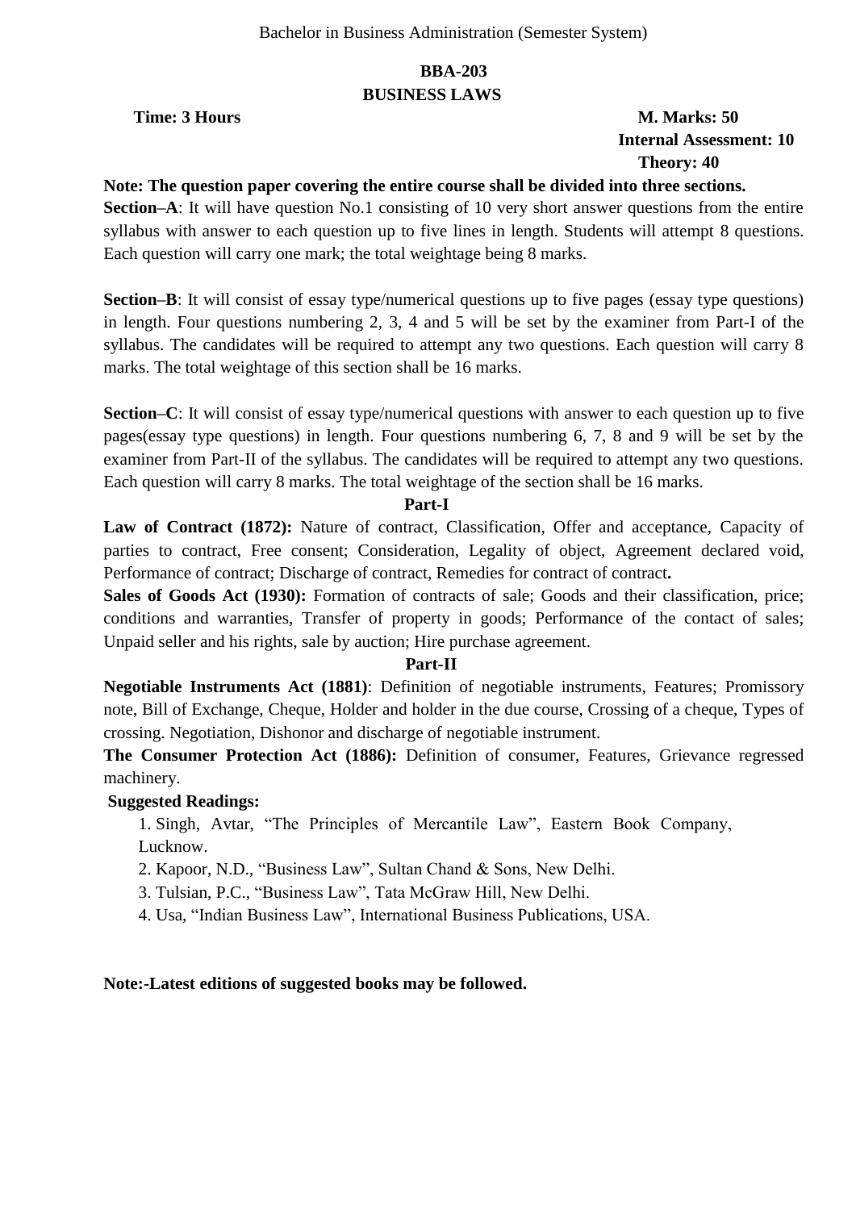Bachelor in Business Administration (Semester System)

## BBA-203
## BUSINESS LAWS

**Time: 3 Hours** **M. Marks: 50**

**Internal Assessment: 10**

**Theory: 40**

**Note: The question paper covering the entire course shall be divided into three sections.**

**Section–A**: It will have question No.1 consisting of 10 very short answer questions from the entire syllabus with answer to each question up to five lines in length. Students will attempt 8 questions. Each question will carry one mark; the total weightage being 8 marks.

**Section–B**: It will consist of essay type/numerical questions up to five pages (essay type questions) in length. Four questions numbering 2, 3, 4 and 5 will be set by the examiner from Part-I of the syllabus. The candidates will be required to attempt any two questions. Each question will carry 8 marks. The total weightage of this section shall be 16 marks.

**Section–C**: It will consist of essay type/numerical questions with answer to each question up to five pages(essay type questions) in length. Four questions numbering 6, 7, 8 and 9 will be set by the examiner from Part-II of the syllabus. The candidates will be required to attempt any two questions. Each question will carry 8 marks. The total weightage of the section shall be 16 marks.

### Part-I

**Law of Contract (1872):** Nature of contract, Classification, Offer and acceptance, Capacity of parties to contract, Free consent; Consideration, Legality of object, Agreement declared void, Performance of contract; Discharge of contract, Remedies for contract of contract**.**

**Sales of Goods Act (1930):** Formation of contracts of sale; Goods and their classification, price; conditions and warranties, Transfer of property in goods; Performance of the contact of sales; Unpaid seller and his rights, sale by auction; Hire purchase agreement.

### Part-II

**Negotiable Instruments Act (1881)**: Definition of negotiable instruments, Features; Promissory note, Bill of Exchange, Cheque, Holder and holder in the due course, Crossing of a cheque, Types of crossing. Negotiation, Dishonor and discharge of negotiable instrument.

**The Consumer Protection Act (1886):** Definition of consumer, Features, Grievance regressed machinery.

**Suggested Readings:**

1. Singh, Avtar, "The Principles of Mercantile Law", Eastern Book Company, Lucknow.
2. Kapoor, N.D., "Business Law", Sultan Chand & Sons, New Delhi.
3. Tulsian, P.C., "Business Law", Tata McGraw Hill, New Delhi.
4. Usa, "Indian Business Law", International Business Publications, USA.

**Note:-Latest editions of suggested books may be followed.**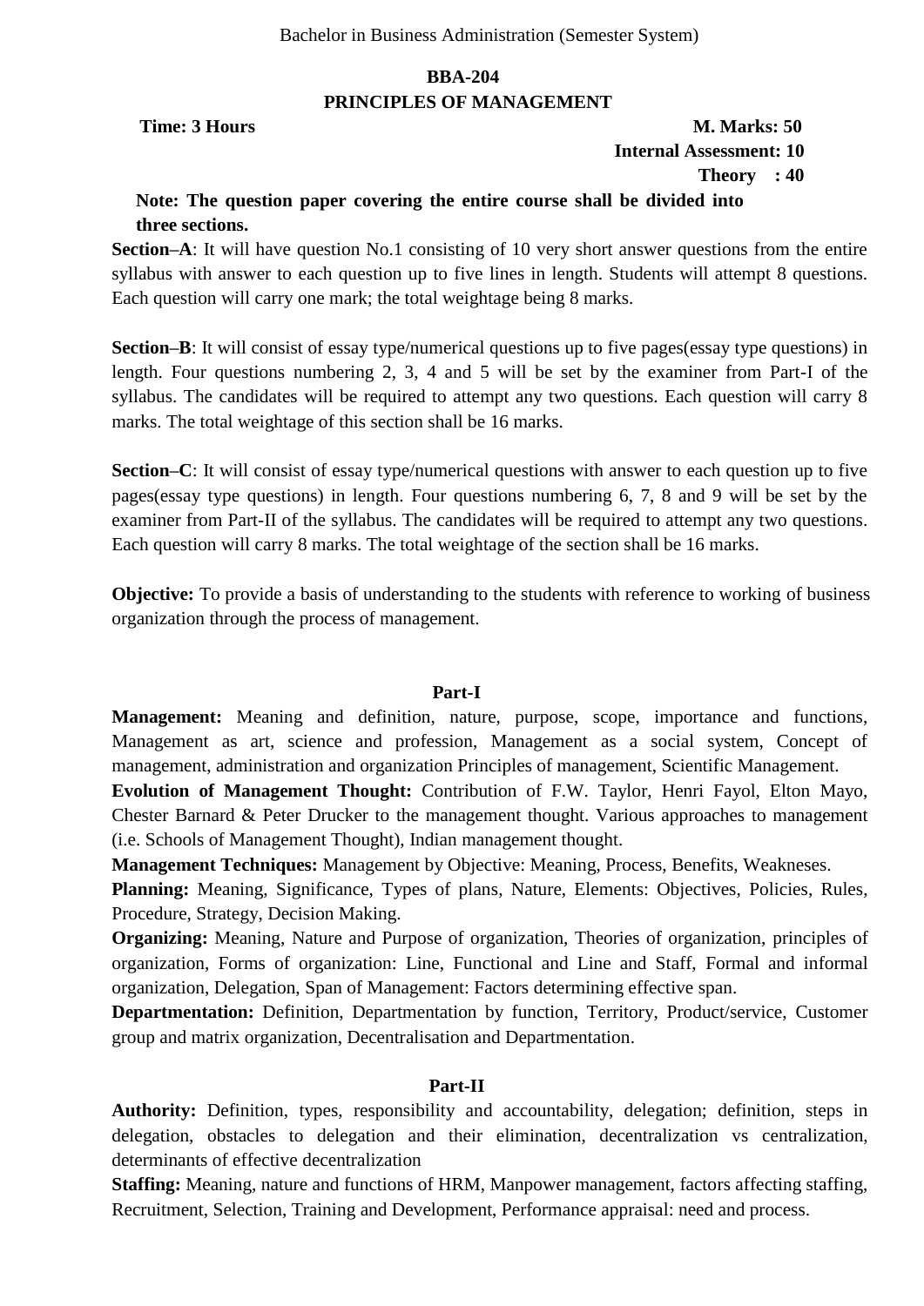Bachelor in Business Administration (Semester System)

## BBA-204

## PRINCIPLES OF MANAGEMENT

**Time: 3 Hours** **M. Marks: 50**

**Internal Assessment: 10**

**Theory : 40**

**Note: The question paper covering the entire course shall be divided into three sections.**

**Section–A**: It will have question No.1 consisting of 10 very short answer questions from the entire syllabus with answer to each question up to five lines in length. Students will attempt 8 questions. Each question will carry one mark; the total weightage being 8 marks.

**Section–B**: It will consist of essay type/numerical questions up to five pages(essay type questions) in length. Four questions numbering 2, 3, 4 and 5 will be set by the examiner from Part-I of the syllabus. The candidates will be required to attempt any two questions. Each question will carry 8 marks. The total weightage of this section shall be 16 marks.

**Section–C**: It will consist of essay type/numerical questions with answer to each question up to five pages(essay type questions) in length. Four questions numbering 6, 7, 8 and 9 will be set by the examiner from Part-II of the syllabus. The candidates will be required to attempt any two questions. Each question will carry 8 marks. The total weightage of the section shall be 16 marks.

**Objective:** To provide a basis of understanding to the students with reference to working of business organization through the process of management.

### Part-I

**Management:** Meaning and definition, nature, purpose, scope, importance and functions, Management as art, science and profession, Management as a social system, Concept of management, administration and organization Principles of management, Scientific Management.

**Evolution of Management Thought:** Contribution of F.W. Taylor, Henri Fayol, Elton Mayo, Chester Barnard & Peter Drucker to the management thought. Various approaches to management (i.e. Schools of Management Thought), Indian management thought.

**Management Techniques:** Management by Objective: Meaning, Process, Benefits, Weaknesses.

**Planning:** Meaning, Significance, Types of plans, Nature, Elements: Objectives, Policies, Rules, Procedure, Strategy, Decision Making.

**Organizing:** Meaning, Nature and Purpose of organization, Theories of organization, principles of organization, Forms of organization: Line, Functional and Line and Staff, Formal and informal organization, Delegation, Span of Management: Factors determining effective span.

**Departmentation:** Definition, Departmentation by function, Territory, Product/service, Customer group and matrix organization, Decentralisation and Departmentation.

### Part-II

**Authority:** Definition, types, responsibility and accountability, delegation; definition, steps in delegation, obstacles to delegation and their elimination, decentralization vs centralization, determinants of effective decentralization

**Staffing:** Meaning, nature and functions of HRM, Manpower management, factors affecting staffing, Recruitment, Selection, Training and Development, Performance appraisal: need and process.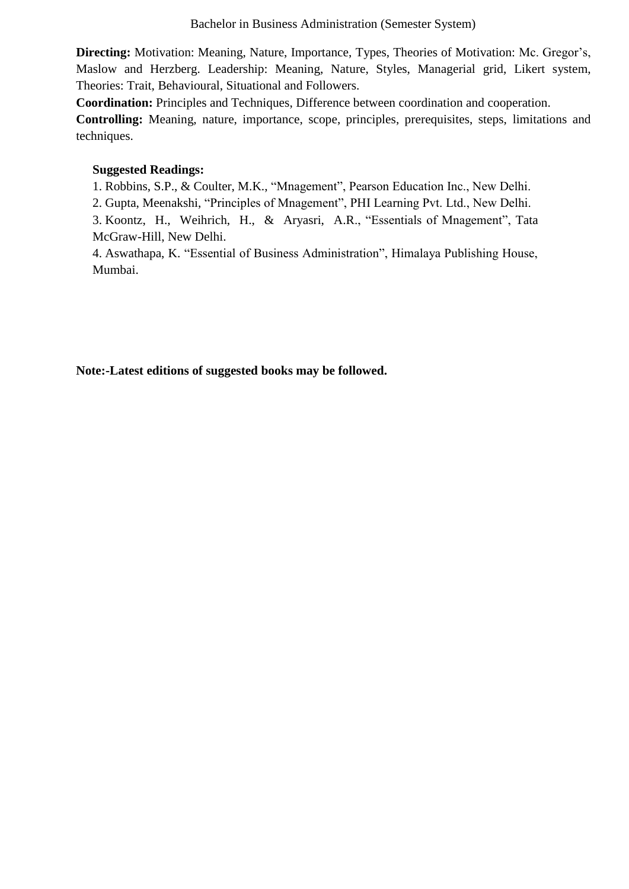**Directing:** Motivation: Meaning, Nature, Importance, Types, Theories of Motivation: Mc. Gregor's, Maslow and Herzberg. Leadership: Meaning, Nature, Styles, Managerial grid, Likert system, Theories: Trait, Behavioural, Situational and Followers.

**Coordination:** Principles and Techniques, Difference between coordination and cooperation.

**Controlling:** Meaning, nature, importance, scope, principles, prerequisites, steps, limitations and techniques.

**Suggested Readings:**

1. Robbins, S.P., & Coulter, M.K., "Mnagement", Pearson Education Inc., New Delhi.
2. Gupta, Meenakshi, "Principles of Mnagement", PHI Learning Pvt. Ltd., New Delhi.
3. Koontz, H., Weihrich, H., & Aryasri, A.R., "Essentials of Mnagement", Tata McGraw-Hill, New Delhi.
4. Aswathapa, K. "Essential of Business Administration", Himalaya Publishing House, Mumbai.

**Note:-Latest editions of suggested books may be followed.**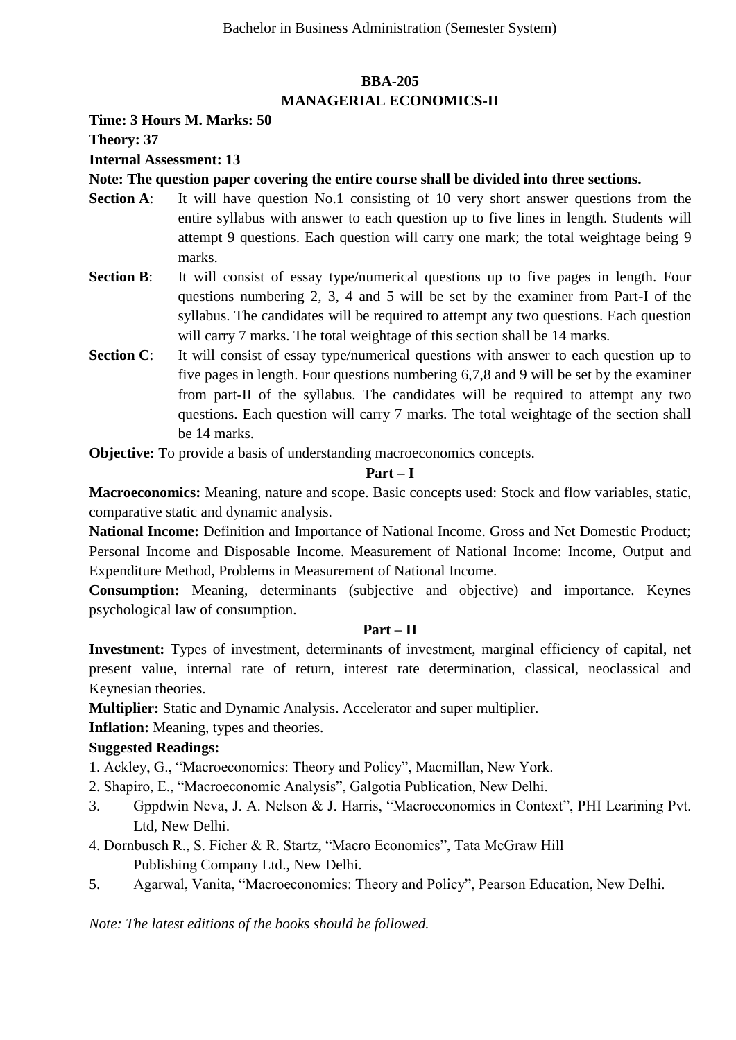## BBA-205

## MANAGERIAL ECONOMICS-II

**Time: 3 Hours M. Marks: 50**

**Theory: 37**

**Internal Assessment: 13**

**Note: The question paper covering the entire course shall be divided into three sections.**

**Section A**: It will have question No.1 consisting of 10 very short answer questions from the entire syllabus with answer to each question up to five lines in length. Students will attempt 9 questions. Each question will carry one mark; the total weightage being 9 marks.

**Section B**: It will consist of essay type/numerical questions up to five pages in length. Four questions numbering 2, 3, 4 and 5 will be set by the examiner from Part-I of the syllabus. The candidates will be required to attempt any two questions. Each question will carry 7 marks. The total weightage of this section shall be 14 marks.

**Section C**: It will consist of essay type/numerical questions with answer to each question up to five pages in length. Four questions numbering 6,7,8 and 9 will be set by the examiner from part-II of the syllabus. The candidates will be required to attempt any two questions. Each question will carry 7 marks. The total weightage of the section shall be 14 marks.

**Objective:** To provide a basis of understanding macroeconomics concepts.

### Part – I

**Macroeconomics:** Meaning, nature and scope. Basic concepts used: Stock and flow variables, static, comparative static and dynamic analysis.

**National Income:** Definition and Importance of National Income. Gross and Net Domestic Product; Personal Income and Disposable Income. Measurement of National Income: Income, Output and Expenditure Method, Problems in Measurement of National Income.

**Consumption:** Meaning, determinants (subjective and objective) and importance. Keynes psychological law of consumption.

### Part – II

**Investment:** Types of investment, determinants of investment, marginal efficiency of capital, net present value, internal rate of return, interest rate determination, classical, neoclassical and Keynesian theories.

**Multiplier:** Static and Dynamic Analysis. Accelerator and super multiplier.

**Inflation:** Meaning, types and theories.

**Suggested Readings:**

1. Ackley, G., "Macroeconomics: Theory and Policy", Macmillan, New York.
2. Shapiro, E., "Macroeconomic Analysis", Galgotia Publication, New Delhi.
3. Gppdwin Neva, J. A. Nelson & J. Harris, "Macroeconomics in Context", PHI Learining Pvt. Ltd, New Delhi.
4. Dornbusch R., S. Ficher & R. Startz, "Macro Economics", Tata McGraw Hill Publishing Company Ltd., New Delhi.
5. Agarwal, Vanita, "Macroeconomics: Theory and Policy", Pearson Education, New Delhi.

*Note: The latest editions of the books should be followed.*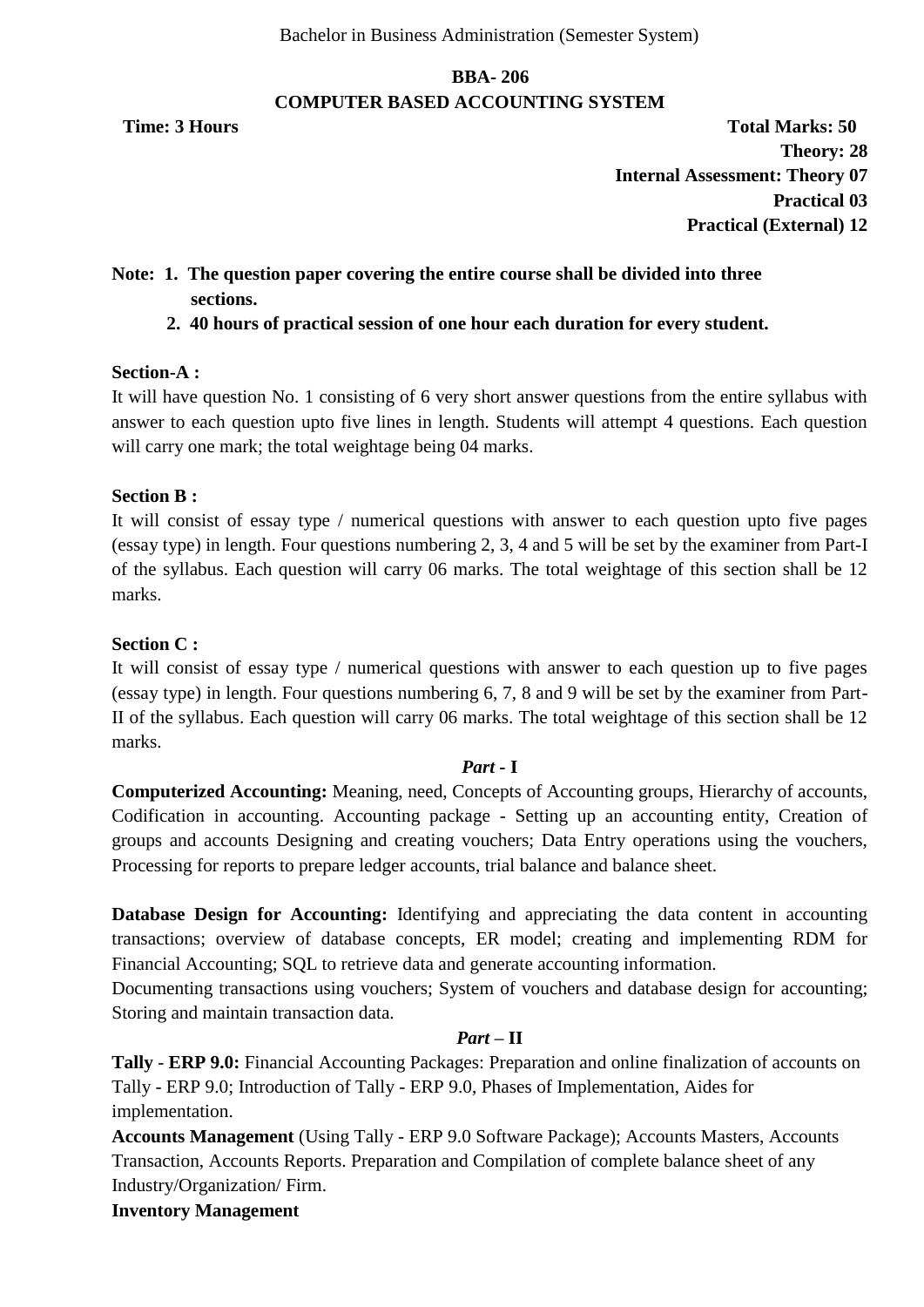Bachelor in Business Administration (Semester System)

## BBA- 206

## COMPUTER BASED ACCOUNTING SYSTEM

**Time: 3 Hours** **Total Marks: 50**

**Theory: 28**

**Internal Assessment: Theory 07**

**Practical 03**

**Practical (External) 12**

**Note: 1. The question paper covering the entire course shall be divided into three sections.**

**2. 40 hours of practical session of one hour each duration for every student.**

**Section-A :**

It will have question No. 1 consisting of 6 very short answer questions from the entire syllabus with answer to each question upto five lines in length. Students will attempt 4 questions. Each question will carry one mark; the total weightage being 04 marks.

**Section B :**

It will consist of essay type / numerical questions with answer to each question upto five pages (essay type) in length. Four questions numbering 2, 3, 4 and 5 will be set by the examiner from Part-I of the syllabus. Each question will carry 06 marks. The total weightage of this section shall be 12 marks.

**Section C :**

It will consist of essay type / numerical questions with answer to each question up to five pages (essay type) in length. Four questions numbering 6, 7, 8 and 9 will be set by the examiner from Part-II of the syllabus. Each question will carry 06 marks. The total weightage of this section shall be 12 marks.

### ***Part* - I**

**Computerized Accounting:** Meaning, need, Concepts of Accounting groups, Hierarchy of accounts, Codification in accounting. Accounting package - Setting up an accounting entity, Creation of groups and accounts Designing and creating vouchers; Data Entry operations using the vouchers, Processing for reports to prepare ledger accounts, trial balance and balance sheet.

**Database Design for Accounting:** Identifying and appreciating the data content in accounting transactions; overview of database concepts, ER model; creating and implementing RDM for Financial Accounting; SQL to retrieve data and generate accounting information.

Documenting transactions using vouchers; System of vouchers and database design for accounting; Storing and maintain transaction data.

### ***Part* – II**

**Tally - ERP 9.0:** Financial Accounting Packages: Preparation and online finalization of accounts on Tally - ERP 9.0; Introduction of Tally - ERP 9.0, Phases of Implementation, Aides for implementation.

**Accounts Management** (Using Tally - ERP 9.0 Software Package); Accounts Masters, Accounts Transaction, Accounts Reports. Preparation and Compilation of complete balance sheet of any Industry/Organization/ Firm.

**Inventory Management**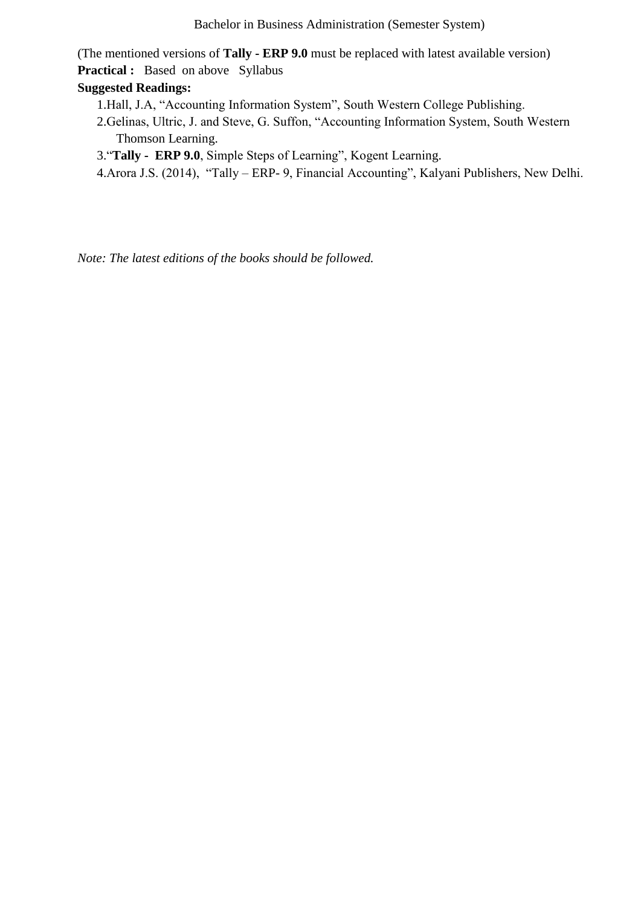(The mentioned versions of **Tally - ERP 9.0** must be replaced with latest available version)

**Practical :** Based on above Syllabus

**Suggested Readings:**

1. Hall, J.A, "Accounting Information System", South Western College Publishing.
2. Gelinas, Ultric, J. and Steve, G. Suffon, "Accounting Information System, South Western Thomson Learning.
3. "**Tally - ERP 9.0**, Simple Steps of Learning", Kogent Learning.
4. Arora J.S. (2014), "Tally – ERP- 9, Financial Accounting", Kalyani Publishers, New Delhi.

*Note: The latest editions of the books should be followed.*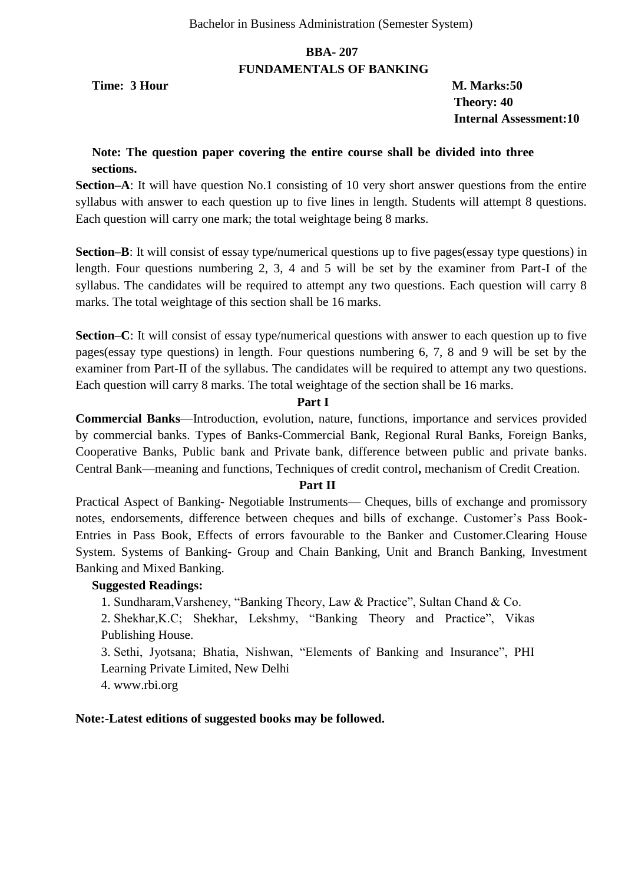Bachelor in Business Administration (Semester System)

## BBA- 207
## FUNDAMENTALS OF BANKING

**Time: 3 Hour** **M. Marks:50**
**Theory: 40**
**Internal Assessment:10**

**Note: The question paper covering the entire course shall be divided into three sections.**

**Section–A**: It will have question No.1 consisting of 10 very short answer questions from the entire syllabus with answer to each question up to five lines in length. Students will attempt 8 questions. Each question will carry one mark; the total weightage being 8 marks.

**Section–B**: It will consist of essay type/numerical questions up to five pages(essay type questions) in length. Four questions numbering 2, 3, 4 and 5 will be set by the examiner from Part-I of the syllabus. The candidates will be required to attempt any two questions. Each question will carry 8 marks. The total weightage of this section shall be 16 marks.

**Section–C**: It will consist of essay type/numerical questions with answer to each question up to five pages(essay type questions) in length. Four questions numbering 6, 7, 8 and 9 will be set by the examiner from Part-II of the syllabus. The candidates will be required to attempt any two questions. Each question will carry 8 marks. The total weightage of the section shall be 16 marks.

### Part I

**Commercial Banks**—Introduction, evolution, nature, functions, importance and services provided by commercial banks. Types of Banks-Commercial Bank, Regional Rural Banks, Foreign Banks, Cooperative Banks, Public bank and Private bank, difference between public and private banks. Central Bank—meaning and functions, Techniques of credit control**,** mechanism of Credit Creation.

### Part II

Practical Aspect of Banking- Negotiable Instruments— Cheques, bills of exchange and promissory notes, endorsements, difference between cheques and bills of exchange. Customer's Pass Book-Entries in Pass Book, Effects of errors favourable to the Banker and Customer.Clearing House System. Systems of Banking- Group and Chain Banking, Unit and Branch Banking, Investment Banking and Mixed Banking.

**Suggested Readings:**

1. Sundharam,Varsheney, "Banking Theory, Law & Practice", Sultan Chand & Co.
2. Shekhar,K.C; Shekhar, Lekshmy, "Banking Theory and Practice", Vikas Publishing House.
3. Sethi, Jyotsana; Bhatia, Nishwan, "Elements of Banking and Insurance", PHI Learning Private Limited, New Delhi
4. www.rbi.org

**Note:-Latest editions of suggested books may be followed.**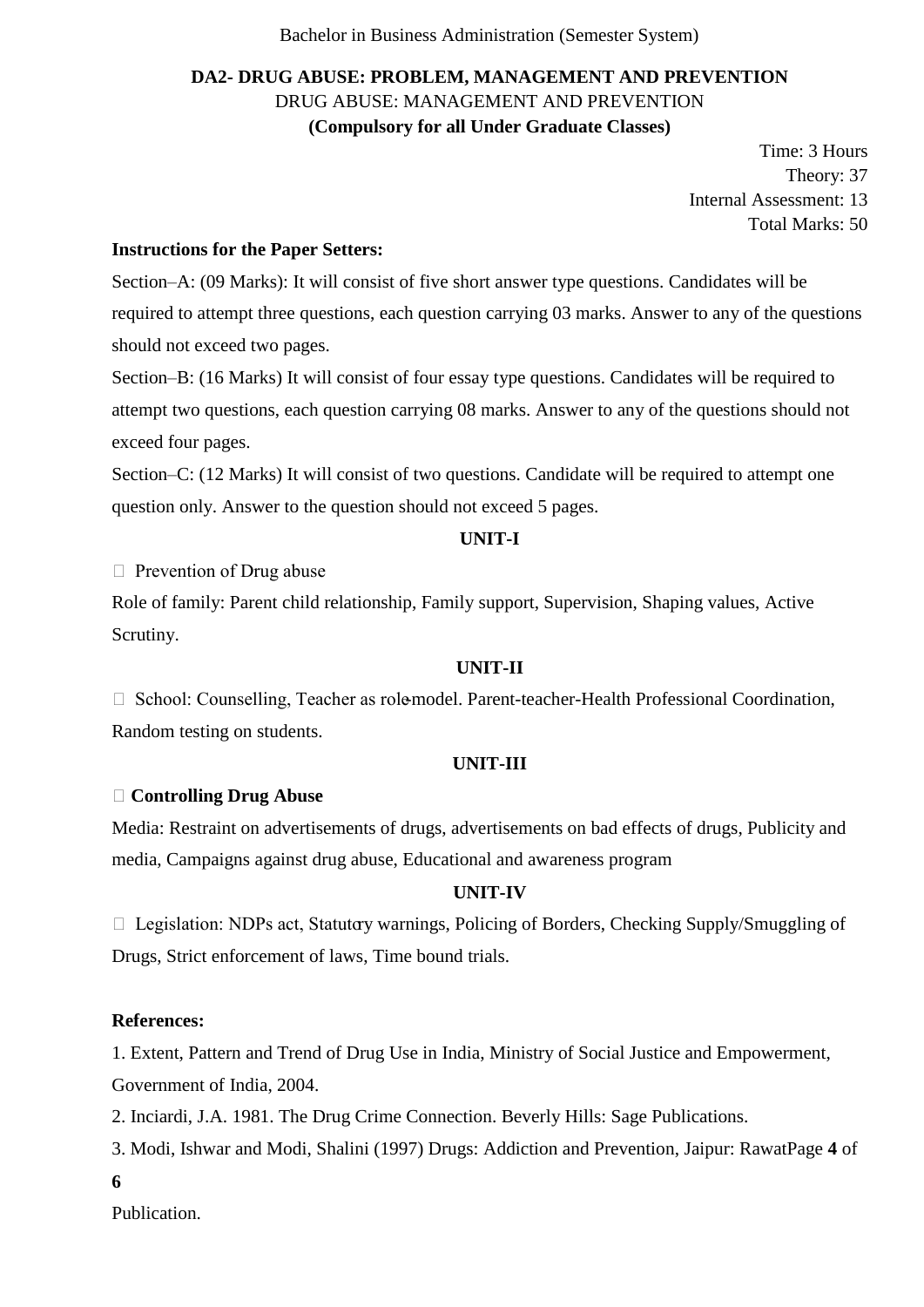Bachelor in Business Administration (Semester System)

## DA2- DRUG ABUSE: PROBLEM, MANAGEMENT AND PREVENTION

DRUG ABUSE: MANAGEMENT AND PREVENTION

**(Compulsory for all Under Graduate Classes)**

Time: 3 Hours
Theory: 37
Internal Assessment: 13
Total Marks: 50

**Instructions for the Paper Setters:**

Section–A: (09 Marks): It will consist of five short answer type questions. Candidates will be required to attempt three questions, each question carrying 03 marks. Answer to any of the questions should not exceed two pages.

Section–B: (16 Marks) It will consist of four essay type questions. Candidates will be required to attempt two questions, each question carrying 08 marks. Answer to any of the questions should not exceed four pages.

Section–C: (12 Marks) It will consist of two questions. Candidate will be required to attempt one question only. Answer to the question should not exceed 5 pages.

### UNIT-I

- Prevention of Drug abuse

Role of family: Parent child relationship, Family support, Supervision, Shaping values, Active Scrutiny.

### UNIT-II

- School: Counselling, Teacher as role-model. Parent-teacher-Health Professional Coordination, Random testing on students.

### UNIT-III

- **Controlling Drug Abuse**

Media: Restraint on advertisements of drugs, advertisements on bad effects of drugs, Publicity and media, Campaigns against drug abuse, Educational and awareness program

### UNIT-IV

- Legislation: NDPs act, Statutory warnings, Policing of Borders, Checking Supply/Smuggling of Drugs, Strict enforcement of laws, Time bound trials.

**References:**

1. Extent, Pattern and Trend of Drug Use in India, Ministry of Social Justice and Empowerment, Government of India, 2004.
2. Inciardi, J.A. 1981. The Drug Crime Connection. Beverly Hills: Sage Publications.
3. Modi, Ishwar and Modi, Shalini (1997) Drugs: Addiction and Prevention, Jaipur: Rawat Publication.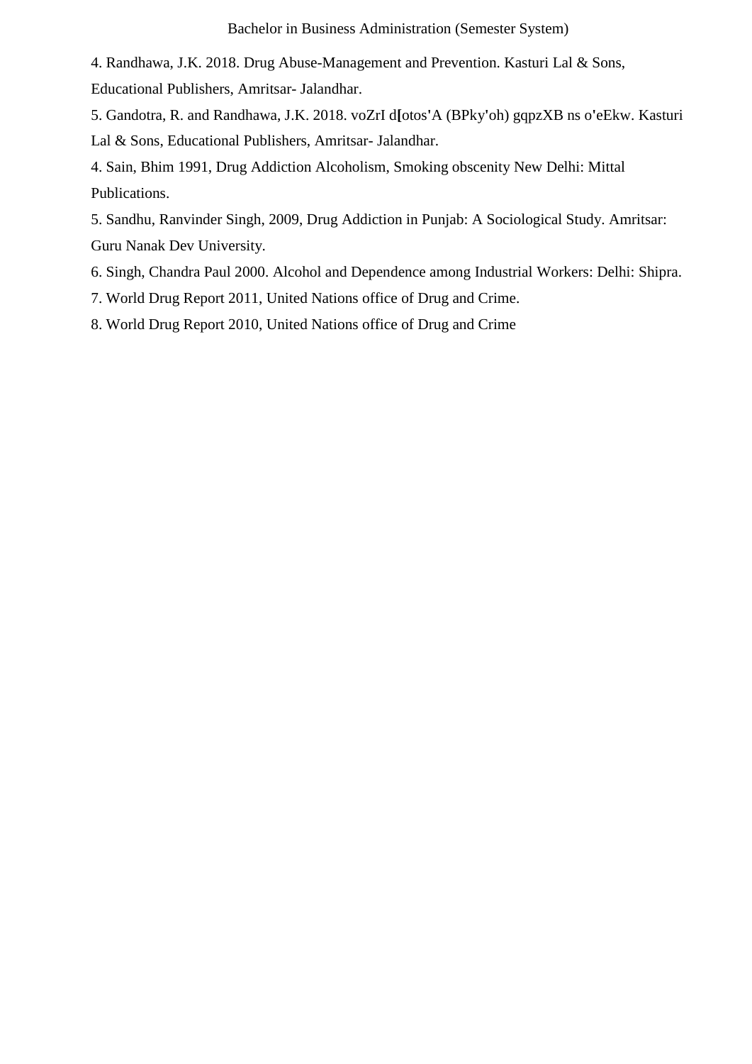4. Randhawa, J.K. 2018. Drug Abuse-Management and Prevention. Kasturi Lal & Sons, Educational Publishers, Amritsar- Jalandhar.

5. Gandotra, R. and Randhawa, J.K. 2018. voZrI d[otos'A (BPky'oh) gqpzXB ns o'eEkw. Kasturi Lal & Sons, Educational Publishers, Amritsar- Jalandhar.

4. Sain, Bhim 1991, Drug Addiction Alcoholism, Smoking obscenity New Delhi: Mittal Publications.

5. Sandhu, Ranvinder Singh, 2009, Drug Addiction in Punjab: A Sociological Study. Amritsar: Guru Nanak Dev University.

6. Singh, Chandra Paul 2000. Alcohol and Dependence among Industrial Workers: Delhi: Shipra.

7. World Drug Report 2011, United Nations office of Drug and Crime.

8. World Drug Report 2010, United Nations office of Drug and Crime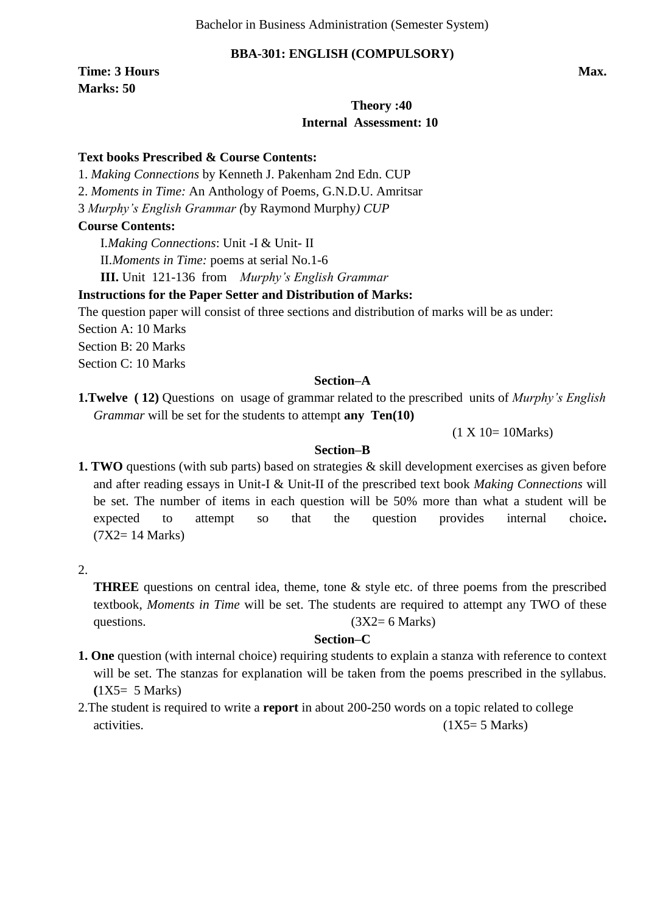Bachelor in Business Administration (Semester System)

**BBA-301: ENGLISH (COMPULSORY)**

**Time: 3 Hours** **Max. Marks: 50**

**Theory :40**
**Internal Assessment: 10**

**Text books Prescribed & Course Contents:**

1. *Making Connections* by Kenneth J. Pakenham 2nd Edn. CUP
2. *Moments in Time:* An Anthology of Poems, G.N.D.U. Amritsar
3 *Murphy's English Grammar (*by Raymond Murphy*) CUP*

**Course Contents:**

I.*Making Connections*: Unit -I & Unit- II
II.*Moments in Time:* poems at serial No.1-6
**III.** Unit 121-136 from *Murphy's English Grammar*

**Instructions for the Paper Setter and Distribution of Marks:**

The question paper will consist of three sections and distribution of marks will be as under:

Section A: 10 Marks
Section B: 20 Marks
Section C: 10 Marks

**Section–A**

**1.Twelve ( 12)** Questions on usage of grammar related to the prescribed units of *Murphy's English Grammar* will be set for the students to attempt **any Ten(10)**

(1 X 10= 10Marks)

**Section–B**

**1. TWO** questions (with sub parts) based on strategies & skill development exercises as given before and after reading essays in Unit-I & Unit-II of the prescribed text book *Making Connections* will be set. The number of items in each question will be 50% more than what a student will be expected to attempt so that the question provides internal choice**.** (7X2= 14 Marks)

2.

**THREE** questions on central idea, theme, tone & style etc. of three poems from the prescribed textbook, *Moments in Time* will be set. The students are required to attempt any TWO of these questions. (3X2= 6 Marks)

**Section–C**

**1. One** question (with internal choice) requiring students to explain a stanza with reference to context will be set. The stanzas for explanation will be taken from the poems prescribed in the syllabus. **(**1X5= 5 Marks)

2.The student is required to write a **report** in about 200-250 words on a topic related to college activities. (1X5= 5 Marks)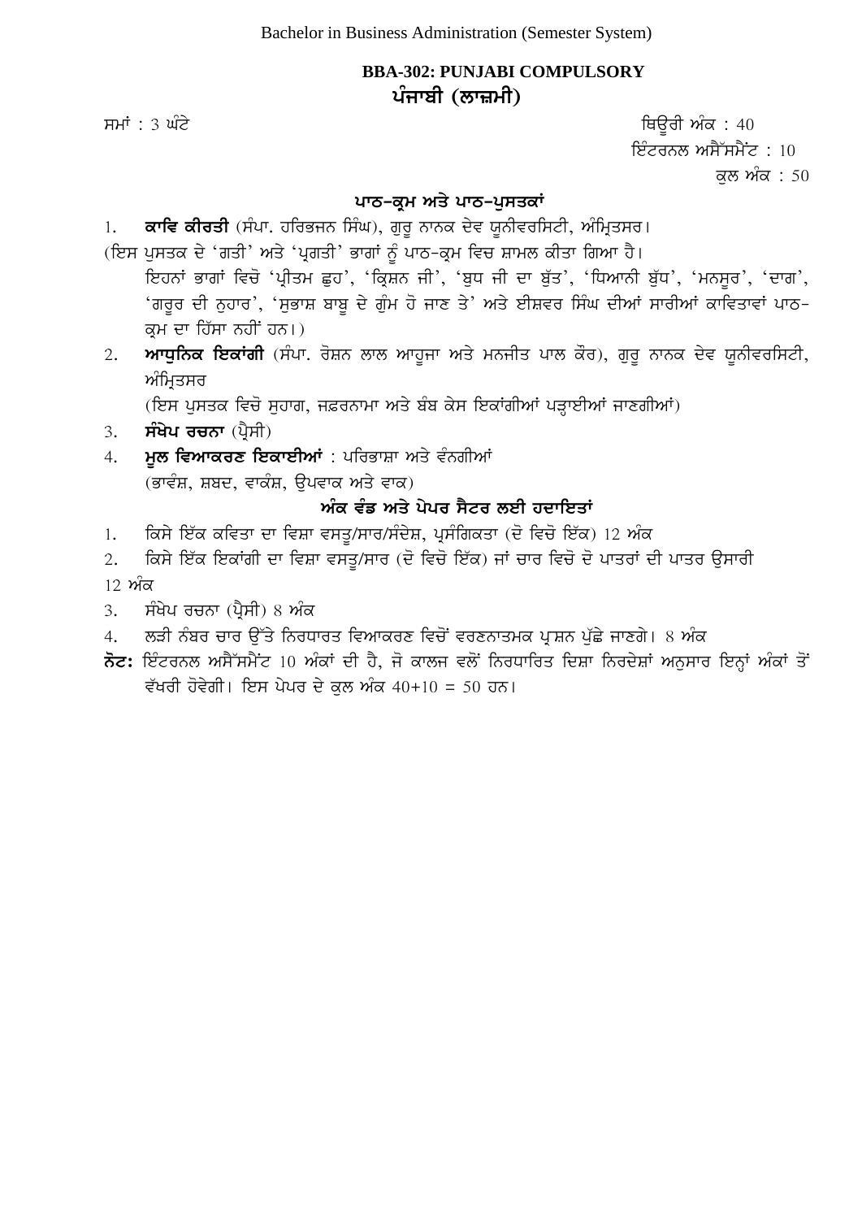Bachelor in Business Administration (Semester System)

## BBA-302: PUNJABI COMPULSORY
## ਪੰਜਾਬੀ (ਲਾਜ਼ਮੀ)

ਸਮਾਂ : 3 ਘੰਟੇ

ਥਿਊਰੀ ਅੰਕ : 40
ਇੰਟਰਨਲ ਅਸੈੱਸਮੈਂਟ : 10
ਕੁਲ ਅੰਕ : 50

### ਪਾਠ-ਕ੍ਰਮ ਅਤੇ ਪਾਠ-ਪੁਸਤਕਾਂ

1. **ਕਾਵਿ ਕੀਰਤੀ** (ਸੰਪਾ. ਹਰਿਭਜਨ ਸਿੰਘ), ਗੁਰੂ ਨਾਨਕ ਦੇਵ ਯੂਨੀਵਰਸਿਟੀ, ਅੰਮ੍ਰਿਤਸਰ।

(ਇਸ ਪੁਸਤਕ ਦੇ 'ਗਤੀ' ਅਤੇ 'ਪ੍ਰਗਤੀ' ਭਾਗਾਂ ਨੂੰ ਪਾਠ-ਕ੍ਰਮ ਵਿਚ ਸ਼ਾਮਲ ਕੀਤਾ ਗਿਆ ਹੈ।
ਇਹਨਾਂ ਭਾਗਾਂ ਵਿਚੋ 'ਪ੍ਰੀਤਮ ਛੁਹ', 'ਕ੍ਰਿਸ਼ਨ ਜੀ', 'ਬੁਧ ਜੀ ਦਾ ਬੁੱਤ', 'ਧਿਆਨੀ ਬੁੱਧ', 'ਮਨਸੂਰ', 'ਦਾਗ', 'ਗਰੂਰ ਦੀ ਨੁਹਾਰ', 'ਸੁਭਾਸ਼ ਬਾਬੂ ਦੇ ਗੁੰਮ ਹੋ ਜਾਣ ਤੇ' ਅਤੇ ਈਸ਼ਵਰ ਸਿੰਘ ਦੀਆਂ ਸਾਰੀਆਂ ਕਾਵਿਤਾਵਾਂ ਪਾਠ-ਕ੍ਰਮ ਦਾ ਹਿੱਸਾ ਨਹੀਂ ਹਨ।)

2. **ਆਧੁਨਿਕ ਇਕਾਂਗੀ** (ਸੰਪਾ. ਰੋਸ਼ਨ ਲਾਲ ਆਹੂਜਾ ਅਤੇ ਮਨਜੀਤ ਪਾਲ ਕੌਰ), ਗੁਰੂ ਨਾਨਕ ਦੇਵ ਯੂਨੀਵਰਸਿਟੀ, ਅੰਮ੍ਰਿਤਸਰ
   (ਇਸ ਪੁਸਤਕ ਵਿਚੋ ਸੁਹਾਗ, ਜ਼ਫ਼ਰਨਾਮਾ ਅਤੇ ਬੰਬ ਕੇਸ ਇਕਾਂਗੀਆਂ ਪੜ੍ਹਾਈਆਂ ਜਾਣਗੀਆਂ)
3. **ਸੰਖੇਪ ਰਚਨਾ** (ਪ੍ਰੈਸੀ)
4. **ਮੂਲ ਵਿਆਕਰਣ ਇਕਾਈਆਂ** : ਪਰਿਭਾਸ਼ਾ ਅਤੇ ਵੰਨਗੀਆਂ
   (ਭਾਵੰਸ਼, ਸ਼ਬਦ, ਵਾਕੰਸ਼, ਉਪਵਾਕ ਅਤੇ ਵਾਕ)

### ਅੰਕ ਵੰਡ ਅਤੇ ਪੇਪਰ ਸੈਟਰ ਲਈ ਹਦਾਇਤਾਂ

1. ਕਿਸੇ ਇੱਕ ਕਵਿਤਾ ਦਾ ਵਿਸ਼ਾ ਵਸਤੂ/ਸਾਰ/ਸੰਦੇਸ਼, ਪ੍ਰਸੰਗਿਕਤਾ (ਦੋ ਵਿਚੋ ਇੱਕ) 12 ਅੰਕ
2. ਕਿਸੇ ਇੱਕ ਇਕਾਂਗੀ ਦਾ ਵਿਸ਼ਾ ਵਸਤੂ/ਸਾਰ (ਦੋ ਵਿਚੋ ਇੱਕ) ਜਾਂ ਚਾਰ ਵਿਚੋ ਦੋ ਪਾਤਰਾਂ ਦੀ ਪਾਤਰ ਉਸਾਰੀ

12 ਅੰਕ

3. ਸੰਖੇਪ ਰਚਨਾ (ਪ੍ਰੈਸੀ) 8 ਅੰਕ
4. ਲੜੀ ਨੰਬਰ ਚਾਰ ਉੱਤੇ ਨਿਰਧਾਰਤ ਵਿਆਕਰਣ ਵਿਚੋਂ ਵਰਣਨਾਤਮਕ ਪ੍ਰਸ਼ਨ ਪੁੱਛੇ ਜਾਣਗੇ। 8 ਅੰਕ

**ਨੋਟ:** ਇੰਟਰਨਲ ਅਸੈੱਸਮੈਂਟ 10 ਅੰਕਾਂ ਦੀ ਹੈ, ਜੋ ਕਾਲਜ ਵਲੋਂ ਨਿਰਧਾਰਿਤ ਦਿਸ਼ਾ ਨਿਰਦੇਸ਼ਾਂ ਅਨੁਸਾਰ ਇਨ੍ਹਾਂ ਅੰਕਾਂ ਤੋਂ ਵੱਖਰੀ ਹੋਵੇਗੀ। ਇਸ ਪੇਪਰ ਦੇ ਕੁਲ ਅੰਕ 40+10 = 50 ਹਨ।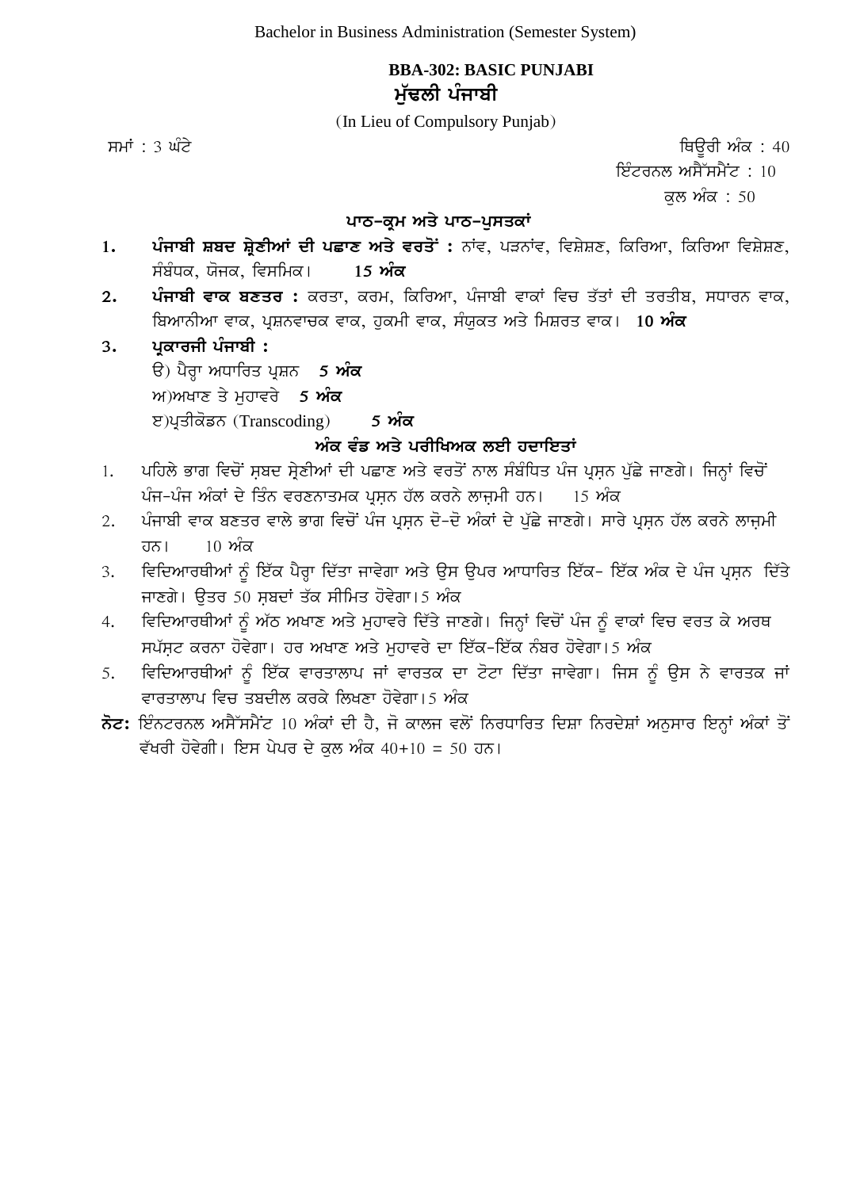Bachelor in Business Administration (Semester System)

# BBA-302: BASIC PUNJABI

## ਮੁੱਢਲੀ ਪੰਜਾਬੀ

(In Lieu of Compulsory Punjab)

ਸਮਾਂ : 3 ਘੰਟੇ

ਥਿਊਰੀ ਅੰਕ : 40

ਇੰਟਰਨਲ ਅਸੈੱਸਮੈਂਟ : 10

ਕੁਲ ਅੰਕ : 50

### ਪਾਠ-ਕ੍ਰਮ ਅਤੇ ਪਾਠ-ਪੁਸਤਕਾਂ

1. **ਪੰਜਾਬੀ ਸ਼ਬਦ ਸ਼੍ਰੇਣੀਆਂ ਦੀ ਪਛਾਣ ਅਤੇ ਵਰਤੋਂ :** ਨਾਂਵ, ਪੜਨਾਂਵ, ਵਿਸ਼ੇਸ਼ਣ, ਕਿਰਿਆ, ਕਿਰਿਆ ਵਿਸ਼ੇਸ਼ਣ, ਸੰਬੰਧਕ, ਯੋਜਕ, ਵਿਸਮਿਕ। **15 ਅੰਕ**
2. **ਪੰਜਾਬੀ ਵਾਕ ਬਣਤਰ :** ਕਰਤਾ, ਕਰਮ, ਕਿਰਿਆ, ਪੰਜਾਬੀ ਵਾਕਾਂ ਵਿਚ ਤੱਤਾਂ ਦੀ ਤਰਤੀਬ, ਸਧਾਰਨ ਵਾਕ, ਬਿਆਨੀਆ ਵਾਕ, ਪ੍ਰਸ਼ਨਵਾਚਕ ਵਾਕ, ਹੁਕਮੀ ਵਾਕ, ਸੰਯੁਕਤ ਅਤੇ ਮਿਸ਼ਰਤ ਵਾਕ। **10 ਅੰਕ**
3. **ਪ੍ਰਕਾਰਜੀ ਪੰਜਾਬੀ :**
   ੳ) ਪੈਰ੍ਹਾ ਅਧਾਰਿਤ ਪ੍ਰਸ਼ਨ **5 ਅੰਕ**
   ਅ)ਅਖਾਣ ਤੇ ਮੁਹਾਵਰੇ **5 ਅੰਕ**
   ੲ)ਪ੍ਰਤੀਕੋਡਨ (Transcoding) **5 ਅੰਕ**

### ਅੰਕ ਵੰਡ ਅਤੇ ਪਰੀਖਿਅਕ ਲਈ ਹਦਾਇਤਾਂ

1. ਪਹਿਲੇ ਭਾਗ ਵਿਚੋਂ ਸ਼ਬਦ ਸ਼੍ਰੇਣੀਆਂ ਦੀ ਪਛਾਣ ਅਤੇ ਵਰਤੋਂ ਨਾਲ ਸੰਬੰਧਿਤ ਪੰਜ ਪ੍ਰਸ਼ਨ ਪੁੱਛੇ ਜਾਣਗੇ। ਜਿਨ੍ਹਾਂ ਵਿਚੋਂ ਪੰਜ-ਪੰਜ ਅੰਕਾਂ ਦੇ ਤਿੰਨ ਵਰਣਨਾਤਮਕ ਪ੍ਰਸ਼ਨ ਹੱਲ ਕਰਨੇ ਲਾਜ਼ਮੀ ਹਨ। 15 ਅੰਕ
2. ਪੰਜਾਬੀ ਵਾਕ ਬਣਤਰ ਵਾਲੇ ਭਾਗ ਵਿਚੋਂ ਪੰਜ ਪ੍ਰਸ਼ਨ ਦੋ-ਦੋ ਅੰਕਾਂ ਦੇ ਪੁੱਛੇ ਜਾਣਗੇ। ਸਾਰੇ ਪ੍ਰਸ਼ਨ ਹੱਲ ਕਰਨੇ ਲਾਜ਼ਮੀ ਹਨ। 10 ਅੰਕ
3. ਵਿਦਿਆਰਥੀਆਂ ਨੂੰ ਇੱਕ ਪੈਰ੍ਹਾ ਦਿੱਤਾ ਜਾਵੇਗਾ ਅਤੇ ਉਸ ਉਪਰ ਆਧਾਰਿਤ ਇੱਕ- ਇੱਕ ਅੰਕ ਦੇ ਪੰਜ ਪ੍ਰਸ਼ਨ ਦਿੱਤੇ ਜਾਣਗੇ। ਉਤਰ 50 ਸ਼ਬਦਾਂ ਤੱਕ ਸੀਮਿਤ ਹੋਵੇਗਾ।5 ਅੰਕ
4. ਵਿਦਿਆਰਥੀਆਂ ਨੂੰ ਅੱਠ ਅਖਾਣ ਅਤੇ ਮੁਹਾਵਰੇ ਦਿੱਤੇ ਜਾਣਗੇ। ਜਿਨ੍ਹਾਂ ਵਿਚੋਂ ਪੰਜ ਨੂੰ ਵਾਕਾਂ ਵਿਚ ਵਰਤ ਕੇ ਅਰਥ ਸਪੱਸ਼ਟ ਕਰਨਾ ਹੋਵੇਗਾ। ਹਰ ਅਖਾਣ ਅਤੇ ਮੁਹਾਵਰੇ ਦਾ ਇੱਕ-ਇੱਕ ਨੰਬਰ ਹੋਵੇਗਾ।5 ਅੰਕ
5. ਵਿਦਿਆਰਥੀਆਂ ਨੂੰ ਇੱਕ ਵਾਰਤਾਲਾਪ ਜਾਂ ਵਾਰਤਕ ਦਾ ਟੋਟਾ ਦਿੱਤਾ ਜਾਵੇਗਾ। ਜਿਸ ਨੂੰ ਉਸ ਨੇ ਵਾਰਤਕ ਜਾਂ ਵਾਰਤਾਲਾਪ ਵਿਚ ਤਬਦੀਲ ਕਰਕੇ ਲਿਖਣਾ ਹੋਵੇਗਾ।5 ਅੰਕ

**ਨੋਟ:** ਇੰਨਟਰਨਲ ਅਸੈੱਸਮੈਂਟ 10 ਅੰਕਾਂ ਦੀ ਹੈ, ਜੋ ਕਾਲਜ ਵਲੋਂ ਨਿਰਧਾਰਿਤ ਦਿਸ਼ਾ ਨਿਰਦੇਸ਼ਾਂ ਅਨੁਸਾਰ ਇਨ੍ਹਾਂ ਅੰਕਾਂ ਤੋਂ ਵੱਖਰੀ ਹੋਵੇਗੀ। ਇਸ ਪੇਪਰ ਦੇ ਕੁਲ ਅੰਕ 40+10 = 50 ਹਨ।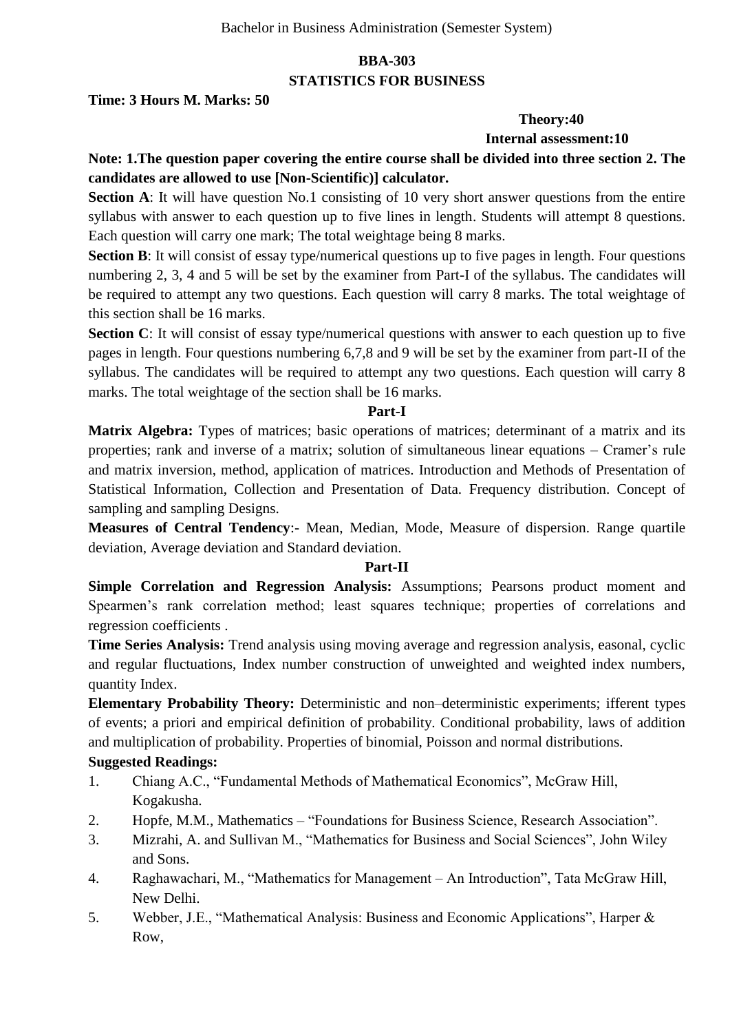Bachelor in Business Administration (Semester System)

## BBA-303

## STATISTICS FOR BUSINESS

**Time: 3 Hours M. Marks: 50**

**Theory:40**

**Internal assessment:10**

**Note: 1.The question paper covering the entire course shall be divided into three section 2. The candidates are allowed to use [Non-Scientific)] calculator.**

**Section A**: It will have question No.1 consisting of 10 very short answer questions from the entire syllabus with answer to each question up to five lines in length. Students will attempt 8 questions. Each question will carry one mark; The total weightage being 8 marks.

**Section B**: It will consist of essay type/numerical questions up to five pages in length. Four questions numbering 2, 3, 4 and 5 will be set by the examiner from Part-I of the syllabus. The candidates will be required to attempt any two questions. Each question will carry 8 marks. The total weightage of this section shall be 16 marks.

**Section C**: It will consist of essay type/numerical questions with answer to each question up to five pages in length. Four questions numbering 6,7,8 and 9 will be set by the examiner from part-II of the syllabus. The candidates will be required to attempt any two questions. Each question will carry 8 marks. The total weightage of the section shall be 16 marks.

### Part-I

**Matrix Algebra:** Types of matrices; basic operations of matrices; determinant of a matrix and its properties; rank and inverse of a matrix; solution of simultaneous linear equations – Cramer's rule and matrix inversion, method, application of matrices. Introduction and Methods of Presentation of Statistical Information, Collection and Presentation of Data. Frequency distribution. Concept of sampling and sampling Designs.

**Measures of Central Tendency**:- Mean, Median, Mode, Measure of dispersion. Range quartile deviation, Average deviation and Standard deviation.

### Part-II

**Simple Correlation and Regression Analysis:** Assumptions; Pearsons product moment and Spearmen's rank correlation method; least squares technique; properties of correlations and regression coefficients .

**Time Series Analysis:** Trend analysis using moving average and regression analysis, easonal, cyclic and regular fluctuations, Index number construction of unweighted and weighted index numbers, quantity Index.

**Elementary Probability Theory:** Deterministic and non–deterministic experiments; ifferent types of events; a priori and empirical definition of probability. Conditional probability, laws of addition and multiplication of probability. Properties of binomial, Poisson and normal distributions.

**Suggested Readings:**

1. Chiang A.C., "Fundamental Methods of Mathematical Economics", McGraw Hill, Kogakusha.
2. Hopfe, M.M., Mathematics – "Foundations for Business Science, Research Association".
3. Mizrahi, A. and Sullivan M., "Mathematics for Business and Social Sciences", John Wiley and Sons.
4. Raghawachari, M., "Mathematics for Management – An Introduction", Tata McGraw Hill, New Delhi.
5. Webber, J.E., "Mathematical Analysis: Business and Economic Applications", Harper & Row,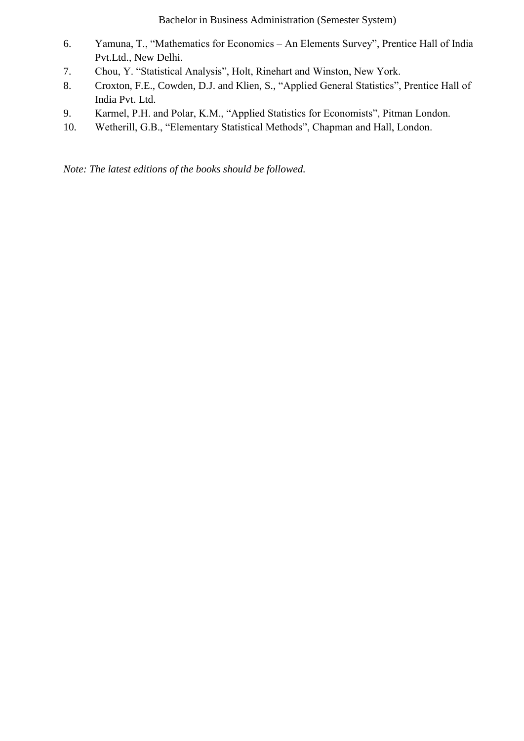6. Yamuna, T., “Mathematics for Economics – An Elements Survey”, Prentice Hall of India Pvt.Ltd., New Delhi.
7. Chou, Y. “Statistical Analysis”, Holt, Rinehart and Winston, New York.
8. Croxton, F.E., Cowden, D.J. and Klien, S., “Applied General Statistics”, Prentice Hall of India Pvt. Ltd.
9. Karmel, P.H. and Polar, K.M., “Applied Statistics for Economists”, Pitman London.
10. Wetherill, G.B., “Elementary Statistical Methods”, Chapman and Hall, London.

*Note: The latest editions of the books should be followed.*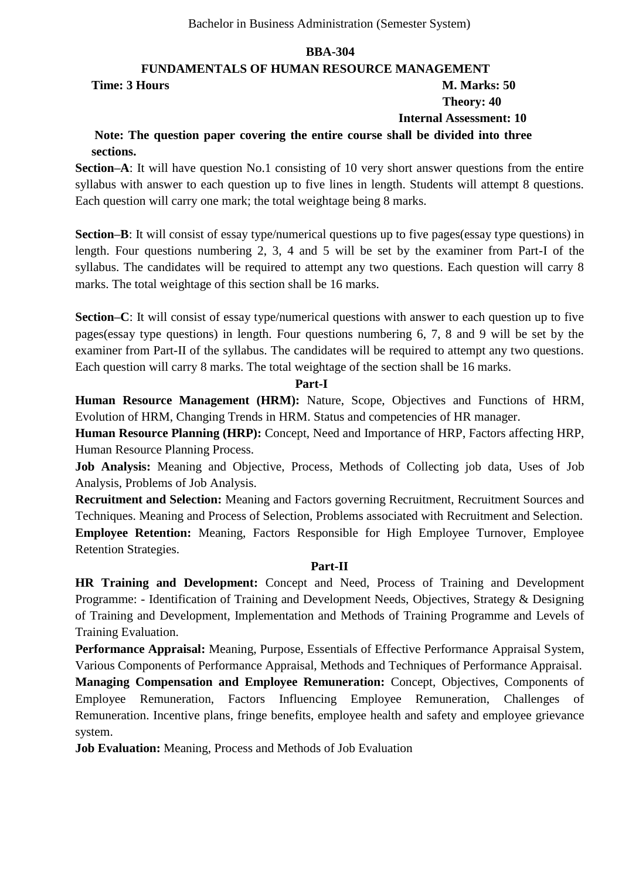Bachelor in Business Administration (Semester System)

# BBA-304

## FUNDAMENTALS OF HUMAN RESOURCE MANAGEMENT

**Time: 3 Hours** **M. Marks: 50**

**Theory: 40**

**Internal Assessment: 10**

**Note: The question paper covering the entire course shall be divided into three sections.**

**Section–A**: It will have question No.1 consisting of 10 very short answer questions from the entire syllabus with answer to each question up to five lines in length. Students will attempt 8 questions. Each question will carry one mark; the total weightage being 8 marks.

**Section–B**: It will consist of essay type/numerical questions up to five pages(essay type questions) in length. Four questions numbering 2, 3, 4 and 5 will be set by the examiner from Part-I of the syllabus. The candidates will be required to attempt any two questions. Each question will carry 8 marks. The total weightage of this section shall be 16 marks.

**Section–C**: It will consist of essay type/numerical questions with answer to each question up to five pages(essay type questions) in length. Four questions numbering 6, 7, 8 and 9 will be set by the examiner from Part-II of the syllabus. The candidates will be required to attempt any two questions. Each question will carry 8 marks. The total weightage of the section shall be 16 marks.

### Part-I

**Human Resource Management (HRM):** Nature, Scope, Objectives and Functions of HRM, Evolution of HRM, Changing Trends in HRM. Status and competencies of HR manager.

**Human Resource Planning (HRP):** Concept, Need and Importance of HRP, Factors affecting HRP, Human Resource Planning Process.

**Job Analysis:** Meaning and Objective, Process, Methods of Collecting job data, Uses of Job Analysis, Problems of Job Analysis.

**Recruitment and Selection:** Meaning and Factors governing Recruitment, Recruitment Sources and Techniques. Meaning and Process of Selection, Problems associated with Recruitment and Selection.

**Employee Retention:** Meaning, Factors Responsible for High Employee Turnover, Employee Retention Strategies.

### Part-II

**HR Training and Development:** Concept and Need, Process of Training and Development Programme: - Identification of Training and Development Needs, Objectives, Strategy & Designing of Training and Development, Implementation and Methods of Training Programme and Levels of Training Evaluation.

**Performance Appraisal:** Meaning, Purpose, Essentials of Effective Performance Appraisal System, Various Components of Performance Appraisal, Methods and Techniques of Performance Appraisal.

**Managing Compensation and Employee Remuneration:** Concept, Objectives, Components of Employee Remuneration, Factors Influencing Employee Remuneration, Challenges of Remuneration. Incentive plans, fringe benefits, employee health and safety and employee grievance system.

**Job Evaluation:** Meaning, Process and Methods of Job Evaluation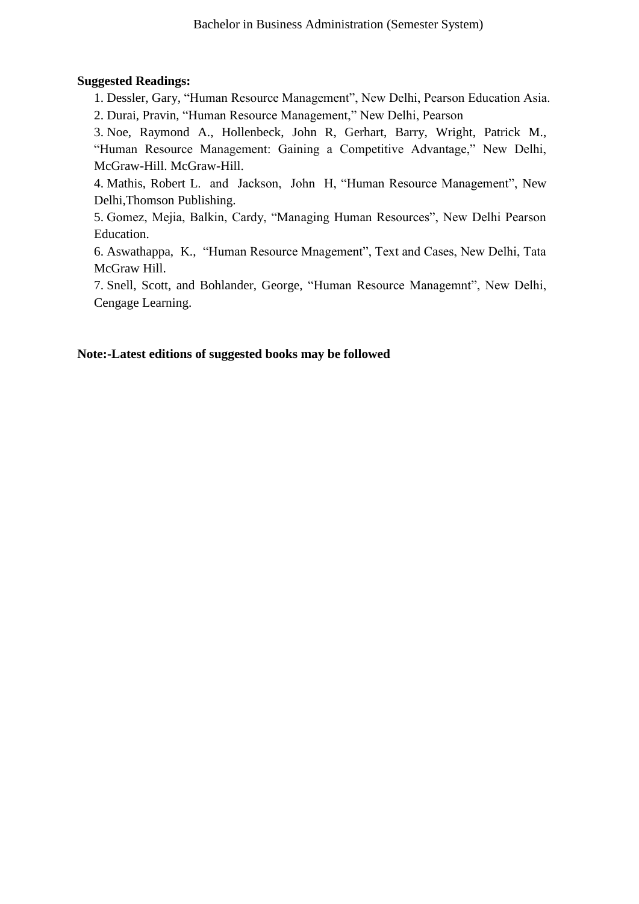**Suggested Readings:**

1. Dessler, Gary, "Human Resource Management", New Delhi, Pearson Education Asia.
2. Durai, Pravin, "Human Resource Management," New Delhi, Pearson
3. Noe, Raymond A., Hollenbeck, John R, Gerhart, Barry, Wright, Patrick M., "Human Resource Management: Gaining a Competitive Advantage," New Delhi, McGraw-Hill. McGraw-Hill.
4. Mathis, Robert L. and Jackson, John H, "Human Resource Management", New Delhi,Thomson Publishing.
5. Gomez, Mejia, Balkin, Cardy, "Managing Human Resources", New Delhi Pearson Education.
6. Aswathappa, K., "Human Resource Mnagement", Text and Cases, New Delhi, Tata McGraw Hill.
7. Snell, Scott, and Bohlander, George, "Human Resource Managemnt", New Delhi, Cengage Learning.

**Note:-Latest editions of suggested books may be followed**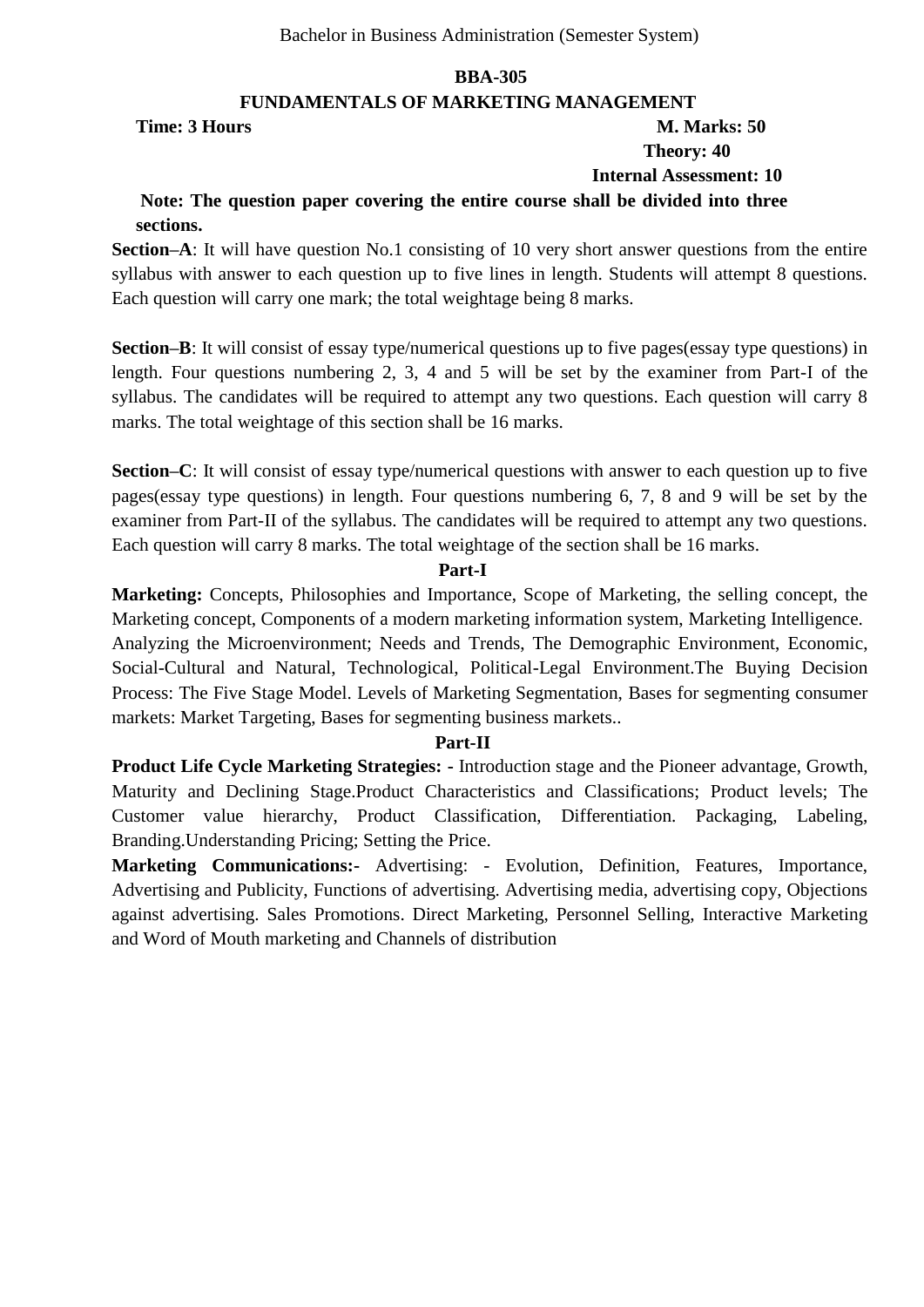Bachelor in Business Administration (Semester System)

## BBA-305

## FUNDAMENTALS OF MARKETING MANAGEMENT

**Time: 3 Hours** **M. Marks: 50**

**Theory: 40**

**Internal Assessment: 10**

**Note: The question paper covering the entire course shall be divided into three sections.**

**Section–A**: It will have question No.1 consisting of 10 very short answer questions from the entire syllabus with answer to each question up to five lines in length. Students will attempt 8 questions. Each question will carry one mark; the total weightage being 8 marks.

**Section–B**: It will consist of essay type/numerical questions up to five pages(essay type questions) in length. Four questions numbering 2, 3, 4 and 5 will be set by the examiner from Part-I of the syllabus. The candidates will be required to attempt any two questions. Each question will carry 8 marks. The total weightage of this section shall be 16 marks.

**Section–C**: It will consist of essay type/numerical questions with answer to each question up to five pages(essay type questions) in length. Four questions numbering 6, 7, 8 and 9 will be set by the examiner from Part-II of the syllabus. The candidates will be required to attempt any two questions. Each question will carry 8 marks. The total weightage of the section shall be 16 marks.

### Part-I

**Marketing:** Concepts, Philosophies and Importance, Scope of Marketing, the selling concept, the Marketing concept, Components of a modern marketing information system, Marketing Intelligence. Analyzing the Microenvironment; Needs and Trends, The Demographic Environment, Economic, Social-Cultural and Natural, Technological, Political-Legal Environment.The Buying Decision Process: The Five Stage Model. Levels of Marketing Segmentation, Bases for segmenting consumer markets: Market Targeting, Bases for segmenting business markets..

### Part-II

**Product Life Cycle Marketing Strategies: -** Introduction stage and the Pioneer advantage, Growth, Maturity and Declining Stage.Product Characteristics and Classifications; Product levels; The Customer value hierarchy, Product Classification, Differentiation. Packaging, Labeling, Branding.Understanding Pricing; Setting the Price.

**Marketing Communications:-** Advertising: - Evolution, Definition, Features, Importance, Advertising and Publicity, Functions of advertising. Advertising media, advertising copy, Objections against advertising. Sales Promotions. Direct Marketing, Personnel Selling, Interactive Marketing and Word of Mouth marketing and Channels of distribution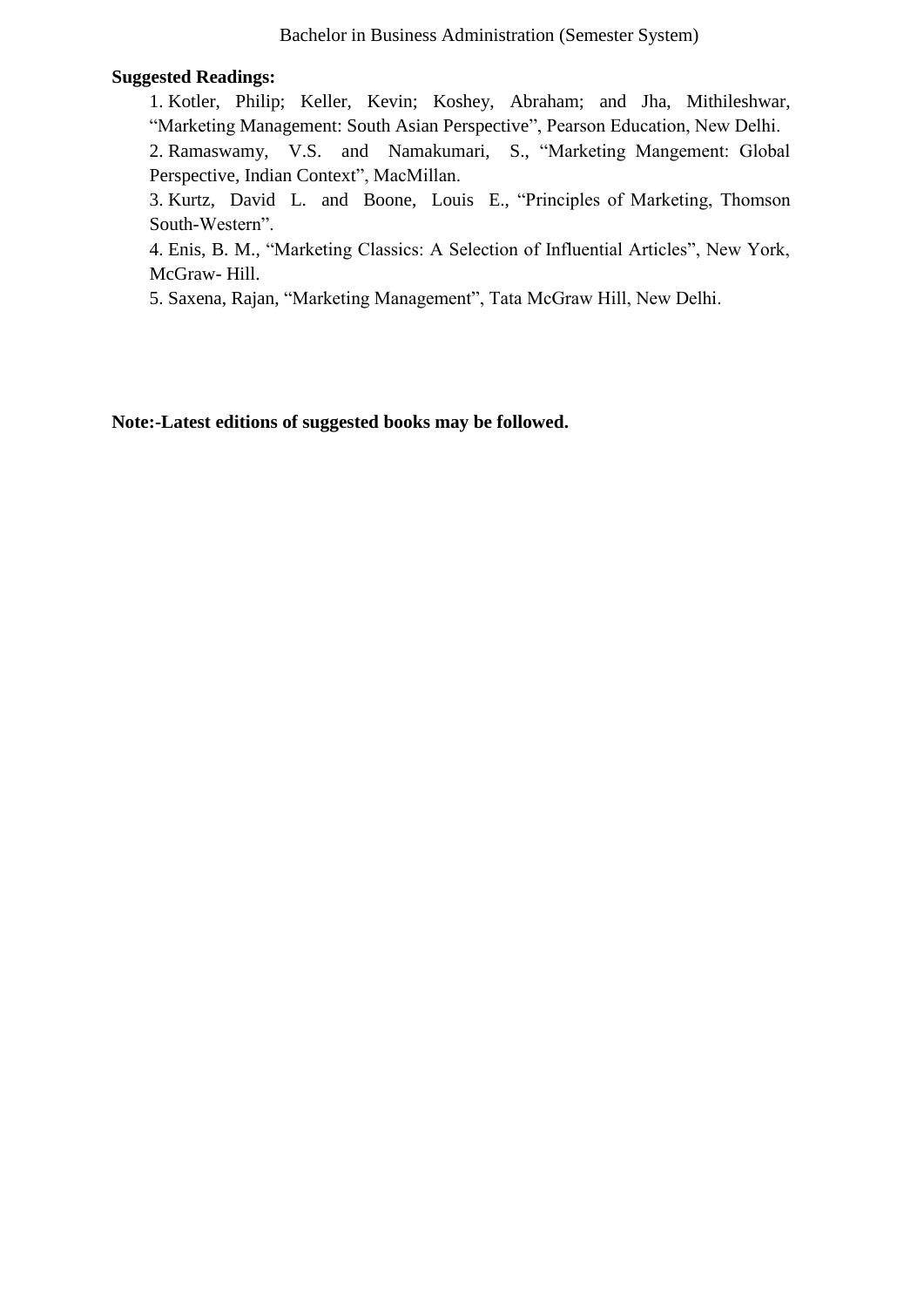**Suggested Readings:**

1. Kotler, Philip; Keller, Kevin; Koshey, Abraham; and Jha, Mithileshwar, "Marketing Management: South Asian Perspective", Pearson Education, New Delhi.
2. Ramaswamy, V.S. and Namakumari, S., "Marketing Mangement: Global Perspective, Indian Context", MacMillan.
3. Kurtz, David L. and Boone, Louis E., "Principles of Marketing, Thomson South-Western".
4. Enis, B. M., "Marketing Classics: A Selection of Influential Articles", New York, McGraw- Hill.
5. Saxena, Rajan, "Marketing Management", Tata McGraw Hill, New Delhi.

**Note:-Latest editions of suggested books may be followed.**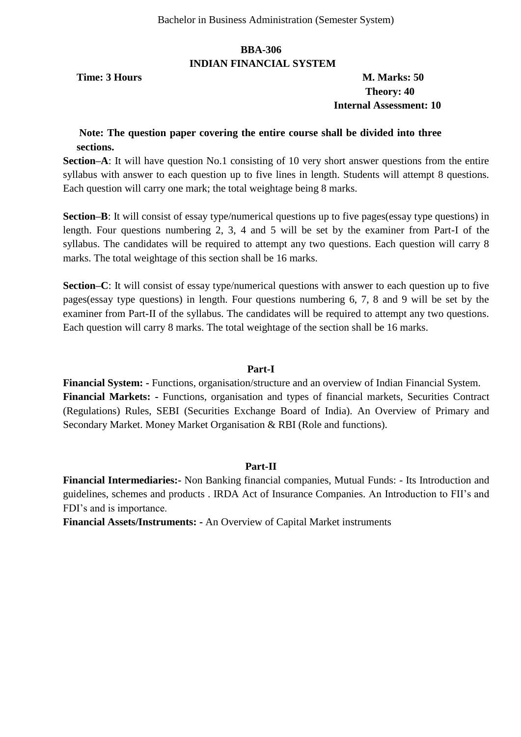Bachelor in Business Administration (Semester System)

# BBA-306

# INDIAN FINANCIAL SYSTEM

**Time: 3 Hours**

**M. Marks: 50**

**Theory: 40**

**Internal Assessment: 10**

**Note: The question paper covering the entire course shall be divided into three sections.**

**Section–A**: It will have question No.1 consisting of 10 very short answer questions from the entire syllabus with answer to each question up to five lines in length. Students will attempt 8 questions. Each question will carry one mark; the total weightage being 8 marks.

**Section–B**: It will consist of essay type/numerical questions up to five pages(essay type questions) in length. Four questions numbering 2, 3, 4 and 5 will be set by the examiner from Part-I of the syllabus. The candidates will be required to attempt any two questions. Each question will carry 8 marks. The total weightage of this section shall be 16 marks.

**Section–C**: It will consist of essay type/numerical questions with answer to each question up to five pages(essay type questions) in length. Four questions numbering 6, 7, 8 and 9 will be set by the examiner from Part-II of the syllabus. The candidates will be required to attempt any two questions. Each question will carry 8 marks. The total weightage of the section shall be 16 marks.

## Part-I

**Financial System: -** Functions, organisation/structure and an overview of Indian Financial System.
**Financial Markets: -** Functions, organisation and types of financial markets, Securities Contract (Regulations) Rules, SEBI (Securities Exchange Board of India). An Overview of Primary and Secondary Market. Money Market Organisation & RBI (Role and functions).

## Part-II

**Financial Intermediaries:-** Non Banking financial companies, Mutual Funds: - Its Introduction and guidelines, schemes and products . IRDA Act of Insurance Companies. An Introduction to FII's and FDI's and is importance.
**Financial Assets/Instruments: -** An Overview of Capital Market instruments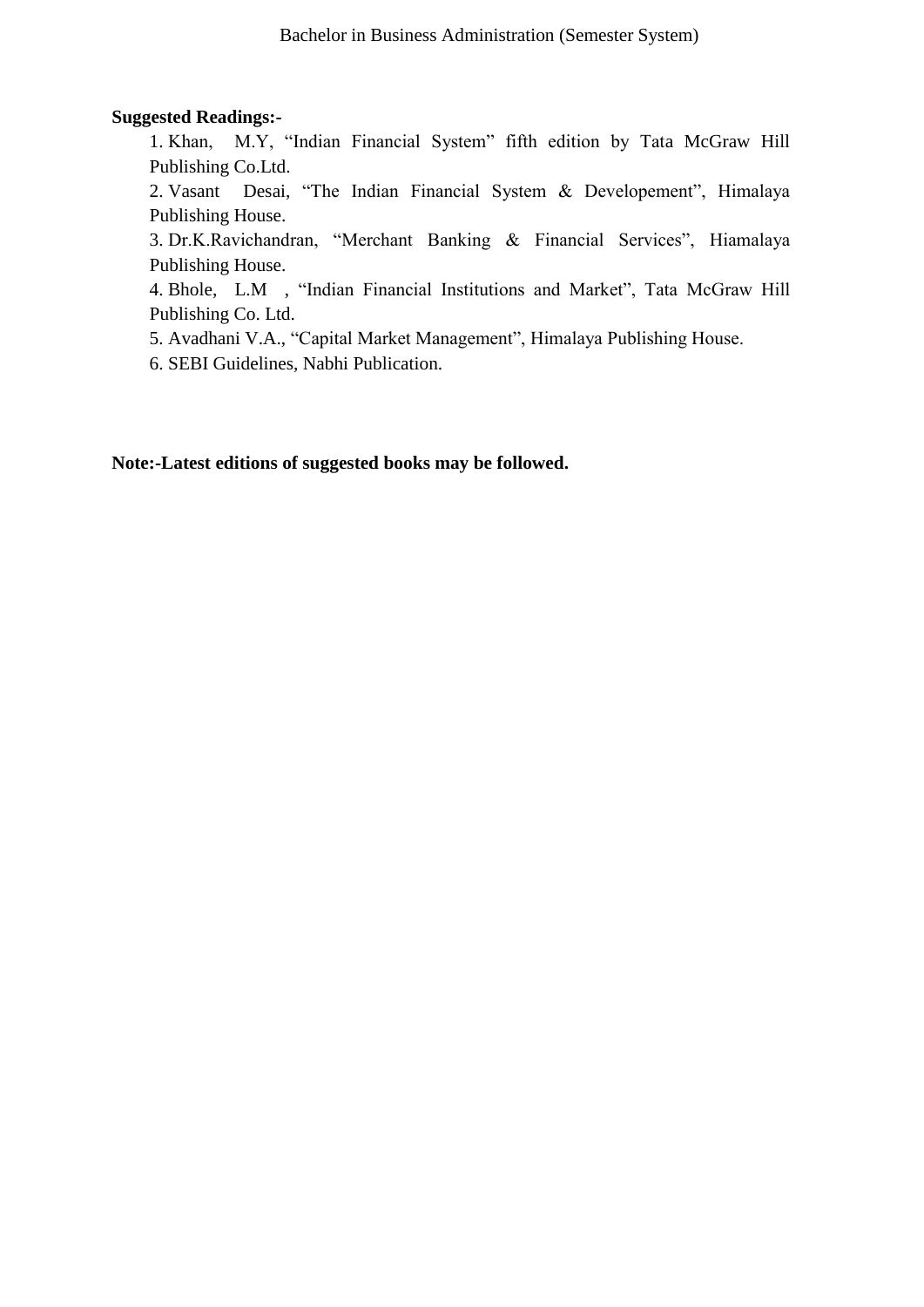**Suggested Readings:-**

1. Khan, M.Y, "Indian Financial System" fifth edition by Tata McGraw Hill Publishing Co.Ltd.
2. Vasant Desai, "The Indian Financial System & Developement", Himalaya Publishing House.
3. Dr.K.Ravichandran, "Merchant Banking & Financial Services", Hiamalaya Publishing House.
4. Bhole, L.M , "Indian Financial Institutions and Market", Tata McGraw Hill Publishing Co. Ltd.
5. Avadhani V.A., "Capital Market Management", Himalaya Publishing House.
6. SEBI Guidelines, Nabhi Publication.

**Note:-Latest editions of suggested books may be followed.**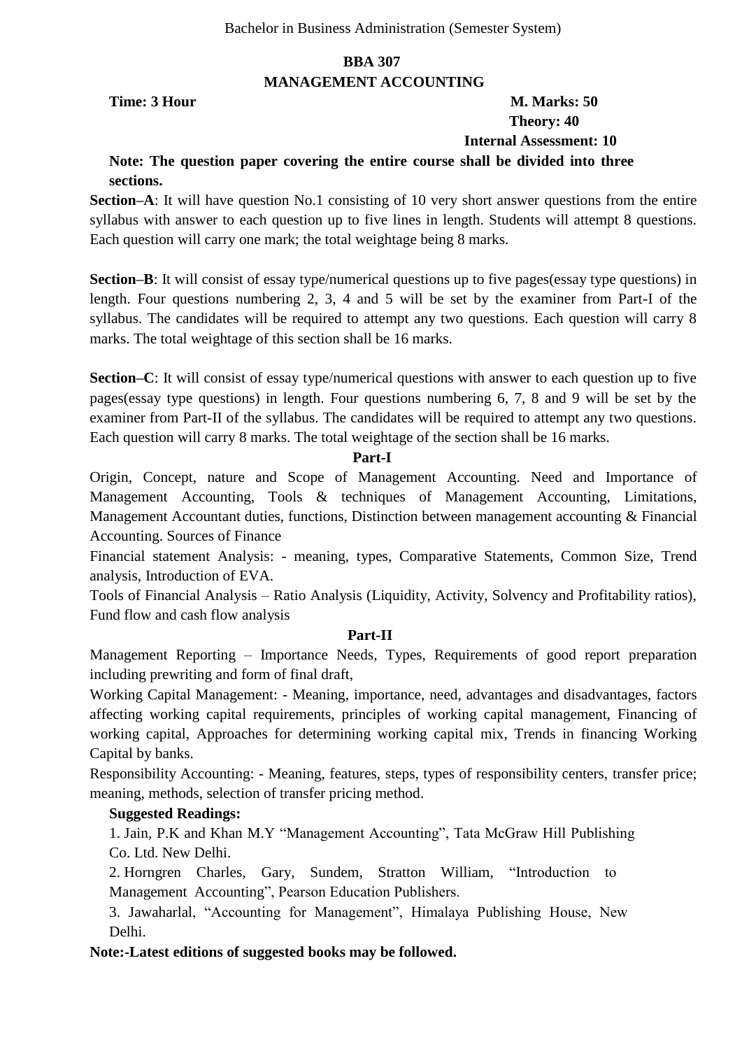Bachelor in Business Administration (Semester System)

## BBA 307
## MANAGEMENT ACCOUNTING

**Time: 3 Hour** **M. Marks: 50**

**Theory: 40**

**Internal Assessment: 10**

**Note: The question paper covering the entire course shall be divided into three sections.**

**Section–A**: It will have question No.1 consisting of 10 very short answer questions from the entire syllabus with answer to each question up to five lines in length. Students will attempt 8 questions. Each question will carry one mark; the total weightage being 8 marks.

**Section–B**: It will consist of essay type/numerical questions up to five pages(essay type questions) in length. Four questions numbering 2, 3, 4 and 5 will be set by the examiner from Part-I of the syllabus. The candidates will be required to attempt any two questions. Each question will carry 8 marks. The total weightage of this section shall be 16 marks.

**Section–C**: It will consist of essay type/numerical questions with answer to each question up to five pages(essay type questions) in length. Four questions numbering 6, 7, 8 and 9 will be set by the examiner from Part-II of the syllabus. The candidates will be required to attempt any two questions. Each question will carry 8 marks. The total weightage of the section shall be 16 marks.

### Part-I

Origin, Concept, nature and Scope of Management Accounting. Need and Importance of Management Accounting, Tools & techniques of Management Accounting, Limitations, Management Accountant duties, functions, Distinction between management accounting & Financial Accounting. Sources of Finance

Financial statement Analysis: - meaning, types, Comparative Statements, Common Size, Trend analysis, Introduction of EVA.

Tools of Financial Analysis – Ratio Analysis (Liquidity, Activity, Solvency and Profitability ratios), Fund flow and cash flow analysis

### Part-II

Management Reporting – Importance Needs, Types, Requirements of good report preparation including prewriting and form of final draft,

Working Capital Management: - Meaning, importance, need, advantages and disadvantages, factors affecting working capital requirements, principles of working capital management, Financing of working capital, Approaches for determining working capital mix, Trends in financing Working Capital by banks.

Responsibility Accounting: - Meaning, features, steps, types of responsibility centers, transfer price; meaning, methods, selection of transfer pricing method.

**Suggested Readings:**

1. Jain, P.K and Khan M.Y "Management Accounting", Tata McGraw Hill Publishing Co. Ltd. New Delhi.
2. Horngren Charles, Gary, Sundem, Stratton William, "Introduction to Management Accounting", Pearson Education Publishers.
3. Jawaharlal, "Accounting for Management", Himalaya Publishing House, New Delhi.

**Note:-Latest editions of suggested books may be followed.**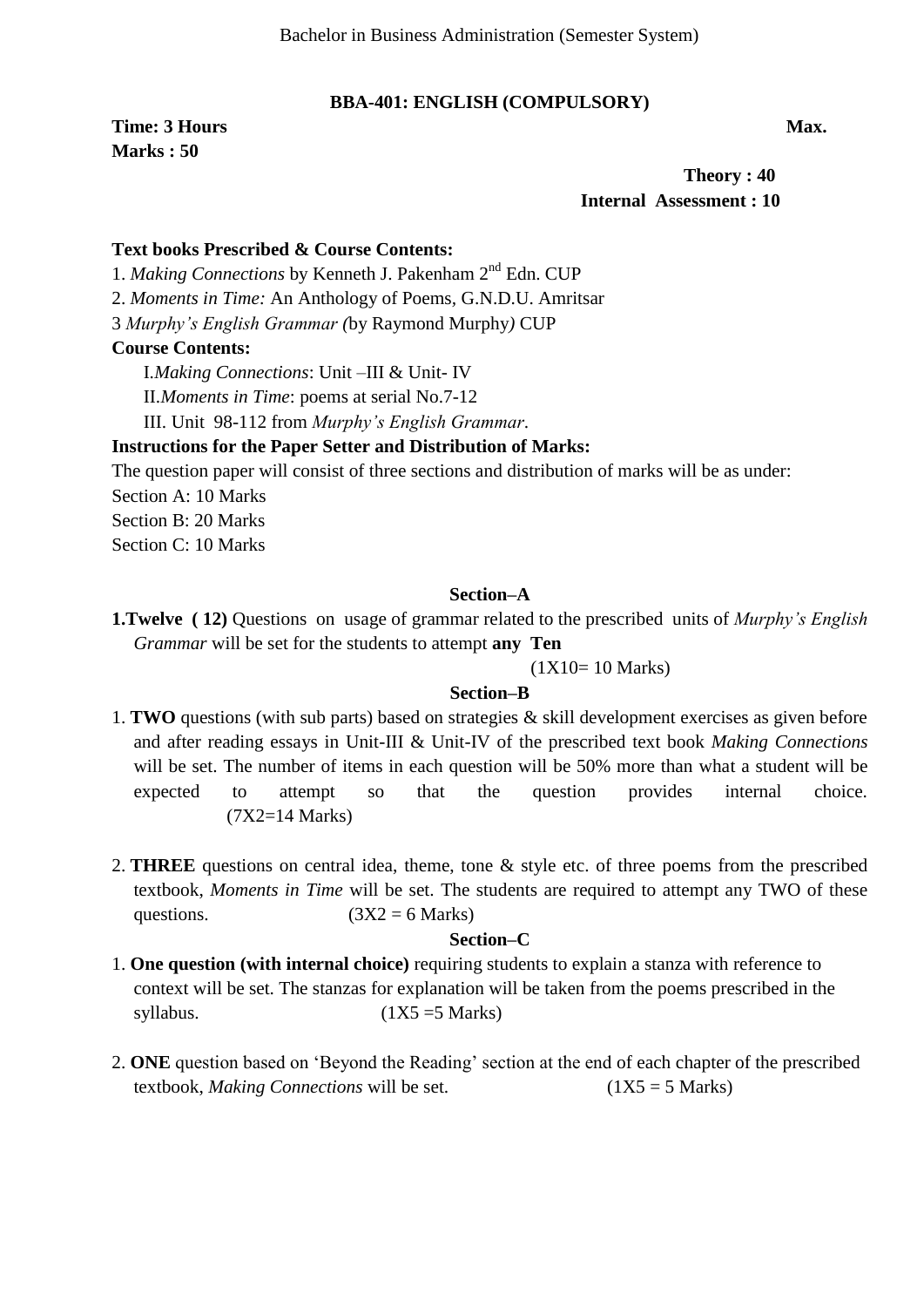Bachelor in Business Administration (Semester System)

## BBA-401: ENGLISH (COMPULSORY)

**Time: 3 Hours** **Max. Marks : 50**

**Theory : 40**
**Internal Assessment : 10**

**Text books Prescribed & Course Contents:**

1. *Making Connections* by Kenneth J. Pakenham 2nd Edn. CUP
2. *Moments in Time:* An Anthology of Poems, G.N.D.U. Amritsar
3 *Murphy's English Grammar (*by Raymond Murphy*)* CUP

**Course Contents:**

I. *Making Connections*: Unit –III & Unit- IV
II. *Moments in Time*: poems at serial No.7-12
III. Unit 98-112 from *Murphy's English Grammar*.

**Instructions for the Paper Setter and Distribution of Marks:**

The question paper will consist of three sections and distribution of marks will be as under:

Section A: 10 Marks
Section B: 20 Marks
Section C: 10 Marks

### Section–A

**1.Twelve ( 12)** Questions on usage of grammar related to the prescribed units of *Murphy's English Grammar* will be set for the students to attempt **any Ten**

(1X10= 10 Marks)

### Section–B

1. **TWO** questions (with sub parts) based on strategies & skill development exercises as given before and after reading essays in Unit-III & Unit-IV of the prescribed text book *Making Connections* will be set. The number of items in each question will be 50% more than what a student will be expected to attempt so that the question provides internal choice. (7X2=14 Marks)

2. **THREE** questions on central idea, theme, tone & style etc. of three poems from the prescribed textbook, *Moments in Time* will be set. The students are required to attempt any TWO of these questions. (3X2 = 6 Marks)

### Section–C

1. **One question (with internal choice)** requiring students to explain a stanza with reference to context will be set. The stanzas for explanation will be taken from the poems prescribed in the syllabus. (1X5 =5 Marks)

2. **ONE** question based on 'Beyond the Reading' section at the end of each chapter of the prescribed textbook, *Making Connections* will be set. (1X5 = 5 Marks)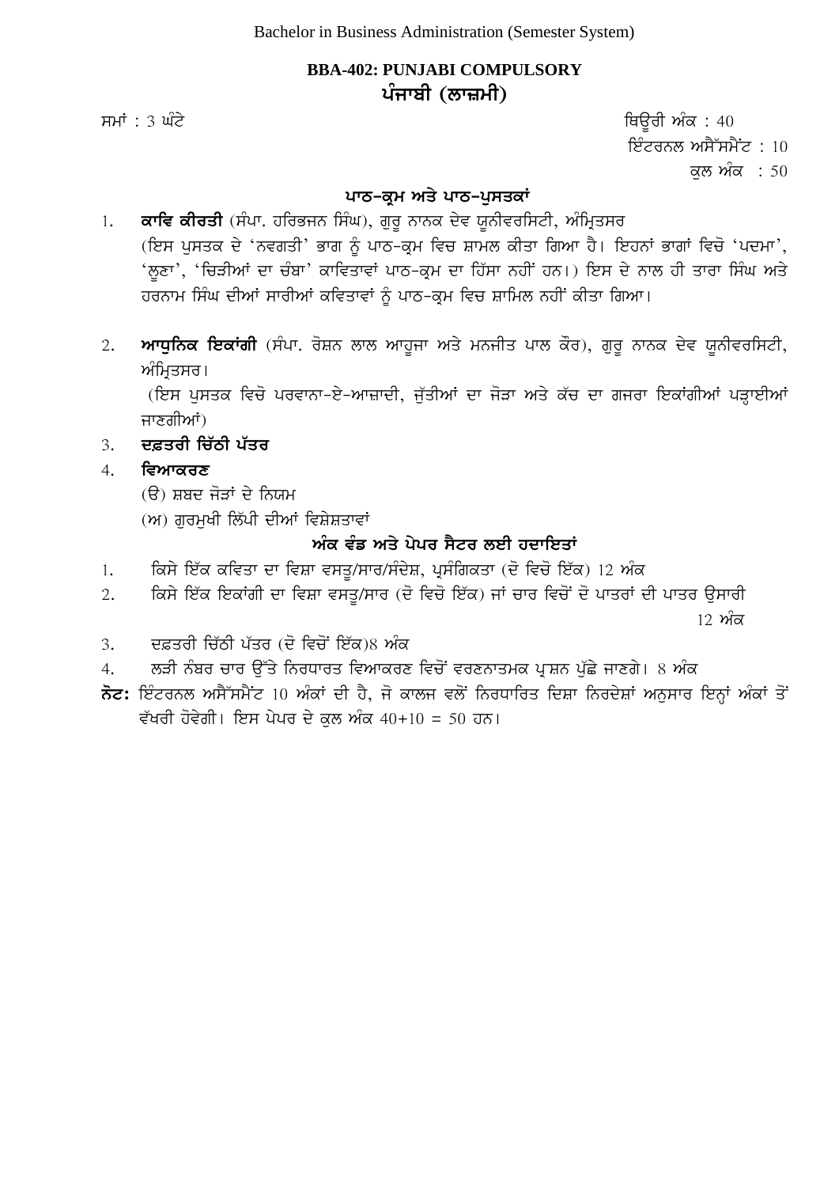Bachelor in Business Administration (Semester System)

## BBA-402: PUNJABI COMPULSORY
## ਪੰਜਾਬੀ (ਲਾਜ਼ਮੀ)

ਸਮਾਂ : 3 ਘੰਟੇ

ਥਿਊਰੀ ਅੰਕ : 40
ਇੰਟਰਨਲ ਅਸੈੱਸਮੈਂਟ : 10
ਕੁਲ ਅੰਕ : 50

### ਪਾਠ-ਕ੍ਰਮ ਅਤੇ ਪਾਠ-ਪੁਸਤਕਾਂ

1. **ਕਾਵਿ ਕੀਰਤੀ** (ਸੰਪਾ. ਹਰਿਭਜਨ ਸਿੰਘ), ਗੁਰੂ ਨਾਨਕ ਦੇਵ ਯੂਨੀਵਰਸਿਟੀ, ਅੰਮ੍ਰਿਤਸਰ
   (ਇਸ ਪੁਸਤਕ ਦੇ 'ਨਵਗਤੀ' ਭਾਗ ਨੂੰ ਪਾਠ-ਕ੍ਰਮ ਵਿਚ ਸ਼ਾਮਲ ਕੀਤਾ ਗਿਆ ਹੈ। ਇਹਨਾਂ ਭਾਗਾਂ ਵਿਚੋ 'ਪਦਮਾ', 'ਲੂਣਾ', 'ਚਿੜੀਆਂ ਦਾ ਚੰਬਾ' ਕਾਵਿਤਾਵਾਂ ਪਾਠ-ਕ੍ਰਮ ਦਾ ਹਿੱਸਾ ਨਹੀਂ ਹਨ।) ਇਸ ਦੇ ਨਾਲ ਹੀ ਤਾਰਾ ਸਿੰਘ ਅਤੇ ਹਰਨਾਮ ਸਿੰਘ ਦੀਆਂ ਸਾਰੀਆਂ ਕਵਿਤਾਵਾਂ ਨੂੰ ਪਾਠ-ਕ੍ਰਮ ਵਿਚ ਸ਼ਾਮਿਲ ਨਹੀਂ ਕੀਤਾ ਗਿਆ।

2. **ਆਧੁਨਿਕ ਇਕਾਂਗੀ** (ਸੰਪਾ. ਰੋਸ਼ਨ ਲਾਲ ਆਹੂਜਾ ਅਤੇ ਮਨਜੀਤ ਪਾਲ ਕੌਰ), ਗੁਰੂ ਨਾਨਕ ਦੇਵ ਯੂਨੀਵਰਸਿਟੀ, ਅੰਮ੍ਰਿਤਸਰ।
   (ਇਸ ਪੁਸਤਕ ਵਿਚੋ ਪਰਵਾਨਾ-ਏ-ਆਜ਼ਾਦੀ, ਜੁੱਤੀਆਂ ਦਾ ਜੋੜਾ ਅਤੇ ਕੱਚ ਦਾ ਗਜਰਾ ਇਕਾਂਗੀਆਂ ਪੜ੍ਹਾਈਆਂ ਜਾਣਗੀਆਂ)

3. **ਦਫ਼ਤਰੀ ਚਿੱਠੀ ਪੱਤਰ**

4. **ਵਿਆਕਰਣ**
   (ੳ) ਸ਼ਬਦ ਜੋੜਾਂ ਦੇ ਨਿਯਮ
   (ਅ) ਗੁਰਮੁਖੀ ਲਿੱਪੀ ਦੀਆਂ ਵਿਸ਼ੇਸ਼ਤਾਵਾਂ

### ਅੰਕ ਵੰਡ ਅਤੇ ਪੇਪਰ ਸੈਟਰ ਲਈ ਹਦਾਇਤਾਂ

1. ਕਿਸੇ ਇੱਕ ਕਵਿਤਾ ਦਾ ਵਿਸ਼ਾ ਵਸਤੂ/ਸਾਰ/ਸੰਦੇਸ਼, ਪ੍ਰਸੰਗਿਕਤਾ (ਦੋ ਵਿਚੋ ਇੱਕ) 12 ਅੰਕ
2. ਕਿਸੇ ਇੱਕ ਇਕਾਂਗੀ ਦਾ ਵਿਸ਼ਾ ਵਸਤੂ/ਸਾਰ (ਦੋ ਵਿਚੋ ਇੱਕ) ਜਾਂ ਚਾਰ ਵਿਚੋਂ ਦੋ ਪਾਤਰਾਂ ਦੀ ਪਾਤਰ ਉਸਾਰੀ 12 ਅੰਕ
3. ਦਫ਼ਤਰੀ ਚਿੱਠੀ ਪੱਤਰ (ਦੋ ਵਿਚੋਂ ਇੱਕ)8 ਅੰਕ
4. ਲੜੀ ਨੰਬਰ ਚਾਰ ਉੱਤੇ ਨਿਰਧਾਰਤ ਵਿਆਕਰਣ ਵਿਚੋਂ ਵਰਣਨਾਤਮਕ ਪ੍ਰਸ਼ਨ ਪੁੱਛੇ ਜਾਣਗੇ। 8 ਅੰਕ

**ਨੋਟ:** ਇੰਟਰਨਲ ਅਸੈੱਸਮੈਂਟ 10 ਅੰਕਾਂ ਦੀ ਹੈ, ਜੋ ਕਾਲਜ ਵਲੋਂ ਨਿਰਧਾਰਿਤ ਦਿਸ਼ਾ ਨਿਰਦੇਸ਼ਾਂ ਅਨੁਸਾਰ ਇਨ੍ਹਾਂ ਅੰਕਾਂ ਤੋਂ ਵੱਖਰੀ ਹੋਵੇਗੀ। ਇਸ ਪੇਪਰ ਦੇ ਕੁਲ ਅੰਕ 40+10 = 50 ਹਨ।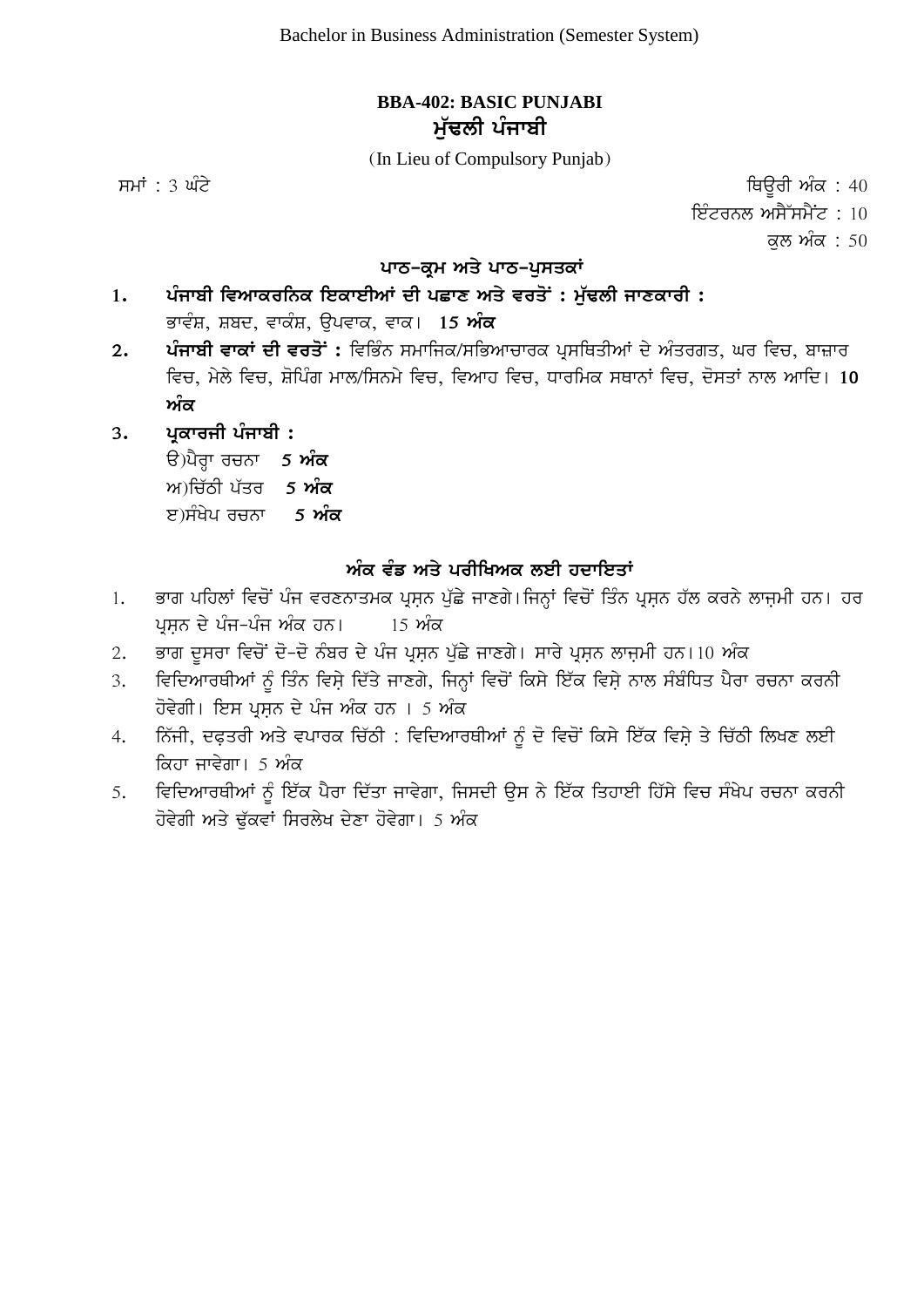Bachelor in Business Administration (Semester System)

# BBA-402: BASIC PUNJABI
# ਮੁੱਢਲੀ ਪੰਜਾਬੀ

(In Lieu of Compulsory Punjab)

ਸਮਾਂ : 3 ਘੰਟੇ

ਥਿਊਰੀ ਅੰਕ : 40
ਇੰਟਰਨਲ ਅਸੈੱਸਮੈਂਟ : 10
ਕੁਲ ਅੰਕ : 50

## ਪਾਠ-ਕ੍ਰਮ ਅਤੇ ਪਾਠ-ਪੁਸਤਕਾਂ

1. **ਪੰਜਾਬੀ ਵਿਆਕਰਨਿਕ ਇਕਾਈਆਂ ਦੀ ਪਛਾਣ ਅਤੇ ਵਰਤੋਂ : ਮੁੱਢਲੀ ਜਾਣਕਾਰੀ :**
   ਭਾਵੰਸ਼, ਸ਼ਬਦ, ਵਾਕੰਸ਼, ਉਪਵਾਕ, ਵਾਕ। **15 ਅੰਕ**
2. **ਪੰਜਾਬੀ ਵਾਕਾਂ ਦੀ ਵਰਤੋਂ :** ਵਿਭਿੰਨ ਸਮਾਜਿਕ/ਸਭਿਆਚਾਰਕ ਪ੍ਰਸਥਿਤੀਆਂ ਦੇ ਅੰਤਰਗਤ, ਘਰ ਵਿਚ, ਬਾਜ਼ਾਰ ਵਿਚ, ਮੇਲੇ ਵਿਚ, ਸ਼ੋਪਿੰਗ ਮਾਲ/ਸਿਨਮੇ ਵਿਚ, ਵਿਆਹ ਵਿਚ, ਧਾਰਮਿਕ ਸਥਾਨਾਂ ਵਿਚ, ਦੋਸਤਾਂ ਨਾਲ ਆਦਿ। **10 ਅੰਕ**
3. **ਪ੍ਰਕਾਰਜੀ ਪੰਜਾਬੀ :**
   ੳ)ਪੈਰ੍ਹਾ ਰਚਨਾ **5 ਅੰਕ**
   ਅ)ਚਿੱਠੀ ਪੱਤਰ **5 ਅੰਕ**
   ੲ)ਸੰਖੇਪ ਰਚਨਾ **5 ਅੰਕ**

## ਅੰਕ ਵੰਡ ਅਤੇ ਪਰੀਖਿਅਕ ਲਈ ਹਦਾਇਤਾਂ

1. ਭਾਗ ਪਹਿਲਾਂ ਵਿਚੋਂ ਪੰਜ ਵਰਣਨਾਤਮਕ ਪ੍ਰਸ਼ਨ ਪੁੱਛੇ ਜਾਣਗੇ।ਜਿਨ੍ਹਾਂ ਵਿਚੋਂ ਤਿੰਨ ਪ੍ਰਸ਼ਨ ਹੱਲ ਕਰਨੇ ਲਾਜ਼ਮੀ ਹਨ। ਹਰ ਪ੍ਰਸ਼ਨ ਦੇ ਪੰਜ-ਪੰਜ ਅੰਕ ਹਨ। 15 ਅੰਕ
2. ਭਾਗ ਦੂਸਰਾ ਵਿਚੋਂ ਦੋ-ਦੋ ਨੰਬਰ ਦੇ ਪੰਜ ਪ੍ਰਸ਼ਨ ਪੁੱਛੇ ਜਾਣਗੇ। ਸਾਰੇ ਪ੍ਰਸ਼ਨ ਲਾਜ਼ਮੀ ਹਨ।10 ਅੰਕ
3. ਵਿਦਿਆਰਥੀਆਂ ਨੂੰ ਤਿੰਨ ਵਿਸ਼ੇ ਦਿੱਤੇ ਜਾਣਗੇ, ਜਿਨ੍ਹਾਂ ਵਿਚੋਂ ਕਿਸੇ ਇੱਕ ਵਿਸ਼ੇ ਨਾਲ ਸੰਬੰਧਿਤ ਪੈਰਾ ਰਚਨਾ ਕਰਨੀ ਹੋਵੇਗੀ। ਇਸ ਪ੍ਰਸ਼ਨ ਦੇ ਪੰਜ ਅੰਕ ਹਨ । 5 ਅੰਕ
4. ਨਿੱਜੀ, ਦਫ਼ਤਰੀ ਅਤੇ ਵਪਾਰਕ ਚਿੱਠੀ : ਵਿਦਿਆਰਥੀਆਂ ਨੂੰ ਦੋ ਵਿਚੋਂ ਕਿਸੇ ਇੱਕ ਵਿਸ਼ੇ ਤੇ ਚਿੱਠੀ ਲਿਖਣ ਲਈ ਕਿਹਾ ਜਾਵੇਗਾ। 5 ਅੰਕ
5. ਵਿਦਿਆਰਥੀਆਂ ਨੂੰ ਇੱਕ ਪੈਰਾ ਦਿੱਤਾ ਜਾਵੇਗਾ, ਜਿਸਦੀ ਉਸ ਨੇ ਇੱਕ ਤਿਹਾਈ ਹਿੱਸੇ ਵਿਚ ਸੰਖੇਪ ਰਚਨਾ ਕਰਨੀ ਹੋਵੇਗੀ ਅਤੇ ਢੁੱਕਵਾਂ ਸਿਰਲੇਖ ਦੇਣਾ ਹੋਵੇਗਾ। 5 ਅੰਕ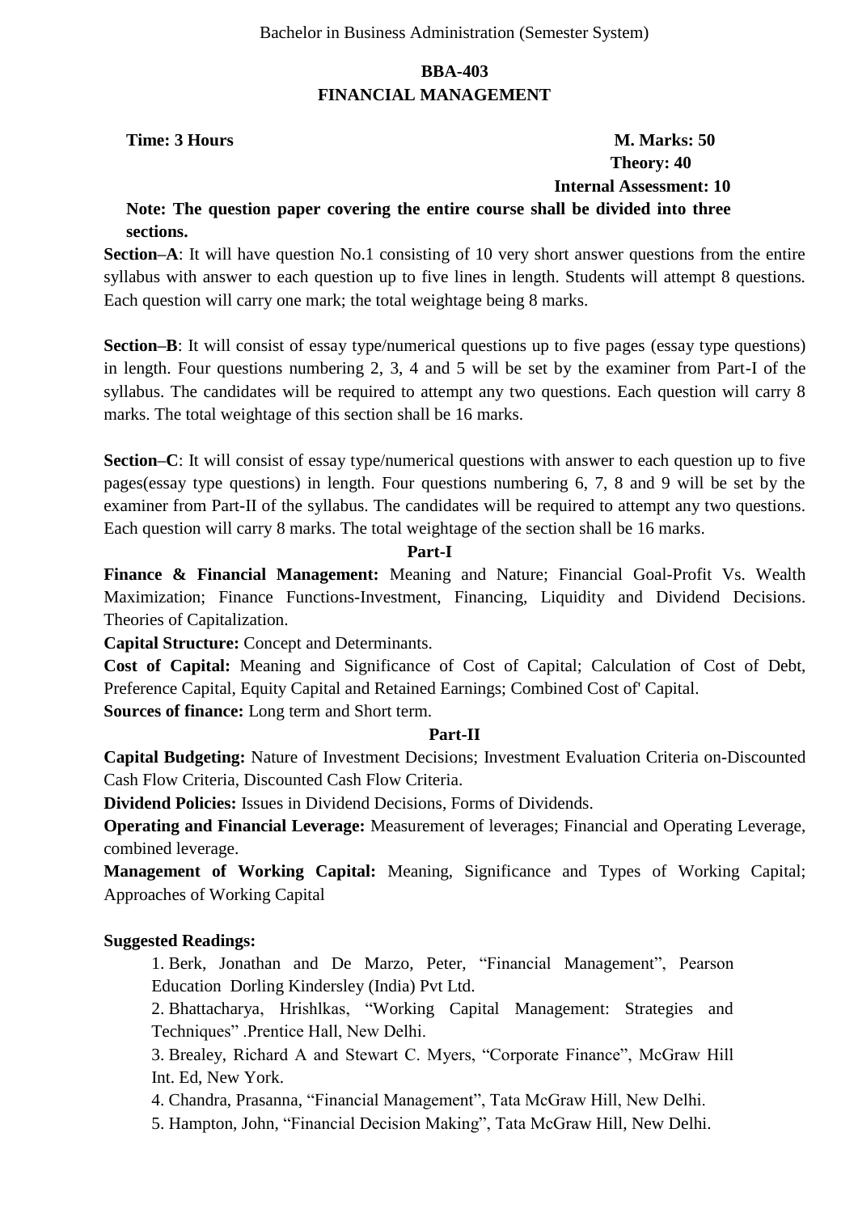Bachelor in Business Administration (Semester System)

# BBA-403
## FINANCIAL MANAGEMENT

**Time: 3 Hours** **M. Marks: 50**
**Theory: 40**
**Internal Assessment: 10**

**Note: The question paper covering the entire course shall be divided into three sections.**

**Section–A**: It will have question No.1 consisting of 10 very short answer questions from the entire syllabus with answer to each question up to five lines in length. Students will attempt 8 questions. Each question will carry one mark; the total weightage being 8 marks.

**Section–B**: It will consist of essay type/numerical questions up to five pages (essay type questions) in length. Four questions numbering 2, 3, 4 and 5 will be set by the examiner from Part-I of the syllabus. The candidates will be required to attempt any two questions. Each question will carry 8 marks. The total weightage of this section shall be 16 marks.

**Section–C**: It will consist of essay type/numerical questions with answer to each question up to five pages(essay type questions) in length. Four questions numbering 6, 7, 8 and 9 will be set by the examiner from Part-II of the syllabus. The candidates will be required to attempt any two questions. Each question will carry 8 marks. The total weightage of the section shall be 16 marks.

### Part-I

**Finance & Financial Management:** Meaning and Nature; Financial Goal-Profit Vs. Wealth Maximization; Finance Functions-Investment, Financing, Liquidity and Dividend Decisions. Theories of Capitalization.

**Capital Structure:** Concept and Determinants.

**Cost of Capital:** Meaning and Significance of Cost of Capital; Calculation of Cost of Debt, Preference Capital, Equity Capital and Retained Earnings; Combined Cost of' Capital.

**Sources of finance:** Long term and Short term.

### Part-II

**Capital Budgeting:** Nature of Investment Decisions; Investment Evaluation Criteria on-Discounted Cash Flow Criteria, Discounted Cash Flow Criteria.

**Dividend Policies:** Issues in Dividend Decisions, Forms of Dividends.

**Operating and Financial Leverage:** Measurement of leverages; Financial and Operating Leverage, combined leverage.

**Management of Working Capital:** Meaning, Significance and Types of Working Capital; Approaches of Working Capital

**Suggested Readings:**

1. Berk, Jonathan and De Marzo, Peter, "Financial Management", Pearson Education Dorling Kindersley (India) Pvt Ltd.
2. Bhattacharya, Hrishlkas, "Working Capital Management: Strategies and Techniques" .Prentice Hall, New Delhi.
3. Brealey, Richard A and Stewart C. Myers, "Corporate Finance", McGraw Hill Int. Ed, New York.
4. Chandra, Prasanna, "Financial Management", Tata McGraw Hill, New Delhi.
5. Hampton, John, "Financial Decision Making", Tata McGraw Hill, New Delhi.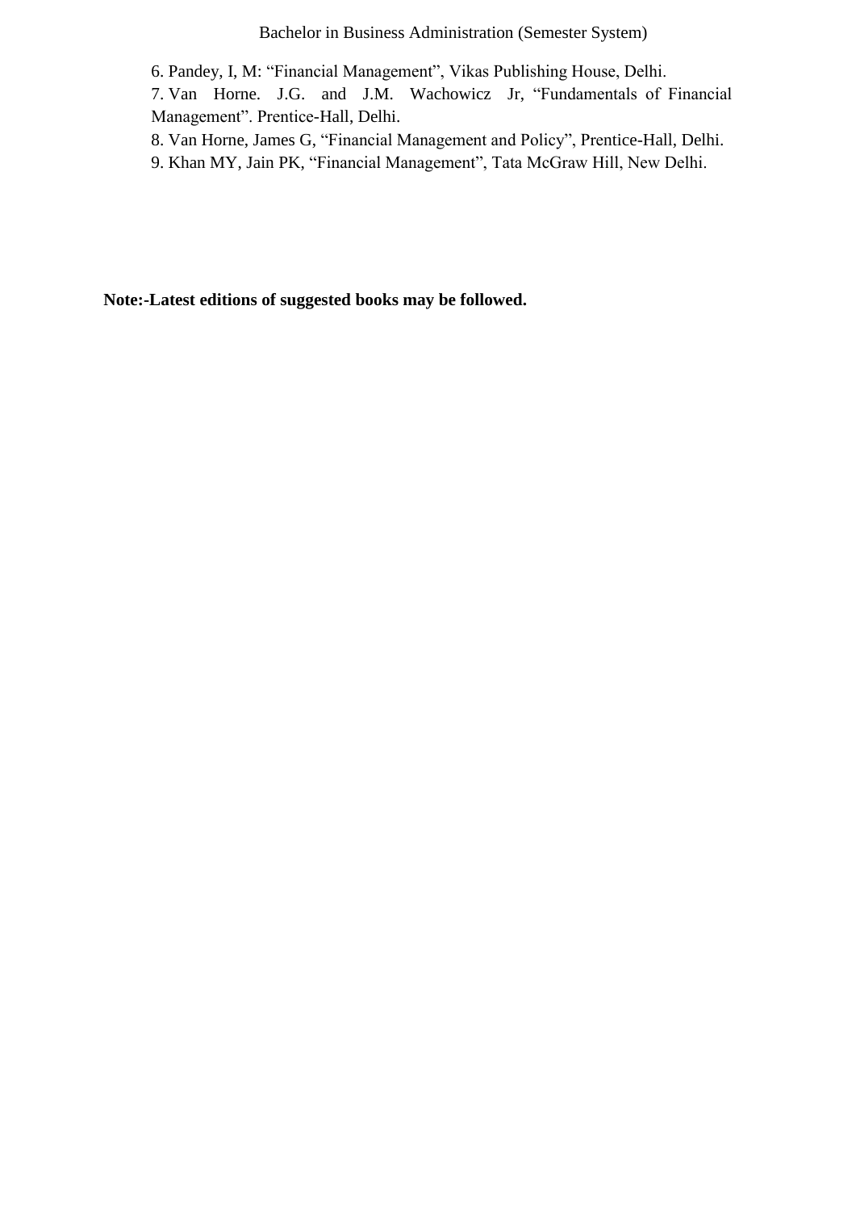6. Pandey, I, M: “Financial Management”, Vikas Publishing House, Delhi.
7. Van Horne. J.G. and J.M. Wachowicz Jr, “Fundamentals of Financial Management”. Prentice-Hall, Delhi.
8. Van Horne, James G, “Financial Management and Policy”, Prentice-Hall, Delhi.
9. Khan MY, Jain PK, “Financial Management”, Tata McGraw Hill, New Delhi.

**Note:-Latest editions of suggested books may be followed.**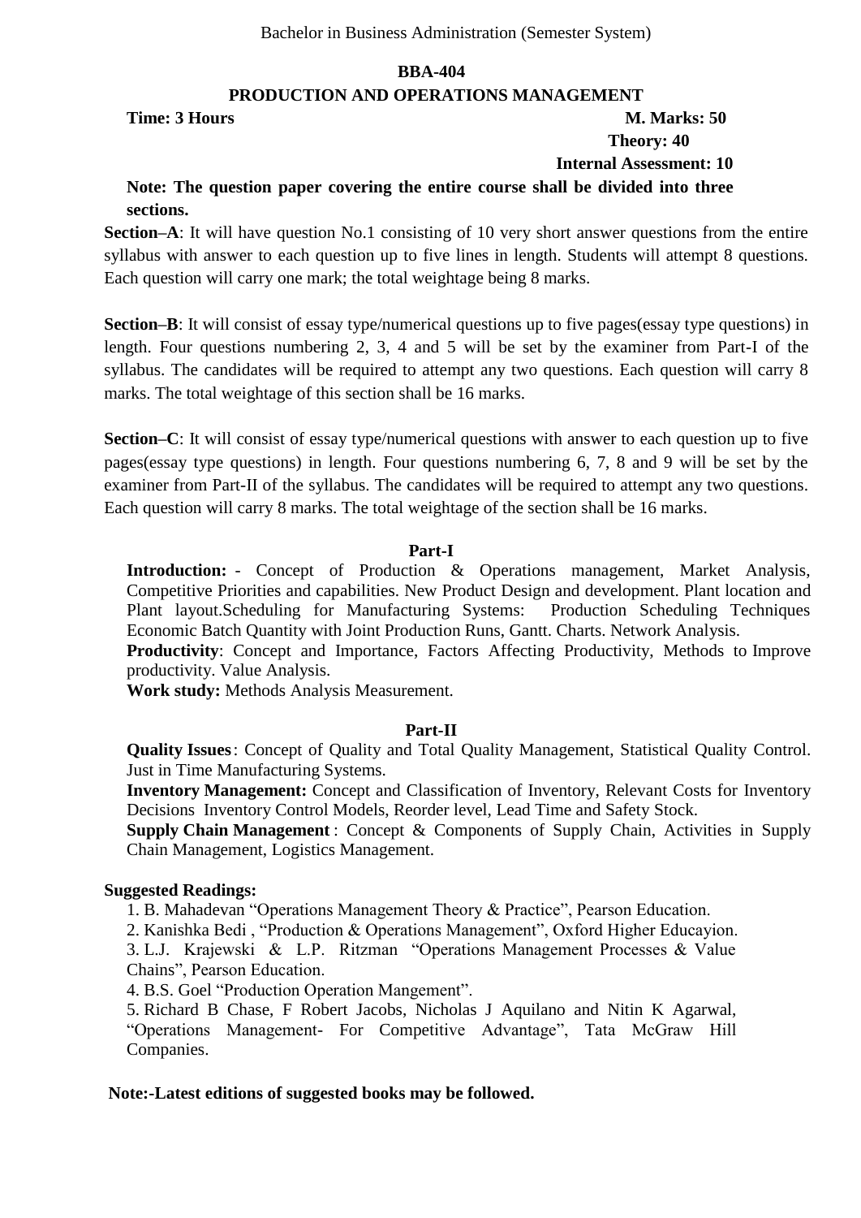Bachelor in Business Administration (Semester System)

**BBA-404**

**PRODUCTION AND OPERATIONS MANAGEMENT**

**Time: 3 Hours** **M. Marks: 50**

**Theory: 40**

**Internal Assessment: 10**

**Note: The question paper covering the entire course shall be divided into three sections.**

**Section–A**: It will have question No.1 consisting of 10 very short answer questions from the entire syllabus with answer to each question up to five lines in length. Students will attempt 8 questions. Each question will carry one mark; the total weightage being 8 marks.

**Section–B**: It will consist of essay type/numerical questions up to five pages(essay type questions) in length. Four questions numbering 2, 3, 4 and 5 will be set by the examiner from Part-I of the syllabus. The candidates will be required to attempt any two questions. Each question will carry 8 marks. The total weightage of this section shall be 16 marks.

**Section–C**: It will consist of essay type/numerical questions with answer to each question up to five pages(essay type questions) in length. Four questions numbering 6, 7, 8 and 9 will be set by the examiner from Part-II of the syllabus. The candidates will be required to attempt any two questions. Each question will carry 8 marks. The total weightage of the section shall be 16 marks.

**Part-I**

**Introduction:** - Concept of Production & Operations management, Market Analysis, Competitive Priorities and capabilities. New Product Design and development. Plant location and Plant layout.Scheduling for Manufacturing Systems: Production Scheduling Techniques Economic Batch Quantity with Joint Production Runs, Gantt. Charts. Network Analysis.

**Productivity**: Concept and Importance, Factors Affecting Productivity, Methods to Improve productivity. Value Analysis.

**Work study:** Methods Analysis Measurement.

**Part-II**

**Quality Issues**: Concept of Quality and Total Quality Management, Statistical Quality Control. Just in Time Manufacturing Systems.

**Inventory Management:** Concept and Classification of Inventory, Relevant Costs for Inventory Decisions Inventory Control Models, Reorder level, Lead Time and Safety Stock.

**Supply Chain Management** : Concept & Components of Supply Chain, Activities in Supply Chain Management, Logistics Management.

**Suggested Readings:**

1. B. Mahadevan "Operations Management Theory & Practice", Pearson Education.
2. Kanishka Bedi , "Production & Operations Management", Oxford Higher Educayion.
3. L.J. Krajewski & L.P. Ritzman "Operations Management Processes & Value Chains", Pearson Education.
4. B.S. Goel "Production Operation Mangement".
5. Richard B Chase, F Robert Jacobs, Nicholas J Aquilano and Nitin K Agarwal, "Operations Management- For Competitive Advantage", Tata McGraw Hill Companies.

**Note:-Latest editions of suggested books may be followed.**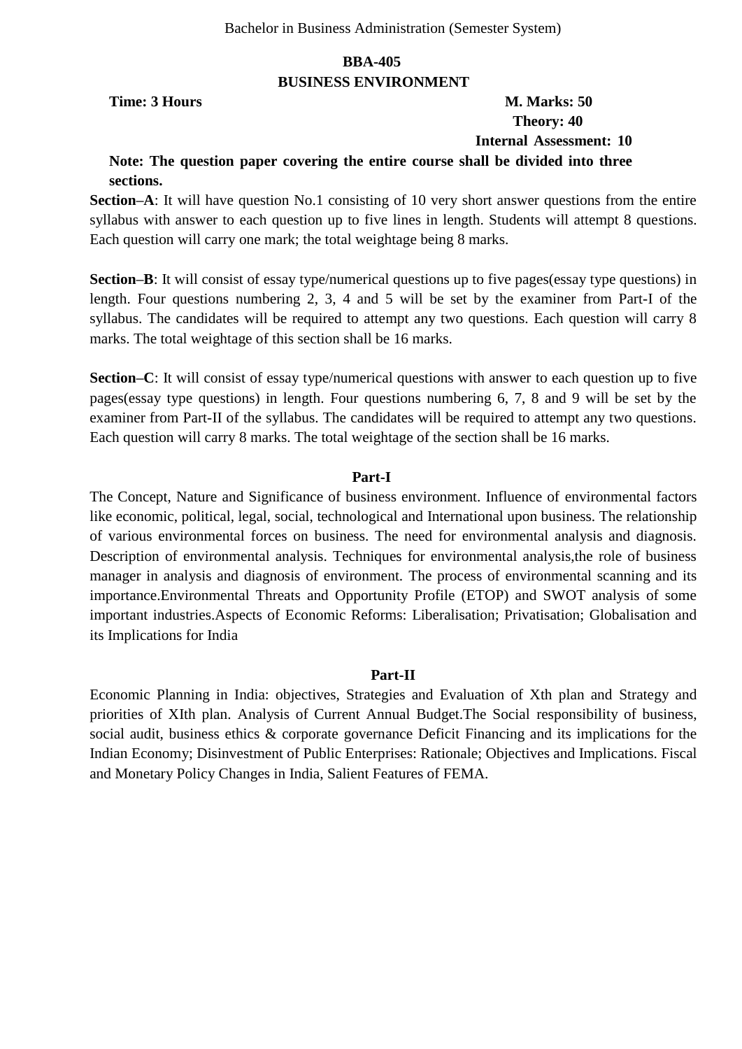Bachelor in Business Administration (Semester System)

## BBA-405
## BUSINESS ENVIRONMENT

**Time: 3 Hours** **M. Marks: 50**
**Theory: 40**
**Internal Assessment: 10**

**Note: The question paper covering the entire course shall be divided into three sections.**

**Section–A**: It will have question No.1 consisting of 10 very short answer questions from the entire syllabus with answer to each question up to five lines in length. Students will attempt 8 questions. Each question will carry one mark; the total weightage being 8 marks.

**Section–B**: It will consist of essay type/numerical questions up to five pages(essay type questions) in length. Four questions numbering 2, 3, 4 and 5 will be set by the examiner from Part-I of the syllabus. The candidates will be required to attempt any two questions. Each question will carry 8 marks. The total weightage of this section shall be 16 marks.

**Section–C**: It will consist of essay type/numerical questions with answer to each question up to five pages(essay type questions) in length. Four questions numbering 6, 7, 8 and 9 will be set by the examiner from Part-II of the syllabus. The candidates will be required to attempt any two questions. Each question will carry 8 marks. The total weightage of the section shall be 16 marks.

### Part-I

The Concept, Nature and Significance of business environment. Influence of environmental factors like economic, political, legal, social, technological and International upon business. The relationship of various environmental forces on business. The need for environmental analysis and diagnosis. Description of environmental analysis. Techniques for environmental analysis,the role of business manager in analysis and diagnosis of environment. The process of environmental scanning and its importance.Environmental Threats and Opportunity Profile (ETOP) and SWOT analysis of some important industries.Aspects of Economic Reforms: Liberalisation; Privatisation; Globalisation and its Implications for India

### Part-II

Economic Planning in India: objectives, Strategies and Evaluation of Xth plan and Strategy and priorities of XIth plan. Analysis of Current Annual Budget.The Social responsibility of business, social audit, business ethics & corporate governance Deficit Financing and its implications for the Indian Economy; Disinvestment of Public Enterprises: Rationale; Objectives and Implications. Fiscal and Monetary Policy Changes in India, Salient Features of FEMA.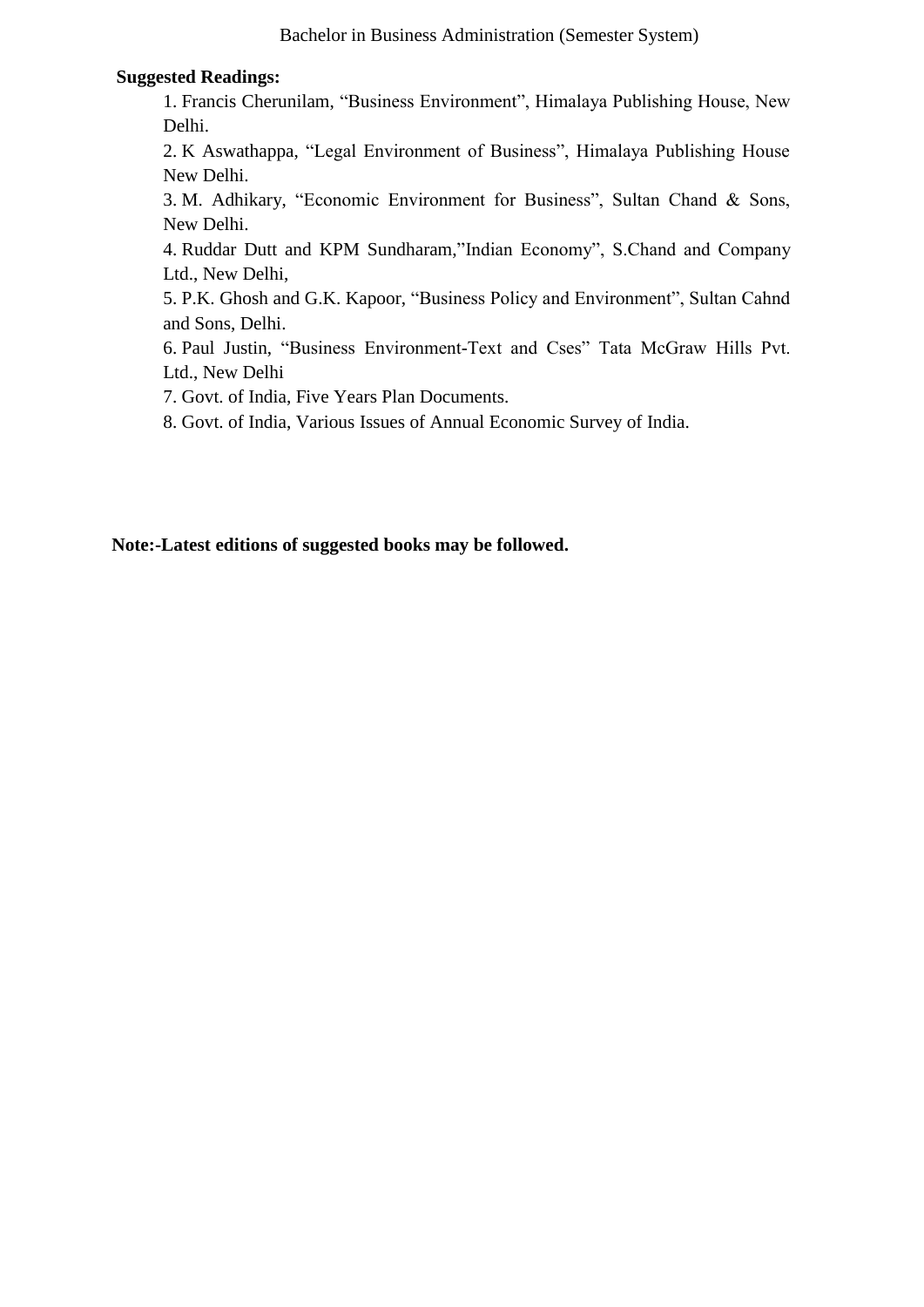**Suggested Readings:**

1. Francis Cherunilam, “Business Environment”, Himalaya Publishing House, New Delhi.
2. K Aswathappa, “Legal Environment of Business”, Himalaya Publishing House New Delhi.
3. M. Adhikary, “Economic Environment for Business”, Sultan Chand & Sons, New Delhi.
4. Ruddar Dutt and KPM Sundharam,”Indian Economy”, S.Chand and Company Ltd., New Delhi,
5. P.K. Ghosh and G.K. Kapoor, “Business Policy and Environment”, Sultan Cahnd and Sons, Delhi.
6. Paul Justin, “Business Environment-Text and Cses” Tata McGraw Hills Pvt. Ltd., New Delhi
7. Govt. of India, Five Years Plan Documents.
8. Govt. of India, Various Issues of Annual Economic Survey of India.

**Note:-Latest editions of suggested books may be followed.**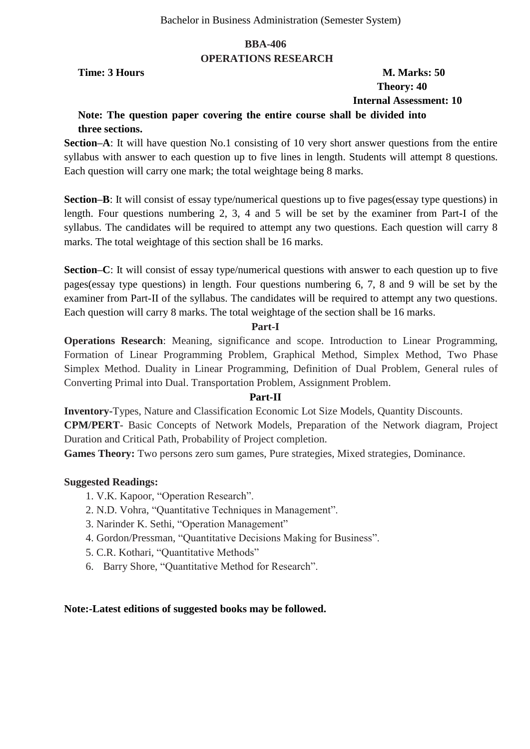Bachelor in Business Administration (Semester System)

## BBA-406

## OPERATIONS RESEARCH

**Time: 3 Hours** **M. Marks: 50**

**Theory: 40**

**Internal Assessment: 10**

**Note: The question paper covering the entire course shall be divided into three sections.**

**Section–A**: It will have question No.1 consisting of 10 very short answer questions from the entire syllabus with answer to each question up to five lines in length. Students will attempt 8 questions. Each question will carry one mark; the total weightage being 8 marks.

**Section–B**: It will consist of essay type/numerical questions up to five pages(essay type questions) in length. Four questions numbering 2, 3, 4 and 5 will be set by the examiner from Part-I of the syllabus. The candidates will be required to attempt any two questions. Each question will carry 8 marks. The total weightage of this section shall be 16 marks.

**Section–C**: It will consist of essay type/numerical questions with answer to each question up to five pages(essay type questions) in length. Four questions numbering 6, 7, 8 and 9 will be set by the examiner from Part-II of the syllabus. The candidates will be required to attempt any two questions. Each question will carry 8 marks. The total weightage of the section shall be 16 marks.

### Part-I

**Operations Research**: Meaning, significance and scope. Introduction to Linear Programming, Formation of Linear Programming Problem, Graphical Method, Simplex Method, Two Phase Simplex Method. Duality in Linear Programming, Definition of Dual Problem, General rules of Converting Primal into Dual. Transportation Problem, Assignment Problem.

### Part-II

**Inventory**-Types, Nature and Classification Economic Lot Size Models, Quantity Discounts.

**CPM/PERT**- Basic Concepts of Network Models, Preparation of the Network diagram, Project Duration and Critical Path, Probability of Project completion.

**Games Theory:** Two persons zero sum games, Pure strategies, Mixed strategies, Dominance.

**Suggested Readings:**

1. V.K. Kapoor, "Operation Research".
2. N.D. Vohra, "Quantitative Techniques in Management".
3. Narinder K. Sethi, "Operation Management"
4. Gordon/Pressman, "Quantitative Decisions Making for Business".
5. C.R. Kothari, "Quantitative Methods"
6. Barry Shore, "Quantitative Method for Research".

**Note:-Latest editions of suggested books may be followed.**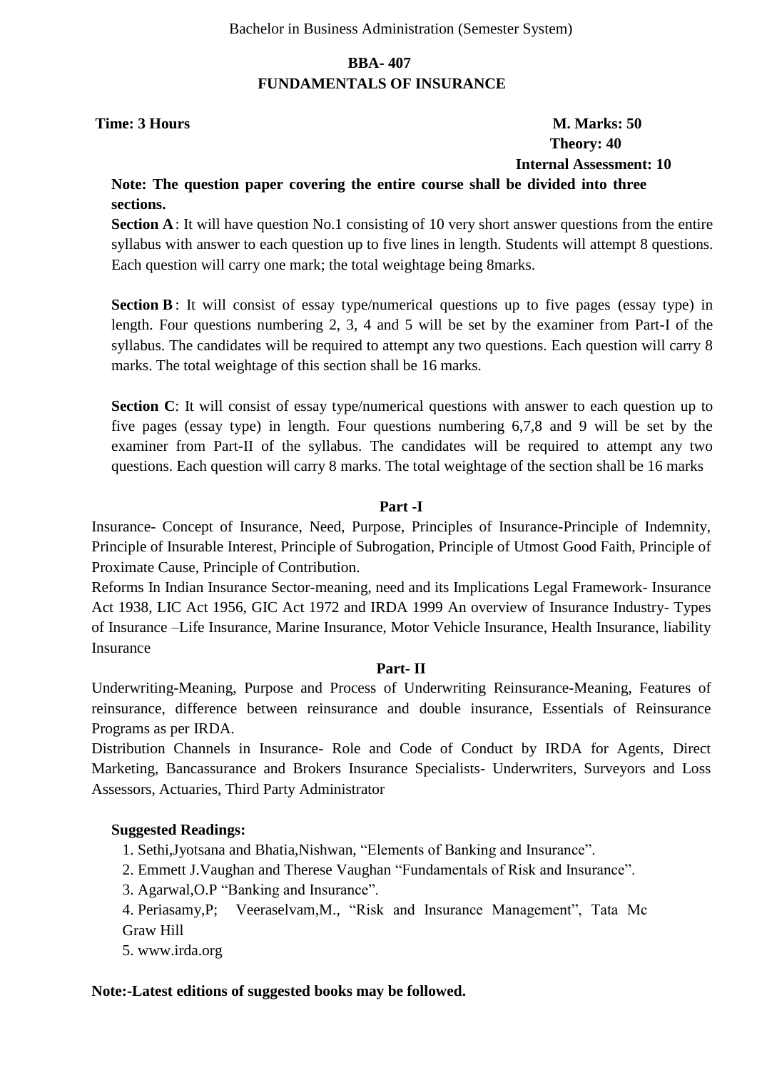Bachelor in Business Administration (Semester System)

## BBA- 407
## FUNDAMENTALS OF INSURANCE

**Time: 3 Hours** **M. Marks: 50**
**Theory: 40**
**Internal Assessment: 10**

**Note: The question paper covering the entire course shall be divided into three sections.**

**Section A**: It will have question No.1 consisting of 10 very short answer questions from the entire syllabus with answer to each question up to five lines in length. Students will attempt 8 questions. Each question will carry one mark; the total weightage being 8marks.

**Section B**: It will consist of essay type/numerical questions up to five pages (essay type) in length. Four questions numbering 2, 3, 4 and 5 will be set by the examiner from Part-I of the syllabus. The candidates will be required to attempt any two questions. Each question will carry 8 marks. The total weightage of this section shall be 16 marks.

**Section C**: It will consist of essay type/numerical questions with answer to each question up to five pages (essay type) in length. Four questions numbering 6,7,8 and 9 will be set by the examiner from Part-II of the syllabus. The candidates will be required to attempt any two questions. Each question will carry 8 marks. The total weightage of the section shall be 16 marks

### Part -I

Insurance- Concept of Insurance, Need, Purpose, Principles of Insurance-Principle of Indemnity, Principle of Insurable Interest, Principle of Subrogation, Principle of Utmost Good Faith, Principle of Proximate Cause, Principle of Contribution.

Reforms In Indian Insurance Sector-meaning, need and its Implications Legal Framework- Insurance Act 1938, LIC Act 1956, GIC Act 1972 and IRDA 1999 An overview of Insurance Industry- Types of Insurance –Life Insurance, Marine Insurance, Motor Vehicle Insurance, Health Insurance, liability Insurance

### Part- II

Underwriting-Meaning, Purpose and Process of Underwriting Reinsurance-Meaning, Features of reinsurance, difference between reinsurance and double insurance, Essentials of Reinsurance Programs as per IRDA.

Distribution Channels in Insurance- Role and Code of Conduct by IRDA for Agents, Direct Marketing, Bancassurance and Brokers Insurance Specialists- Underwriters, Surveyors and Loss Assessors, Actuaries, Third Party Administrator

**Suggested Readings:**

1. Sethi,Jyotsana and Bhatia,Nishwan, "Elements of Banking and Insurance".
2. Emmett J.Vaughan and Therese Vaughan "Fundamentals of Risk and Insurance".
3. Agarwal,O.P "Banking and Insurance".
4. Periasamy,P; Veeraselvam,M., "Risk and Insurance Management", Tata Mc Graw Hill
5. www.irda.org

**Note:-Latest editions of suggested books may be followed.**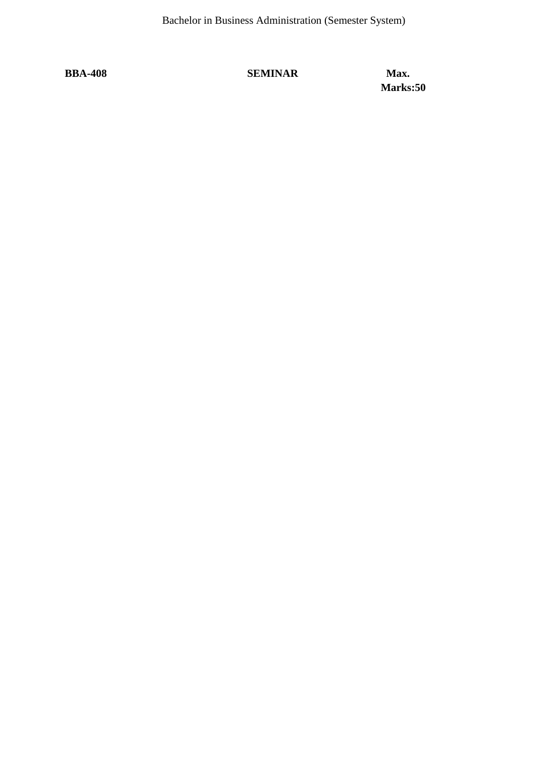Bachelor in Business Administration (Semester System)

**BBA-408** **SEMINAR** **Max. Marks:50**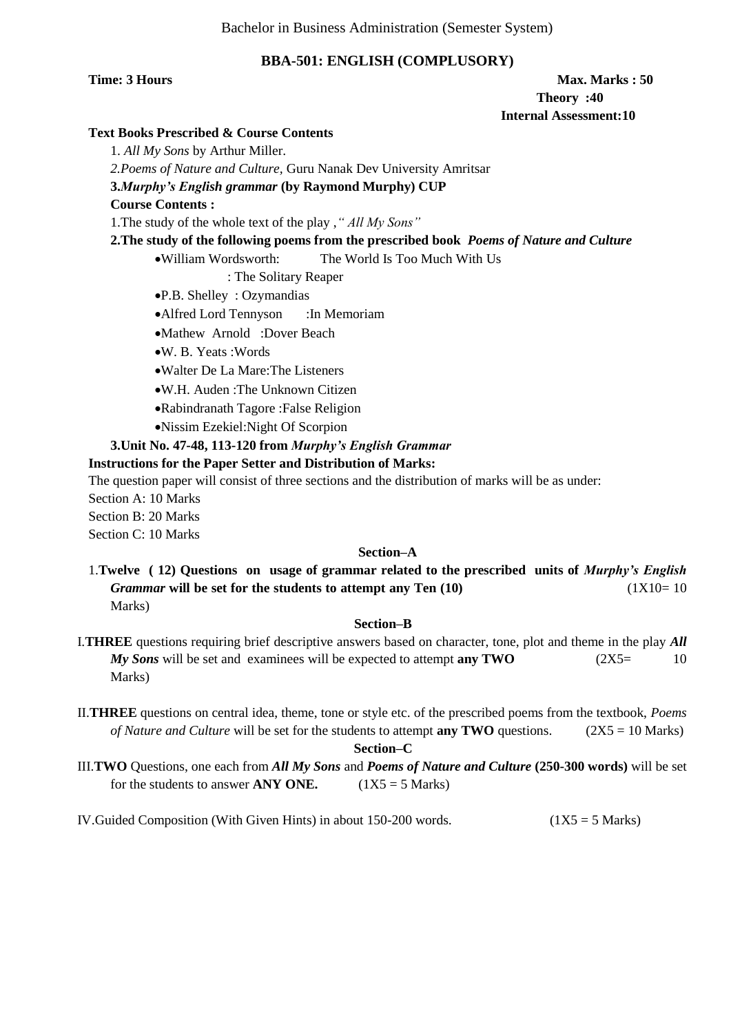Bachelor in Business Administration (Semester System)

## BBA-501: ENGLISH (COMPLUSORY)

**Time: 3 Hours** **Max. Marks : 50**

**Theory :40**

**Internal Assessment:10**

**Text Books Prescribed & Course Contents**

1. *All My Sons* by Arthur Miller.

*2.Poems of Nature and Culture,* Guru Nanak Dev University Amritsar

**3.*Murphy's English grammar* (by Raymond Murphy) CUP**

**Course Contents :**

1.The study of the whole text of the play ,*" All My Sons"*

**2.The study of the following poems from the prescribed book *Poems of Nature and Culture***

- William Wordsworth: The World Is Too Much With Us
  : The Solitary Reaper
- P.B. Shelley : Ozymandias
- Alfred Lord Tennyson :In Memoriam
- Mathew Arnold :Dover Beach
- W. B. Yeats :Words
- Walter De La Mare:The Listeners
- W.H. Auden :The Unknown Citizen
- Rabindranath Tagore :False Religion
- Nissim Ezekiel:Night Of Scorpion

**3.Unit No. 47-48, 113-120 from *Murphy's English Grammar***

**Instructions for the Paper Setter and Distribution of Marks:**

The question paper will consist of three sections and the distribution of marks will be as under:

Section A: 10 Marks

Section B: 20 Marks

Section C: 10 Marks

### Section–A

1.**Twelve ( 12) Questions on usage of grammar related to the prescribed units of *Murphy's English Grammar* will be set for the students to attempt any Ten (10)** (1X10= 10 Marks)

### Section–B

I.**THREE** questions requiring brief descriptive answers based on character, tone, plot and theme in the play ***All My Sons*** will be set and examinees will be expected to attempt **any TWO** (2X5= 10 Marks)

II.**THREE** questions on central idea, theme, tone or style etc. of the prescribed poems from the textbook, *Poems of Nature and Culture* will be set for the students to attempt **any TWO** questions. (2X5 = 10 Marks)

### Section–C

III.**TWO** Questions, one each from ***All My Sons*** and ***Poems of Nature and Culture* (250-300 words)** will be set for the students to answer **ANY ONE.** (1X5 = 5 Marks)

IV.Guided Composition (With Given Hints) in about 150-200 words. (1X5 = 5 Marks)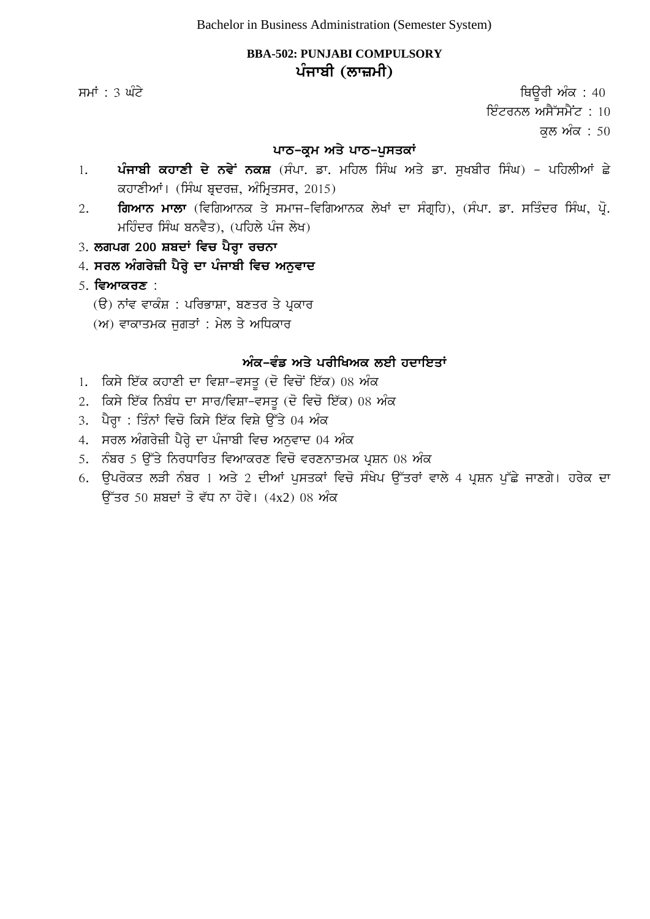Bachelor in Business Administration (Semester System)

## BBA-502: PUNJABI COMPULSORY
## ਪੰਜਾਬੀ (ਲਾਜ਼ਮੀ)

ਸਮਾਂ : 3 ਘੰਟੇ

ਥਿਊਰੀ ਅੰਕ : 40
ਇੰਟਰਨਲ ਅਸੈੱਸਮੈਂਟ : 10
ਕੁਲ ਅੰਕ : 50

### ਪਾਠ-ਕ੍ਰਮ ਅਤੇ ਪਾਠ-ਪੁਸਤਕਾਂ

1. **ਪੰਜਾਬੀ ਕਹਾਣੀ ਦੇ ਨਵੇਂ ਨਕਸ਼** (ਸੰਪਾ. ਡਾ. ਮਹਿਲ ਸਿੰਘ ਅਤੇ ਡਾ. ਸੁਖਬੀਰ ਸਿੰਘ) - ਪਹਿਲੀਆਂ ਛੇ ਕਹਾਣੀਆਂ। (ਸਿੰਘ ਬ੍ਰਦਰਜ਼, ਅੰਮ੍ਰਿਤਸਰ, 2015)
2. **ਗਿਆਨ ਮਾਲਾ** (ਵਿਗਿਆਨਕ ਤੇ ਸਮਾਜ-ਵਿਗਿਆਨਕ ਲੇਖਾਂ ਦਾ ਸੰਗ੍ਰਹਿ), (ਸੰਪਾ. ਡਾ. ਸਤਿੰਦਰ ਸਿੰਘ, ਪ੍ਰੋ. ਮਹਿੰਦਰ ਸਿੰਘ ਬਨਵੈਤ), (ਪਹਿਲੇ ਪੰਜ ਲੇਖ)
3. **ਲਗਪਗ 200 ਸ਼ਬਦਾਂ ਵਿਚ ਪੈਰ੍ਹਾ ਰਚਨਾ**
4. **ਸਰਲ ਅੰਗਰੇਜ਼ੀ ਪੈਰ੍ਹੇ ਦਾ ਪੰਜਾਬੀ ਵਿਚ ਅਨੁਵਾਦ**
5. **ਵਿਆਕਰਣ** :
   (ੳ) ਨਾਂਵ ਵਾਕੰਸ਼ : ਪਰਿਭਾਸ਼ਾ, ਬਣਤਰ ਤੇ ਪ੍ਰਕਾਰ
   (ਅ) ਵਾਕਾਤਮਕ ਜੁਗਤਾਂ : ਮੇਲ ਤੇ ਅਧਿਕਾਰ

### ਅੰਕ-ਵੰਡ ਅਤੇ ਪਰੀਖਿਅਕ ਲਈ ਹਦਾਇਤਾਂ

1. ਕਿਸੇ ਇੱਕ ਕਹਾਣੀ ਦਾ ਵਿਸ਼ਾ-ਵਸਤੂ (ਦੋ ਵਿਚੋਂ ਇੱਕ) 08 ਅੰਕ
2. ਕਿਸੇ ਇੱਕ ਨਿਬੰਧ ਦਾ ਸਾਰ/ਵਿਸ਼ਾ-ਵਸਤੂ (ਦੋ ਵਿਚੋ ਇੱਕ) 08 ਅੰਕ
3. ਪੈਰ੍ਹਾ : ਤਿੰਨਾਂ ਵਿਚੋ ਕਿਸੇ ਇੱਕ ਵਿਸ਼ੇ ਉੱਤੇ 04 ਅੰਕ
4. ਸਰਲ ਅੰਗਰੇਜ਼ੀ ਪੈਰ੍ਹੇ ਦਾ ਪੰਜਾਬੀ ਵਿਚ ਅਨੁਵਾਦ 04 ਅੰਕ
5. ਨੰਬਰ 5 ਉੱਤੇ ਨਿਰਧਾਰਿਤ ਵਿਆਕਰਣ ਵਿਚੋ ਵਰਣਨਾਤਮਕ ਪ੍ਰਸ਼ਨ 08 ਅੰਕ
6. ਉਪਰੋਕਤ ਲੜੀ ਨੰਬਰ 1 ਅਤੇ 2 ਦੀਆਂ ਪੁਸਤਕਾਂ ਵਿਚੋ ਸੰਖੇਪ ਉੱਤਰਾਂ ਵਾਲੇ 4 ਪ੍ਰਸ਼ਨ ਪੁੱਛੇ ਜਾਣਗੇ। ਹਰੇਕ ਦਾ ਉੱਤਰ 50 ਸ਼ਬਦਾਂ ਤੋ ਵੱਧ ਨਾ ਹੋਵੇ। (4x2) 08 ਅੰਕ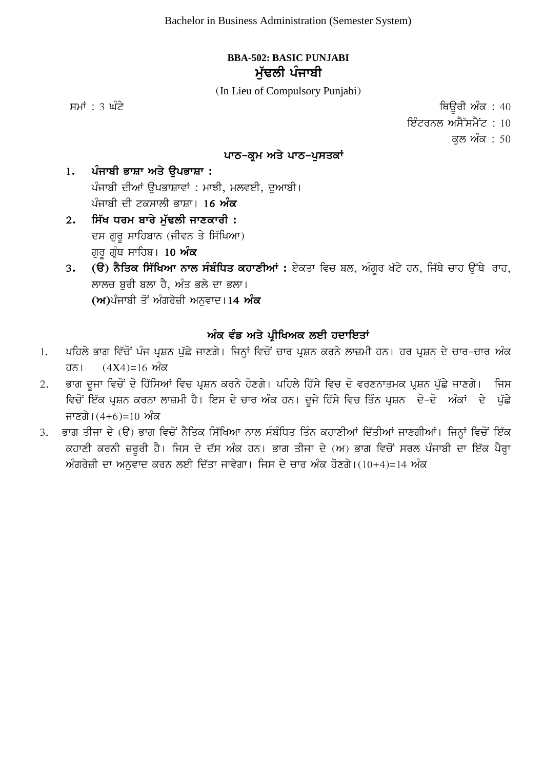Bachelor in Business Administration (Semester System)

## BBA-502: BASIC PUNJABI
## ਮੁੱਢਲੀ ਪੰਜਾਬੀ

(In Lieu of Compulsory Punjabi)

ਸਮਾਂ : 3 ਘੰਟੇ

ਥਿਊਰੀ ਅੰਕ : 40
ਇੰਟਰਨਲ ਅਸੈੱਸਮੈਂਟ : 10
ਕੁਲ ਅੰਕ : 50

### ਪਾਠ-ਕ੍ਰਮ ਅਤੇ ਪਾਠ-ਪੁਸਤਕਾਂ

1. **ਪੰਜਾਬੀ ਭਾਸ਼ਾ ਅਤੇ ਉਪਭਾਸ਼ਾ :**
   ਪੰਜਾਬੀ ਦੀਆਂ ਉਪਭਾਸ਼ਾਵਾਂ : ਮਾਝੀ, ਮਲਵਈ, ਦੁਆਬੀ।
   ਪੰਜਾਬੀ ਦੀ ਟਕਸਾਲੀ ਭਾਸ਼ਾ। **16 ਅੰਕ**
2. **ਸਿੱਖ ਧਰਮ ਬਾਰੇ ਮੁੱਢਲੀ ਜਾਣਕਾਰੀ :**
   ਦਸ ਗੁਰੂ ਸਾਹਿਬਾਨ (ਜੀਵਨ ਤੇ ਸਿੱਖਿਆ)
   ਗੁਰੂ ਗ੍ਰੰਥ ਸਾਹਿਬ। **10 ਅੰਕ**
3. **(ੳ) ਨੈਤਿਕ ਸਿੱਖਿਆ ਨਾਲ ਸੰਬੰਧਿਤ ਕਹਾਣੀਆਂ :** ਏਕਤਾ ਵਿਚ ਬਲ, ਅੰਗੂਰ ਖੱਟੇ ਹਨ, ਜਿੱਥੇ ਚਾਹ ਉੱਥੇ ਰਾਹ, ਲਾਲਚ ਬੁਰੀ ਬਲਾ ਹੈ, ਅੰਤ ਭਲੇ ਦਾ ਭਲਾ।
   **(ਅ)**ਪੰਜਾਬੀ ਤੋਂ ਅੰਗਰੇਜ਼ੀ ਅਨੁਵਾਦ।**14 ਅੰਕ**

### ਅੰਕ ਵੰਡ ਅਤੇ ਪ੍ਰੀਖਿਅਕ ਲਈ ਹਦਾਇਤਾਂ

1. ਪਹਿਲੇ ਭਾਗ ਵਿੱਚੋਂ ਪੰਜ ਪ੍ਰਸ਼ਨ ਪੁੱਛੇ ਜਾਣਗੇ। ਜਿਨ੍ਹਾਂ ਵਿਚੋਂ ਚਾਰ ਪ੍ਰਸ਼ਨ ਕਰਨੇ ਲਾਜ਼ਮੀ ਹਨ। ਹਰ ਪ੍ਰਸ਼ਨ ਦੇ ਚਾਰ-ਚਾਰ ਅੰਕ ਹਨ। (4X4)=16 ਅੰਕ
2. ਭਾਗ ਦੂਜਾ ਵਿਚੋਂ ਦੋ ਹਿੱਸਿਆਂ ਵਿਚ ਪ੍ਰਸ਼ਨ ਕਰਨੇ ਹੋਣਗੇ। ਪਹਿਲੇ ਹਿੱਸੇ ਵਿਚ ਦੋ ਵਰਣਨਾਤਮਕ ਪ੍ਰਸ਼ਨ ਪੁੱਛੇ ਜਾਣਗੇ। ਜਿਸ ਵਿਚੋਂ ਇੱਕ ਪ੍ਰਸ਼ਨ ਕਰਨਾ ਲਾਜ਼ਮੀ ਹੈ। ਇਸ ਦੇ ਚਾਰ ਅੰਕ ਹਨ। ਦੂਜੇ ਹਿੱਸੇ ਵਿਚ ਤਿੰਨ ਪ੍ਰਸ਼ਨ ਦੋ-ਦੋ ਅੰਕਾਂ ਦੇ ਪੁੱਛੇ ਜਾਣਗੇ।(4+6)=10 ਅੰਕ
3. ਭਾਗ ਤੀਜਾ ਦੇ (ੳ) ਭਾਗ ਵਿਚੋਂ ਨੈਤਿਕ ਸਿੱਖਿਆ ਨਾਲ ਸੰਬੰਧਿਤ ਤਿੰਨ ਕਹਾਣੀਆਂ ਦਿੱਤੀਆਂ ਜਾਣਗੀਆਂ। ਜਿਨ੍ਹਾਂ ਵਿਚੋਂ ਇੱਕ ਕਹਾਣੀ ਕਰਨੀ ਜ਼ਰੂਰੀ ਹੈ। ਜਿਸ ਦੇ ਦੱਸ ਅੰਕ ਹਨ। ਭਾਗ ਤੀਜਾ ਦੇ (ਅ) ਭਾਗ ਵਿਚੋਂ ਸਰਲ ਪੰਜਾਬੀ ਦਾ ਇੱਕ ਪੈਰ੍ਹਾ ਅੰਗਰੇਜ਼ੀ ਦਾ ਅਨੁਵਾਦ ਕਰਨ ਲਈ ਦਿੱਤਾ ਜਾਵੇਗਾ। ਜਿਸ ਦੇ ਚਾਰ ਅੰਕ ਹੋਣਗੇ।(10+4)=14 ਅੰਕ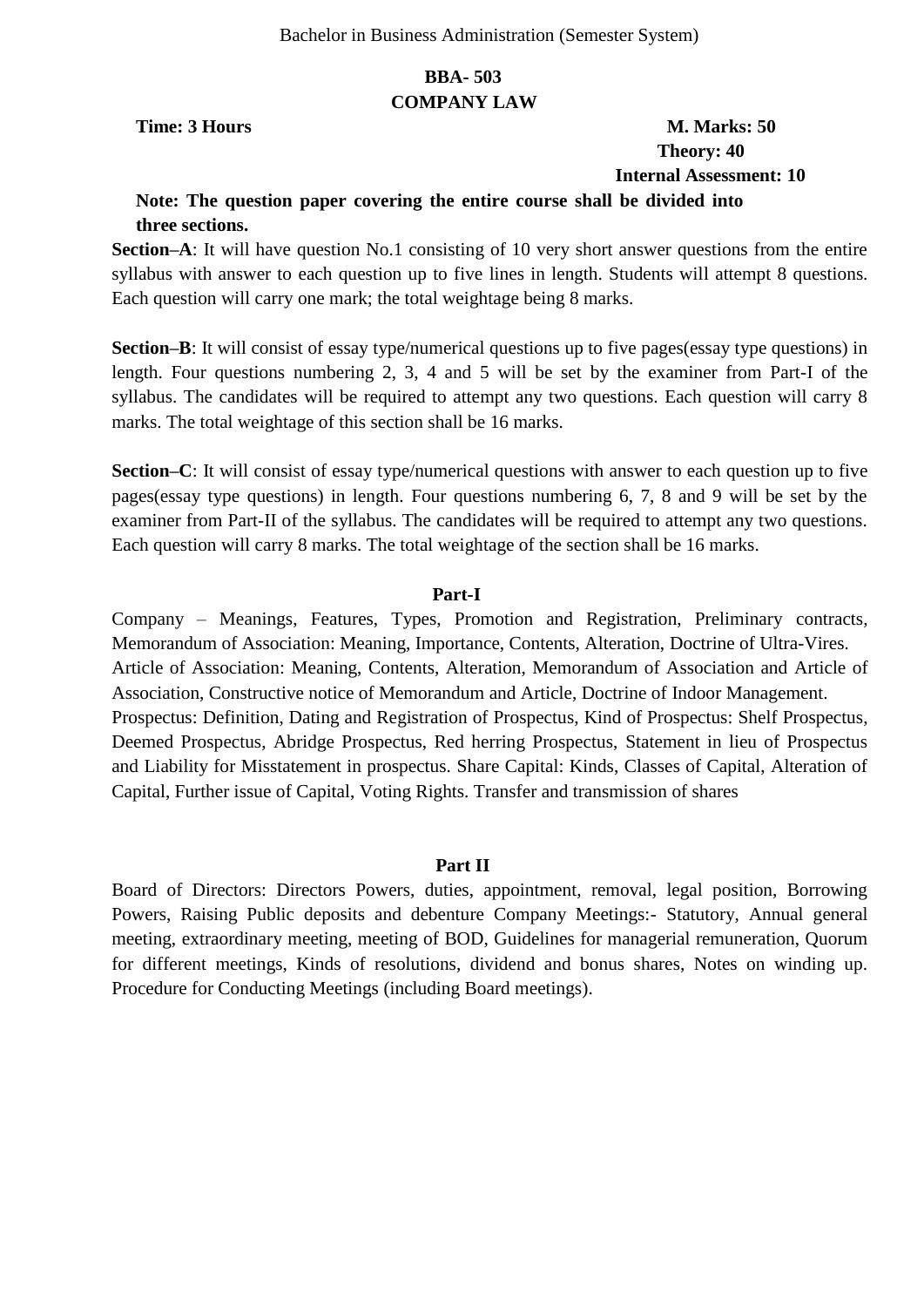Bachelor in Business Administration (Semester System)

# BBA- 503
## COMPANY LAW

**Time: 3 Hours** **M. Marks: 50**
**Theory: 40**
**Internal Assessment: 10**

**Note: The question paper covering the entire course shall be divided into three sections.**

**Section–A**: It will have question No.1 consisting of 10 very short answer questions from the entire syllabus with answer to each question up to five lines in length. Students will attempt 8 questions. Each question will carry one mark; the total weightage being 8 marks.

**Section–B**: It will consist of essay type/numerical questions up to five pages(essay type questions) in length. Four questions numbering 2, 3, 4 and 5 will be set by the examiner from Part-I of the syllabus. The candidates will be required to attempt any two questions. Each question will carry 8 marks. The total weightage of this section shall be 16 marks.

**Section–C**: It will consist of essay type/numerical questions with answer to each question up to five pages(essay type questions) in length. Four questions numbering 6, 7, 8 and 9 will be set by the examiner from Part-II of the syllabus. The candidates will be required to attempt any two questions. Each question will carry 8 marks. The total weightage of the section shall be 16 marks.

### Part-I

Company – Meanings, Features, Types, Promotion and Registration, Preliminary contracts, Memorandum of Association: Meaning, Importance, Contents, Alteration, Doctrine of Ultra-Vires.
Article of Association: Meaning, Contents, Alteration, Memorandum of Association and Article of Association, Constructive notice of Memorandum and Article, Doctrine of Indoor Management.
Prospectus: Definition, Dating and Registration of Prospectus, Kind of Prospectus: Shelf Prospectus, Deemed Prospectus, Abridge Prospectus, Red herring Prospectus, Statement in lieu of Prospectus and Liability for Misstatement in prospectus. Share Capital: Kinds, Classes of Capital, Alteration of Capital, Further issue of Capital, Voting Rights. Transfer and transmission of shares

### Part II

Board of Directors: Directors Powers, duties, appointment, removal, legal position, Borrowing Powers, Raising Public deposits and debenture Company Meetings:- Statutory, Annual general meeting, extraordinary meeting, meeting of BOD, Guidelines for managerial remuneration, Quorum for different meetings, Kinds of resolutions, dividend and bonus shares, Notes on winding up. Procedure for Conducting Meetings (including Board meetings).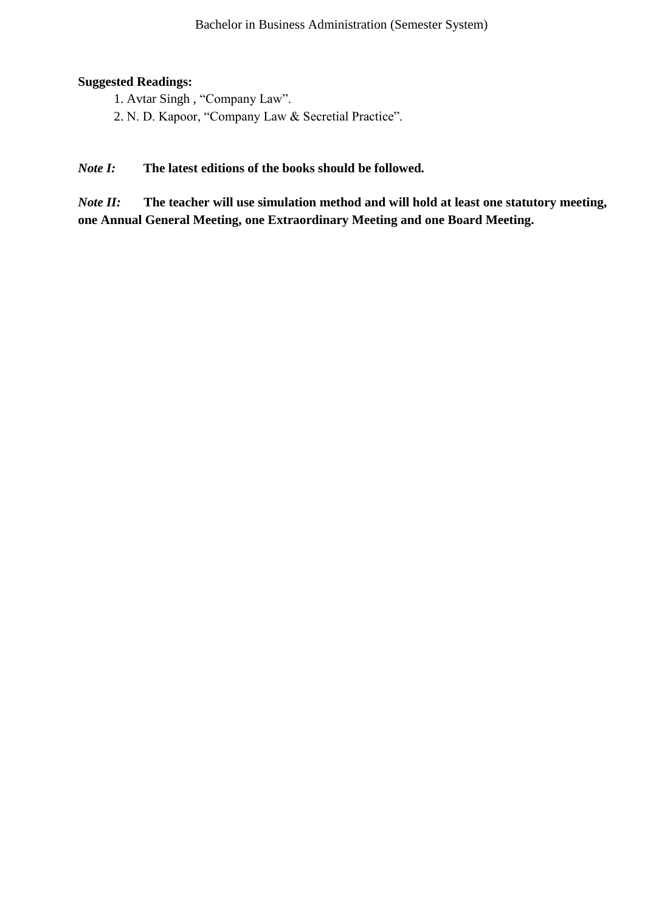**Suggested Readings:**

1. Avtar Singh , “Company Law”.
2. N. D. Kapoor, “Company Law & Secretial Practice”.

***Note I:*** **The latest editions of the books should be followed.**

***Note II:*** **The teacher will use simulation method and will hold at least one statutory meeting, one Annual General Meeting, one Extraordinary Meeting and one Board Meeting.**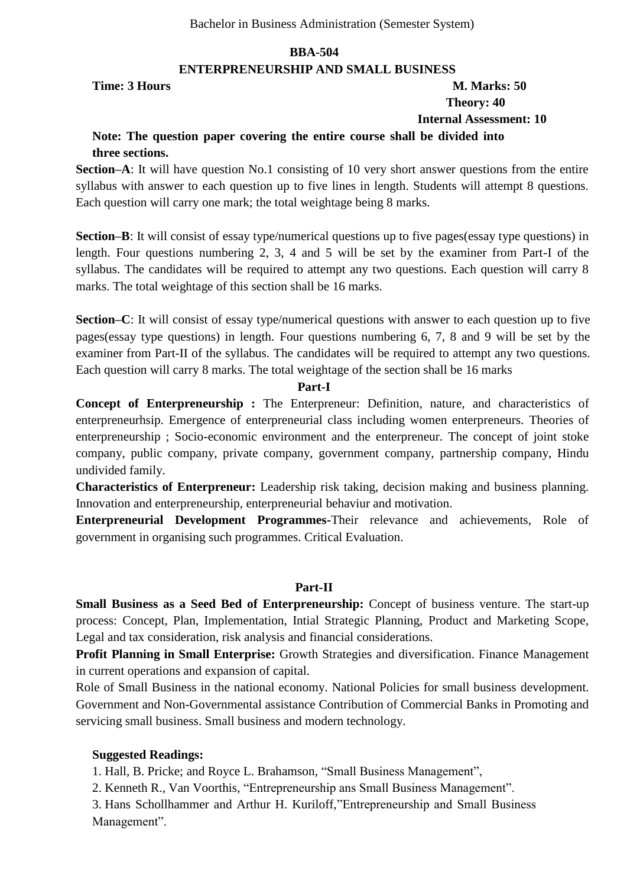Bachelor in Business Administration (Semester System)

**BBA-504**

**ENTERPRENEURSHIP AND SMALL BUSINESS**

**Time: 3 Hours** **M. Marks: 50**

**Theory: 40**

**Internal Assessment: 10**

**Note: The question paper covering the entire course shall be divided into three sections.**

**Section–A**: It will have question No.1 consisting of 10 very short answer questions from the entire syllabus with answer to each question up to five lines in length. Students will attempt 8 questions. Each question will carry one mark; the total weightage being 8 marks.

**Section–B**: It will consist of essay type/numerical questions up to five pages(essay type questions) in length. Four questions numbering 2, 3, 4 and 5 will be set by the examiner from Part-I of the syllabus. The candidates will be required to attempt any two questions. Each question will carry 8 marks. The total weightage of this section shall be 16 marks.

**Section–C**: It will consist of essay type/numerical questions with answer to each question up to five pages(essay type questions) in length. Four questions numbering 6, 7, 8 and 9 will be set by the examiner from Part-II of the syllabus. The candidates will be required to attempt any two questions. Each question will carry 8 marks. The total weightage of the section shall be 16 marks

**Part-I**

**Concept of Enterpreneurship :** The Enterpreneur: Definition, nature, and characteristics of enterpreneurhsip. Emergence of enterpreneurial class including women enterpreneurs. Theories of enterpreneurship ; Socio-economic environment and the enterpreneur. The concept of joint stoke company, public company, private company, government company, partnership company, Hindu undivided family.

**Characteristics of Enterpreneur:** Leadership risk taking, decision making and business planning. Innovation and enterpreneurship, enterpreneurial behaviur and motivation.

**Enterpreneurial Development Programmes**-Their relevance and achievements, Role of government in organising such programmes. Critical Evaluation.

**Part-II**

**Small Business as a Seed Bed of Enterpreneurship:** Concept of business venture. The start-up process: Concept, Plan, Implementation, Intial Strategic Planning, Product and Marketing Scope, Legal and tax consideration, risk analysis and financial considerations.

**Profit Planning in Small Enterprise:** Growth Strategies and diversification. Finance Management in current operations and expansion of capital.

Role of Small Business in the national economy. National Policies for small business development. Government and Non-Governmental assistance Contribution of Commercial Banks in Promoting and servicing small business. Small business and modern technology.

**Suggested Readings:**

1. Hall, B. Pricke; and Royce L. Brahamson, "Small Business Management",
2. Kenneth R., Van Voorthis, "Entrepreneurship ans Small Business Management".
3. Hans Schollhammer and Arthur H. Kuriloff,"Entrepreneurship and Small Business Management".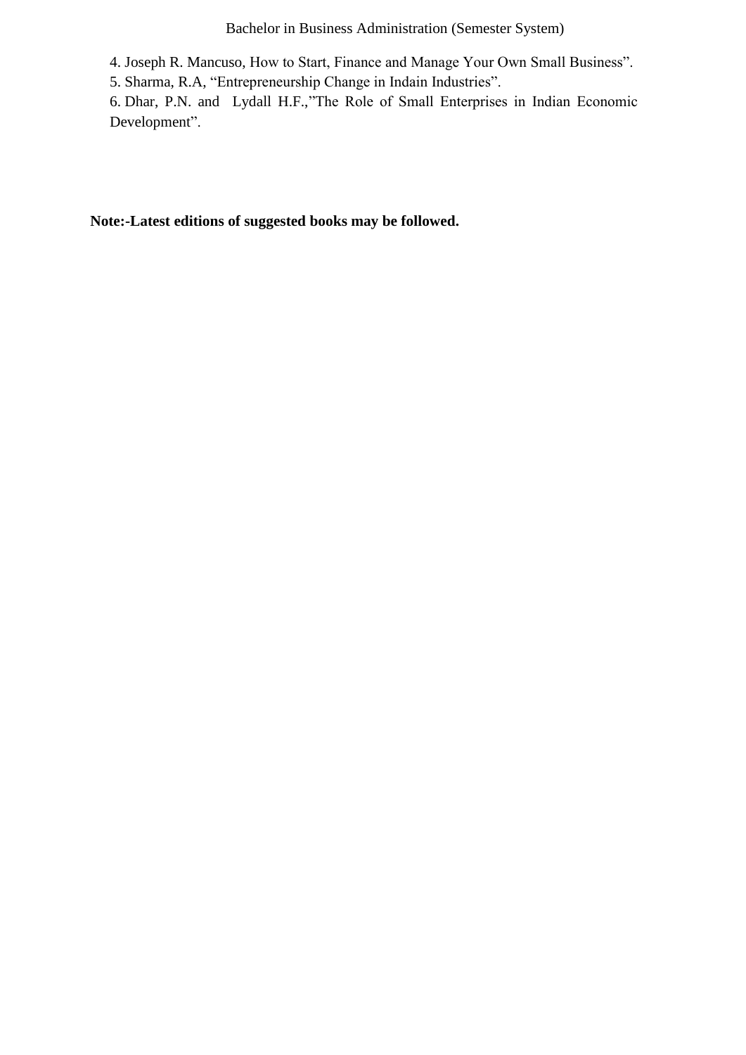4. Joseph R. Mancuso, How to Start, Finance and Manage Your Own Small Business".
5. Sharma, R.A, "Entrepreneurship Change in Indain Industries".
6. Dhar, P.N. and Lydall H.F.,"The Role of Small Enterprises in Indian Economic Development".

**Note:-Latest editions of suggested books may be followed.**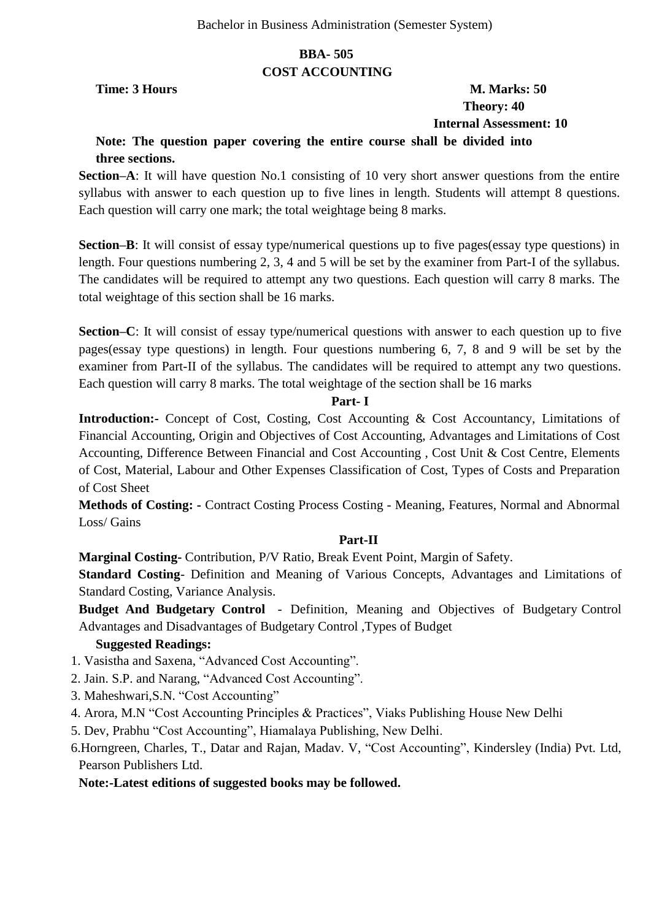Bachelor in Business Administration (Semester System)

# BBA- 505
## COST ACCOUNTING

**Time: 3 Hours** **M. Marks: 50**
**Theory: 40**
**Internal Assessment: 10**

**Note: The question paper covering the entire course shall be divided into three sections.**

**Section–A**: It will have question No.1 consisting of 10 very short answer questions from the entire syllabus with answer to each question up to five lines in length. Students will attempt 8 questions. Each question will carry one mark; the total weightage being 8 marks.

**Section–B**: It will consist of essay type/numerical questions up to five pages(essay type questions) in length. Four questions numbering 2, 3, 4 and 5 will be set by the examiner from Part-I of the syllabus. The candidates will be required to attempt any two questions. Each question will carry 8 marks. The total weightage of this section shall be 16 marks.

**Section–C**: It will consist of essay type/numerical questions with answer to each question up to five pages(essay type questions) in length. Four questions numbering 6, 7, 8 and 9 will be set by the examiner from Part-II of the syllabus. The candidates will be required to attempt any two questions. Each question will carry 8 marks. The total weightage of the section shall be 16 marks

### Part- I

**Introduction:-** Concept of Cost, Costing, Cost Accounting & Cost Accountancy, Limitations of Financial Accounting, Origin and Objectives of Cost Accounting, Advantages and Limitations of Cost Accounting, Difference Between Financial and Cost Accounting , Cost Unit & Cost Centre, Elements of Cost, Material, Labour and Other Expenses Classification of Cost, Types of Costs and Preparation of Cost Sheet

**Methods of Costing: -** Contract Costing Process Costing - Meaning, Features, Normal and Abnormal Loss/ Gains

### Part-II

**Marginal Costing-** Contribution, P/V Ratio, Break Event Point, Margin of Safety.

**Standard Costing**- Definition and Meaning of Various Concepts, Advantages and Limitations of Standard Costing, Variance Analysis.

**Budget And Budgetary Control** - Definition, Meaning and Objectives of Budgetary Control Advantages and Disadvantages of Budgetary Control ,Types of Budget

**Suggested Readings:**

1. Vasistha and Saxena, "Advanced Cost Accounting".
2. Jain. S.P. and Narang, "Advanced Cost Accounting".
3. Maheshwari,S.N. "Cost Accounting"
4. Arora, M.N "Cost Accounting Principles & Practices", Viaks Publishing House New Delhi
5. Dev, Prabhu "Cost Accounting", Hiamalaya Publishing, New Delhi.
6. Horngreen, Charles, T., Datar and Rajan, Madav. V, "Cost Accounting", Kindersley (India) Pvt. Ltd, Pearson Publishers Ltd.

**Note:-Latest editions of suggested books may be followed.**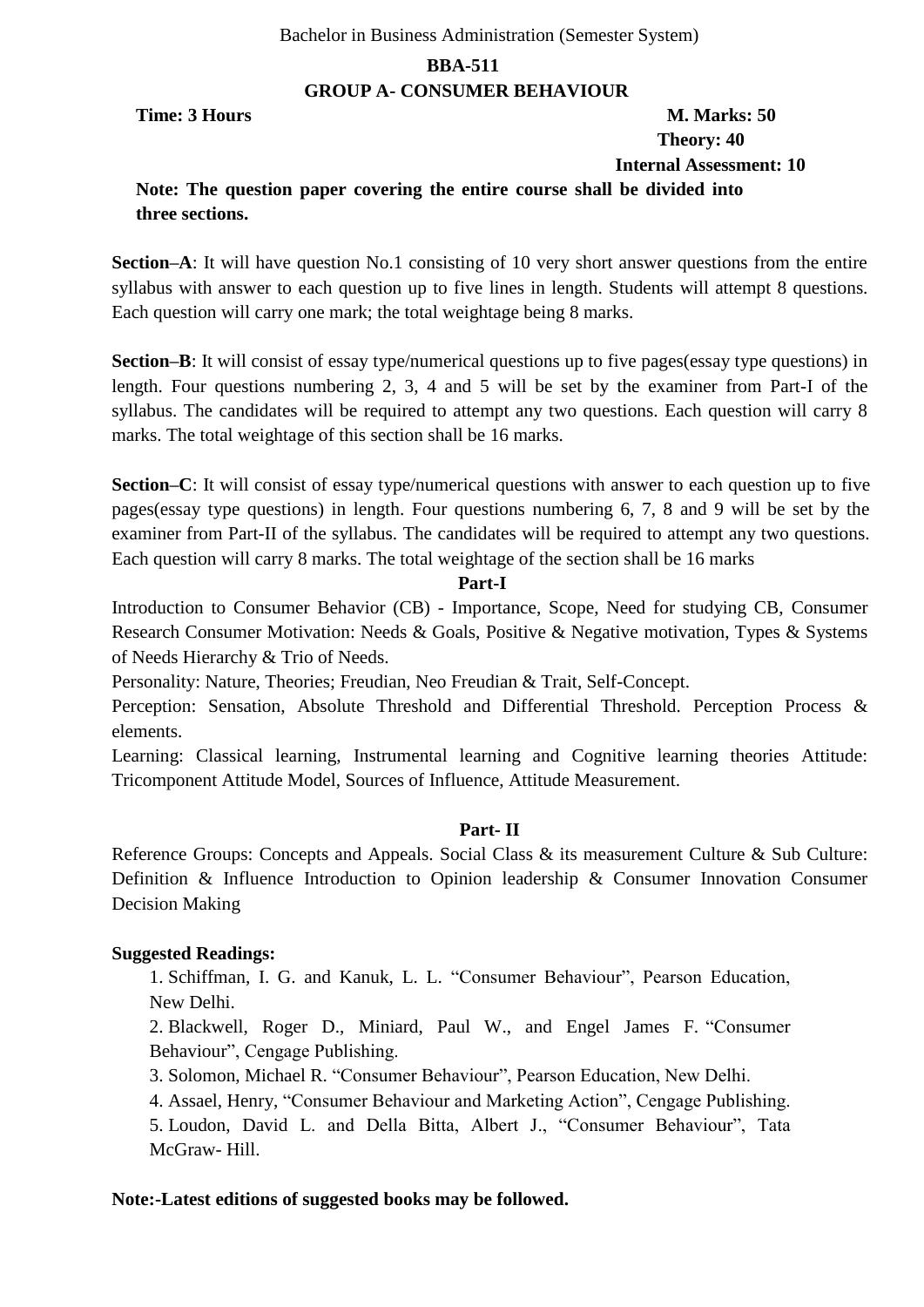Bachelor in Business Administration (Semester System)

**BBA-511**

**GROUP A- CONSUMER BEHAVIOUR**

**Time: 3 Hours** **M. Marks: 50**

**Theory: 40**

**Internal Assessment: 10**

**Note: The question paper covering the entire course shall be divided into three sections.**

**Section–A**: It will have question No.1 consisting of 10 very short answer questions from the entire syllabus with answer to each question up to five lines in length. Students will attempt 8 questions. Each question will carry one mark; the total weightage being 8 marks.

**Section–B**: It will consist of essay type/numerical questions up to five pages(essay type questions) in length. Four questions numbering 2, 3, 4 and 5 will be set by the examiner from Part-I of the syllabus. The candidates will be required to attempt any two questions. Each question will carry 8 marks. The total weightage of this section shall be 16 marks.

**Section–C**: It will consist of essay type/numerical questions with answer to each question up to five pages(essay type questions) in length. Four questions numbering 6, 7, 8 and 9 will be set by the examiner from Part-II of the syllabus. The candidates will be required to attempt any two questions. Each question will carry 8 marks. The total weightage of the section shall be 16 marks

**Part-I**

Introduction to Consumer Behavior (CB) - Importance, Scope, Need for studying CB, Consumer Research Consumer Motivation: Needs & Goals, Positive & Negative motivation, Types & Systems of Needs Hierarchy & Trio of Needs.

Personality: Nature, Theories; Freudian, Neo Freudian & Trait, Self-Concept.

Perception: Sensation, Absolute Threshold and Differential Threshold. Perception Process & elements.

Learning: Classical learning, Instrumental learning and Cognitive learning theories Attitude: Tricomponent Attitude Model, Sources of Influence, Attitude Measurement.

**Part- II**

Reference Groups: Concepts and Appeals. Social Class & its measurement Culture & Sub Culture: Definition & Influence Introduction to Opinion leadership & Consumer Innovation Consumer Decision Making

**Suggested Readings:**

1. Schiffman, I. G. and Kanuk, L. L. "Consumer Behaviour", Pearson Education, New Delhi.
2. Blackwell, Roger D., Miniard, Paul W., and Engel James F. "Consumer Behaviour", Cengage Publishing.
3. Solomon, Michael R. "Consumer Behaviour", Pearson Education, New Delhi.
4. Assael, Henry, "Consumer Behaviour and Marketing Action", Cengage Publishing.
5. Loudon, David L. and Della Bitta, Albert J., "Consumer Behaviour", Tata McGraw- Hill.

**Note:-Latest editions of suggested books may be followed.**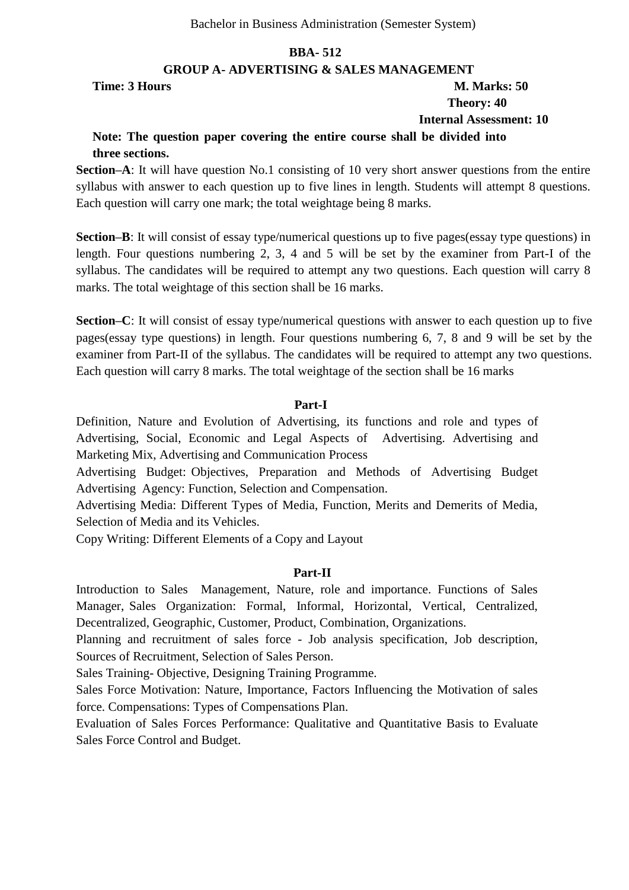Bachelor in Business Administration (Semester System)

## BBA- 512

## GROUP A- ADVERTISING & SALES MANAGEMENT

**Time: 3 Hours** **M. Marks: 50**

**Theory: 40**

**Internal Assessment: 10**

**Note: The question paper covering the entire course shall be divided into three sections.**

**Section–A**: It will have question No.1 consisting of 10 very short answer questions from the entire syllabus with answer to each question up to five lines in length. Students will attempt 8 questions. Each question will carry one mark; the total weightage being 8 marks.

**Section–B**: It will consist of essay type/numerical questions up to five pages(essay type questions) in length. Four questions numbering 2, 3, 4 and 5 will be set by the examiner from Part-I of the syllabus. The candidates will be required to attempt any two questions. Each question will carry 8 marks. The total weightage of this section shall be 16 marks.

**Section–C**: It will consist of essay type/numerical questions with answer to each question up to five pages(essay type questions) in length. Four questions numbering 6, 7, 8 and 9 will be set by the examiner from Part-II of the syllabus. The candidates will be required to attempt any two questions. Each question will carry 8 marks. The total weightage of the section shall be 16 marks

### Part-I

Definition, Nature and Evolution of Advertising, its functions and role and types of Advertising, Social, Economic and Legal Aspects of Advertising. Advertising and Marketing Mix, Advertising and Communication Process

Advertising Budget: Objectives, Preparation and Methods of Advertising Budget Advertising Agency: Function, Selection and Compensation.

Advertising Media: Different Types of Media, Function, Merits and Demerits of Media, Selection of Media and its Vehicles.

Copy Writing: Different Elements of a Copy and Layout

### Part-II

Introduction to Sales Management, Nature, role and importance. Functions of Sales Manager, Sales Organization: Formal, Informal, Horizontal, Vertical, Centralized, Decentralized, Geographic, Customer, Product, Combination, Organizations.

Planning and recruitment of sales force - Job analysis specification, Job description, Sources of Recruitment, Selection of Sales Person.

Sales Training- Objective, Designing Training Programme.

Sales Force Motivation: Nature, Importance, Factors Influencing the Motivation of sales force. Compensations: Types of Compensations Plan.

Evaluation of Sales Forces Performance: Qualitative and Quantitative Basis to Evaluate Sales Force Control and Budget.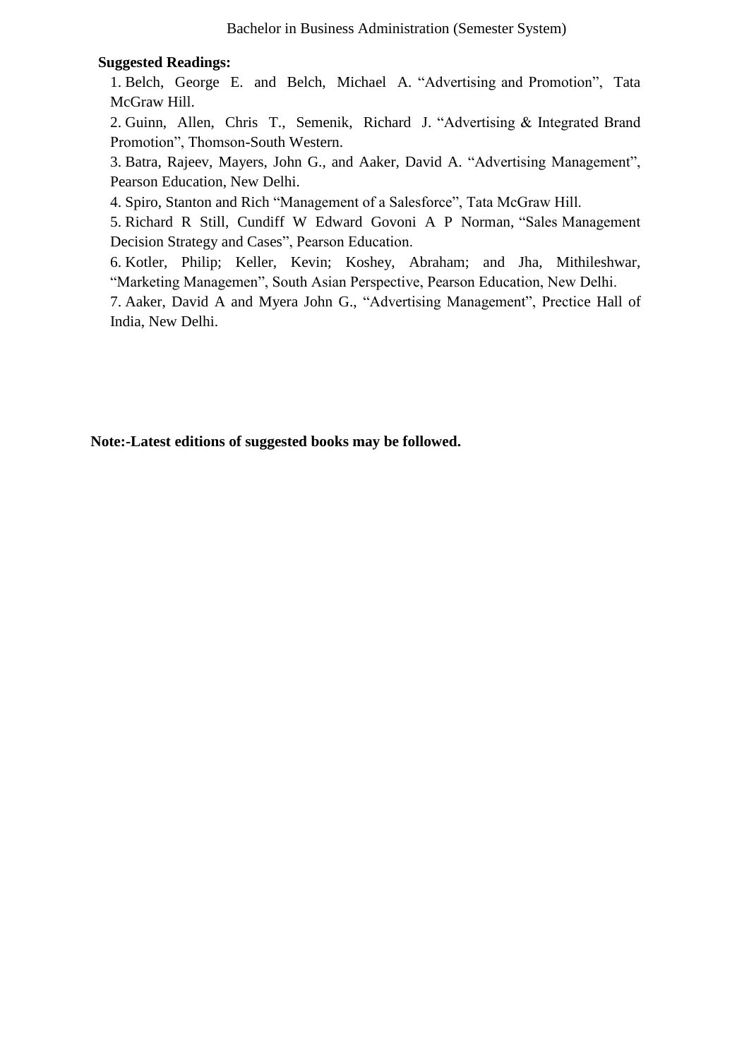**Suggested Readings:**

1. Belch, George E. and Belch, Michael A. "Advertising and Promotion", Tata McGraw Hill.
2. Guinn, Allen, Chris T., Semenik, Richard J. "Advertising & Integrated Brand Promotion", Thomson-South Western.
3. Batra, Rajeev, Mayers, John G., and Aaker, David A. "Advertising Management", Pearson Education, New Delhi.
4. Spiro, Stanton and Rich "Management of a Salesforce", Tata McGraw Hill.
5. Richard R Still, Cundiff W Edward Govoni A P Norman, "Sales Management Decision Strategy and Cases", Pearson Education.
6. Kotler, Philip; Keller, Kevin; Koshey, Abraham; and Jha, Mithileshwar, "Marketing Managemen", South Asian Perspective, Pearson Education, New Delhi.
7. Aaker, David A and Myera John G., "Advertising Management", Prectice Hall of India, New Delhi.

**Note:-Latest editions of suggested books may be followed.**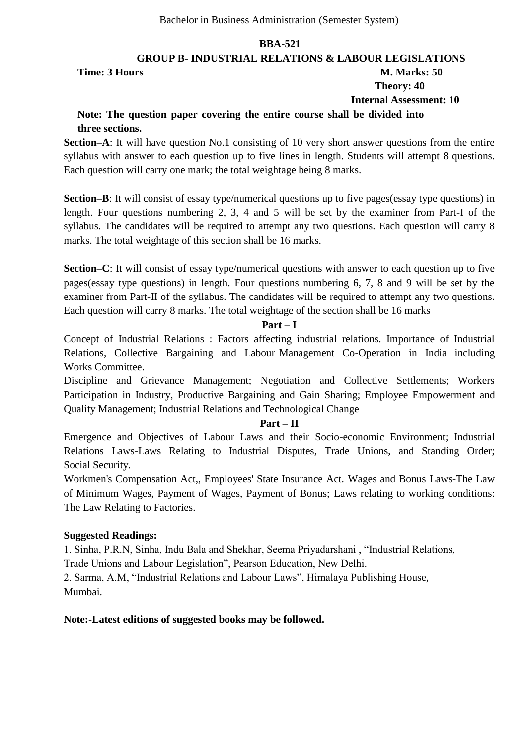Bachelor in Business Administration (Semester System)

**BBA-521**

**GROUP B- INDUSTRIAL RELATIONS & LABOUR LEGISLATIONS**

**Time: 3 Hours** **M. Marks: 50**

**Theory: 40**

**Internal Assessment: 10**

**Note: The question paper covering the entire course shall be divided into three sections.**

**Section–A**: It will have question No.1 consisting of 10 very short answer questions from the entire syllabus with answer to each question up to five lines in length. Students will attempt 8 questions. Each question will carry one mark; the total weightage being 8 marks.

**Section–B**: It will consist of essay type/numerical questions up to five pages(essay type questions) in length. Four questions numbering 2, 3, 4 and 5 will be set by the examiner from Part-I of the syllabus. The candidates will be required to attempt any two questions. Each question will carry 8 marks. The total weightage of this section shall be 16 marks.

**Section–C**: It will consist of essay type/numerical questions with answer to each question up to five pages(essay type questions) in length. Four questions numbering 6, 7, 8 and 9 will be set by the examiner from Part-II of the syllabus. The candidates will be required to attempt any two questions. Each question will carry 8 marks. The total weightage of the section shall be 16 marks

**Part – I**

Concept of Industrial Relations : Factors affecting industrial relations. Importance of Industrial Relations, Collective Bargaining and Labour Management Co-Operation in India including Works Committee.

Discipline and Grievance Management; Negotiation and Collective Settlements; Workers Participation in Industry, Productive Bargaining and Gain Sharing; Employee Empowerment and Quality Management; Industrial Relations and Technological Change

**Part – II**

Emergence and Objectives of Labour Laws and their Socio-economic Environment; Industrial Relations Laws-Laws Relating to Industrial Disputes, Trade Unions, and Standing Order; Social Security.

Workmen's Compensation Act,, Employees' State Insurance Act. Wages and Bonus Laws-The Law of Minimum Wages, Payment of Wages, Payment of Bonus; Laws relating to working conditions: The Law Relating to Factories.

**Suggested Readings:**

1. Sinha, P.R.N, Sinha, Indu Bala and Shekhar, Seema Priyadarshani , "Industrial Relations, Trade Unions and Labour Legislation", Pearson Education, New Delhi.
2. Sarma, A.M, "Industrial Relations and Labour Laws", Himalaya Publishing House, Mumbai.

**Note:-Latest editions of suggested books may be followed.**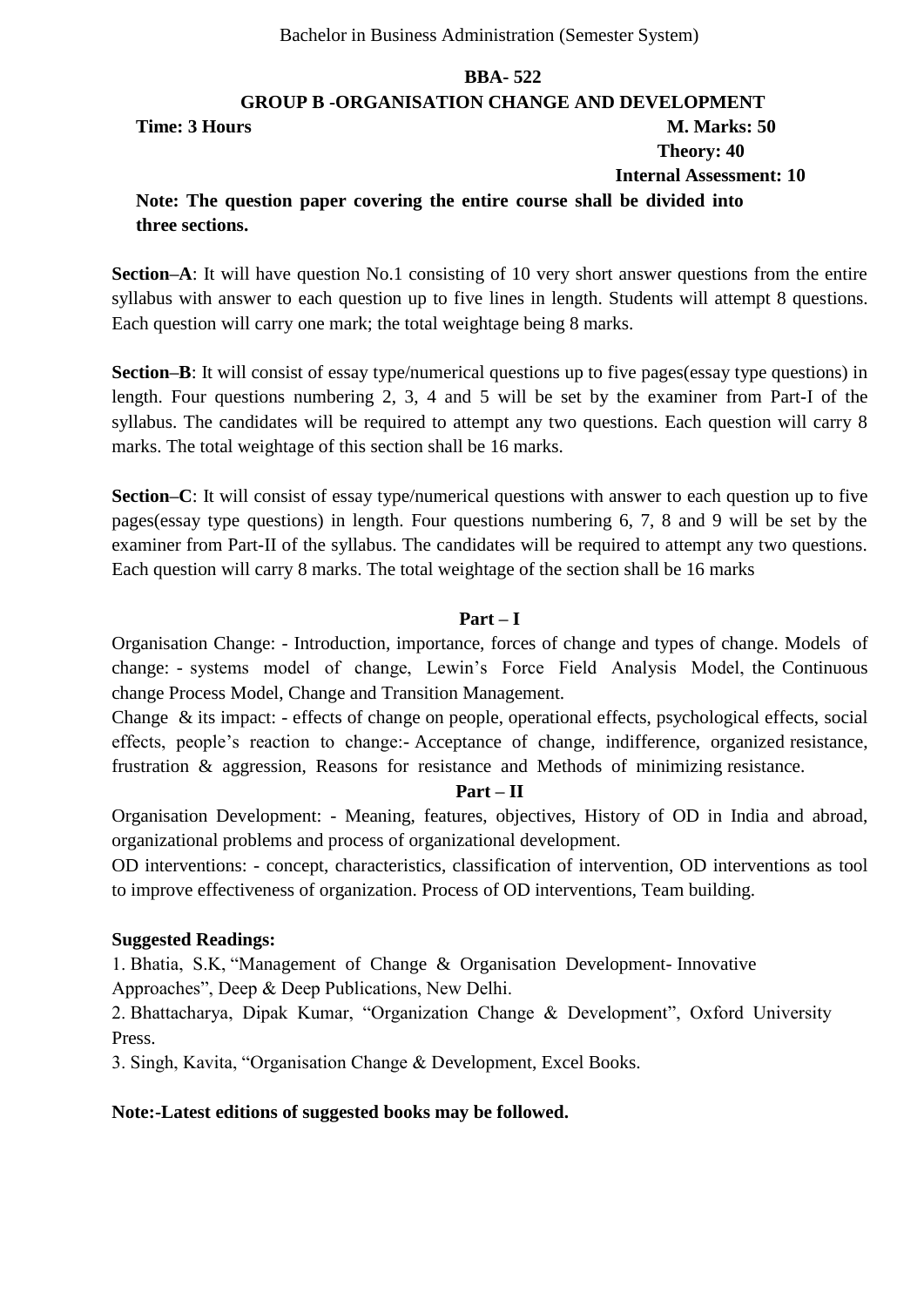Bachelor in Business Administration (Semester System)

# BBA- 522

## GROUP B -ORGANISATION CHANGE AND DEVELOPMENT

**Time: 3 Hours** **M. Marks: 50**

**Theory: 40**

**Internal Assessment: 10**

**Note: The question paper covering the entire course shall be divided into three sections.**

**Section–A**: It will have question No.1 consisting of 10 very short answer questions from the entire syllabus with answer to each question up to five lines in length. Students will attempt 8 questions. Each question will carry one mark; the total weightage being 8 marks.

**Section–B**: It will consist of essay type/numerical questions up to five pages(essay type questions) in length. Four questions numbering 2, 3, 4 and 5 will be set by the examiner from Part-I of the syllabus. The candidates will be required to attempt any two questions. Each question will carry 8 marks. The total weightage of this section shall be 16 marks.

**Section–C**: It will consist of essay type/numerical questions with answer to each question up to five pages(essay type questions) in length. Four questions numbering 6, 7, 8 and 9 will be set by the examiner from Part-II of the syllabus. The candidates will be required to attempt any two questions. Each question will carry 8 marks. The total weightage of the section shall be 16 marks

### Part – I

Organisation Change: - Introduction, importance, forces of change and types of change. Models of change: - systems model of change, Lewin's Force Field Analysis Model, the Continuous change Process Model, Change and Transition Management.

Change & its impact: - effects of change on people, operational effects, psychological effects, social effects, people's reaction to change:- Acceptance of change, indifference, organized resistance, frustration & aggression, Reasons for resistance and Methods of minimizing resistance.

### Part – II

Organisation Development: - Meaning, features, objectives, History of OD in India and abroad, organizational problems and process of organizational development.

OD interventions: - concept, characteristics, classification of intervention, OD interventions as tool to improve effectiveness of organization. Process of OD interventions, Team building.

**Suggested Readings:**

1. Bhatia, S.K, "Management of Change & Organisation Development- Innovative Approaches", Deep & Deep Publications, New Delhi.
2. Bhattacharya, Dipak Kumar, "Organization Change & Development", Oxford University Press.
3. Singh, Kavita, "Organisation Change & Development, Excel Books.

**Note:-Latest editions of suggested books may be followed.**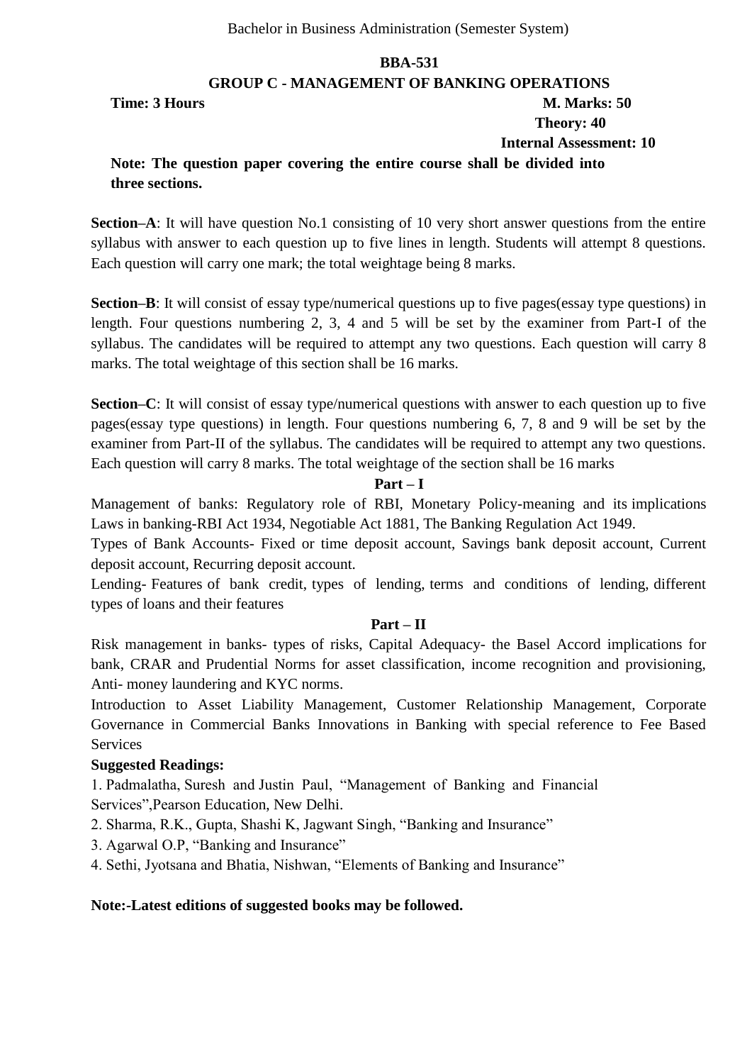Bachelor in Business Administration (Semester System)

## BBA-531

## GROUP C - MANAGEMENT OF BANKING OPERATIONS

**Time: 3 Hours** **M. Marks: 50**

**Theory: 40**

**Internal Assessment: 10**

**Note: The question paper covering the entire course shall be divided into three sections.**

**Section–A**: It will have question No.1 consisting of 10 very short answer questions from the entire syllabus with answer to each question up to five lines in length. Students will attempt 8 questions. Each question will carry one mark; the total weightage being 8 marks.

**Section–B**: It will consist of essay type/numerical questions up to five pages(essay type questions) in length. Four questions numbering 2, 3, 4 and 5 will be set by the examiner from Part-I of the syllabus. The candidates will be required to attempt any two questions. Each question will carry 8 marks. The total weightage of this section shall be 16 marks.

**Section–C**: It will consist of essay type/numerical questions with answer to each question up to five pages(essay type questions) in length. Four questions numbering 6, 7, 8 and 9 will be set by the examiner from Part-II of the syllabus. The candidates will be required to attempt any two questions. Each question will carry 8 marks. The total weightage of the section shall be 16 marks

### Part – I

Management of banks: Regulatory role of RBI, Monetary Policy-meaning and its implications Laws in banking-RBI Act 1934, Negotiable Act 1881, The Banking Regulation Act 1949.

Types of Bank Accounts- Fixed or time deposit account, Savings bank deposit account, Current deposit account, Recurring deposit account.

Lending- Features of bank credit, types of lending, terms and conditions of lending, different types of loans and their features

### Part – II

Risk management in banks- types of risks, Capital Adequacy- the Basel Accord implications for bank, CRAR and Prudential Norms for asset classification, income recognition and provisioning, Anti- money laundering and KYC norms.

Introduction to Asset Liability Management, Customer Relationship Management, Corporate Governance in Commercial Banks Innovations in Banking with special reference to Fee Based Services

**Suggested Readings:**

1. Padmalatha, Suresh and Justin Paul, "Management of Banking and Financial Services",Pearson Education, New Delhi.
2. Sharma, R.K., Gupta, Shashi K, Jagwant Singh, "Banking and Insurance"
3. Agarwal O.P, "Banking and Insurance"
4. Sethi, Jyotsana and Bhatia, Nishwan, "Elements of Banking and Insurance"

**Note:-Latest editions of suggested books may be followed.**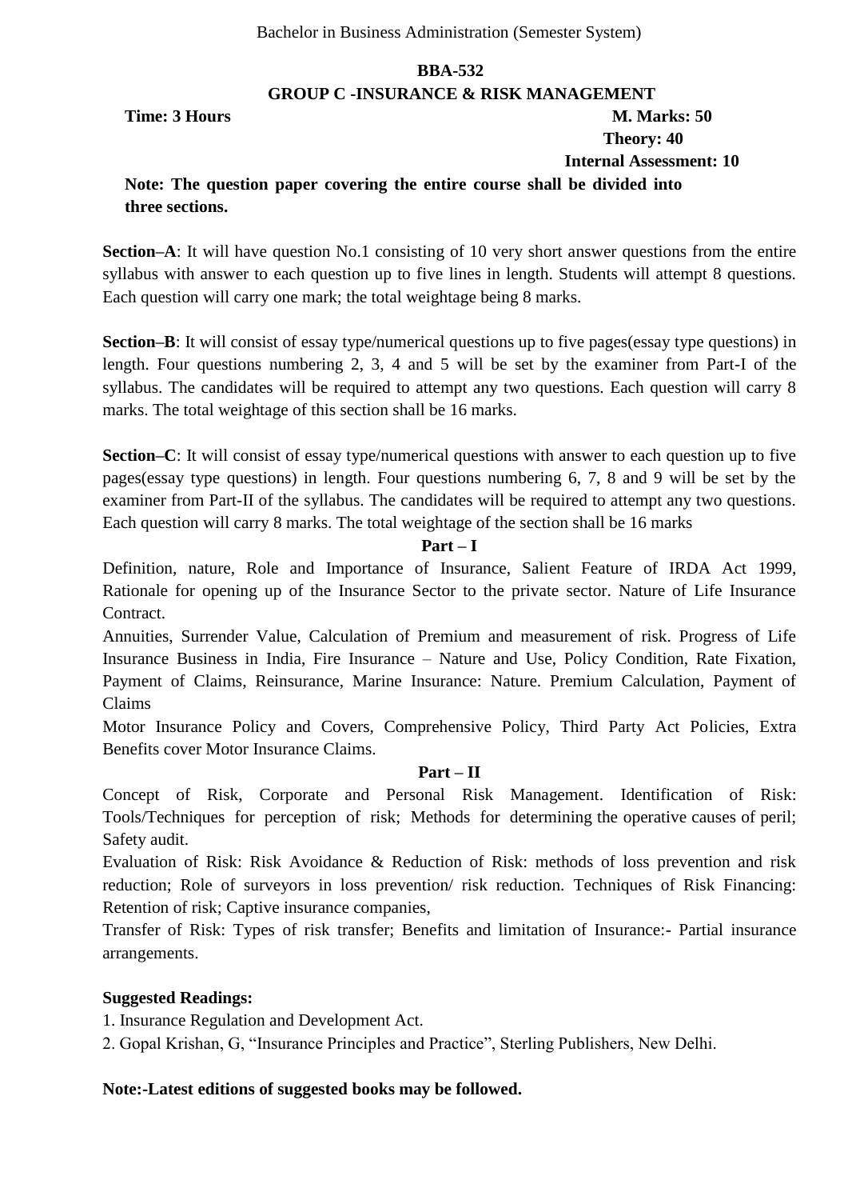Bachelor in Business Administration (Semester System)

## BBA-532

## GROUP C -INSURANCE & RISK MANAGEMENT

**Time: 3 Hours** **M. Marks: 50**

**Theory: 40**

**Internal Assessment: 10**

**Note: The question paper covering the entire course shall be divided into three sections.**

**Section–A**: It will have question No.1 consisting of 10 very short answer questions from the entire syllabus with answer to each question up to five lines in length. Students will attempt 8 questions. Each question will carry one mark; the total weightage being 8 marks.

**Section–B**: It will consist of essay type/numerical questions up to five pages(essay type questions) in length. Four questions numbering 2, 3, 4 and 5 will be set by the examiner from Part-I of the syllabus. The candidates will be required to attempt any two questions. Each question will carry 8 marks. The total weightage of this section shall be 16 marks.

**Section–C**: It will consist of essay type/numerical questions with answer to each question up to five pages(essay type questions) in length. Four questions numbering 6, 7, 8 and 9 will be set by the examiner from Part-II of the syllabus. The candidates will be required to attempt any two questions. Each question will carry 8 marks. The total weightage of the section shall be 16 marks

### Part – I

Definition, nature, Role and Importance of Insurance, Salient Feature of IRDA Act 1999, Rationale for opening up of the Insurance Sector to the private sector. Nature of Life Insurance Contract.

Annuities, Surrender Value, Calculation of Premium and measurement of risk. Progress of Life Insurance Business in India, Fire Insurance – Nature and Use, Policy Condition, Rate Fixation, Payment of Claims, Reinsurance, Marine Insurance: Nature. Premium Calculation, Payment of Claims

Motor Insurance Policy and Covers, Comprehensive Policy, Third Party Act Policies, Extra Benefits cover Motor Insurance Claims.

### Part – II

Concept of Risk, Corporate and Personal Risk Management. Identification of Risk: Tools/Techniques for perception of risk; Methods for determining the operative causes of peril; Safety audit.

Evaluation of Risk: Risk Avoidance & Reduction of Risk: methods of loss prevention and risk reduction; Role of surveyors in loss prevention/ risk reduction. Techniques of Risk Financing: Retention of risk; Captive insurance companies,

Transfer of Risk: Types of risk transfer; Benefits and limitation of Insurance:- Partial insurance arrangements.

**Suggested Readings:**

1. Insurance Regulation and Development Act.
2. Gopal Krishan, G, "Insurance Principles and Practice", Sterling Publishers, New Delhi.

**Note:-Latest editions of suggested books may be followed.**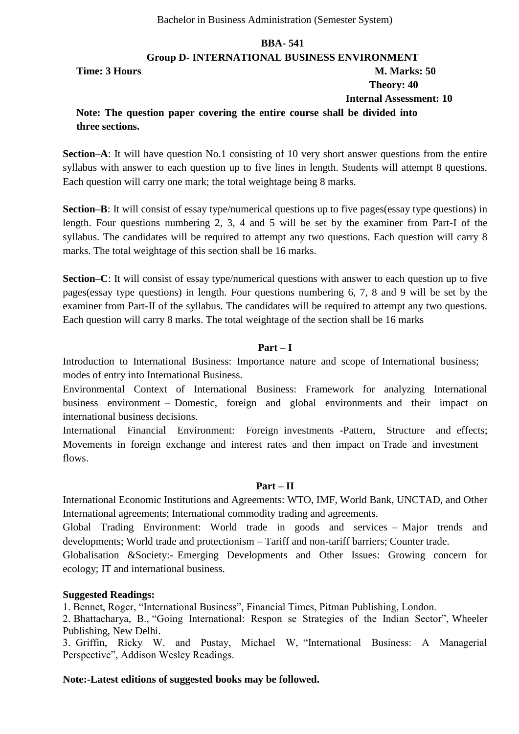Bachelor in Business Administration (Semester System)

## BBA- 541

### Group D- INTERNATIONAL BUSINESS ENVIRONMENT

**Time: 3 Hours** **M. Marks: 50**

**Theory: 40**

**Internal Assessment: 10**

**Note: The question paper covering the entire course shall be divided into three sections.**

**Section–A**: It will have question No.1 consisting of 10 very short answer questions from the entire syllabus with answer to each question up to five lines in length. Students will attempt 8 questions. Each question will carry one mark; the total weightage being 8 marks.

**Section–B**: It will consist of essay type/numerical questions up to five pages(essay type questions) in length. Four questions numbering 2, 3, 4 and 5 will be set by the examiner from Part-I of the syllabus. The candidates will be required to attempt any two questions. Each question will carry 8 marks. The total weightage of this section shall be 16 marks.

**Section–C**: It will consist of essay type/numerical questions with answer to each question up to five pages(essay type questions) in length. Four questions numbering 6, 7, 8 and 9 will be set by the examiner from Part-II of the syllabus. The candidates will be required to attempt any two questions. Each question will carry 8 marks. The total weightage of the section shall be 16 marks

### Part – I

Introduction to International Business: Importance nature and scope of International business; modes of entry into International Business.

Environmental Context of International Business: Framework for analyzing International business environment – Domestic, foreign and global environments and their impact on international business decisions.

International Financial Environment: Foreign investments -Pattern, Structure and effects; Movements in foreign exchange and interest rates and then impact on Trade and investment flows.

### Part – II

International Economic Institutions and Agreements: WTO, IMF, World Bank, UNCTAD, and Other International agreements; International commodity trading and agreements.

Global Trading Environment: World trade in goods and services – Major trends and developments; World trade and protectionism – Tariff and non-tariff barriers; Counter trade.

Globalisation &Society:- Emerging Developments and Other Issues: Growing concern for ecology; IT and international business.

**Suggested Readings:**

1. Bennet, Roger, "International Business", Financial Times, Pitman Publishing, London.
2. Bhattacharya, B., "Going International: Respon se Strategies of the Indian Sector", Wheeler Publishing, New Delhi.
3. Griffin, Ricky W. and Pustay, Michael W, "International Business: A Managerial Perspective", Addison Wesley Readings.

**Note:-Latest editions of suggested books may be followed.**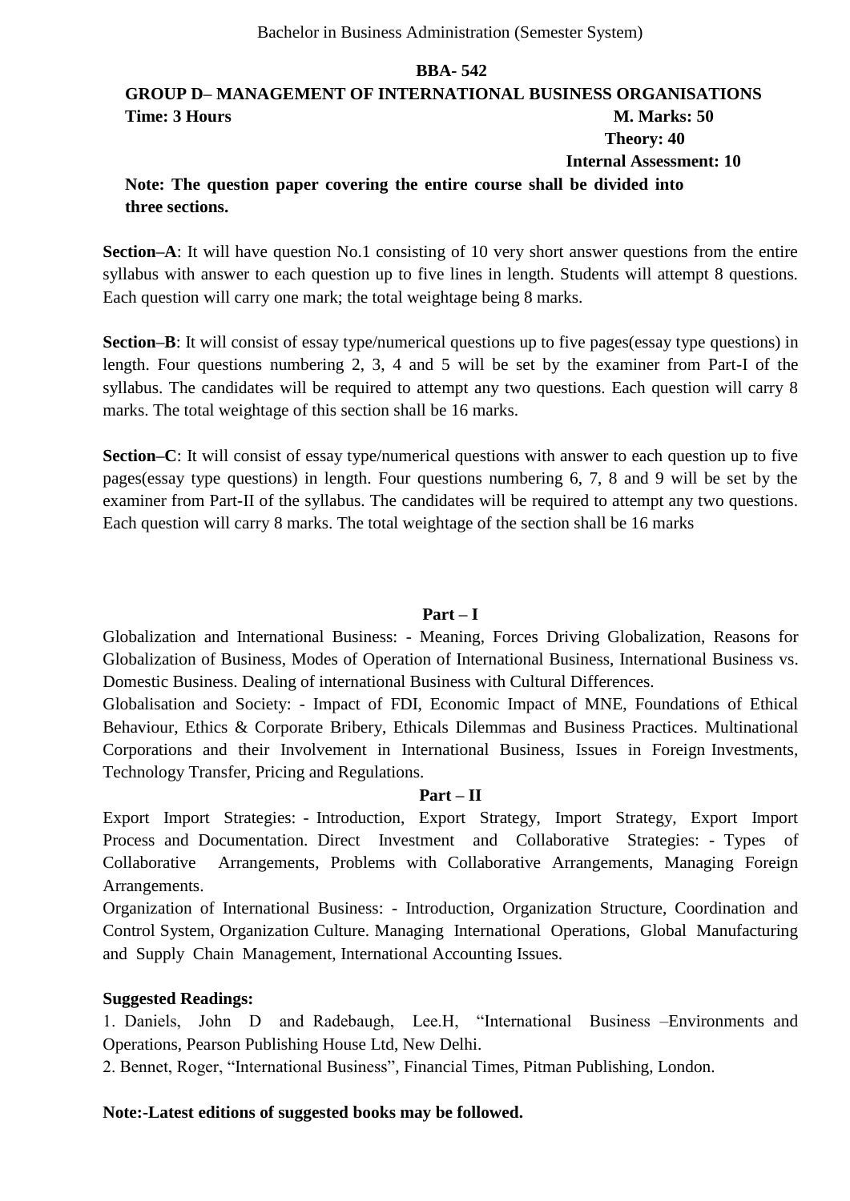Bachelor in Business Administration (Semester System)

**BBA- 542**

**GROUP D– MANAGEMENT OF INTERNATIONAL BUSINESS ORGANISATIONS**

**Time: 3 Hours** **M. Marks: 50**

**Theory: 40**

**Internal Assessment: 10**

**Note: The question paper covering the entire course shall be divided into three sections.**

**Section–A**: It will have question No.1 consisting of 10 very short answer questions from the entire syllabus with answer to each question up to five lines in length. Students will attempt 8 questions. Each question will carry one mark; the total weightage being 8 marks.

**Section–B**: It will consist of essay type/numerical questions up to five pages(essay type questions) in length. Four questions numbering 2, 3, 4 and 5 will be set by the examiner from Part-I of the syllabus. The candidates will be required to attempt any two questions. Each question will carry 8 marks. The total weightage of this section shall be 16 marks.

**Section–C**: It will consist of essay type/numerical questions with answer to each question up to five pages(essay type questions) in length. Four questions numbering 6, 7, 8 and 9 will be set by the examiner from Part-II of the syllabus. The candidates will be required to attempt any two questions. Each question will carry 8 marks. The total weightage of the section shall be 16 marks

**Part – I**

Globalization and International Business: - Meaning, Forces Driving Globalization, Reasons for Globalization of Business, Modes of Operation of International Business, International Business vs. Domestic Business. Dealing of international Business with Cultural Differences.

Globalisation and Society: - Impact of FDI, Economic Impact of MNE, Foundations of Ethical Behaviour, Ethics & Corporate Bribery, Ethicals Dilemmas and Business Practices. Multinational Corporations and their Involvement in International Business, Issues in Foreign Investments, Technology Transfer, Pricing and Regulations.

**Part – II**

Export Import Strategies: - Introduction, Export Strategy, Import Strategy, Export Import Process and Documentation. Direct Investment and Collaborative Strategies: - Types of Collaborative Arrangements, Problems with Collaborative Arrangements, Managing Foreign Arrangements.

Organization of International Business: - Introduction, Organization Structure, Coordination and Control System, Organization Culture. Managing International Operations, Global Manufacturing and Supply Chain Management, International Accounting Issues.

**Suggested Readings:**

1. Daniels, John D and Radebaugh, Lee.H, "International Business –Environments and Operations, Pearson Publishing House Ltd, New Delhi.
2. Bennet, Roger, "International Business", Financial Times, Pitman Publishing, London.

**Note:-Latest editions of suggested books may be followed.**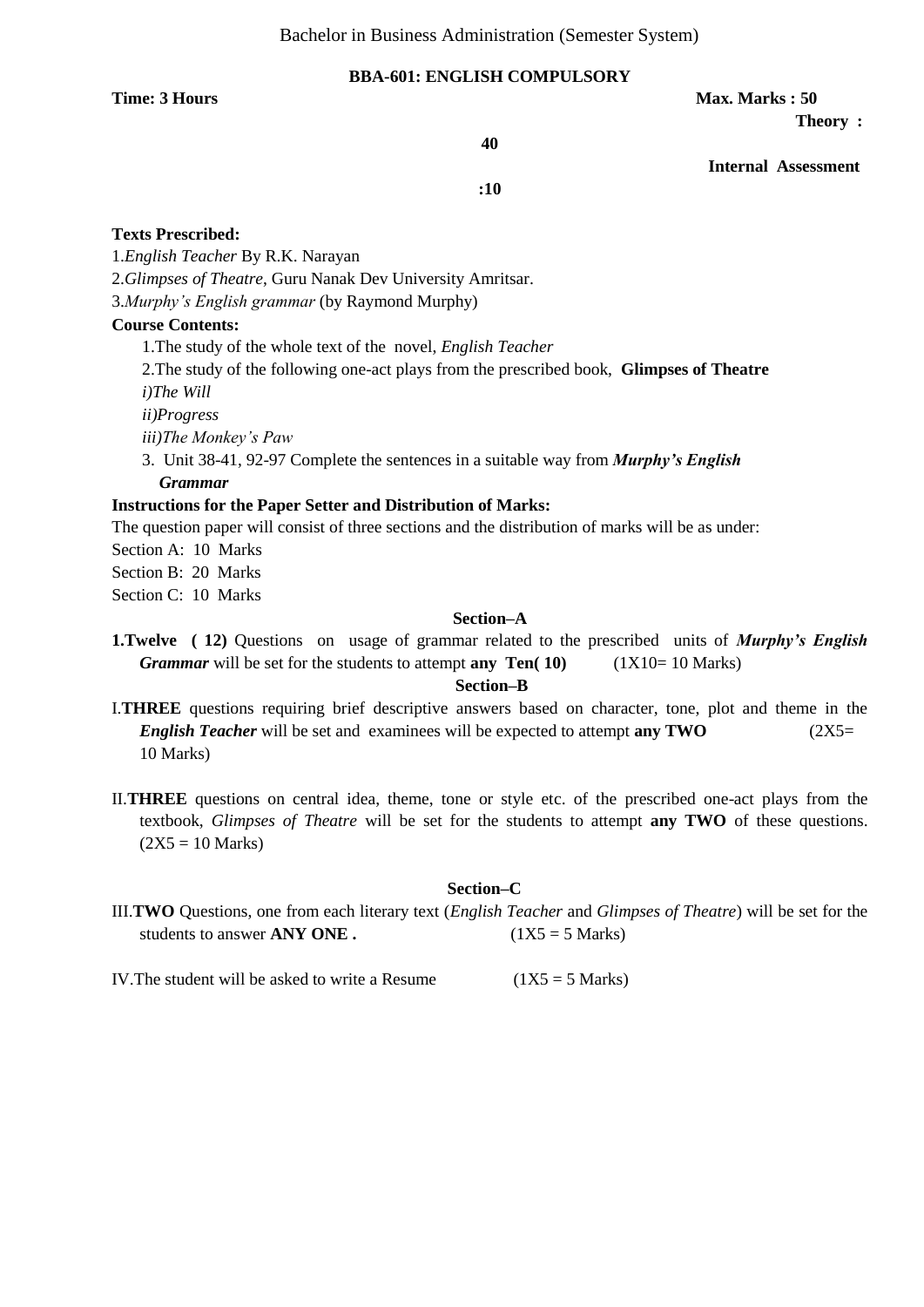Bachelor in Business Administration (Semester System)

**BBA-601: ENGLISH COMPULSORY**

**Time: 3 Hours** **Max. Marks : 50**

**Theory : 40**

**Internal Assessment :10**

**Texts Prescribed:**

1. *English Teacher* By R.K. Narayan
2. *Glimpses of Theatre*, Guru Nanak Dev University Amritsar.
3. *Murphy's English grammar* (by Raymond Murphy)

**Course Contents:**

1. The study of the whole text of the novel, *English Teacher*
2. The study of the following one-act plays from the prescribed book, **Glimpses of Theatre**
   *i)The Will*
   *ii)Progress*
   *iii)The Monkey's Paw*
3. Unit 38-41, 92-97 Complete the sentences in a suitable way from ***Murphy's English Grammar***

**Instructions for the Paper Setter and Distribution of Marks:**

The question paper will consist of three sections and the distribution of marks will be as under:

Section A: 10 Marks
Section B: 20 Marks
Section C: 10 Marks

**Section–A**

**1.Twelve ( 12)** Questions on usage of grammar related to the prescribed units of ***Murphy's English Grammar*** will be set for the students to attempt **any Ten( 10)** (1X10= 10 Marks)

**Section–B**

I. **THREE** questions requiring brief descriptive answers based on character, tone, plot and theme in the ***English Teacher*** will be set and examinees will be expected to attempt **any TWO** (2X5= 10 Marks)

II. **THREE** questions on central idea, theme, tone or style etc. of the prescribed one-act plays from the textbook, *Glimpses of Theatre* will be set for the students to attempt **any TWO** of these questions. (2X5 = 10 Marks)

**Section–C**

III. **TWO** Questions, one from each literary text (*English Teacher* and *Glimpses of Theatre*) will be set for the students to answer **ANY ONE .** (1X5 = 5 Marks)

IV. The student will be asked to write a Resume (1X5 = 5 Marks)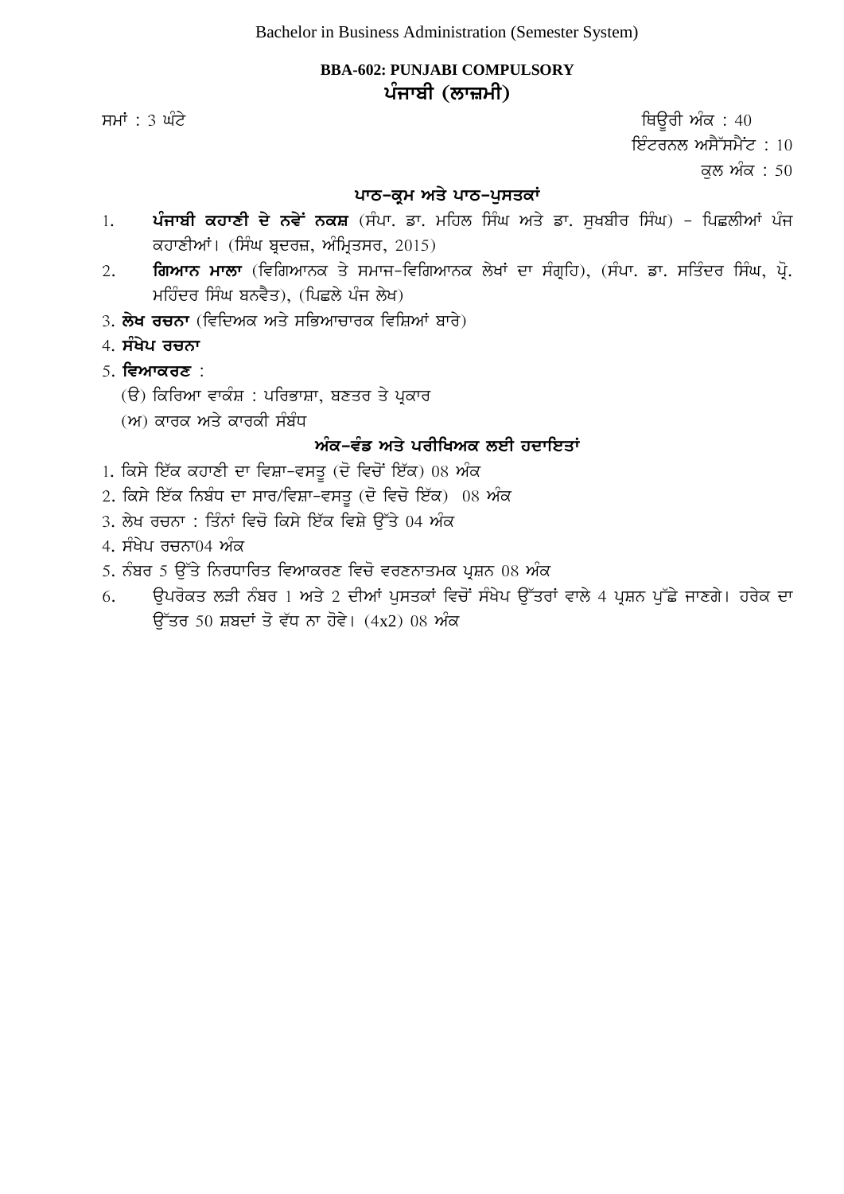Bachelor in Business Administration (Semester System)

## BBA-602: PUNJABI COMPULSORY
## ਪੰਜਾਬੀ (ਲਾਜ਼ਮੀ)

ਸਮਾਂ : 3 ਘੰਟੇ

ਥਿਊਰੀ ਅੰਕ : 40
ਇੰਟਰਨਲ ਅਸੈੱਸਮੈਂਟ : 10
ਕੁਲ ਅੰਕ : 50

### ਪਾਠ-ਕ੍ਰਮ ਅਤੇ ਪਾਠ-ਪੁਸਤਕਾਂ

1. **ਪੰਜਾਬੀ ਕਹਾਣੀ ਦੇ ਨਵੇਂ ਨਕਸ਼** (ਸੰਪਾ. ਡਾ. ਮਹਿਲ ਸਿੰਘ ਅਤੇ ਡਾ. ਸੁਖਬੀਰ ਸਿੰਘ) - ਪਿਛਲੀਆਂ ਪੰਜ ਕਹਾਣੀਆਂ। (ਸਿੰਘ ਬ੍ਰਦਰਜ਼, ਅੰਮ੍ਰਿਤਸਰ, 2015)
2. **ਗਿਆਨ ਮਾਲਾ** (ਵਿਗਿਆਨਕ ਤੇ ਸਮਾਜ-ਵਿਗਿਆਨਕ ਲੇਖਾਂ ਦਾ ਸੰਗ੍ਰਹਿ), (ਸੰਪਾ. ਡਾ. ਸਤਿੰਦਰ ਸਿੰਘ, ਪ੍ਰੋ. ਮਹਿੰਦਰ ਸਿੰਘ ਬਨਵੈਤ), (ਪਿਛਲੇ ਪੰਜ ਲੇਖ)
3. **ਲੇਖ ਰਚਨਾ** (ਵਿਦਿਅਕ ਅਤੇ ਸਭਿਆਚਾਰਕ ਵਿਸ਼ਿਆਂ ਬਾਰੇ)
4. **ਸੰਖੇਪ ਰਚਨਾ**
5. **ਵਿਆਕਰਣ** :
   (ੳ) ਕਿਰਿਆ ਵਾਕੰਸ਼ : ਪਰਿਭਾਸ਼ਾ, ਬਣਤਰ ਤੇ ਪ੍ਰਕਾਰ
   (ਅ) ਕਾਰਕ ਅਤੇ ਕਾਰਕੀ ਸੰਬੰਧ

### ਅੰਕ-ਵੰਡ ਅਤੇ ਪਰੀਖਿਅਕ ਲਈ ਹਦਾਇਤਾਂ

1. ਕਿਸੇ ਇੱਕ ਕਹਾਣੀ ਦਾ ਵਿਸ਼ਾ-ਵਸਤੂ (ਦੋ ਵਿਚੋਂ ਇੱਕ) 08 ਅੰਕ
2. ਕਿਸੇ ਇੱਕ ਨਿਬੰਧ ਦਾ ਸਾਰ/ਵਿਸ਼ਾ-ਵਸਤੂ (ਦੋ ਵਿਚੋ ਇੱਕ) 08 ਅੰਕ
3. ਲੇਖ ਰਚਨਾ : ਤਿੰਨਾਂ ਵਿਚੋ ਕਿਸੇ ਇੱਕ ਵਿਸ਼ੇ ਉੱਤੇ 04 ਅੰਕ
4. ਸੰਖੇਪ ਰਚਨਾ04 ਅੰਕ
5. ਨੰਬਰ 5 ਉੱਤੇ ਨਿਰਧਾਰਿਤ ਵਿਆਕਰਣ ਵਿਚੋ ਵਰਣਨਾਤਮਕ ਪ੍ਰਸ਼ਨ 08 ਅੰਕ
6. ਉਪਰੋਕਤ ਲੜੀ ਨੰਬਰ 1 ਅਤੇ 2 ਦੀਆਂ ਪੁਸਤਕਾਂ ਵਿਚੋਂ ਸੰਖੇਪ ਉੱਤਰਾਂ ਵਾਲੇ 4 ਪ੍ਰਸ਼ਨ ਪੁੱਛੇ ਜਾਣਗੇ। ਹਰੇਕ ਦਾ ਉੱਤਰ 50 ਸ਼ਬਦਾਂ ਤੋ ਵੱਧ ਨਾ ਹੋਵੇ। (4x2) 08 ਅੰਕ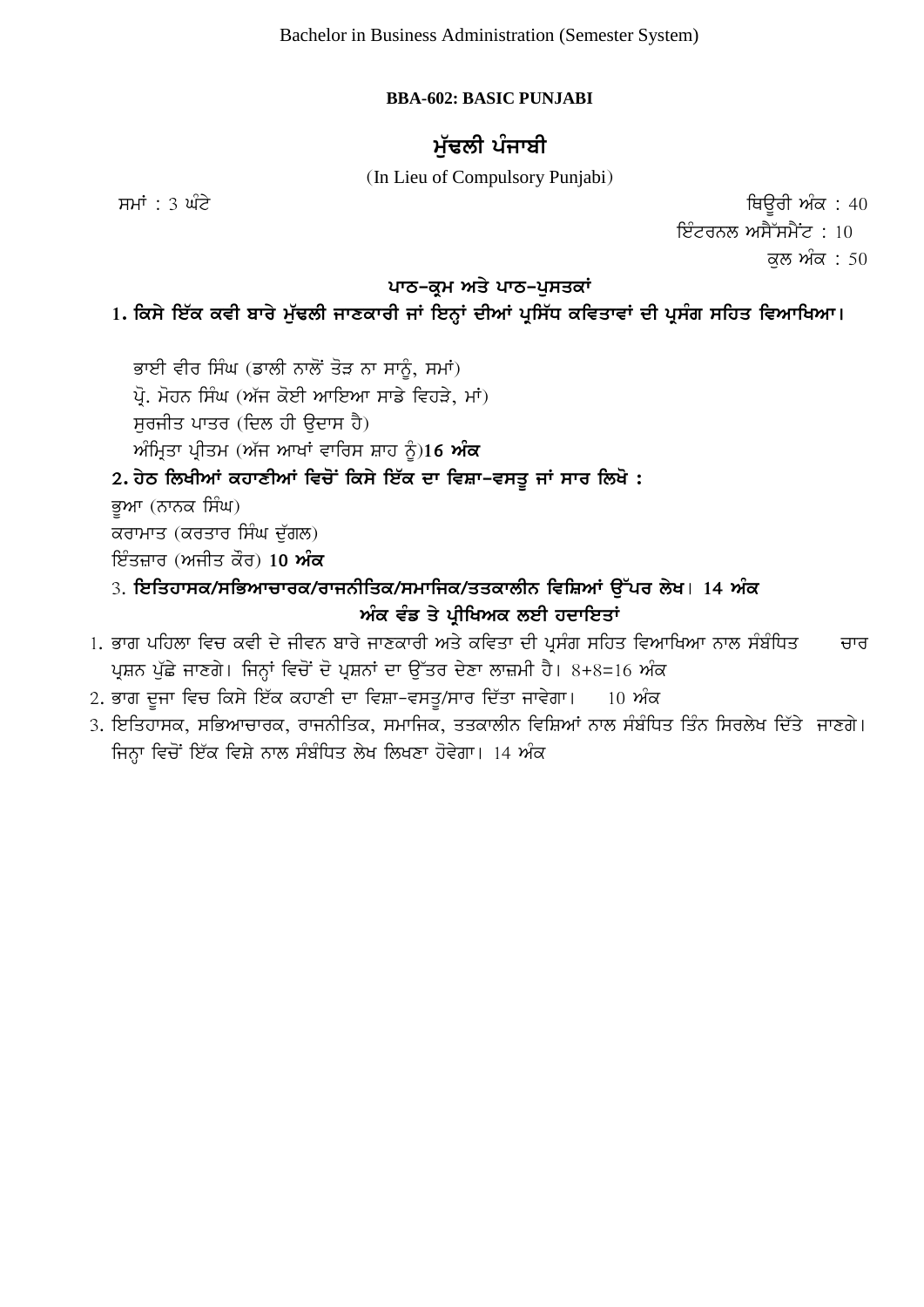Bachelor in Business Administration (Semester System)

**BBA-602: BASIC PUNJABI**

## ਮੁੱਢਲੀ ਪੰਜਾਬੀ

(In Lieu of Compulsory Punjabi)

ਸਮਾਂ : 3 ਘੰਟੇ

ਥਿਊਰੀ ਅੰਕ : 40
ਇੰਟਰਨਲ ਅਸੈੱਸਮੈਂਟ : 10
ਕੁਲ ਅੰਕ : 50

### ਪਾਠ-ਕ੍ਰਮ ਅਤੇ ਪਾਠ-ਪੁਸਤਕਾਂ

**1. ਕਿਸੇ ਇੱਕ ਕਵੀ ਬਾਰੇ ਮੁੱਢਲੀ ਜਾਣਕਾਰੀ ਜਾਂ ਇਨ੍ਹਾਂ ਦੀਆਂ ਪ੍ਰਸਿੱਧ ਕਵਿਤਾਵਾਂ ਦੀ ਪ੍ਰਸੰਗ ਸਹਿਤ ਵਿਆਖਿਆ।**

ਭਾਈ ਵੀਰ ਸਿੰਘ (ਡਾਲੀ ਨਾਲੋਂ ਤੋੜ ਨਾ ਸਾਨੂੰ, ਸਮਾਂ)
ਪ੍ਰੋ. ਮੋਹਨ ਸਿੰਘ (ਅੱਜ ਕੋਈ ਆਇਆ ਸਾਡੇ ਵਿਹੜੇ, ਮਾਂ)
ਸੁਰਜੀਤ ਪਾਤਰ (ਦਿਲ ਹੀ ਉਦਾਸ ਹੈ)
ਅੰਮ੍ਰਿਤਾ ਪ੍ਰੀਤਮ (ਅੱਜ ਆਖਾਂ ਵਾਰਿਸ ਸ਼ਾਹ ਨੂੰ)**16 ਅੰਕ**

**2. ਹੇਠ ਲਿਖੀਆਂ ਕਹਾਣੀਆਂ ਵਿਚੋਂ ਕਿਸੇ ਇੱਕ ਦਾ ਵਿਸ਼ਾ-ਵਸਤੂ ਜਾਂ ਸਾਰ ਲਿਖੋ :**

ਭੂਆ (ਨਾਨਕ ਸਿੰਘ)
ਕਰਾਮਾਤ (ਕਰਤਾਰ ਸਿੰਘ ਦੁੱਗਲ)
ਇੰਤਜ਼ਾਰ (ਅਜੀਤ ਕੌਰ) **10 ਅੰਕ**

3. **ਇਤਿਹਾਸਕ/ਸਭਿਆਚਾਰਕ/ਰਾਜਨੀਤਿਕ/ਸਮਾਜਿਕ/ਤਤਕਾਲੀਨ ਵਿਸ਼ਿਆਂ ਉੱਪਰ ਲੇਖ। 14 ਅੰਕ**

### ਅੰਕ ਵੰਡ ਤੇ ਪ੍ਰੀਖਿਅਕ ਲਈ ਹਦਾਇਤਾਂ

1. ਭਾਗ ਪਹਿਲਾ ਵਿਚ ਕਵੀ ਦੇ ਜੀਵਨ ਬਾਰੇ ਜਾਣਕਾਰੀ ਅਤੇ ਕਵਿਤਾ ਦੀ ਪ੍ਰਸੰਗ ਸਹਿਤ ਵਿਆਖਿਆ ਨਾਲ ਸੰਬੰਧਿਤ ਚਾਰ ਪ੍ਰਸ਼ਨ ਪੁੱਛੇ ਜਾਣਗੇ। ਜਿਨ੍ਹਾਂ ਵਿਚੋਂ ਦੋ ਪ੍ਰਸ਼ਨਾਂ ਦਾ ਉੱਤਰ ਦੇਣਾ ਲਾਜ਼ਮੀ ਹੈ। 8+8=16 ਅੰਕ
2. ਭਾਗ ਦੂਜਾ ਵਿਚ ਕਿਸੇ ਇੱਕ ਕਹਾਣੀ ਦਾ ਵਿਸ਼ਾ-ਵਸਤੂ/ਸਾਰ ਦਿੱਤਾ ਜਾਵੇਗਾ। 10 ਅੰਕ
3. ਇਤਿਹਾਸਕ, ਸਭਿਆਚਾਰਕ, ਰਾਜਨੀਤਿਕ, ਸਮਾਜਿਕ, ਤਤਕਾਲੀਨ ਵਿਸ਼ਿਆਂ ਨਾਲ ਸੰਬੰਧਿਤ ਤਿੰਨ ਸਿਰਲੇਖ ਦਿੱਤੇ ਜਾਣਗੇ। ਜਿਨ੍ਹਾ ਵਿਚੋਂ ਇੱਕ ਵਿਸ਼ੇ ਨਾਲ ਸੰਬੰਧਿਤ ਲੇਖ ਲਿਖਣਾ ਹੋਵੇਗਾ। 14 ਅੰਕ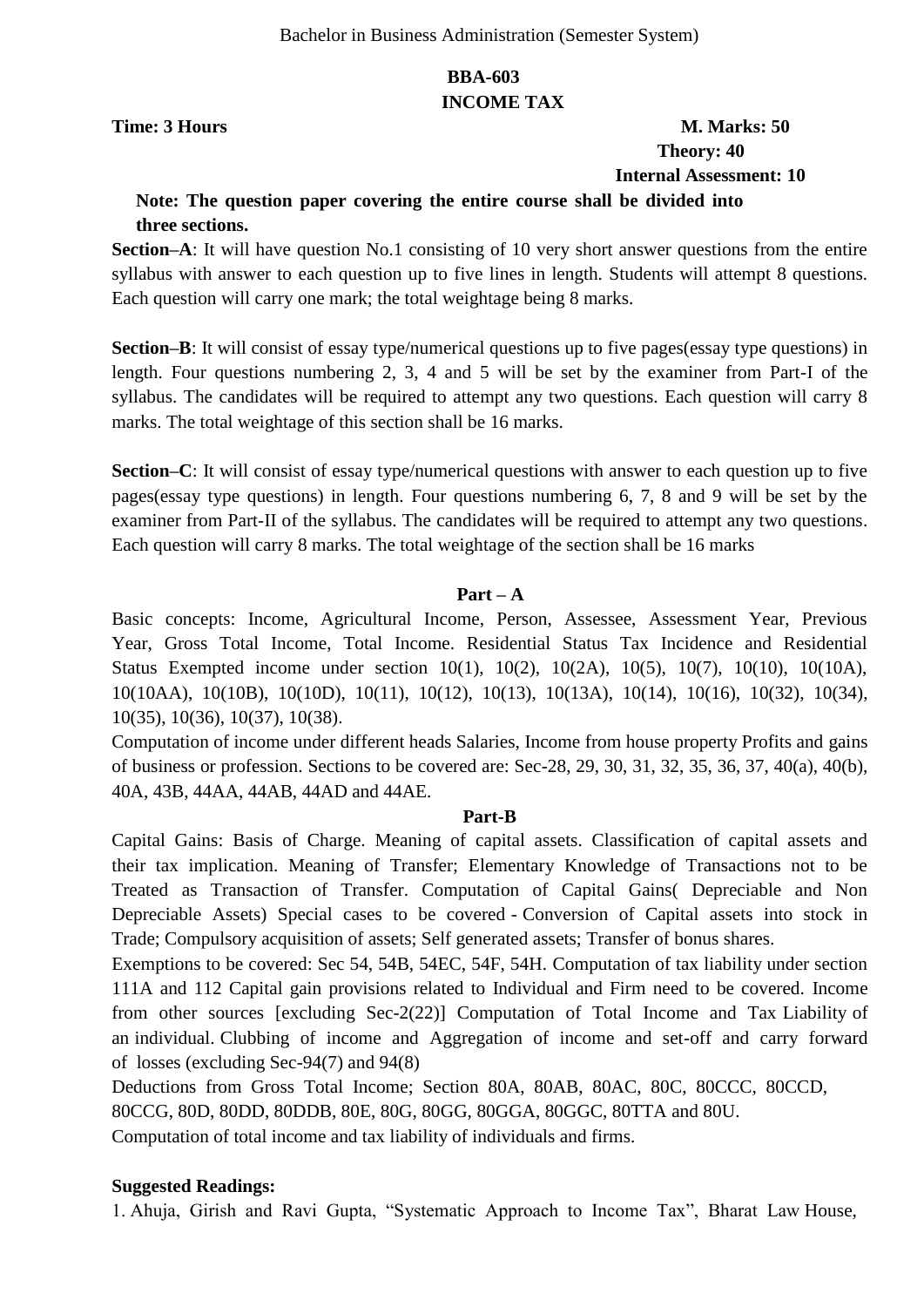Bachelor in Business Administration (Semester System)

# BBA-603
# INCOME TAX

**Time: 3 Hours** **M. Marks: 50**

**Theory: 40**

**Internal Assessment: 10**

**Note: The question paper covering the entire course shall be divided into three sections.**

**Section–A**: It will have question No.1 consisting of 10 very short answer questions from the entire syllabus with answer to each question up to five lines in length. Students will attempt 8 questions. Each question will carry one mark; the total weightage being 8 marks.

**Section–B**: It will consist of essay type/numerical questions up to five pages(essay type questions) in length. Four questions numbering 2, 3, 4 and 5 will be set by the examiner from Part-I of the syllabus. The candidates will be required to attempt any two questions. Each question will carry 8 marks. The total weightage of this section shall be 16 marks.

**Section–C**: It will consist of essay type/numerical questions with answer to each question up to five pages(essay type questions) in length. Four questions numbering 6, 7, 8 and 9 will be set by the examiner from Part-II of the syllabus. The candidates will be required to attempt any two questions. Each question will carry 8 marks. The total weightage of the section shall be 16 marks

## Part – A

Basic concepts: Income, Agricultural Income, Person, Assessee, Assessment Year, Previous Year, Gross Total Income, Total Income. Residential Status Tax Incidence and Residential Status Exempted income under section 10(1), 10(2), 10(2A), 10(5), 10(7), 10(10), 10(10A), 10(10AA), 10(10B), 10(10D), 10(11), 10(12), 10(13), 10(13A), 10(14), 10(16), 10(32), 10(34), 10(35), 10(36), 10(37), 10(38).

Computation of income under different heads Salaries, Income from house property Profits and gains of business or profession. Sections to be covered are: Sec-28, 29, 30, 31, 32, 35, 36, 37, 40(a), 40(b), 40A, 43B, 44AA, 44AB, 44AD and 44AE.

## Part-B

Capital Gains: Basis of Charge. Meaning of capital assets. Classification of capital assets and their tax implication. Meaning of Transfer; Elementary Knowledge of Transactions not to be Treated as Transaction of Transfer. Computation of Capital Gains( Depreciable and Non Depreciable Assets) Special cases to be covered - Conversion of Capital assets into stock in Trade; Compulsory acquisition of assets; Self generated assets; Transfer of bonus shares.

Exemptions to be covered: Sec 54, 54B, 54EC, 54F, 54H. Computation of tax liability under section 111A and 112 Capital gain provisions related to Individual and Firm need to be covered. Income from other sources [excluding Sec-2(22)] Computation of Total Income and Tax Liability of an individual. Clubbing of income and Aggregation of income and set-off and carry forward of losses (excluding Sec-94(7) and 94(8)

Deductions from Gross Total Income; Section 80A, 80AB, 80AC, 80C, 80CCC, 80CCD, 80CCG, 80D, 80DD, 80DDB, 80E, 80G, 80GG, 80GGA, 80GGC, 80TTA and 80U.

Computation of total income and tax liability of individuals and firms.

**Suggested Readings:**

1. Ahuja, Girish and Ravi Gupta, "Systematic Approach to Income Tax", Bharat Law House,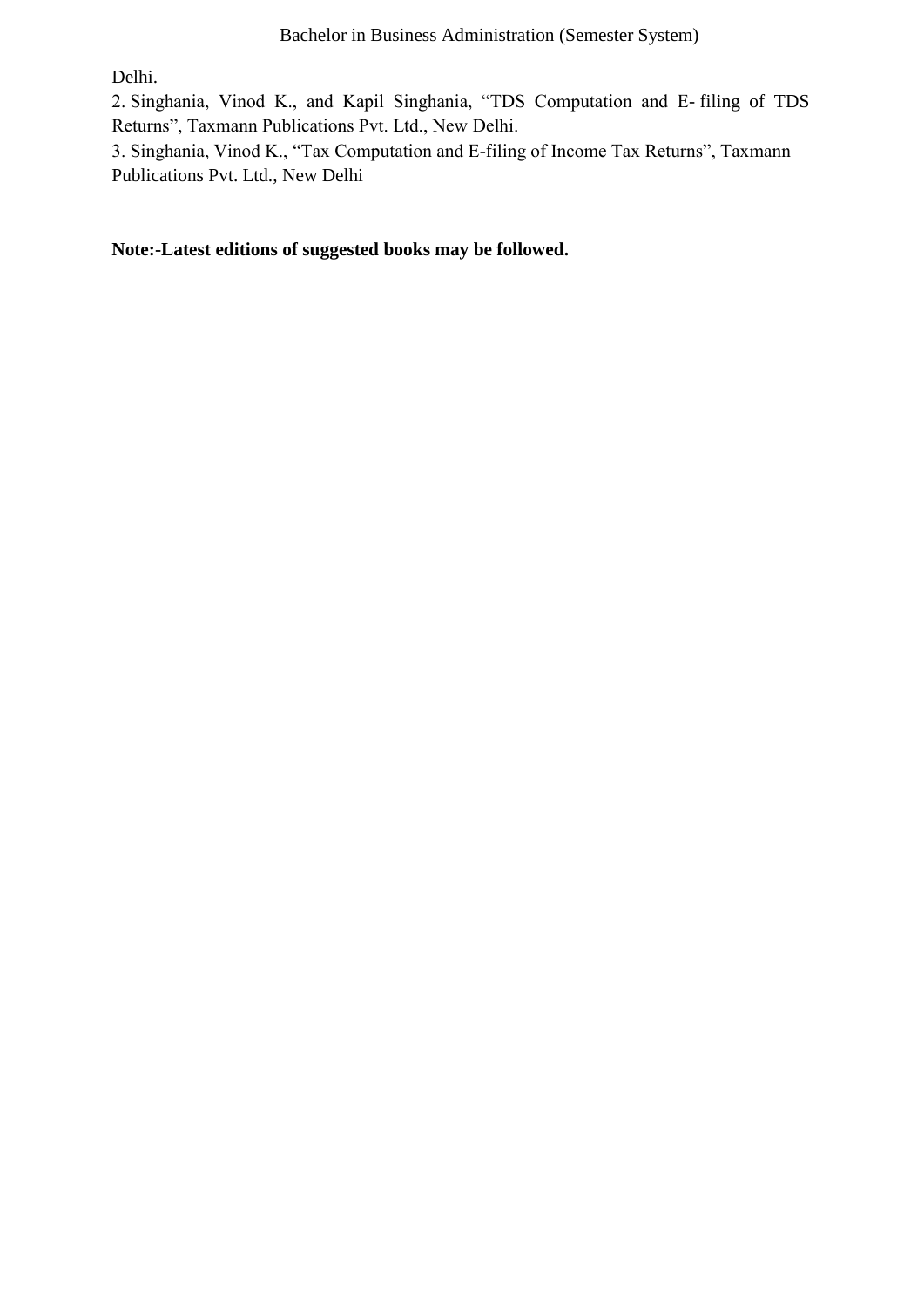Delhi.

2. Singhania, Vinod K., and Kapil Singhania, "TDS Computation and E- filing of TDS Returns", Taxmann Publications Pvt. Ltd., New Delhi.

3. Singhania, Vinod K., "Tax Computation and E-filing of Income Tax Returns", Taxmann Publications Pvt. Ltd., New Delhi

**Note:-Latest editions of suggested books may be followed.**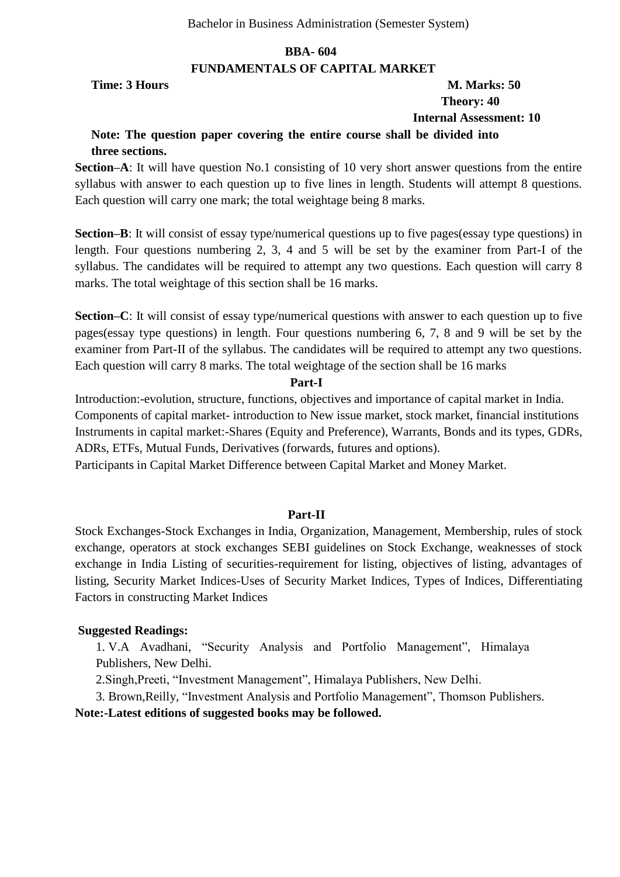Bachelor in Business Administration (Semester System)

## BBA- 604

## FUNDAMENTALS OF CAPITAL MARKET

**Time: 3 Hours** **M. Marks: 50**

**Theory: 40**

**Internal Assessment: 10**

**Note: The question paper covering the entire course shall be divided into three sections.**

**Section–A**: It will have question No.1 consisting of 10 very short answer questions from the entire syllabus with answer to each question up to five lines in length. Students will attempt 8 questions. Each question will carry one mark; the total weightage being 8 marks.

**Section–B**: It will consist of essay type/numerical questions up to five pages(essay type questions) in length. Four questions numbering 2, 3, 4 and 5 will be set by the examiner from Part-I of the syllabus. The candidates will be required to attempt any two questions. Each question will carry 8 marks. The total weightage of this section shall be 16 marks.

**Section–C**: It will consist of essay type/numerical questions with answer to each question up to five pages(essay type questions) in length. Four questions numbering 6, 7, 8 and 9 will be set by the examiner from Part-II of the syllabus. The candidates will be required to attempt any two questions. Each question will carry 8 marks. The total weightage of the section shall be 16 marks

### Part-I

Introduction:-evolution, structure, functions, objectives and importance of capital market in India.
Components of capital market- introduction to New issue market, stock market, financial institutions
Instruments in capital market:-Shares (Equity and Preference), Warrants, Bonds and its types, GDRs, ADRs, ETFs, Mutual Funds, Derivatives (forwards, futures and options).
Participants in Capital Market Difference between Capital Market and Money Market.

### Part-II

Stock Exchanges-Stock Exchanges in India, Organization, Management, Membership, rules of stock exchange, operators at stock exchanges SEBI guidelines on Stock Exchange, weaknesses of stock exchange in India Listing of securities-requirement for listing, objectives of listing, advantages of listing, Security Market Indices-Uses of Security Market Indices, Types of Indices, Differentiating Factors in constructing Market Indices

**Suggested Readings:**

1. V.A Avadhani, "Security Analysis and Portfolio Management", Himalaya Publishers, New Delhi.
2. Singh,Preeti, "Investment Management", Himalaya Publishers, New Delhi.
3. Brown,Reilly, "Investment Analysis and Portfolio Management", Thomson Publishers.

**Note:-Latest editions of suggested books may be followed.**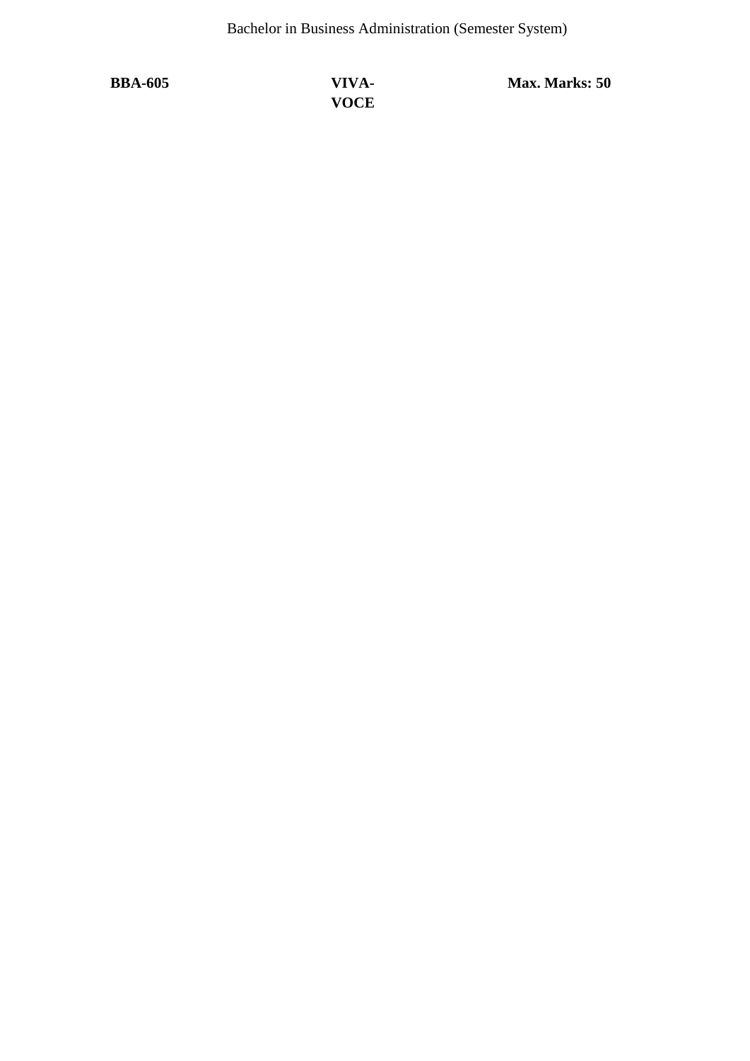Bachelor in Business Administration (Semester System)

| **BBA-605** | **VIVA-VOCE** | **Max. Marks: 50** |
|---|---|---|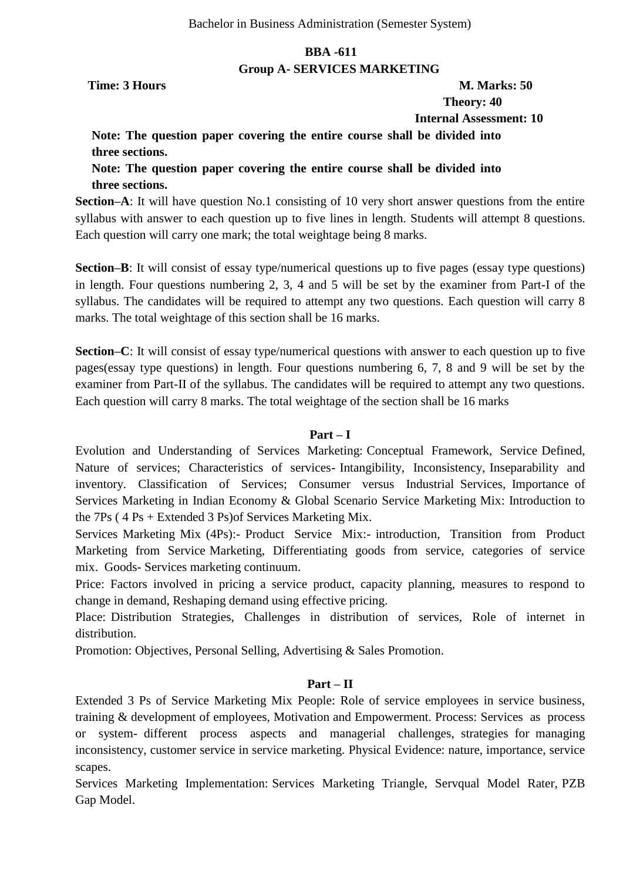Bachelor in Business Administration (Semester System)

## BBA -611

## Group A- SERVICES MARKETING

**Time: 3 Hours** **M. Marks: 50**

**Theory: 40**

**Internal Assessment: 10**

**Note: The question paper covering the entire course shall be divided into three sections.**

**Note: The question paper covering the entire course shall be divided into three sections.**

**Section–A**: It will have question No.1 consisting of 10 very short answer questions from the entire syllabus with answer to each question up to five lines in length. Students will attempt 8 questions. Each question will carry one mark; the total weightage being 8 marks.

**Section–B**: It will consist of essay type/numerical questions up to five pages (essay type questions) in length. Four questions numbering 2, 3, 4 and 5 will be set by the examiner from Part-I of the syllabus. The candidates will be required to attempt any two questions. Each question will carry 8 marks. The total weightage of this section shall be 16 marks.

**Section–C**: It will consist of essay type/numerical questions with answer to each question up to five pages(essay type questions) in length. Four questions numbering 6, 7, 8 and 9 will be set by the examiner from Part-II of the syllabus. The candidates will be required to attempt any two questions. Each question will carry 8 marks. The total weightage of the section shall be 16 marks

### Part – I

Evolution and Understanding of Services Marketing: Conceptual Framework, Service Defined, Nature of services; Characteristics of services- Intangibility, Inconsistency, Inseparability and inventory. Classification of Services; Consumer versus Industrial Services, Importance of Services Marketing in Indian Economy & Global Scenario Service Marketing Mix: Introduction to the 7Ps ( 4 Ps + Extended 3 Ps)of Services Marketing Mix.

Services Marketing Mix (4Ps):- Product Service Mix:- introduction, Transition from Product Marketing from Service Marketing, Differentiating goods from service, categories of service mix. Goods- Services marketing continuum.

Price: Factors involved in pricing a service product, capacity planning, measures to respond to change in demand, Reshaping demand using effective pricing.

Place: Distribution Strategies, Challenges in distribution of services, Role of internet in distribution.

Promotion: Objectives, Personal Selling, Advertising & Sales Promotion.

### Part – II

Extended 3 Ps of Service Marketing Mix People: Role of service employees in service business, training & development of employees, Motivation and Empowerment. Process: Services as process or system- different process aspects and managerial challenges, strategies for managing inconsistency, customer service in service marketing. Physical Evidence: nature, importance, service scapes.

Services Marketing Implementation: Services Marketing Triangle, Servqual Model Rater, PZB Gap Model.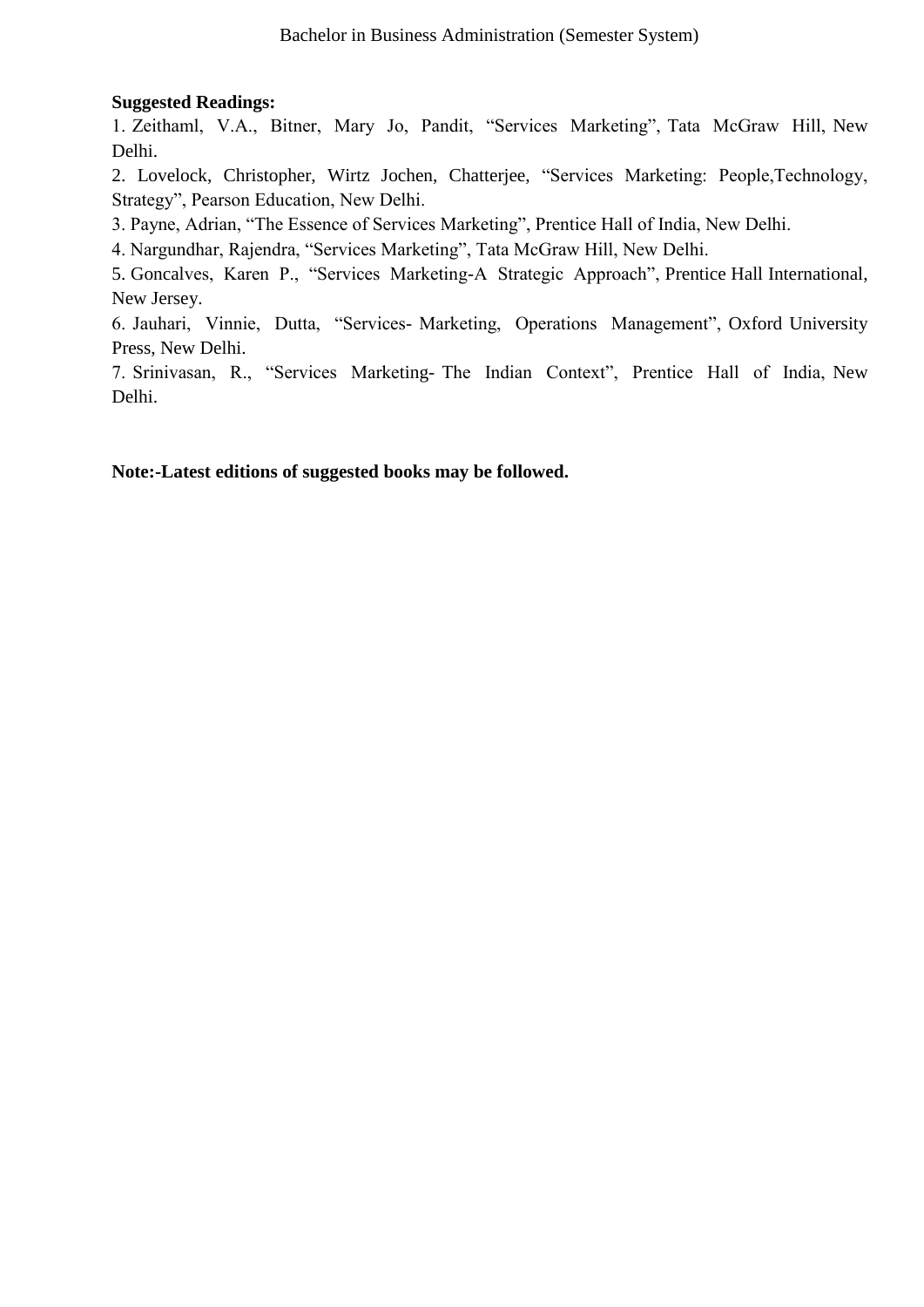**Suggested Readings:**

1. Zeithaml, V.A., Bitner, Mary Jo, Pandit, “Services Marketing”, Tata McGraw Hill, New Delhi.
2. Lovelock, Christopher, Wirtz Jochen, Chatterjee, “Services Marketing: People,Technology, Strategy”, Pearson Education, New Delhi.
3. Payne, Adrian, “The Essence of Services Marketing”, Prentice Hall of India, New Delhi.
4. Nargundhar, Rajendra, “Services Marketing”, Tata McGraw Hill, New Delhi.
5. Goncalves, Karen P., “Services Marketing-A Strategic Approach”, Prentice Hall International, New Jersey.
6. Jauhari, Vinnie, Dutta, “Services- Marketing, Operations Management”, Oxford University Press, New Delhi.
7. Srinivasan, R., “Services Marketing- The Indian Context”, Prentice Hall of India, New Delhi.

**Note:-Latest editions of suggested books may be followed.**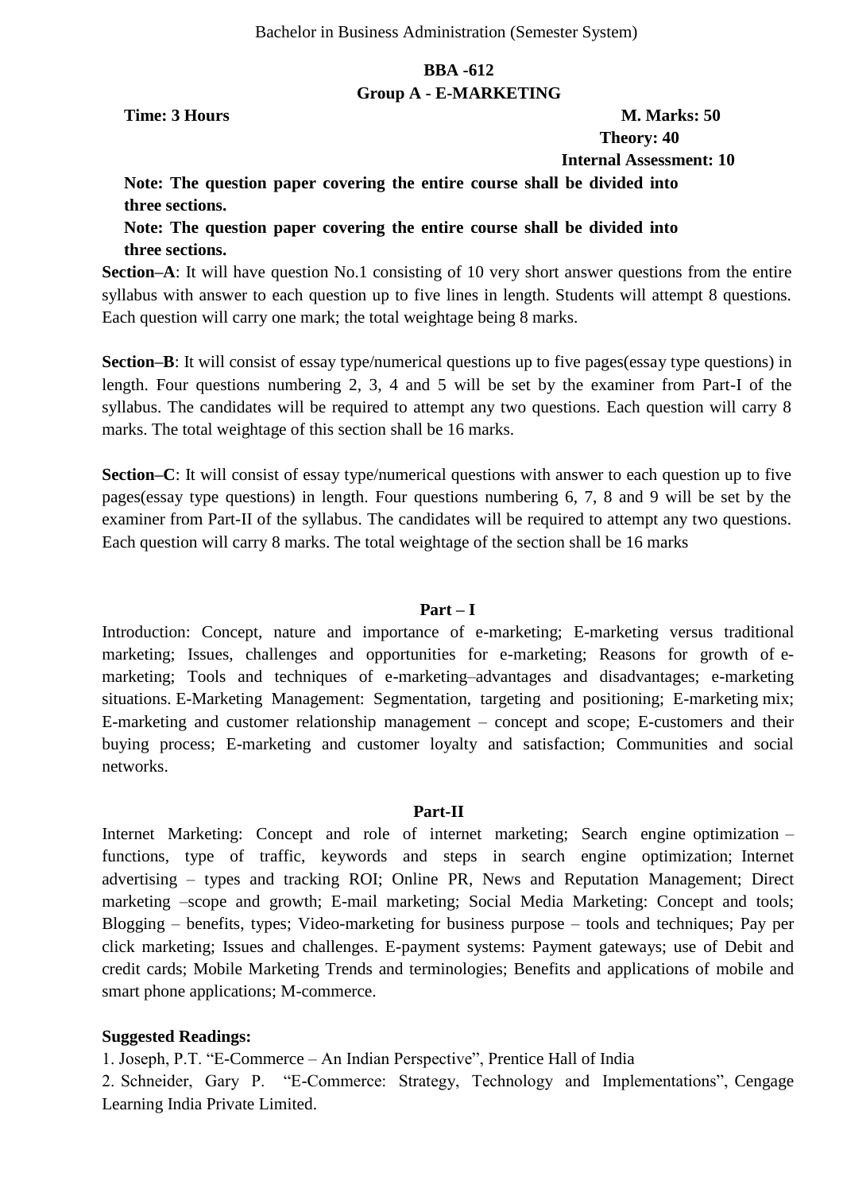Bachelor in Business Administration (Semester System)

## BBA -612

## Group A - E-MARKETING

**Time: 3 Hours** **M. Marks: 50**

**Theory: 40**

**Internal Assessment: 10**

**Note: The question paper covering the entire course shall be divided into three sections.**

**Note: The question paper covering the entire course shall be divided into three sections.**

**Section–A**: It will have question No.1 consisting of 10 very short answer questions from the entire syllabus with answer to each question up to five lines in length. Students will attempt 8 questions. Each question will carry one mark; the total weightage being 8 marks.

**Section–B**: It will consist of essay type/numerical questions up to five pages(essay type questions) in length. Four questions numbering 2, 3, 4 and 5 will be set by the examiner from Part-I of the syllabus. The candidates will be required to attempt any two questions. Each question will carry 8 marks. The total weightage of this section shall be 16 marks.

**Section–C**: It will consist of essay type/numerical questions with answer to each question up to five pages(essay type questions) in length. Four questions numbering 6, 7, 8 and 9 will be set by the examiner from Part-II of the syllabus. The candidates will be required to attempt any two questions. Each question will carry 8 marks. The total weightage of the section shall be 16 marks

### Part – I

Introduction: Concept, nature and importance of e-marketing; E-marketing versus traditional marketing; Issues, challenges and opportunities for e-marketing; Reasons for growth of e-marketing; Tools and techniques of e-marketing–advantages and disadvantages; e-marketing situations. E-Marketing Management: Segmentation, targeting and positioning; E-marketing mix; E-marketing and customer relationship management – concept and scope; E-customers and their buying process; E-marketing and customer loyalty and satisfaction; Communities and social networks.

### Part-II

Internet Marketing: Concept and role of internet marketing; Search engine optimization – functions, type of traffic, keywords and steps in search engine optimization; Internet advertising – types and tracking ROI; Online PR, News and Reputation Management; Direct marketing –scope and growth; E-mail marketing; Social Media Marketing: Concept and tools; Blogging – benefits, types; Video-marketing for business purpose – tools and techniques; Pay per click marketing; Issues and challenges. E-payment systems: Payment gateways; use of Debit and credit cards; Mobile Marketing Trends and terminologies; Benefits and applications of mobile and smart phone applications; M-commerce.

**Suggested Readings:**

1. Joseph, P.T. "E-Commerce – An Indian Perspective", Prentice Hall of India
2. Schneider, Gary P. "E-Commerce: Strategy, Technology and Implementations", Cengage Learning India Private Limited.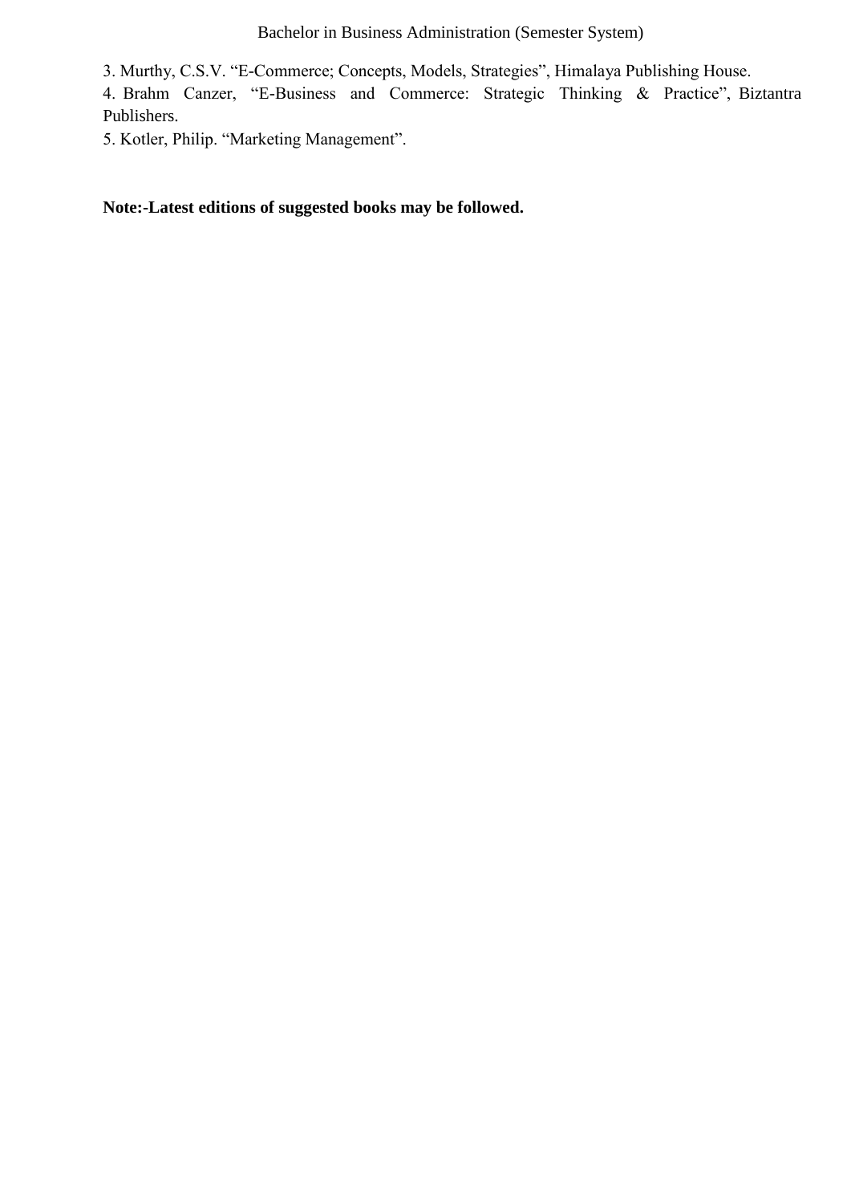3. Murthy, C.S.V. "E-Commerce; Concepts, Models, Strategies", Himalaya Publishing House.
4. Brahm Canzer, "E-Business and Commerce: Strategic Thinking & Practice", Biztantra Publishers.
5. Kotler, Philip. "Marketing Management".

**Note:-Latest editions of suggested books may be followed.**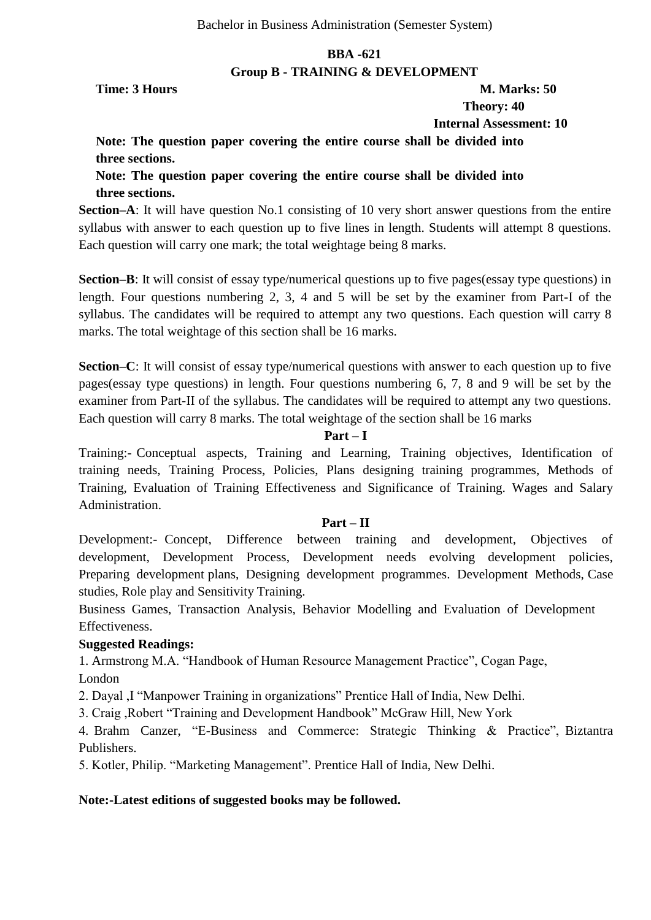Bachelor in Business Administration (Semester System)

**BBA -621**

**Group B - TRAINING & DEVELOPMENT**

**Time: 3 Hours** **M. Marks: 50**

**Theory: 40**

**Internal Assessment: 10**

**Note: The question paper covering the entire course shall be divided into three sections.**

**Note: The question paper covering the entire course shall be divided into three sections.**

**Section–A**: It will have question No.1 consisting of 10 very short answer questions from the entire syllabus with answer to each question up to five lines in length. Students will attempt 8 questions. Each question will carry one mark; the total weightage being 8 marks.

**Section–B**: It will consist of essay type/numerical questions up to five pages(essay type questions) in length. Four questions numbering 2, 3, 4 and 5 will be set by the examiner from Part-I of the syllabus. The candidates will be required to attempt any two questions. Each question will carry 8 marks. The total weightage of this section shall be 16 marks.

**Section–C**: It will consist of essay type/numerical questions with answer to each question up to five pages(essay type questions) in length. Four questions numbering 6, 7, 8 and 9 will be set by the examiner from Part-II of the syllabus. The candidates will be required to attempt any two questions. Each question will carry 8 marks. The total weightage of the section shall be 16 marks

**Part – I**

Training:- Conceptual aspects, Training and Learning, Training objectives, Identification of training needs, Training Process, Policies, Plans designing training programmes, Methods of Training, Evaluation of Training Effectiveness and Significance of Training. Wages and Salary Administration.

**Part – II**

Development:- Concept, Difference between training and development, Objectives of development, Development Process, Development needs evolving development policies, Preparing development plans, Designing development programmes. Development Methods, Case studies, Role play and Sensitivity Training.

Business Games, Transaction Analysis, Behavior Modelling and Evaluation of Development Effectiveness.

**Suggested Readings:**

1. Armstrong M.A. "Handbook of Human Resource Management Practice", Cogan Page, London
2. Dayal ,I "Manpower Training in organizations" Prentice Hall of India, New Delhi.
3. Craig ,Robert "Training and Development Handbook" McGraw Hill, New York
4. Brahm Canzer, "E-Business and Commerce: Strategic Thinking & Practice", Biztantra Publishers.
5. Kotler, Philip. "Marketing Management". Prentice Hall of India, New Delhi.

**Note:-Latest editions of suggested books may be followed.**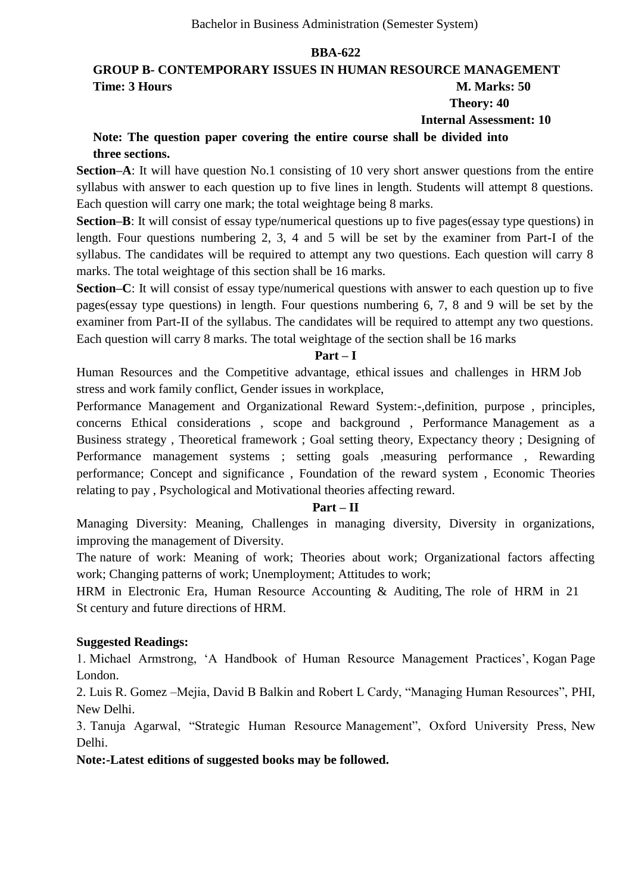Bachelor in Business Administration (Semester System)

## BBA-622

## GROUP B- CONTEMPORARY ISSUES IN HUMAN RESOURCE MANAGEMENT

**Time: 3 Hours** **M. Marks: 50**

**Theory: 40**

**Internal Assessment: 10**

**Note: The question paper covering the entire course shall be divided into three sections.**

**Section–A**: It will have question No.1 consisting of 10 very short answer questions from the entire syllabus with answer to each question up to five lines in length. Students will attempt 8 questions. Each question will carry one mark; the total weightage being 8 marks.

**Section–B**: It will consist of essay type/numerical questions up to five pages(essay type questions) in length. Four questions numbering 2, 3, 4 and 5 will be set by the examiner from Part-I of the syllabus. The candidates will be required to attempt any two questions. Each question will carry 8 marks. The total weightage of this section shall be 16 marks.

**Section–C**: It will consist of essay type/numerical questions with answer to each question up to five pages(essay type questions) in length. Four questions numbering 6, 7, 8 and 9 will be set by the examiner from Part-II of the syllabus. The candidates will be required to attempt any two questions. Each question will carry 8 marks. The total weightage of the section shall be 16 marks

### Part – I

Human Resources and the Competitive advantage, ethical issues and challenges in HRM Job stress and work family conflict, Gender issues in workplace,

Performance Management and Organizational Reward System:-,definition, purpose , principles, concerns Ethical considerations , scope and background , Performance Management as a Business strategy , Theoretical framework ; Goal setting theory, Expectancy theory ; Designing of Performance management systems ; setting goals ,measuring performance , Rewarding performance; Concept and significance , Foundation of the reward system , Economic Theories relating to pay , Psychological and Motivational theories affecting reward.

### Part – II

Managing Diversity: Meaning, Challenges in managing diversity, Diversity in organizations, improving the management of Diversity.

The nature of work: Meaning of work; Theories about work; Organizational factors affecting work; Changing patterns of work; Unemployment; Attitudes to work;

HRM in Electronic Era, Human Resource Accounting & Auditing, The role of HRM in 21 St century and future directions of HRM.

**Suggested Readings:**

1. Michael Armstrong, 'A Handbook of Human Resource Management Practices', Kogan Page London.
2. Luis R. Gomez –Mejia, David B Balkin and Robert L Cardy, "Managing Human Resources", PHI, New Delhi.
3. Tanuja Agarwal, "Strategic Human Resource Management", Oxford University Press, New Delhi.

**Note:-Latest editions of suggested books may be followed.**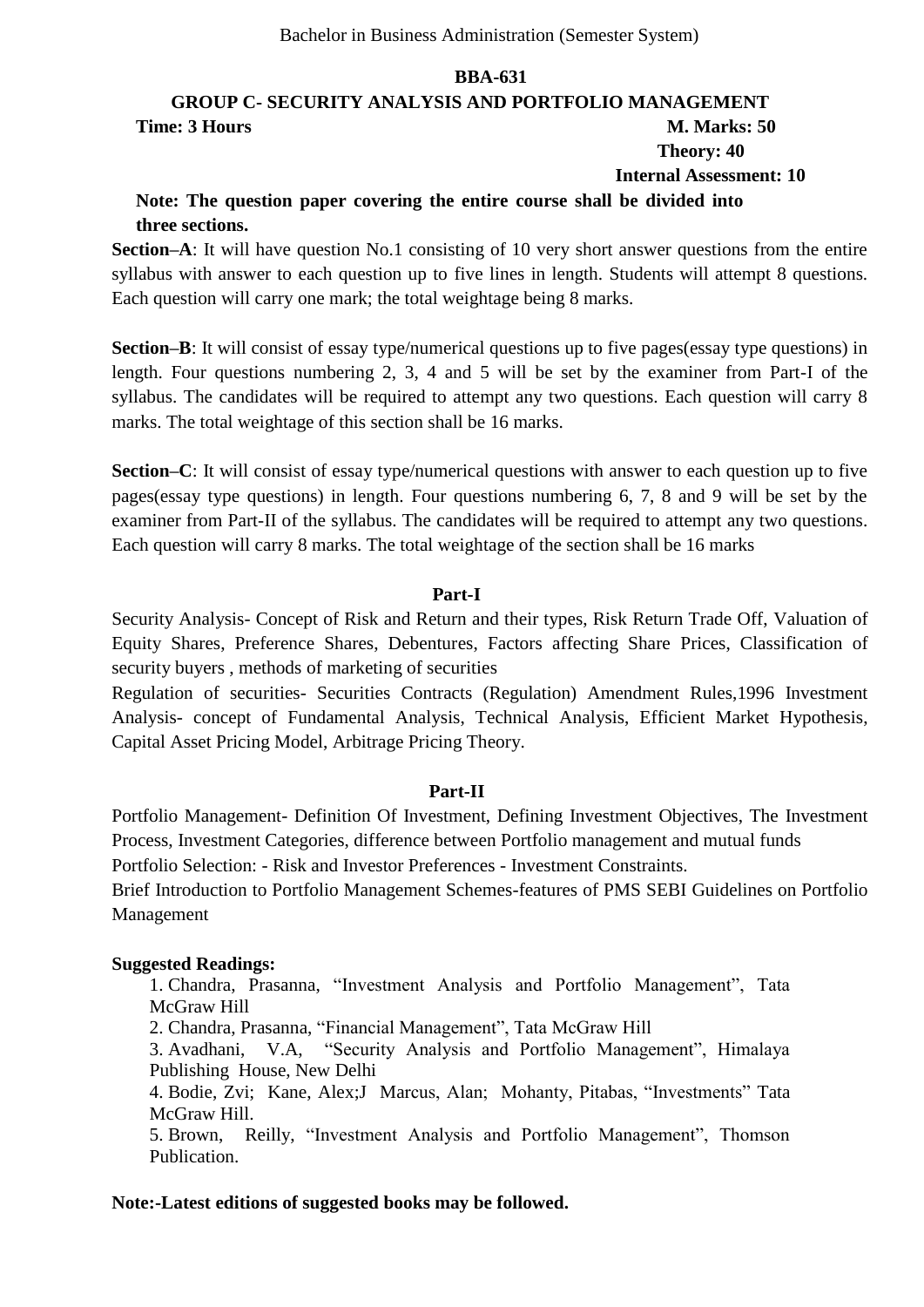Bachelor in Business Administration (Semester System)

**BBA-631**

**GROUP C- SECURITY ANALYSIS AND PORTFOLIO MANAGEMENT**

**Time: 3 Hours** **M. Marks: 50**

**Theory: 40**

**Internal Assessment: 10**

**Note: The question paper covering the entire course shall be divided into three sections.**

**Section–A**: It will have question No.1 consisting of 10 very short answer questions from the entire syllabus with answer to each question up to five lines in length. Students will attempt 8 questions. Each question will carry one mark; the total weightage being 8 marks.

**Section–B**: It will consist of essay type/numerical questions up to five pages(essay type questions) in length. Four questions numbering 2, 3, 4 and 5 will be set by the examiner from Part-I of the syllabus. The candidates will be required to attempt any two questions. Each question will carry 8 marks. The total weightage of this section shall be 16 marks.

**Section–C**: It will consist of essay type/numerical questions with answer to each question up to five pages(essay type questions) in length. Four questions numbering 6, 7, 8 and 9 will be set by the examiner from Part-II of the syllabus. The candidates will be required to attempt any two questions. Each question will carry 8 marks. The total weightage of the section shall be 16 marks

**Part-I**

Security Analysis- Concept of Risk and Return and their types, Risk Return Trade Off, Valuation of Equity Shares, Preference Shares, Debentures, Factors affecting Share Prices, Classification of security buyers , methods of marketing of securities

Regulation of securities- Securities Contracts (Regulation) Amendment Rules,1996 Investment Analysis- concept of Fundamental Analysis, Technical Analysis, Efficient Market Hypothesis, Capital Asset Pricing Model, Arbitrage Pricing Theory.

**Part-II**

Portfolio Management- Definition Of Investment, Defining Investment Objectives, The Investment Process, Investment Categories, difference between Portfolio management and mutual funds

Portfolio Selection: - Risk and Investor Preferences - Investment Constraints.

Brief Introduction to Portfolio Management Schemes-features of PMS SEBI Guidelines on Portfolio Management

**Suggested Readings:**

1. Chandra, Prasanna, "Investment Analysis and Portfolio Management", Tata McGraw Hill
2. Chandra, Prasanna, "Financial Management", Tata McGraw Hill
3. Avadhani, V.A, "Security Analysis and Portfolio Management", Himalaya Publishing House, New Delhi
4. Bodie, Zvi; Kane, Alex;J Marcus, Alan; Mohanty, Pitabas, "Investments" Tata McGraw Hill.
5. Brown, Reilly, "Investment Analysis and Portfolio Management", Thomson Publication.

**Note:-Latest editions of suggested books may be followed.**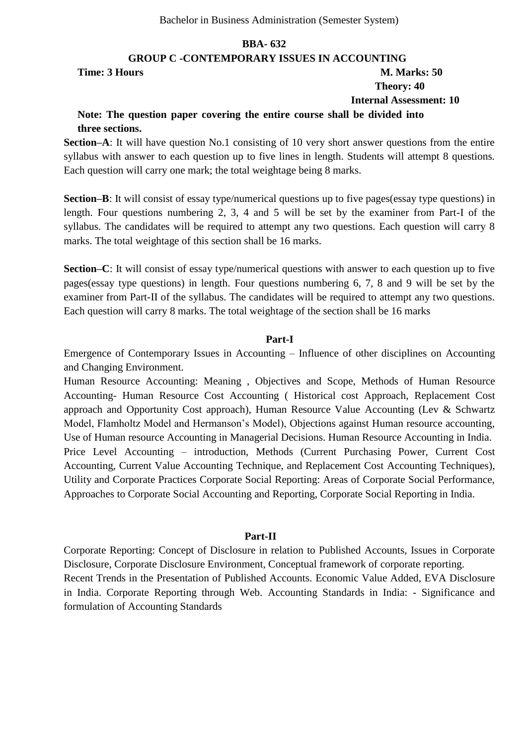Bachelor in Business Administration (Semester System)

## BBA- 632

## GROUP C -CONTEMPORARY ISSUES IN ACCOUNTING

**Time: 3 Hours** **M. Marks: 50**

**Theory: 40**

**Internal Assessment: 10**

**Note: The question paper covering the entire course shall be divided into three sections.**

**Section–A**: It will have question No.1 consisting of 10 very short answer questions from the entire syllabus with answer to each question up to five lines in length. Students will attempt 8 questions. Each question will carry one mark; the total weightage being 8 marks.

**Section–B**: It will consist of essay type/numerical questions up to five pages(essay type questions) in length. Four questions numbering 2, 3, 4 and 5 will be set by the examiner from Part-I of the syllabus. The candidates will be required to attempt any two questions. Each question will carry 8 marks. The total weightage of this section shall be 16 marks.

**Section–C**: It will consist of essay type/numerical questions with answer to each question up to five pages(essay type questions) in length. Four questions numbering 6, 7, 8 and 9 will be set by the examiner from Part-II of the syllabus. The candidates will be required to attempt any two questions. Each question will carry 8 marks. The total weightage of the section shall be 16 marks

### Part-I

Emergence of Contemporary Issues in Accounting – Influence of other disciplines on Accounting and Changing Environment.

Human Resource Accounting: Meaning , Objectives and Scope, Methods of Human Resource Accounting- Human Resource Cost Accounting ( Historical cost Approach, Replacement Cost approach and Opportunity Cost approach), Human Resource Value Accounting (Lev & Schwartz Model, Flamholtz Model and Hermanson's Model), Objections against Human resource accounting, Use of Human resource Accounting in Managerial Decisions. Human Resource Accounting in India.

Price Level Accounting – introduction, Methods (Current Purchasing Power, Current Cost Accounting, Current Value Accounting Technique, and Replacement Cost Accounting Techniques), Utility and Corporate Practices Corporate Social Reporting: Areas of Corporate Social Performance, Approaches to Corporate Social Accounting and Reporting, Corporate Social Reporting in India.

### Part-II

Corporate Reporting: Concept of Disclosure in relation to Published Accounts, Issues in Corporate Disclosure, Corporate Disclosure Environment, Conceptual framework of corporate reporting.

Recent Trends in the Presentation of Published Accounts. Economic Value Added, EVA Disclosure in India. Corporate Reporting through Web. Accounting Standards in India: - Significance and formulation of Accounting Standards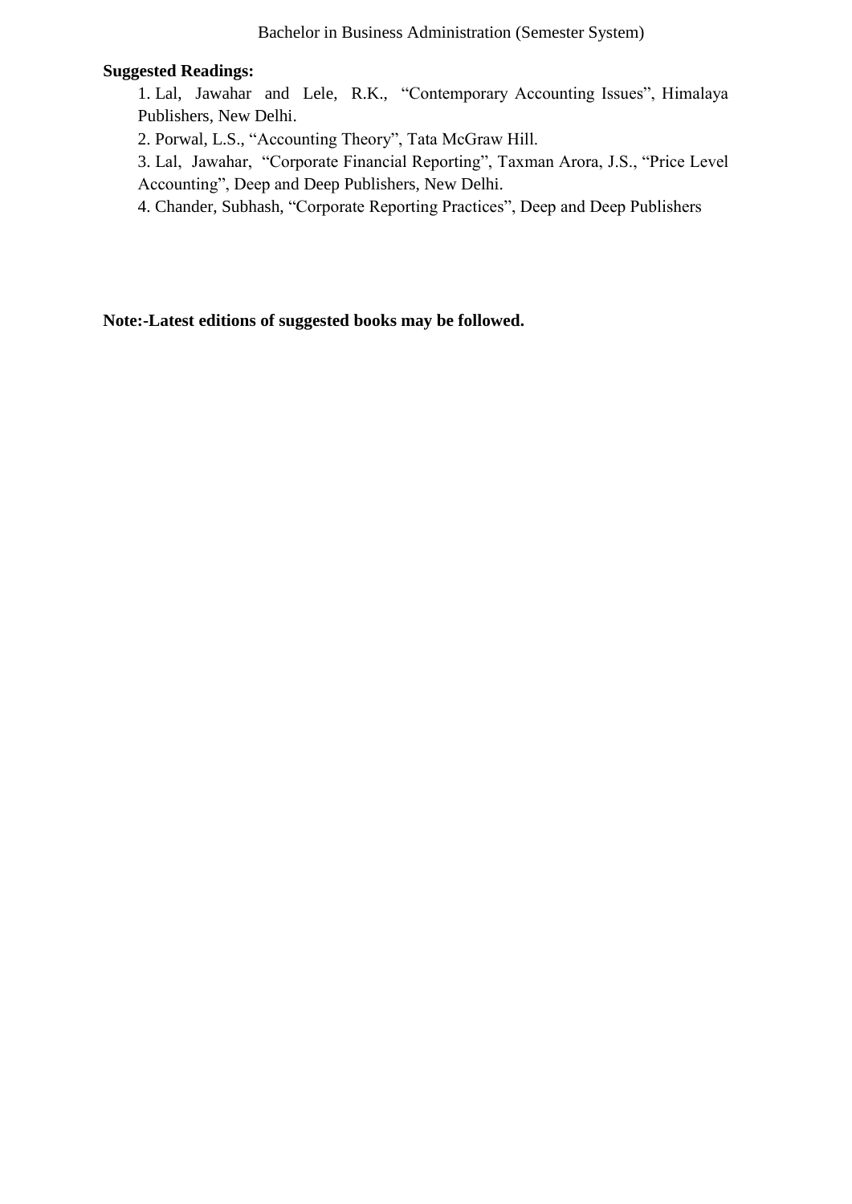**Suggested Readings:**

1. Lal, Jawahar and Lele, R.K., "Contemporary Accounting Issues", Himalaya Publishers, New Delhi.
2. Porwal, L.S., "Accounting Theory", Tata McGraw Hill.
3. Lal, Jawahar, "Corporate Financial Reporting", Taxman Arora, J.S., "Price Level Accounting", Deep and Deep Publishers, New Delhi.
4. Chander, Subhash, "Corporate Reporting Practices", Deep and Deep Publishers

**Note:-Latest editions of suggested books may be followed.**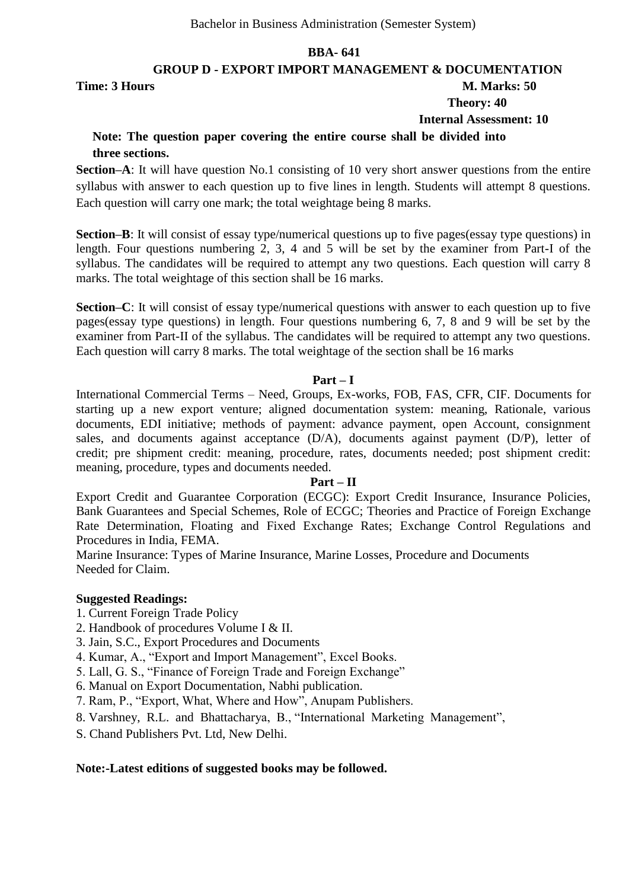Bachelor in Business Administration (Semester System)

**BBA- 641**

**GROUP D - EXPORT IMPORT MANAGEMENT & DOCUMENTATION**

**Time: 3 Hours** **M. Marks: 50**

**Theory: 40**

**Internal Assessment: 10**

**Note: The question paper covering the entire course shall be divided into three sections.**

**Section–A**: It will have question No.1 consisting of 10 very short answer questions from the entire syllabus with answer to each question up to five lines in length. Students will attempt 8 questions. Each question will carry one mark; the total weightage being 8 marks.

**Section–B**: It will consist of essay type/numerical questions up to five pages(essay type questions) in length. Four questions numbering 2, 3, 4 and 5 will be set by the examiner from Part-I of the syllabus. The candidates will be required to attempt any two questions. Each question will carry 8 marks. The total weightage of this section shall be 16 marks.

**Section–C**: It will consist of essay type/numerical questions with answer to each question up to five pages(essay type questions) in length. Four questions numbering 6, 7, 8 and 9 will be set by the examiner from Part-II of the syllabus. The candidates will be required to attempt any two questions. Each question will carry 8 marks. The total weightage of the section shall be 16 marks

**Part – I**

International Commercial Terms – Need, Groups, Ex-works, FOB, FAS, CFR, CIF. Documents for starting up a new export venture; aligned documentation system: meaning, Rationale, various documents, EDI initiative; methods of payment: advance payment, open Account, consignment sales, and documents against acceptance (D/A), documents against payment (D/P), letter of credit; pre shipment credit: meaning, procedure, rates, documents needed; post shipment credit: meaning, procedure, types and documents needed.

**Part – II**

Export Credit and Guarantee Corporation (ECGC): Export Credit Insurance, Insurance Policies, Bank Guarantees and Special Schemes, Role of ECGC; Theories and Practice of Foreign Exchange Rate Determination, Floating and Fixed Exchange Rates; Exchange Control Regulations and Procedures in India, FEMA.

Marine Insurance: Types of Marine Insurance, Marine Losses, Procedure and Documents Needed for Claim.

**Suggested Readings:**

1. Current Foreign Trade Policy
2. Handbook of procedures Volume I & II.
3. Jain, S.C., Export Procedures and Documents
4. Kumar, A., "Export and Import Management", Excel Books.
5. Lall, G. S., "Finance of Foreign Trade and Foreign Exchange"
6. Manual on Export Documentation, Nabhi publication.
7. Ram, P., "Export, What, Where and How", Anupam Publishers.
8. Varshney, R.L. and Bhattacharya, B., "International Marketing Management", S. Chand Publishers Pvt. Ltd, New Delhi.

**Note:-Latest editions of suggested books may be followed.**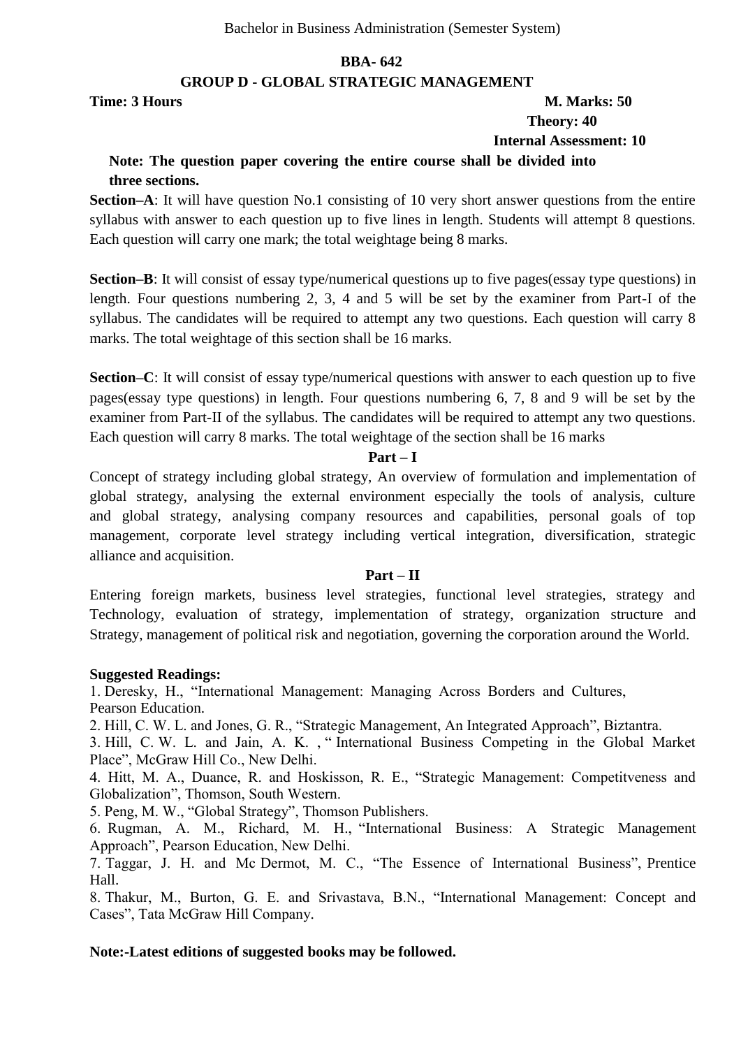Bachelor in Business Administration (Semester System)

## BBA- 642

## GROUP D - GLOBAL STRATEGIC MANAGEMENT

**Time: 3 Hours** **M. Marks: 50**

**Theory: 40**

**Internal Assessment: 10**

**Note: The question paper covering the entire course shall be divided into three sections.**

**Section–A**: It will have question No.1 consisting of 10 very short answer questions from the entire syllabus with answer to each question up to five lines in length. Students will attempt 8 questions. Each question will carry one mark; the total weightage being 8 marks.

**Section–B**: It will consist of essay type/numerical questions up to five pages(essay type questions) in length. Four questions numbering 2, 3, 4 and 5 will be set by the examiner from Part-I of the syllabus. The candidates will be required to attempt any two questions. Each question will carry 8 marks. The total weightage of this section shall be 16 marks.

**Section–C**: It will consist of essay type/numerical questions with answer to each question up to five pages(essay type questions) in length. Four questions numbering 6, 7, 8 and 9 will be set by the examiner from Part-II of the syllabus. The candidates will be required to attempt any two questions. Each question will carry 8 marks. The total weightage of the section shall be 16 marks

### Part – I

Concept of strategy including global strategy, An overview of formulation and implementation of global strategy, analysing the external environment especially the tools of analysis, culture and global strategy, analysing company resources and capabilities, personal goals of top management, corporate level strategy including vertical integration, diversification, strategic alliance and acquisition.

### Part – II

Entering foreign markets, business level strategies, functional level strategies, strategy and Technology, evaluation of strategy, implementation of strategy, organization structure and Strategy, management of political risk and negotiation, governing the corporation around the World.

**Suggested Readings:**

1. Deresky, H., "International Management: Managing Across Borders and Cultures, Pearson Education.
2. Hill, C. W. L. and Jones, G. R., "Strategic Management, An Integrated Approach", Biztantra.
3. Hill, C. W. L. and Jain, A. K. , " International Business Competeing in the Global Market Place", McGraw Hill Co., New Delhi.
4. Hitt, M. A., Duance, R. and Hoskisson, R. E., "Strategic Management: Competitveness and Globalization", Thomson, South Western.
5. Peng, M. W., "Global Strategy", Thomson Publishers.
6. Rugman, A. M., Richard, M. H., "International Business: A Strategic Management Approach", Pearson Education, New Delhi.
7. Taggar, J. H. and Mc Dermot, M. C., "The Essence of International Business", Prentice Hall.
8. Thakur, M., Burton, G. E. and Srivastava, B.N., "International Management: Concept and Cases", Tata McGraw Hill Company.

**Note:-Latest editions of suggested books may be followed.**